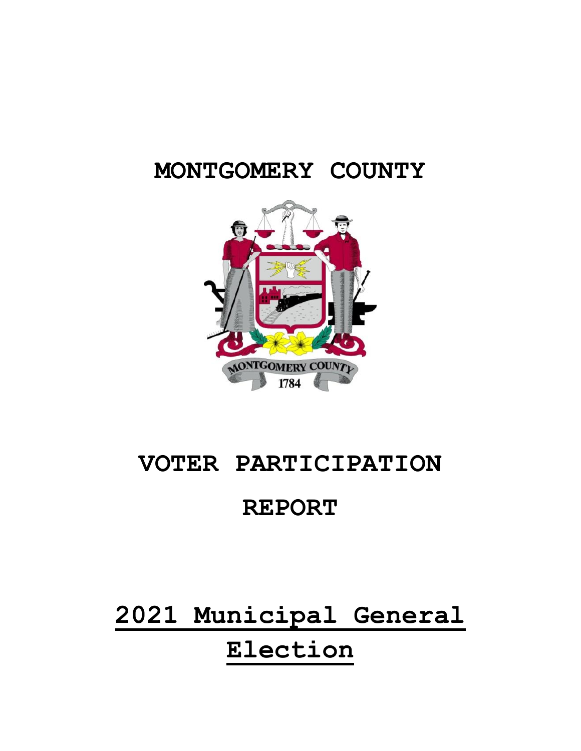# MONTGOMERY COUNTY

# VOTER PARTICIPATION

# REPORT

# 2021 Municipal General Election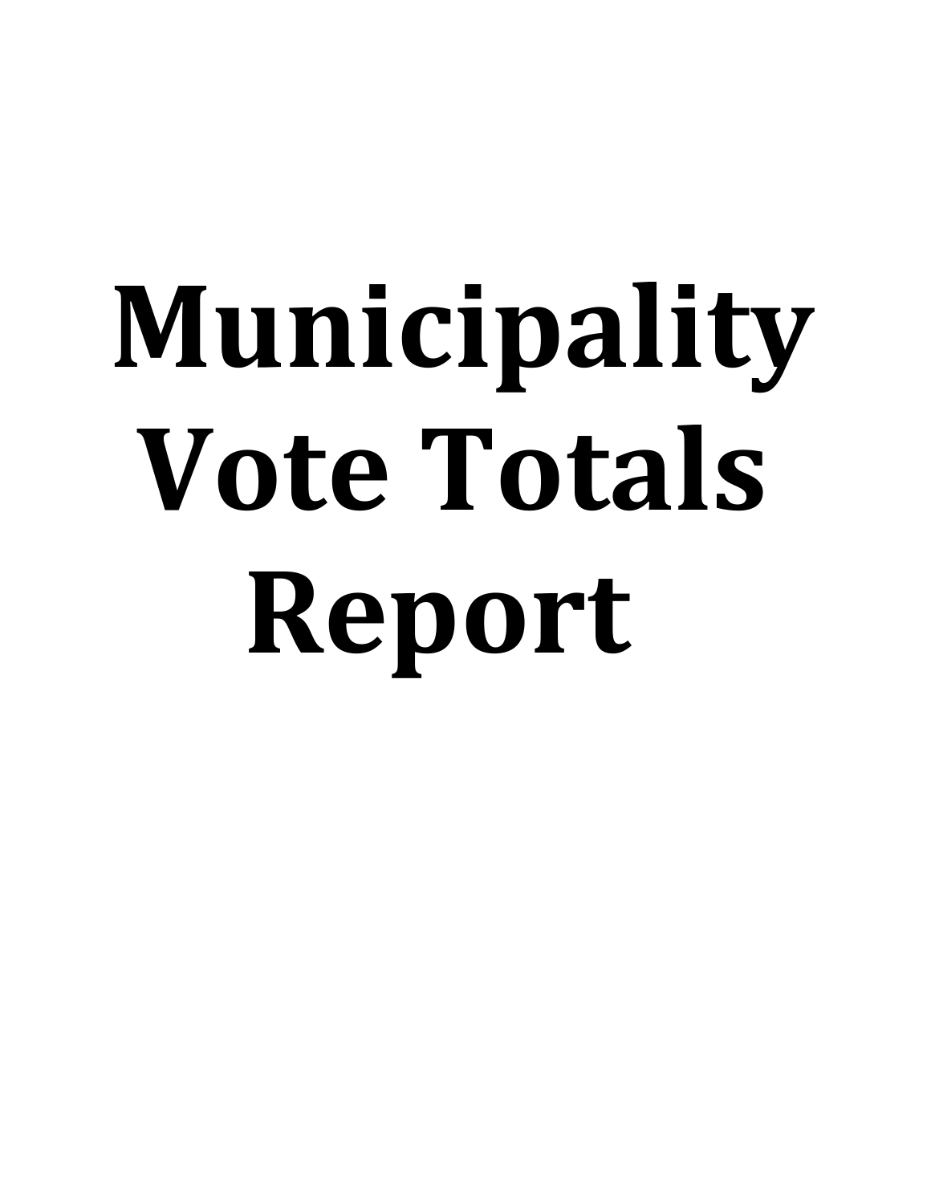# Municipality Vote Totals Report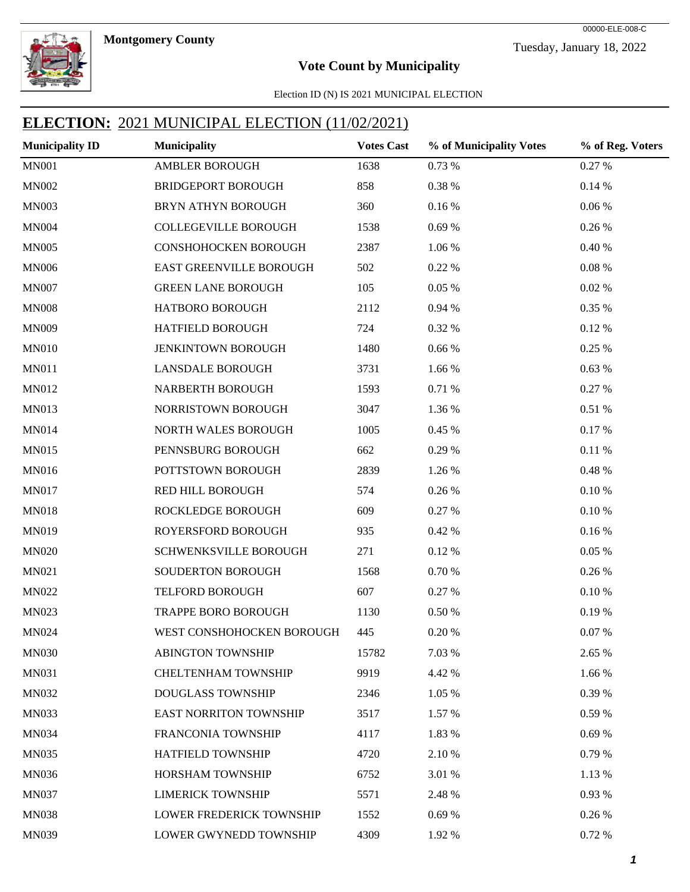**Montgomery County**

00000-ELE-008-C

Tuesday, January 18, 2022

## Vote Count by Municipality

Election ID (N) IS 2021 MUNICIPAL ELECTION

## ELECTION: 2021 MUNICIPAL ELECTION (11/02/2021)

| Municipality ID | Municipality | Votes Cast | % of Municipality Votes | % of Reg. Voters |
|---|---|---|---|---|
| MN001 | AMBLER BOROUGH | 1638 | 0.73 % | 0.27 % |
| MN002 | BRIDGEPORT BOROUGH | 858 | 0.38 % | 0.14 % |
| MN003 | BRYN ATHYN BOROUGH | 360 | 0.16 % | 0.06 % |
| MN004 | COLLEGEVILLE BOROUGH | 1538 | 0.69 % | 0.26 % |
| MN005 | CONSHOHOCKEN BOROUGH | 2387 | 1.06 % | 0.40 % |
| MN006 | EAST GREENVILLE BOROUGH | 502 | 0.22 % | 0.08 % |
| MN007 | GREEN LANE BOROUGH | 105 | 0.05 % | 0.02 % |
| MN008 | HATBORO BOROUGH | 2112 | 0.94 % | 0.35 % |
| MN009 | HATFIELD BOROUGH | 724 | 0.32 % | 0.12 % |
| MN010 | JENKINTOWN BOROUGH | 1480 | 0.66 % | 0.25 % |
| MN011 | LANSDALE BOROUGH | 3731 | 1.66 % | 0.63 % |
| MN012 | NARBERTH BOROUGH | 1593 | 0.71 % | 0.27 % |
| MN013 | NORRISTOWN BOROUGH | 3047 | 1.36 % | 0.51 % |
| MN014 | NORTH WALES BOROUGH | 1005 | 0.45 % | 0.17 % |
| MN015 | PENNSBURG BOROUGH | 662 | 0.29 % | 0.11 % |
| MN016 | POTTSTOWN BOROUGH | 2839 | 1.26 % | 0.48 % |
| MN017 | RED HILL BOROUGH | 574 | 0.26 % | 0.10 % |
| MN018 | ROCKLEDGE BOROUGH | 609 | 0.27 % | 0.10 % |
| MN019 | ROYERSFORD BOROUGH | 935 | 0.42 % | 0.16 % |
| MN020 | SCHWENKSVILLE BOROUGH | 271 | 0.12 % | 0.05 % |
| MN021 | SOUDERTON BOROUGH | 1568 | 0.70 % | 0.26 % |
| MN022 | TELFORD BOROUGH | 607 | 0.27 % | 0.10 % |
| MN023 | TRAPPE BORO BOROUGH | 1130 | 0.50 % | 0.19 % |
| MN024 | WEST CONSHOHOCKEN BOROUGH | 445 | 0.20 % | 0.07 % |
| MN030 | ABINGTON TOWNSHIP | 15782 | 7.03 % | 2.65 % |
| MN031 | CHELTENHAM TOWNSHIP | 9919 | 4.42 % | 1.66 % |
| MN032 | DOUGLASS TOWNSHIP | 2346 | 1.05 % | 0.39 % |
| MN033 | EAST NORRITON TOWNSHIP | 3517 | 1.57 % | 0.59 % |
| MN034 | FRANCONIA TOWNSHIP | 4117 | 1.83 % | 0.69 % |
| MN035 | HATFIELD TOWNSHIP | 4720 | 2.10 % | 0.79 % |
| MN036 | HORSHAM TOWNSHIP | 6752 | 3.01 % | 1.13 % |
| MN037 | LIMERICK TOWNSHIP | 5571 | 2.48 % | 0.93 % |
| MN038 | LOWER FREDERICK TOWNSHIP | 1552 | 0.69 % | 0.26 % |
| MN039 | LOWER GWYNEDD TOWNSHIP | 4309 | 1.92 % | 0.72 % |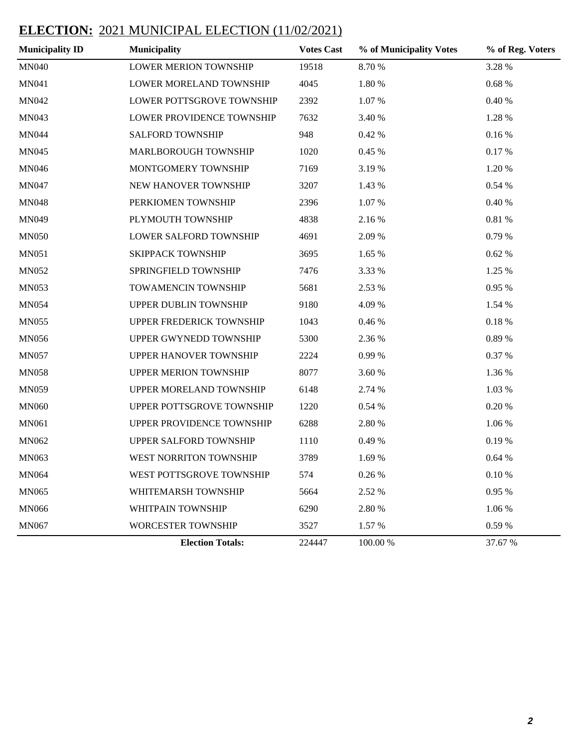## **ELECTION:** 2021 MUNICIPAL ELECTION (11/02/2021)

| Municipality ID | Municipality | Votes Cast | % of Municipality Votes | % of Reg. Voters |
|---|---|---|---|---|
| MN040 | LOWER MERION TOWNSHIP | 19518 | 8.70 % | 3.28 % |
| MN041 | LOWER MORELAND TOWNSHIP | 4045 | 1.80 % | 0.68 % |
| MN042 | LOWER POTTSGROVE TOWNSHIP | 2392 | 1.07 % | 0.40 % |
| MN043 | LOWER PROVIDENCE TOWNSHIP | 7632 | 3.40 % | 1.28 % |
| MN044 | SALFORD TOWNSHIP | 948 | 0.42 % | 0.16 % |
| MN045 | MARLBOROUGH TOWNSHIP | 1020 | 0.45 % | 0.17 % |
| MN046 | MONTGOMERY TOWNSHIP | 7169 | 3.19 % | 1.20 % |
| MN047 | NEW HANOVER TOWNSHIP | 3207 | 1.43 % | 0.54 % |
| MN048 | PERKIOMEN TOWNSHIP | 2396 | 1.07 % | 0.40 % |
| MN049 | PLYMOUTH TOWNSHIP | 4838 | 2.16 % | 0.81 % |
| MN050 | LOWER SALFORD TOWNSHIP | 4691 | 2.09 % | 0.79 % |
| MN051 | SKIPPACK TOWNSHIP | 3695 | 1.65 % | 0.62 % |
| MN052 | SPRINGFIELD TOWNSHIP | 7476 | 3.33 % | 1.25 % |
| MN053 | TOWAMENCIN TOWNSHIP | 5681 | 2.53 % | 0.95 % |
| MN054 | UPPER DUBLIN TOWNSHIP | 9180 | 4.09 % | 1.54 % |
| MN055 | UPPER FREDERICK TOWNSHIP | 1043 | 0.46 % | 0.18 % |
| MN056 | UPPER GWYNEDD TOWNSHIP | 5300 | 2.36 % | 0.89 % |
| MN057 | UPPER HANOVER TOWNSHIP | 2224 | 0.99 % | 0.37 % |
| MN058 | UPPER MERION TOWNSHIP | 8077 | 3.60 % | 1.36 % |
| MN059 | UPPER MORELAND TOWNSHIP | 6148 | 2.74 % | 1.03 % |
| MN060 | UPPER POTTSGROVE TOWNSHIP | 1220 | 0.54 % | 0.20 % |
| MN061 | UPPER PROVIDENCE TOWNSHIP | 6288 | 2.80 % | 1.06 % |
| MN062 | UPPER SALFORD TOWNSHIP | 1110 | 0.49 % | 0.19 % |
| MN063 | WEST NORRITON TOWNSHIP | 3789 | 1.69 % | 0.64 % |
| MN064 | WEST POTTSGROVE TOWNSHIP | 574 | 0.26 % | 0.10 % |
| MN065 | WHITEMARSH TOWNSHIP | 5664 | 2.52 % | 0.95 % |
| MN066 | WHITPAIN TOWNSHIP | 6290 | 2.80 % | 1.06 % |
| MN067 | WORCESTER TOWNSHIP | 3527 | 1.57 % | 0.59 % |
| | **Election Totals:** | 224447 | 100.00 % | 37.67 % |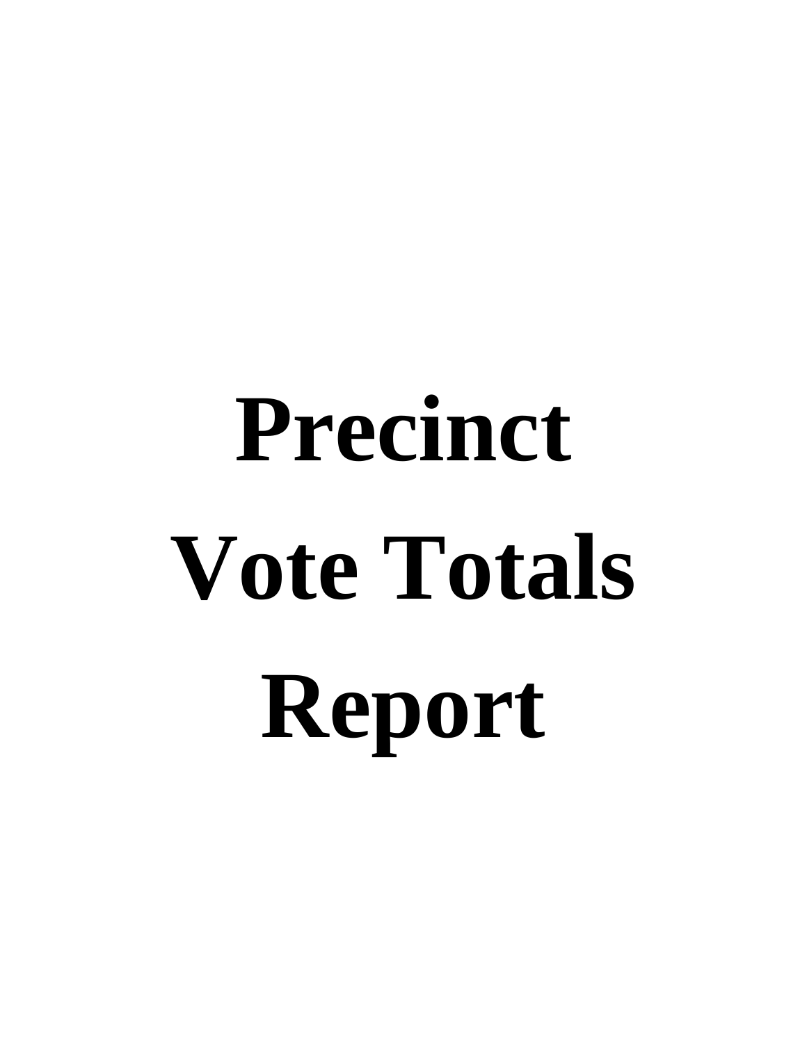# Precinct Vote Totals Report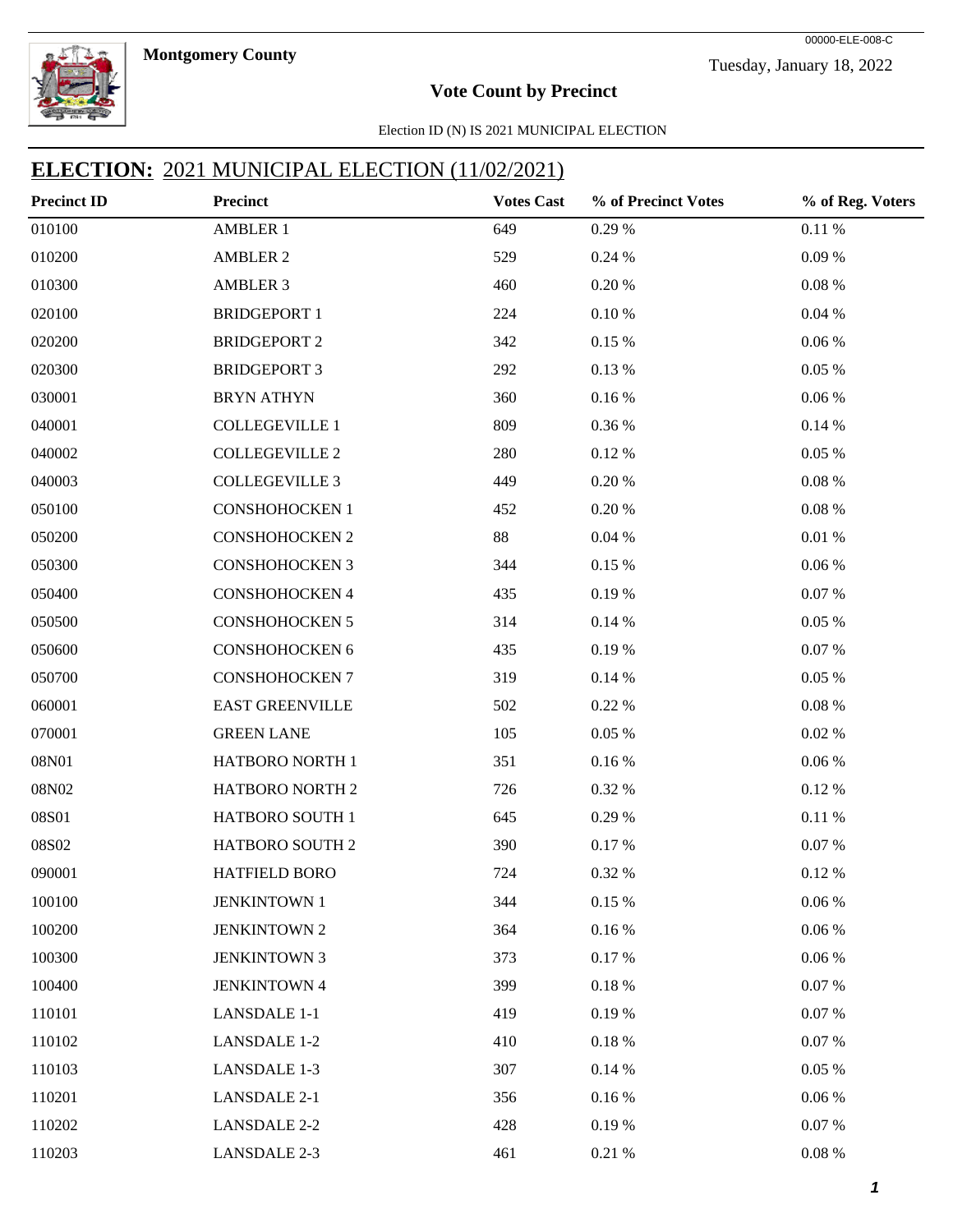**Montgomery County**

00000-ELE-008-C

Tuesday, January 18, 2022

## Vote Count by Precinct

Election ID (N) IS 2021 MUNICIPAL ELECTION

## **ELECTION:** 2021 MUNICIPAL ELECTION (11/02/2021)

| Precinct ID | Precinct | Votes Cast | % of Precinct Votes | % of Reg. Voters |
|---|---|---|---|---|
| 010100 | AMBLER 1 | 649 | 0.29 % | 0.11 % |
| 010200 | AMBLER 2 | 529 | 0.24 % | 0.09 % |
| 010300 | AMBLER 3 | 460 | 0.20 % | 0.08 % |
| 020100 | BRIDGEPORT 1 | 224 | 0.10 % | 0.04 % |
| 020200 | BRIDGEPORT 2 | 342 | 0.15 % | 0.06 % |
| 020300 | BRIDGEPORT 3 | 292 | 0.13 % | 0.05 % |
| 030001 | BRYN ATHYN | 360 | 0.16 % | 0.06 % |
| 040001 | COLLEGEVILLE 1 | 809 | 0.36 % | 0.14 % |
| 040002 | COLLEGEVILLE 2 | 280 | 0.12 % | 0.05 % |
| 040003 | COLLEGEVILLE 3 | 449 | 0.20 % | 0.08 % |
| 050100 | CONSHOHOCKEN 1 | 452 | 0.20 % | 0.08 % |
| 050200 | CONSHOHOCKEN 2 | 88 | 0.04 % | 0.01 % |
| 050300 | CONSHOHOCKEN 3 | 344 | 0.15 % | 0.06 % |
| 050400 | CONSHOHOCKEN 4 | 435 | 0.19 % | 0.07 % |
| 050500 | CONSHOHOCKEN 5 | 314 | 0.14 % | 0.05 % |
| 050600 | CONSHOHOCKEN 6 | 435 | 0.19 % | 0.07 % |
| 050700 | CONSHOHOCKEN 7 | 319 | 0.14 % | 0.05 % |
| 060001 | EAST GREENVILLE | 502 | 0.22 % | 0.08 % |
| 070001 | GREEN LANE | 105 | 0.05 % | 0.02 % |
| 08N01 | HATBORO NORTH 1 | 351 | 0.16 % | 0.06 % |
| 08N02 | HATBORO NORTH 2 | 726 | 0.32 % | 0.12 % |
| 08S01 | HATBORO SOUTH 1 | 645 | 0.29 % | 0.11 % |
| 08S02 | HATBORO SOUTH 2 | 390 | 0.17 % | 0.07 % |
| 090001 | HATFIELD BORO | 724 | 0.32 % | 0.12 % |
| 100100 | JENKINTOWN 1 | 344 | 0.15 % | 0.06 % |
| 100200 | JENKINTOWN 2 | 364 | 0.16 % | 0.06 % |
| 100300 | JENKINTOWN 3 | 373 | 0.17 % | 0.06 % |
| 100400 | JENKINTOWN 4 | 399 | 0.18 % | 0.07 % |
| 110101 | LANSDALE 1-1 | 419 | 0.19 % | 0.07 % |
| 110102 | LANSDALE 1-2 | 410 | 0.18 % | 0.07 % |
| 110103 | LANSDALE 1-3 | 307 | 0.14 % | 0.05 % |
| 110201 | LANSDALE 2-1 | 356 | 0.16 % | 0.06 % |
| 110202 | LANSDALE 2-2 | 428 | 0.19 % | 0.07 % |
| 110203 | LANSDALE 2-3 | 461 | 0.21 % | 0.08 % |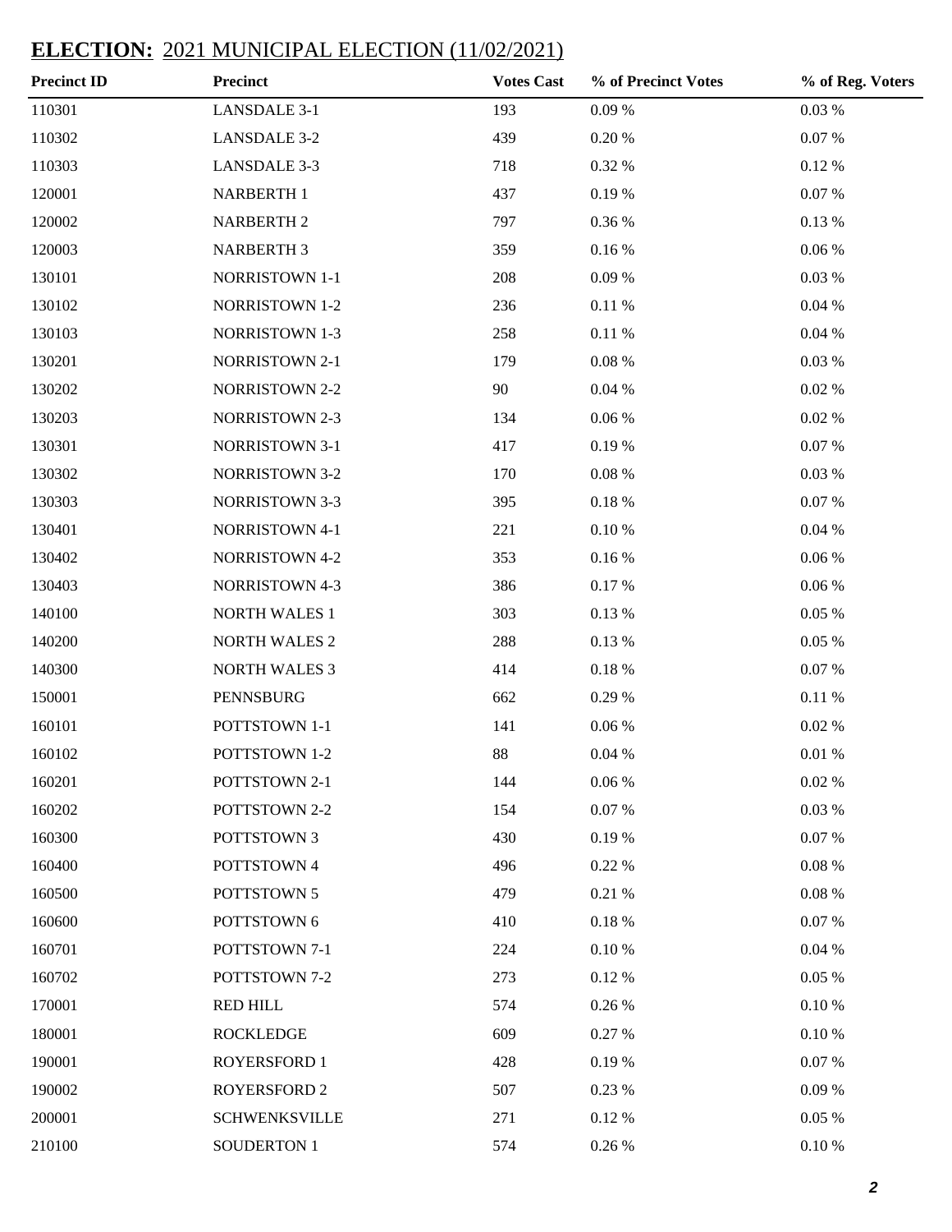**ELECTION:** 2021 MUNICIPAL ELECTION (11/02/2021)

| Precinct ID | Precinct | Votes Cast | % of Precinct Votes | % of Reg. Voters |
|---|---|---|---|---|
| 110301 | LANSDALE 3-1 | 193 | 0.09 % | 0.03 % |
| 110302 | LANSDALE 3-2 | 439 | 0.20 % | 0.07 % |
| 110303 | LANSDALE 3-3 | 718 | 0.32 % | 0.12 % |
| 120001 | NARBERTH 1 | 437 | 0.19 % | 0.07 % |
| 120002 | NARBERTH 2 | 797 | 0.36 % | 0.13 % |
| 120003 | NARBERTH 3 | 359 | 0.16 % | 0.06 % |
| 130101 | NORRISTOWN 1-1 | 208 | 0.09 % | 0.03 % |
| 130102 | NORRISTOWN 1-2 | 236 | 0.11 % | 0.04 % |
| 130103 | NORRISTOWN 1-3 | 258 | 0.11 % | 0.04 % |
| 130201 | NORRISTOWN 2-1 | 179 | 0.08 % | 0.03 % |
| 130202 | NORRISTOWN 2-2 | 90 | 0.04 % | 0.02 % |
| 130203 | NORRISTOWN 2-3 | 134 | 0.06 % | 0.02 % |
| 130301 | NORRISTOWN 3-1 | 417 | 0.19 % | 0.07 % |
| 130302 | NORRISTOWN 3-2 | 170 | 0.08 % | 0.03 % |
| 130303 | NORRISTOWN 3-3 | 395 | 0.18 % | 0.07 % |
| 130401 | NORRISTOWN 4-1 | 221 | 0.10 % | 0.04 % |
| 130402 | NORRISTOWN 4-2 | 353 | 0.16 % | 0.06 % |
| 130403 | NORRISTOWN 4-3 | 386 | 0.17 % | 0.06 % |
| 140100 | NORTH WALES 1 | 303 | 0.13 % | 0.05 % |
| 140200 | NORTH WALES 2 | 288 | 0.13 % | 0.05 % |
| 140300 | NORTH WALES 3 | 414 | 0.18 % | 0.07 % |
| 150001 | PENNSBURG | 662 | 0.29 % | 0.11 % |
| 160101 | POTTSTOWN 1-1 | 141 | 0.06 % | 0.02 % |
| 160102 | POTTSTOWN 1-2 | 88 | 0.04 % | 0.01 % |
| 160201 | POTTSTOWN 2-1 | 144 | 0.06 % | 0.02 % |
| 160202 | POTTSTOWN 2-2 | 154 | 0.07 % | 0.03 % |
| 160300 | POTTSTOWN 3 | 430 | 0.19 % | 0.07 % |
| 160400 | POTTSTOWN 4 | 496 | 0.22 % | 0.08 % |
| 160500 | POTTSTOWN 5 | 479 | 0.21 % | 0.08 % |
| 160600 | POTTSTOWN 6 | 410 | 0.18 % | 0.07 % |
| 160701 | POTTSTOWN 7-1 | 224 | 0.10 % | 0.04 % |
| 160702 | POTTSTOWN 7-2 | 273 | 0.12 % | 0.05 % |
| 170001 | RED HILL | 574 | 0.26 % | 0.10 % |
| 180001 | ROCKLEDGE | 609 | 0.27 % | 0.10 % |
| 190001 | ROYERSFORD 1 | 428 | 0.19 % | 0.07 % |
| 190002 | ROYERSFORD 2 | 507 | 0.23 % | 0.09 % |
| 200001 | SCHWENKSVILLE | 271 | 0.12 % | 0.05 % |
| 210100 | SOUDERTON 1 | 574 | 0.26 % | 0.10 % |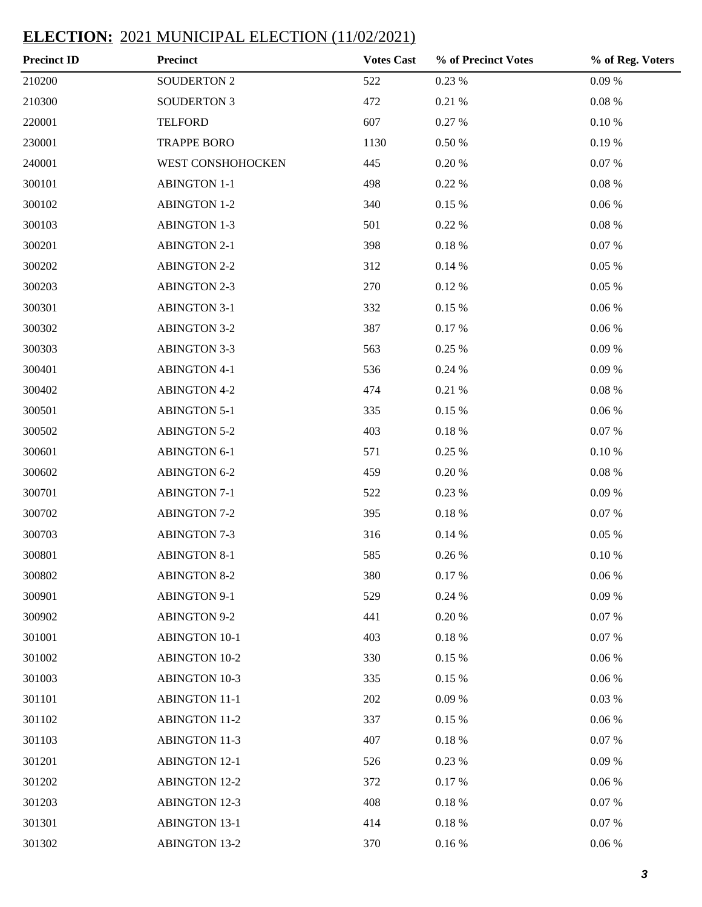## **ELECTION:** 2021 MUNICIPAL ELECTION (11/02/2021)

| Precinct ID | Precinct | Votes Cast | % of Precinct Votes | % of Reg. Voters |
|---|---|---|---|---|
| 210200 | SOUDERTON 2 | 522 | 0.23 % | 0.09 % |
| 210300 | SOUDERTON 3 | 472 | 0.21 % | 0.08 % |
| 220001 | TELFORD | 607 | 0.27 % | 0.10 % |
| 230001 | TRAPPE BORO | 1130 | 0.50 % | 0.19 % |
| 240001 | WEST CONSHOHOCKEN | 445 | 0.20 % | 0.07 % |
| 300101 | ABINGTON 1-1 | 498 | 0.22 % | 0.08 % |
| 300102 | ABINGTON 1-2 | 340 | 0.15 % | 0.06 % |
| 300103 | ABINGTON 1-3 | 501 | 0.22 % | 0.08 % |
| 300201 | ABINGTON 2-1 | 398 | 0.18 % | 0.07 % |
| 300202 | ABINGTON 2-2 | 312 | 0.14 % | 0.05 % |
| 300203 | ABINGTON 2-3 | 270 | 0.12 % | 0.05 % |
| 300301 | ABINGTON 3-1 | 332 | 0.15 % | 0.06 % |
| 300302 | ABINGTON 3-2 | 387 | 0.17 % | 0.06 % |
| 300303 | ABINGTON 3-3 | 563 | 0.25 % | 0.09 % |
| 300401 | ABINGTON 4-1 | 536 | 0.24 % | 0.09 % |
| 300402 | ABINGTON 4-2 | 474 | 0.21 % | 0.08 % |
| 300501 | ABINGTON 5-1 | 335 | 0.15 % | 0.06 % |
| 300502 | ABINGTON 5-2 | 403 | 0.18 % | 0.07 % |
| 300601 | ABINGTON 6-1 | 571 | 0.25 % | 0.10 % |
| 300602 | ABINGTON 6-2 | 459 | 0.20 % | 0.08 % |
| 300701 | ABINGTON 7-1 | 522 | 0.23 % | 0.09 % |
| 300702 | ABINGTON 7-2 | 395 | 0.18 % | 0.07 % |
| 300703 | ABINGTON 7-3 | 316 | 0.14 % | 0.05 % |
| 300801 | ABINGTON 8-1 | 585 | 0.26 % | 0.10 % |
| 300802 | ABINGTON 8-2 | 380 | 0.17 % | 0.06 % |
| 300901 | ABINGTON 9-1 | 529 | 0.24 % | 0.09 % |
| 300902 | ABINGTON 9-2 | 441 | 0.20 % | 0.07 % |
| 301001 | ABINGTON 10-1 | 403 | 0.18 % | 0.07 % |
| 301002 | ABINGTON 10-2 | 330 | 0.15 % | 0.06 % |
| 301003 | ABINGTON 10-3 | 335 | 0.15 % | 0.06 % |
| 301101 | ABINGTON 11-1 | 202 | 0.09 % | 0.03 % |
| 301102 | ABINGTON 11-2 | 337 | 0.15 % | 0.06 % |
| 301103 | ABINGTON 11-3 | 407 | 0.18 % | 0.07 % |
| 301201 | ABINGTON 12-1 | 526 | 0.23 % | 0.09 % |
| 301202 | ABINGTON 12-2 | 372 | 0.17 % | 0.06 % |
| 301203 | ABINGTON 12-3 | 408 | 0.18 % | 0.07 % |
| 301301 | ABINGTON 13-1 | 414 | 0.18 % | 0.07 % |
| 301302 | ABINGTON 13-2 | 370 | 0.16 % | 0.06 % |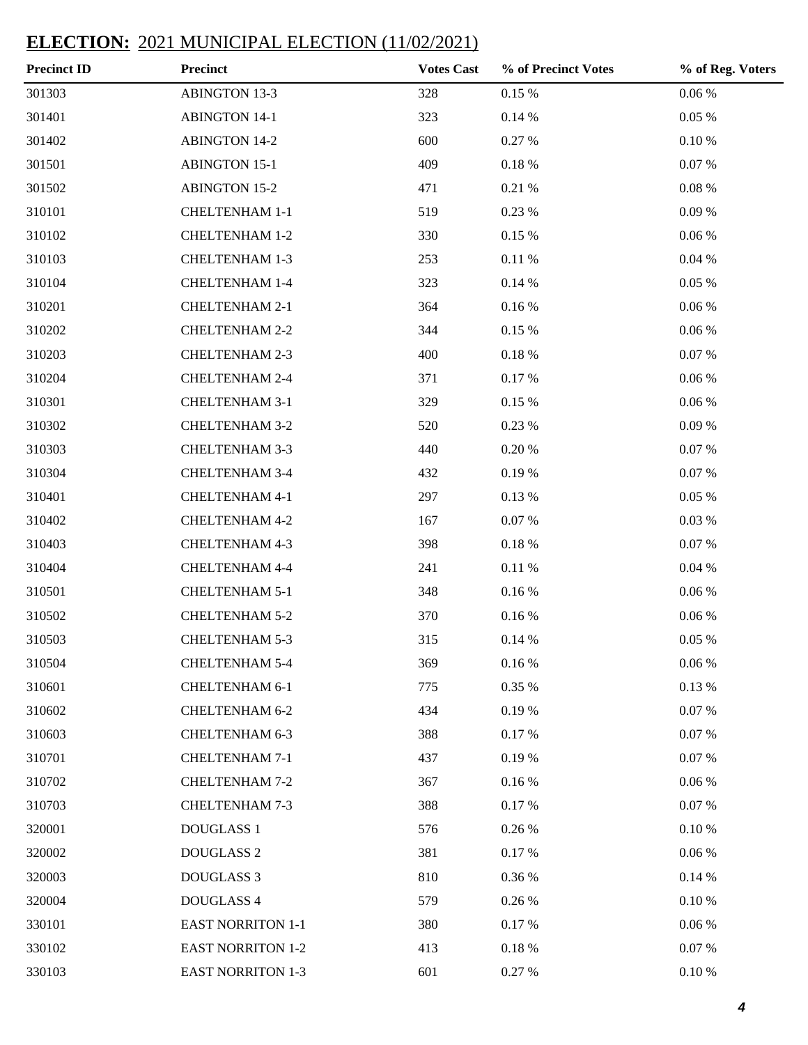## **ELECTION:** 2021 MUNICIPAL ELECTION (11/02/2021)

| Precinct ID | Precinct | Votes Cast | % of Precinct Votes | % of Reg. Voters |
|---|---|---|---|---|
| 301303 | ABINGTON 13-3 | 328 | 0.15 % | 0.06 % |
| 301401 | ABINGTON 14-1 | 323 | 0.14 % | 0.05 % |
| 301402 | ABINGTON 14-2 | 600 | 0.27 % | 0.10 % |
| 301501 | ABINGTON 15-1 | 409 | 0.18 % | 0.07 % |
| 301502 | ABINGTON 15-2 | 471 | 0.21 % | 0.08 % |
| 310101 | CHELTENHAM 1-1 | 519 | 0.23 % | 0.09 % |
| 310102 | CHELTENHAM 1-2 | 330 | 0.15 % | 0.06 % |
| 310103 | CHELTENHAM 1-3 | 253 | 0.11 % | 0.04 % |
| 310104 | CHELTENHAM 1-4 | 323 | 0.14 % | 0.05 % |
| 310201 | CHELTENHAM 2-1 | 364 | 0.16 % | 0.06 % |
| 310202 | CHELTENHAM 2-2 | 344 | 0.15 % | 0.06 % |
| 310203 | CHELTENHAM 2-3 | 400 | 0.18 % | 0.07 % |
| 310204 | CHELTENHAM 2-4 | 371 | 0.17 % | 0.06 % |
| 310301 | CHELTENHAM 3-1 | 329 | 0.15 % | 0.06 % |
| 310302 | CHELTENHAM 3-2 | 520 | 0.23 % | 0.09 % |
| 310303 | CHELTENHAM 3-3 | 440 | 0.20 % | 0.07 % |
| 310304 | CHELTENHAM 3-4 | 432 | 0.19 % | 0.07 % |
| 310401 | CHELTENHAM 4-1 | 297 | 0.13 % | 0.05 % |
| 310402 | CHELTENHAM 4-2 | 167 | 0.07 % | 0.03 % |
| 310403 | CHELTENHAM 4-3 | 398 | 0.18 % | 0.07 % |
| 310404 | CHELTENHAM 4-4 | 241 | 0.11 % | 0.04 % |
| 310501 | CHELTENHAM 5-1 | 348 | 0.16 % | 0.06 % |
| 310502 | CHELTENHAM 5-2 | 370 | 0.16 % | 0.06 % |
| 310503 | CHELTENHAM 5-3 | 315 | 0.14 % | 0.05 % |
| 310504 | CHELTENHAM 5-4 | 369 | 0.16 % | 0.06 % |
| 310601 | CHELTENHAM 6-1 | 775 | 0.35 % | 0.13 % |
| 310602 | CHELTENHAM 6-2 | 434 | 0.19 % | 0.07 % |
| 310603 | CHELTENHAM 6-3 | 388 | 0.17 % | 0.07 % |
| 310701 | CHELTENHAM 7-1 | 437 | 0.19 % | 0.07 % |
| 310702 | CHELTENHAM 7-2 | 367 | 0.16 % | 0.06 % |
| 310703 | CHELTENHAM 7-3 | 388 | 0.17 % | 0.07 % |
| 320001 | DOUGLASS 1 | 576 | 0.26 % | 0.10 % |
| 320002 | DOUGLASS 2 | 381 | 0.17 % | 0.06 % |
| 320003 | DOUGLASS 3 | 810 | 0.36 % | 0.14 % |
| 320004 | DOUGLASS 4 | 579 | 0.26 % | 0.10 % |
| 330101 | EAST NORRITON 1-1 | 380 | 0.17 % | 0.06 % |
| 330102 | EAST NORRITON 1-2 | 413 | 0.18 % | 0.07 % |
| 330103 | EAST NORRITON 1-3 | 601 | 0.27 % | 0.10 % |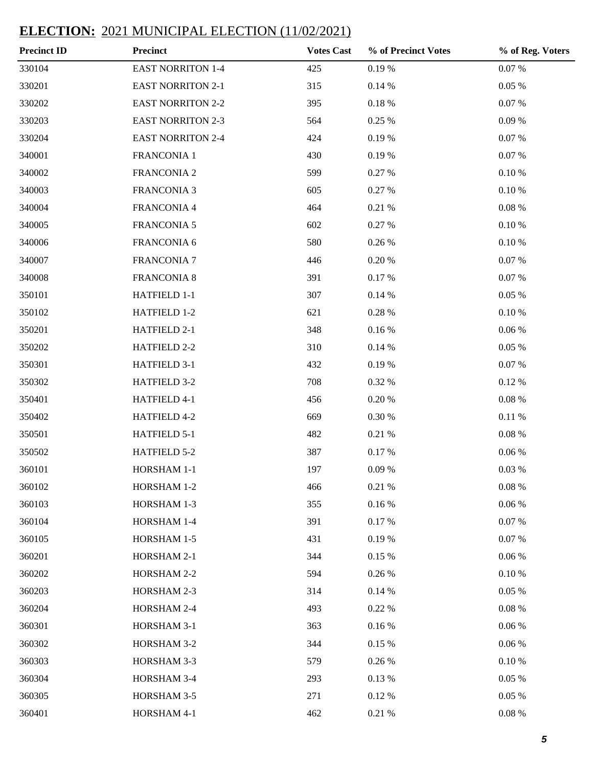## **ELECTION:** 2021 MUNICIPAL ELECTION (11/02/2021)

| Precinct ID | Precinct | Votes Cast | % of Precinct Votes | % of Reg. Voters |
|---|---|---|---|---|
| 330104 | EAST NORRITON 1-4 | 425 | 0.19 % | 0.07 % |
| 330201 | EAST NORRITON 2-1 | 315 | 0.14 % | 0.05 % |
| 330202 | EAST NORRITON 2-2 | 395 | 0.18 % | 0.07 % |
| 330203 | EAST NORRITON 2-3 | 564 | 0.25 % | 0.09 % |
| 330204 | EAST NORRITON 2-4 | 424 | 0.19 % | 0.07 % |
| 340001 | FRANCONIA 1 | 430 | 0.19 % | 0.07 % |
| 340002 | FRANCONIA 2 | 599 | 0.27 % | 0.10 % |
| 340003 | FRANCONIA 3 | 605 | 0.27 % | 0.10 % |
| 340004 | FRANCONIA 4 | 464 | 0.21 % | 0.08 % |
| 340005 | FRANCONIA 5 | 602 | 0.27 % | 0.10 % |
| 340006 | FRANCONIA 6 | 580 | 0.26 % | 0.10 % |
| 340007 | FRANCONIA 7 | 446 | 0.20 % | 0.07 % |
| 340008 | FRANCONIA 8 | 391 | 0.17 % | 0.07 % |
| 350101 | HATFIELD 1-1 | 307 | 0.14 % | 0.05 % |
| 350102 | HATFIELD 1-2 | 621 | 0.28 % | 0.10 % |
| 350201 | HATFIELD 2-1 | 348 | 0.16 % | 0.06 % |
| 350202 | HATFIELD 2-2 | 310 | 0.14 % | 0.05 % |
| 350301 | HATFIELD 3-1 | 432 | 0.19 % | 0.07 % |
| 350302 | HATFIELD 3-2 | 708 | 0.32 % | 0.12 % |
| 350401 | HATFIELD 4-1 | 456 | 0.20 % | 0.08 % |
| 350402 | HATFIELD 4-2 | 669 | 0.30 % | 0.11 % |
| 350501 | HATFIELD 5-1 | 482 | 0.21 % | 0.08 % |
| 350502 | HATFIELD 5-2 | 387 | 0.17 % | 0.06 % |
| 360101 | HORSHAM 1-1 | 197 | 0.09 % | 0.03 % |
| 360102 | HORSHAM 1-2 | 466 | 0.21 % | 0.08 % |
| 360103 | HORSHAM 1-3 | 355 | 0.16 % | 0.06 % |
| 360104 | HORSHAM 1-4 | 391 | 0.17 % | 0.07 % |
| 360105 | HORSHAM 1-5 | 431 | 0.19 % | 0.07 % |
| 360201 | HORSHAM 2-1 | 344 | 0.15 % | 0.06 % |
| 360202 | HORSHAM 2-2 | 594 | 0.26 % | 0.10 % |
| 360203 | HORSHAM 2-3 | 314 | 0.14 % | 0.05 % |
| 360204 | HORSHAM 2-4 | 493 | 0.22 % | 0.08 % |
| 360301 | HORSHAM 3-1 | 363 | 0.16 % | 0.06 % |
| 360302 | HORSHAM 3-2 | 344 | 0.15 % | 0.06 % |
| 360303 | HORSHAM 3-3 | 579 | 0.26 % | 0.10 % |
| 360304 | HORSHAM 3-4 | 293 | 0.13 % | 0.05 % |
| 360305 | HORSHAM 3-5 | 271 | 0.12 % | 0.05 % |
| 360401 | HORSHAM 4-1 | 462 | 0.21 % | 0.08 % |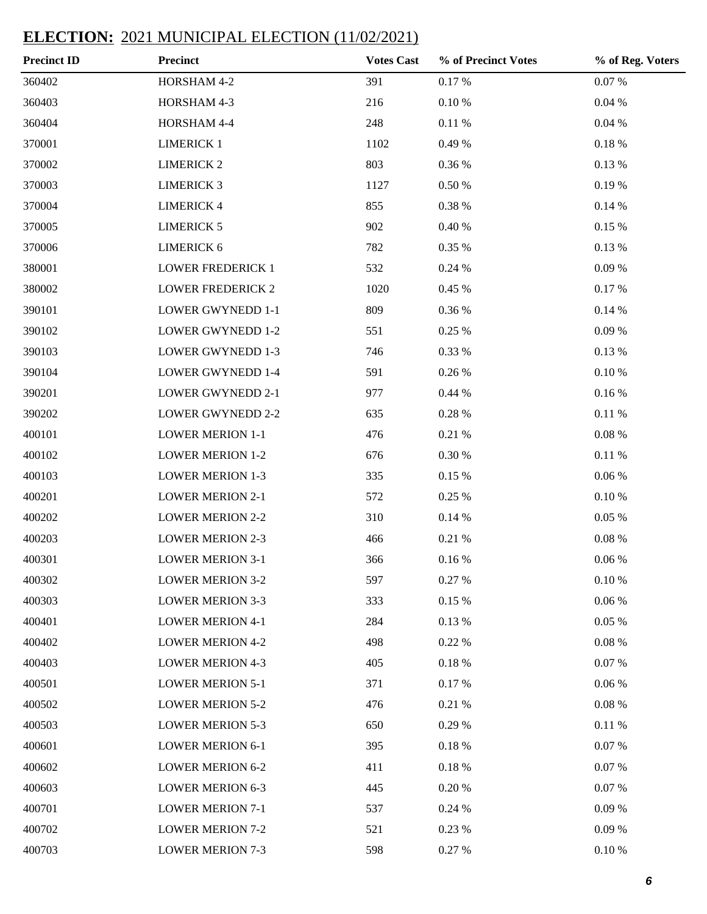## ELECTION: 2021 MUNICIPAL ELECTION (11/02/2021)

| Precinct ID | Precinct | Votes Cast | % of Precinct Votes | % of Reg. Voters |
|---|---|---|---|---|
| 360402 | HORSHAM 4-2 | 391 | 0.17 % | 0.07 % |
| 360403 | HORSHAM 4-3 | 216 | 0.10 % | 0.04 % |
| 360404 | HORSHAM 4-4 | 248 | 0.11 % | 0.04 % |
| 370001 | LIMERICK 1 | 1102 | 0.49 % | 0.18 % |
| 370002 | LIMERICK 2 | 803 | 0.36 % | 0.13 % |
| 370003 | LIMERICK 3 | 1127 | 0.50 % | 0.19 % |
| 370004 | LIMERICK 4 | 855 | 0.38 % | 0.14 % |
| 370005 | LIMERICK 5 | 902 | 0.40 % | 0.15 % |
| 370006 | LIMERICK 6 | 782 | 0.35 % | 0.13 % |
| 380001 | LOWER FREDERICK 1 | 532 | 0.24 % | 0.09 % |
| 380002 | LOWER FREDERICK 2 | 1020 | 0.45 % | 0.17 % |
| 390101 | LOWER GWYNEDD 1-1 | 809 | 0.36 % | 0.14 % |
| 390102 | LOWER GWYNEDD 1-2 | 551 | 0.25 % | 0.09 % |
| 390103 | LOWER GWYNEDD 1-3 | 746 | 0.33 % | 0.13 % |
| 390104 | LOWER GWYNEDD 1-4 | 591 | 0.26 % | 0.10 % |
| 390201 | LOWER GWYNEDD 2-1 | 977 | 0.44 % | 0.16 % |
| 390202 | LOWER GWYNEDD 2-2 | 635 | 0.28 % | 0.11 % |
| 400101 | LOWER MERION 1-1 | 476 | 0.21 % | 0.08 % |
| 400102 | LOWER MERION 1-2 | 676 | 0.30 % | 0.11 % |
| 400103 | LOWER MERION 1-3 | 335 | 0.15 % | 0.06 % |
| 400201 | LOWER MERION 2-1 | 572 | 0.25 % | 0.10 % |
| 400202 | LOWER MERION 2-2 | 310 | 0.14 % | 0.05 % |
| 400203 | LOWER MERION 2-3 | 466 | 0.21 % | 0.08 % |
| 400301 | LOWER MERION 3-1 | 366 | 0.16 % | 0.06 % |
| 400302 | LOWER MERION 3-2 | 597 | 0.27 % | 0.10 % |
| 400303 | LOWER MERION 3-3 | 333 | 0.15 % | 0.06 % |
| 400401 | LOWER MERION 4-1 | 284 | 0.13 % | 0.05 % |
| 400402 | LOWER MERION 4-2 | 498 | 0.22 % | 0.08 % |
| 400403 | LOWER MERION 4-3 | 405 | 0.18 % | 0.07 % |
| 400501 | LOWER MERION 5-1 | 371 | 0.17 % | 0.06 % |
| 400502 | LOWER MERION 5-2 | 476 | 0.21 % | 0.08 % |
| 400503 | LOWER MERION 5-3 | 650 | 0.29 % | 0.11 % |
| 400601 | LOWER MERION 6-1 | 395 | 0.18 % | 0.07 % |
| 400602 | LOWER MERION 6-2 | 411 | 0.18 % | 0.07 % |
| 400603 | LOWER MERION 6-3 | 445 | 0.20 % | 0.07 % |
| 400701 | LOWER MERION 7-1 | 537 | 0.24 % | 0.09 % |
| 400702 | LOWER MERION 7-2 | 521 | 0.23 % | 0.09 % |
| 400703 | LOWER MERION 7-3 | 598 | 0.27 % | 0.10 % |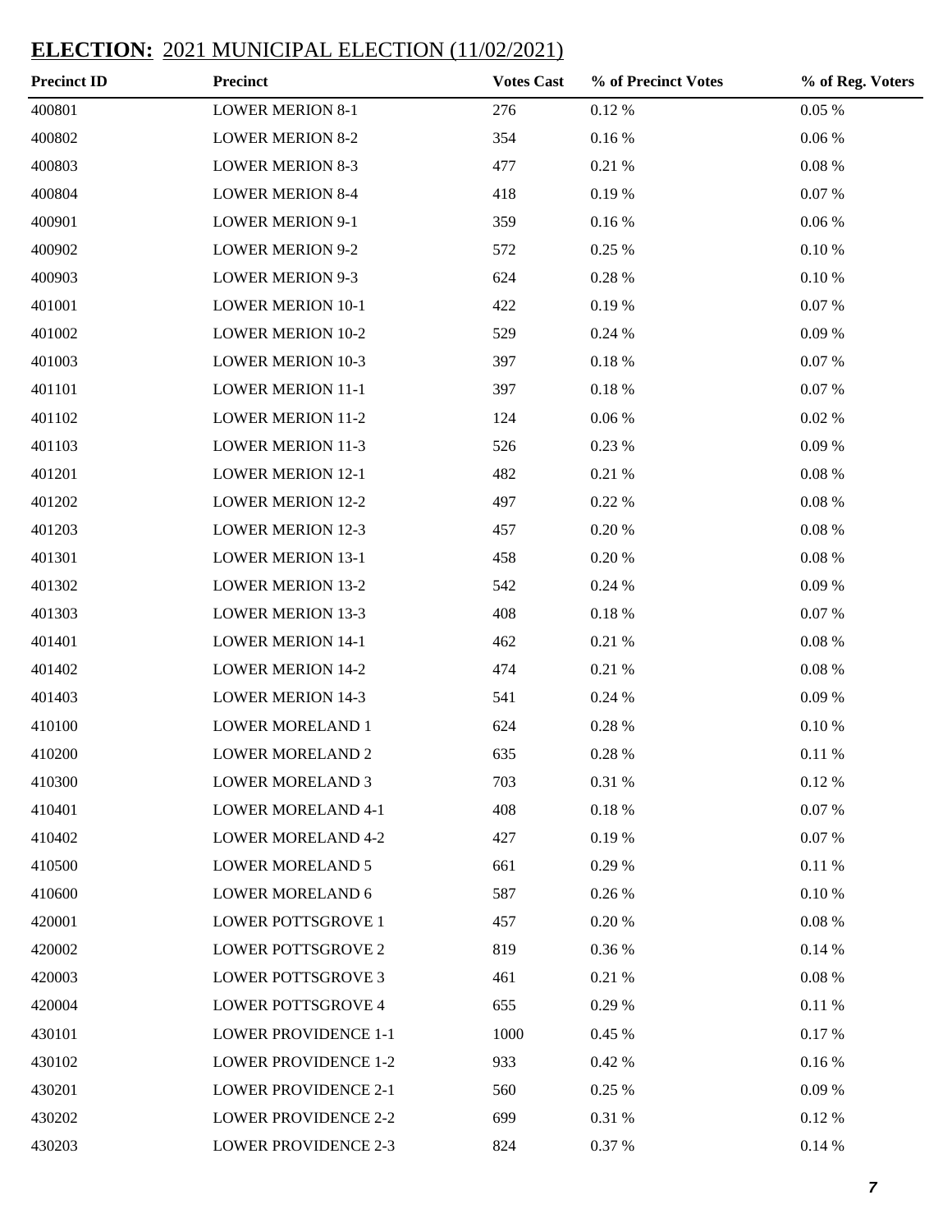## **ELECTION:** 2021 MUNICIPAL ELECTION (11/02/2021)

| Precinct ID | Precinct | Votes Cast | % of Precinct Votes | % of Reg. Voters |
|---|---|---|---|---|
| 400801 | LOWER MERION 8-1 | 276 | 0.12 % | 0.05 % |
| 400802 | LOWER MERION 8-2 | 354 | 0.16 % | 0.06 % |
| 400803 | LOWER MERION 8-3 | 477 | 0.21 % | 0.08 % |
| 400804 | LOWER MERION 8-4 | 418 | 0.19 % | 0.07 % |
| 400901 | LOWER MERION 9-1 | 359 | 0.16 % | 0.06 % |
| 400902 | LOWER MERION 9-2 | 572 | 0.25 % | 0.10 % |
| 400903 | LOWER MERION 9-3 | 624 | 0.28 % | 0.10 % |
| 401001 | LOWER MERION 10-1 | 422 | 0.19 % | 0.07 % |
| 401002 | LOWER MERION 10-2 | 529 | 0.24 % | 0.09 % |
| 401003 | LOWER MERION 10-3 | 397 | 0.18 % | 0.07 % |
| 401101 | LOWER MERION 11-1 | 397 | 0.18 % | 0.07 % |
| 401102 | LOWER MERION 11-2 | 124 | 0.06 % | 0.02 % |
| 401103 | LOWER MERION 11-3 | 526 | 0.23 % | 0.09 % |
| 401201 | LOWER MERION 12-1 | 482 | 0.21 % | 0.08 % |
| 401202 | LOWER MERION 12-2 | 497 | 0.22 % | 0.08 % |
| 401203 | LOWER MERION 12-3 | 457 | 0.20 % | 0.08 % |
| 401301 | LOWER MERION 13-1 | 458 | 0.20 % | 0.08 % |
| 401302 | LOWER MERION 13-2 | 542 | 0.24 % | 0.09 % |
| 401303 | LOWER MERION 13-3 | 408 | 0.18 % | 0.07 % |
| 401401 | LOWER MERION 14-1 | 462 | 0.21 % | 0.08 % |
| 401402 | LOWER MERION 14-2 | 474 | 0.21 % | 0.08 % |
| 401403 | LOWER MERION 14-3 | 541 | 0.24 % | 0.09 % |
| 410100 | LOWER MORELAND 1 | 624 | 0.28 % | 0.10 % |
| 410200 | LOWER MORELAND 2 | 635 | 0.28 % | 0.11 % |
| 410300 | LOWER MORELAND 3 | 703 | 0.31 % | 0.12 % |
| 410401 | LOWER MORELAND 4-1 | 408 | 0.18 % | 0.07 % |
| 410402 | LOWER MORELAND 4-2 | 427 | 0.19 % | 0.07 % |
| 410500 | LOWER MORELAND 5 | 661 | 0.29 % | 0.11 % |
| 410600 | LOWER MORELAND 6 | 587 | 0.26 % | 0.10 % |
| 420001 | LOWER POTTSGROVE 1 | 457 | 0.20 % | 0.08 % |
| 420002 | LOWER POTTSGROVE 2 | 819 | 0.36 % | 0.14 % |
| 420003 | LOWER POTTSGROVE 3 | 461 | 0.21 % | 0.08 % |
| 420004 | LOWER POTTSGROVE 4 | 655 | 0.29 % | 0.11 % |
| 430101 | LOWER PROVIDENCE 1-1 | 1000 | 0.45 % | 0.17 % |
| 430102 | LOWER PROVIDENCE 1-2 | 933 | 0.42 % | 0.16 % |
| 430201 | LOWER PROVIDENCE 2-1 | 560 | 0.25 % | 0.09 % |
| 430202 | LOWER PROVIDENCE 2-2 | 699 | 0.31 % | 0.12 % |
| 430203 | LOWER PROVIDENCE 2-3 | 824 | 0.37 % | 0.14 % |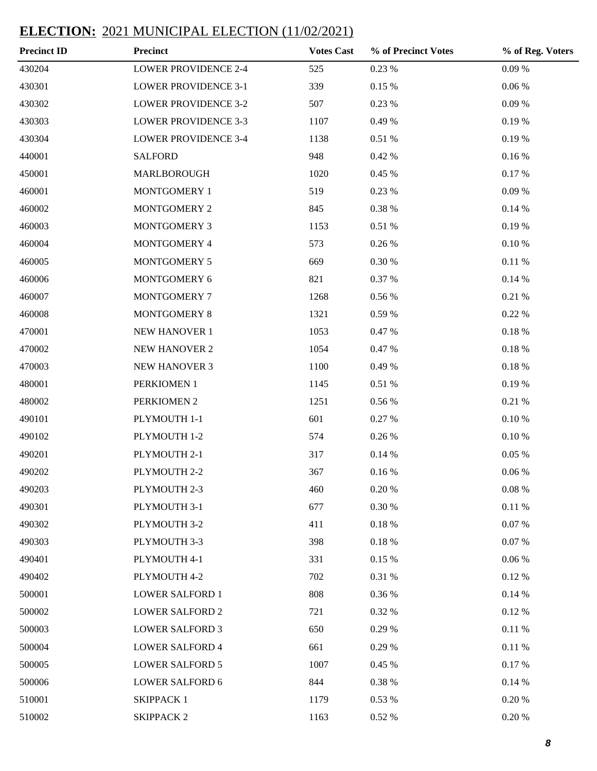## **ELECTION:** 2021 MUNICIPAL ELECTION (11/02/2021)

| Precinct ID | Precinct | Votes Cast | % of Precinct Votes | % of Reg. Voters |
|---|---|---|---|---|
| 430204 | LOWER PROVIDENCE 2-4 | 525 | 0.23 % | 0.09 % |
| 430301 | LOWER PROVIDENCE 3-1 | 339 | 0.15 % | 0.06 % |
| 430302 | LOWER PROVIDENCE 3-2 | 507 | 0.23 % | 0.09 % |
| 430303 | LOWER PROVIDENCE 3-3 | 1107 | 0.49 % | 0.19 % |
| 430304 | LOWER PROVIDENCE 3-4 | 1138 | 0.51 % | 0.19 % |
| 440001 | SALFORD | 948 | 0.42 % | 0.16 % |
| 450001 | MARLBOROUGH | 1020 | 0.45 % | 0.17 % |
| 460001 | MONTGOMERY 1 | 519 | 0.23 % | 0.09 % |
| 460002 | MONTGOMERY 2 | 845 | 0.38 % | 0.14 % |
| 460003 | MONTGOMERY 3 | 1153 | 0.51 % | 0.19 % |
| 460004 | MONTGOMERY 4 | 573 | 0.26 % | 0.10 % |
| 460005 | MONTGOMERY 5 | 669 | 0.30 % | 0.11 % |
| 460006 | MONTGOMERY 6 | 821 | 0.37 % | 0.14 % |
| 460007 | MONTGOMERY 7 | 1268 | 0.56 % | 0.21 % |
| 460008 | MONTGOMERY 8 | 1321 | 0.59 % | 0.22 % |
| 470001 | NEW HANOVER 1 | 1053 | 0.47 % | 0.18 % |
| 470002 | NEW HANOVER 2 | 1054 | 0.47 % | 0.18 % |
| 470003 | NEW HANOVER 3 | 1100 | 0.49 % | 0.18 % |
| 480001 | PERKIOMEN 1 | 1145 | 0.51 % | 0.19 % |
| 480002 | PERKIOMEN 2 | 1251 | 0.56 % | 0.21 % |
| 490101 | PLYMOUTH 1-1 | 601 | 0.27 % | 0.10 % |
| 490102 | PLYMOUTH 1-2 | 574 | 0.26 % | 0.10 % |
| 490201 | PLYMOUTH 2-1 | 317 | 0.14 % | 0.05 % |
| 490202 | PLYMOUTH 2-2 | 367 | 0.16 % | 0.06 % |
| 490203 | PLYMOUTH 2-3 | 460 | 0.20 % | 0.08 % |
| 490301 | PLYMOUTH 3-1 | 677 | 0.30 % | 0.11 % |
| 490302 | PLYMOUTH 3-2 | 411 | 0.18 % | 0.07 % |
| 490303 | PLYMOUTH 3-3 | 398 | 0.18 % | 0.07 % |
| 490401 | PLYMOUTH 4-1 | 331 | 0.15 % | 0.06 % |
| 490402 | PLYMOUTH 4-2 | 702 | 0.31 % | 0.12 % |
| 500001 | LOWER SALFORD 1 | 808 | 0.36 % | 0.14 % |
| 500002 | LOWER SALFORD 2 | 721 | 0.32 % | 0.12 % |
| 500003 | LOWER SALFORD 3 | 650 | 0.29 % | 0.11 % |
| 500004 | LOWER SALFORD 4 | 661 | 0.29 % | 0.11 % |
| 500005 | LOWER SALFORD 5 | 1007 | 0.45 % | 0.17 % |
| 500006 | LOWER SALFORD 6 | 844 | 0.38 % | 0.14 % |
| 510001 | SKIPPACK 1 | 1179 | 0.53 % | 0.20 % |
| 510002 | SKIPPACK 2 | 1163 | 0.52 % | 0.20 % |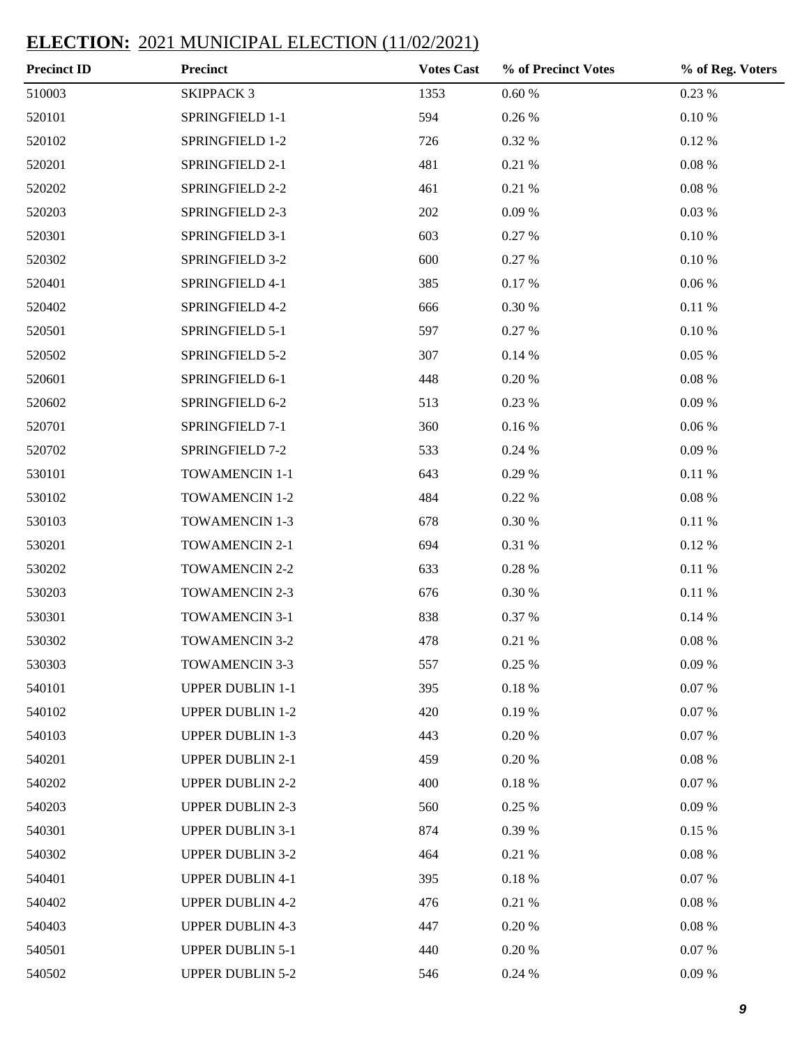## **ELECTION:** 2021 MUNICIPAL ELECTION (11/02/2021)

| Precinct ID | Precinct | Votes Cast | % of Precinct Votes | % of Reg. Voters |
|---|---|---|---|---|
| 510003 | SKIPPACK 3 | 1353 | 0.60 % | 0.23 % |
| 520101 | SPRINGFIELD 1-1 | 594 | 0.26 % | 0.10 % |
| 520102 | SPRINGFIELD 1-2 | 726 | 0.32 % | 0.12 % |
| 520201 | SPRINGFIELD 2-1 | 481 | 0.21 % | 0.08 % |
| 520202 | SPRINGFIELD 2-2 | 461 | 0.21 % | 0.08 % |
| 520203 | SPRINGFIELD 2-3 | 202 | 0.09 % | 0.03 % |
| 520301 | SPRINGFIELD 3-1 | 603 | 0.27 % | 0.10 % |
| 520302 | SPRINGFIELD 3-2 | 600 | 0.27 % | 0.10 % |
| 520401 | SPRINGFIELD 4-1 | 385 | 0.17 % | 0.06 % |
| 520402 | SPRINGFIELD 4-2 | 666 | 0.30 % | 0.11 % |
| 520501 | SPRINGFIELD 5-1 | 597 | 0.27 % | 0.10 % |
| 520502 | SPRINGFIELD 5-2 | 307 | 0.14 % | 0.05 % |
| 520601 | SPRINGFIELD 6-1 | 448 | 0.20 % | 0.08 % |
| 520602 | SPRINGFIELD 6-2 | 513 | 0.23 % | 0.09 % |
| 520701 | SPRINGFIELD 7-1 | 360 | 0.16 % | 0.06 % |
| 520702 | SPRINGFIELD 7-2 | 533 | 0.24 % | 0.09 % |
| 530101 | TOWAMENCIN 1-1 | 643 | 0.29 % | 0.11 % |
| 530102 | TOWAMENCIN 1-2 | 484 | 0.22 % | 0.08 % |
| 530103 | TOWAMENCIN 1-3 | 678 | 0.30 % | 0.11 % |
| 530201 | TOWAMENCIN 2-1 | 694 | 0.31 % | 0.12 % |
| 530202 | TOWAMENCIN 2-2 | 633 | 0.28 % | 0.11 % |
| 530203 | TOWAMENCIN 2-3 | 676 | 0.30 % | 0.11 % |
| 530301 | TOWAMENCIN 3-1 | 838 | 0.37 % | 0.14 % |
| 530302 | TOWAMENCIN 3-2 | 478 | 0.21 % | 0.08 % |
| 530303 | TOWAMENCIN 3-3 | 557 | 0.25 % | 0.09 % |
| 540101 | UPPER DUBLIN 1-1 | 395 | 0.18 % | 0.07 % |
| 540102 | UPPER DUBLIN 1-2 | 420 | 0.19 % | 0.07 % |
| 540103 | UPPER DUBLIN 1-3 | 443 | 0.20 % | 0.07 % |
| 540201 | UPPER DUBLIN 2-1 | 459 | 0.20 % | 0.08 % |
| 540202 | UPPER DUBLIN 2-2 | 400 | 0.18 % | 0.07 % |
| 540203 | UPPER DUBLIN 2-3 | 560 | 0.25 % | 0.09 % |
| 540301 | UPPER DUBLIN 3-1 | 874 | 0.39 % | 0.15 % |
| 540302 | UPPER DUBLIN 3-2 | 464 | 0.21 % | 0.08 % |
| 540401 | UPPER DUBLIN 4-1 | 395 | 0.18 % | 0.07 % |
| 540402 | UPPER DUBLIN 4-2 | 476 | 0.21 % | 0.08 % |
| 540403 | UPPER DUBLIN 4-3 | 447 | 0.20 % | 0.08 % |
| 540501 | UPPER DUBLIN 5-1 | 440 | 0.20 % | 0.07 % |
| 540502 | UPPER DUBLIN 5-2 | 546 | 0.24 % | 0.09 % |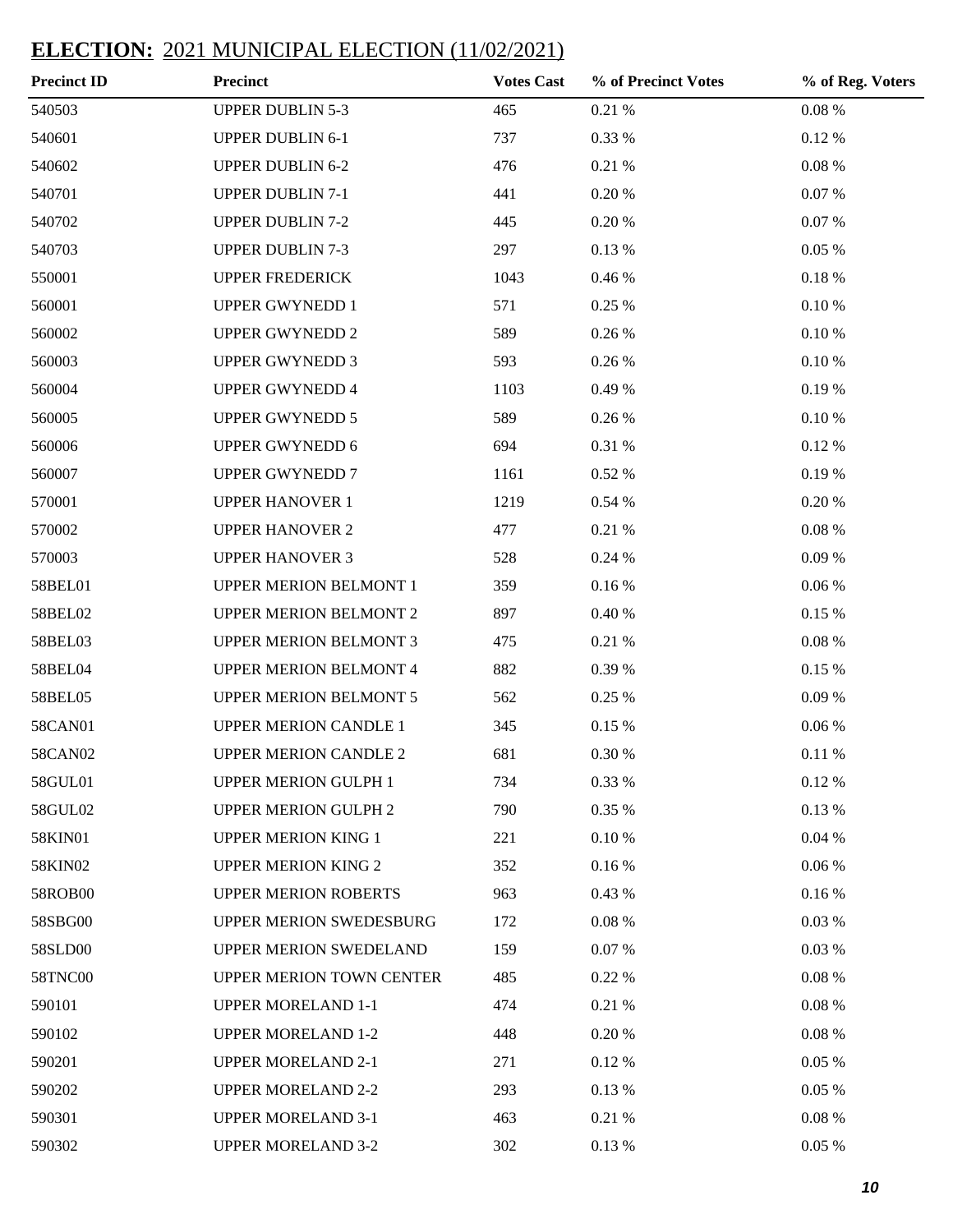## **ELECTION:** 2021 MUNICIPAL ELECTION (11/02/2021)

| Precinct ID | Precinct | Votes Cast | % of Precinct Votes | % of Reg. Voters |
|---|---|---|---|---|
| 540503 | UPPER DUBLIN 5-3 | 465 | 0.21 % | 0.08 % |
| 540601 | UPPER DUBLIN 6-1 | 737 | 0.33 % | 0.12 % |
| 540602 | UPPER DUBLIN 6-2 | 476 | 0.21 % | 0.08 % |
| 540701 | UPPER DUBLIN 7-1 | 441 | 0.20 % | 0.07 % |
| 540702 | UPPER DUBLIN 7-2 | 445 | 0.20 % | 0.07 % |
| 540703 | UPPER DUBLIN 7-3 | 297 | 0.13 % | 0.05 % |
| 550001 | UPPER FREDERICK | 1043 | 0.46 % | 0.18 % |
| 560001 | UPPER GWYNEDD 1 | 571 | 0.25 % | 0.10 % |
| 560002 | UPPER GWYNEDD 2 | 589 | 0.26 % | 0.10 % |
| 560003 | UPPER GWYNEDD 3 | 593 | 0.26 % | 0.10 % |
| 560004 | UPPER GWYNEDD 4 | 1103 | 0.49 % | 0.19 % |
| 560005 | UPPER GWYNEDD 5 | 589 | 0.26 % | 0.10 % |
| 560006 | UPPER GWYNEDD 6 | 694 | 0.31 % | 0.12 % |
| 560007 | UPPER GWYNEDD 7 | 1161 | 0.52 % | 0.19 % |
| 570001 | UPPER HANOVER 1 | 1219 | 0.54 % | 0.20 % |
| 570002 | UPPER HANOVER 2 | 477 | 0.21 % | 0.08 % |
| 570003 | UPPER HANOVER 3 | 528 | 0.24 % | 0.09 % |
| 58BEL01 | UPPER MERION BELMONT 1 | 359 | 0.16 % | 0.06 % |
| 58BEL02 | UPPER MERION BELMONT 2 | 897 | 0.40 % | 0.15 % |
| 58BEL03 | UPPER MERION BELMONT 3 | 475 | 0.21 % | 0.08 % |
| 58BEL04 | UPPER MERION BELMONT 4 | 882 | 0.39 % | 0.15 % |
| 58BEL05 | UPPER MERION BELMONT 5 | 562 | 0.25 % | 0.09 % |
| 58CAN01 | UPPER MERION CANDLE 1 | 345 | 0.15 % | 0.06 % |
| 58CAN02 | UPPER MERION CANDLE 2 | 681 | 0.30 % | 0.11 % |
| 58GUL01 | UPPER MERION GULPH 1 | 734 | 0.33 % | 0.12 % |
| 58GUL02 | UPPER MERION GULPH 2 | 790 | 0.35 % | 0.13 % |
| 58KIN01 | UPPER MERION KING 1 | 221 | 0.10 % | 0.04 % |
| 58KIN02 | UPPER MERION KING 2 | 352 | 0.16 % | 0.06 % |
| 58ROB00 | UPPER MERION ROBERTS | 963 | 0.43 % | 0.16 % |
| 58SBG00 | UPPER MERION SWEDESBURG | 172 | 0.08 % | 0.03 % |
| 58SLD00 | UPPER MERION SWEDELAND | 159 | 0.07 % | 0.03 % |
| 58TNC00 | UPPER MERION TOWN CENTER | 485 | 0.22 % | 0.08 % |
| 590101 | UPPER MORELAND 1-1 | 474 | 0.21 % | 0.08 % |
| 590102 | UPPER MORELAND 1-2 | 448 | 0.20 % | 0.08 % |
| 590201 | UPPER MORELAND 2-1 | 271 | 0.12 % | 0.05 % |
| 590202 | UPPER MORELAND 2-2 | 293 | 0.13 % | 0.05 % |
| 590301 | UPPER MORELAND 3-1 | 463 | 0.21 % | 0.08 % |
| 590302 | UPPER MORELAND 3-2 | 302 | 0.13 % | 0.05 % |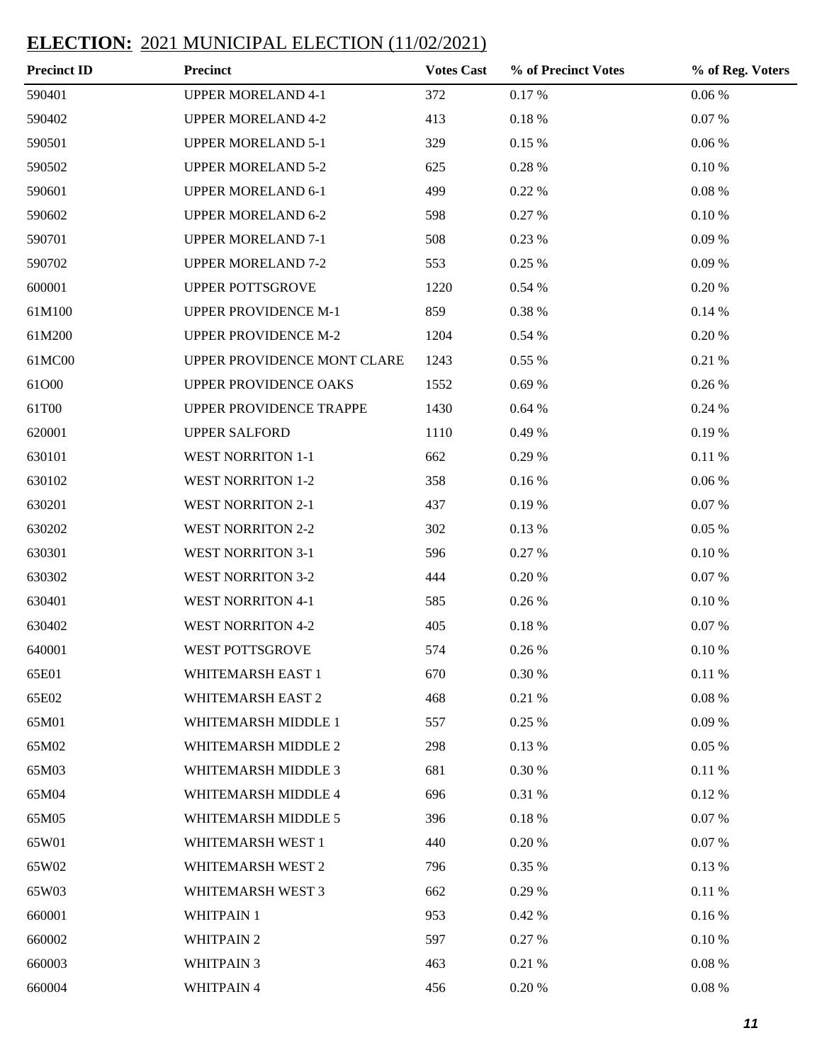## ELECTION: 2021 MUNICIPAL ELECTION (11/02/2021)

| Precinct ID | Precinct | Votes Cast | % of Precinct Votes | % of Reg. Voters |
|---|---|---|---|---|
| 590401 | UPPER MORELAND 4-1 | 372 | 0.17 % | 0.06 % |
| 590402 | UPPER MORELAND 4-2 | 413 | 0.18 % | 0.07 % |
| 590501 | UPPER MORELAND 5-1 | 329 | 0.15 % | 0.06 % |
| 590502 | UPPER MORELAND 5-2 | 625 | 0.28 % | 0.10 % |
| 590601 | UPPER MORELAND 6-1 | 499 | 0.22 % | 0.08 % |
| 590602 | UPPER MORELAND 6-2 | 598 | 0.27 % | 0.10 % |
| 590701 | UPPER MORELAND 7-1 | 508 | 0.23 % | 0.09 % |
| 590702 | UPPER MORELAND 7-2 | 553 | 0.25 % | 0.09 % |
| 600001 | UPPER POTTSGROVE | 1220 | 0.54 % | 0.20 % |
| 61M100 | UPPER PROVIDENCE M-1 | 859 | 0.38 % | 0.14 % |
| 61M200 | UPPER PROVIDENCE M-2 | 1204 | 0.54 % | 0.20 % |
| 61MC00 | UPPER PROVIDENCE MONT CLARE | 1243 | 0.55 % | 0.21 % |
| 61O00 | UPPER PROVIDENCE OAKS | 1552 | 0.69 % | 0.26 % |
| 61T00 | UPPER PROVIDENCE TRAPPE | 1430 | 0.64 % | 0.24 % |
| 620001 | UPPER SALFORD | 1110 | 0.49 % | 0.19 % |
| 630101 | WEST NORRITON 1-1 | 662 | 0.29 % | 0.11 % |
| 630102 | WEST NORRITON 1-2 | 358 | 0.16 % | 0.06 % |
| 630201 | WEST NORRITON 2-1 | 437 | 0.19 % | 0.07 % |
| 630202 | WEST NORRITON 2-2 | 302 | 0.13 % | 0.05 % |
| 630301 | WEST NORRITON 3-1 | 596 | 0.27 % | 0.10 % |
| 630302 | WEST NORRITON 3-2 | 444 | 0.20 % | 0.07 % |
| 630401 | WEST NORRITON 4-1 | 585 | 0.26 % | 0.10 % |
| 630402 | WEST NORRITON 4-2 | 405 | 0.18 % | 0.07 % |
| 640001 | WEST POTTSGROVE | 574 | 0.26 % | 0.10 % |
| 65E01 | WHITEMARSH EAST 1 | 670 | 0.30 % | 0.11 % |
| 65E02 | WHITEMARSH EAST 2 | 468 | 0.21 % | 0.08 % |
| 65M01 | WHITEMARSH MIDDLE 1 | 557 | 0.25 % | 0.09 % |
| 65M02 | WHITEMARSH MIDDLE 2 | 298 | 0.13 % | 0.05 % |
| 65M03 | WHITEMARSH MIDDLE 3 | 681 | 0.30 % | 0.11 % |
| 65M04 | WHITEMARSH MIDDLE 4 | 696 | 0.31 % | 0.12 % |
| 65M05 | WHITEMARSH MIDDLE 5 | 396 | 0.18 % | 0.07 % |
| 65W01 | WHITEMARSH WEST 1 | 440 | 0.20 % | 0.07 % |
| 65W02 | WHITEMARSH WEST 2 | 796 | 0.35 % | 0.13 % |
| 65W03 | WHITEMARSH WEST 3 | 662 | 0.29 % | 0.11 % |
| 660001 | WHITPAIN 1 | 953 | 0.42 % | 0.16 % |
| 660002 | WHITPAIN 2 | 597 | 0.27 % | 0.10 % |
| 660003 | WHITPAIN 3 | 463 | 0.21 % | 0.08 % |
| 660004 | WHITPAIN 4 | 456 | 0.20 % | 0.08 % |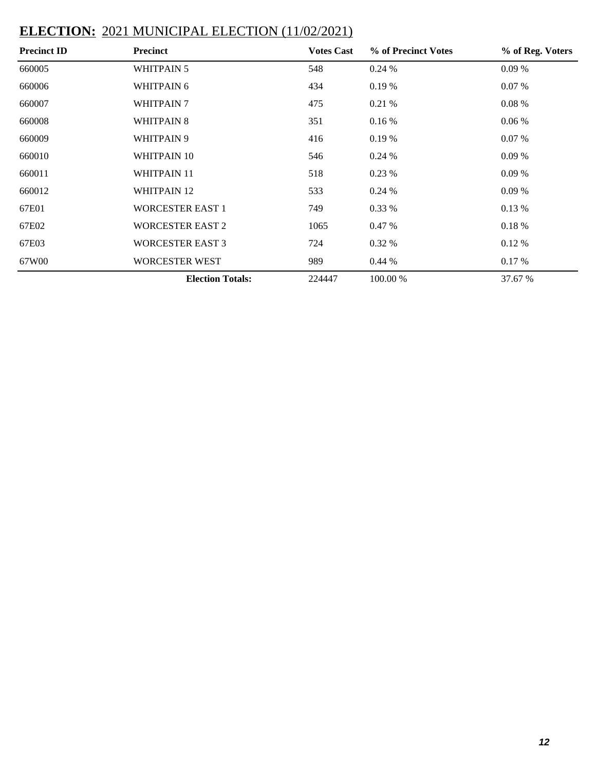## **ELECTION:** 2021 MUNICIPAL ELECTION (11/02/2021)

| Precinct ID | Precinct | Votes Cast | % of Precinct Votes | % of Reg. Voters |
|---|---|---|---|---|
| 660005 | WHITPAIN 5 | 548 | 0.24 % | 0.09 % |
| 660006 | WHITPAIN 6 | 434 | 0.19 % | 0.07 % |
| 660007 | WHITPAIN 7 | 475 | 0.21 % | 0.08 % |
| 660008 | WHITPAIN 8 | 351 | 0.16 % | 0.06 % |
| 660009 | WHITPAIN 9 | 416 | 0.19 % | 0.07 % |
| 660010 | WHITPAIN 10 | 546 | 0.24 % | 0.09 % |
| 660011 | WHITPAIN 11 | 518 | 0.23 % | 0.09 % |
| 660012 | WHITPAIN 12 | 533 | 0.24 % | 0.09 % |
| 67E01 | WORCESTER EAST 1 | 749 | 0.33 % | 0.13 % |
| 67E02 | WORCESTER EAST 2 | 1065 | 0.47 % | 0.18 % |
| 67E03 | WORCESTER EAST 3 | 724 | 0.32 % | 0.12 % |
| 67W00 | WORCESTER WEST | 989 | 0.44 % | 0.17 % |
| | **Election Totals:** | 224447 | 100.00 % | 37.67 % |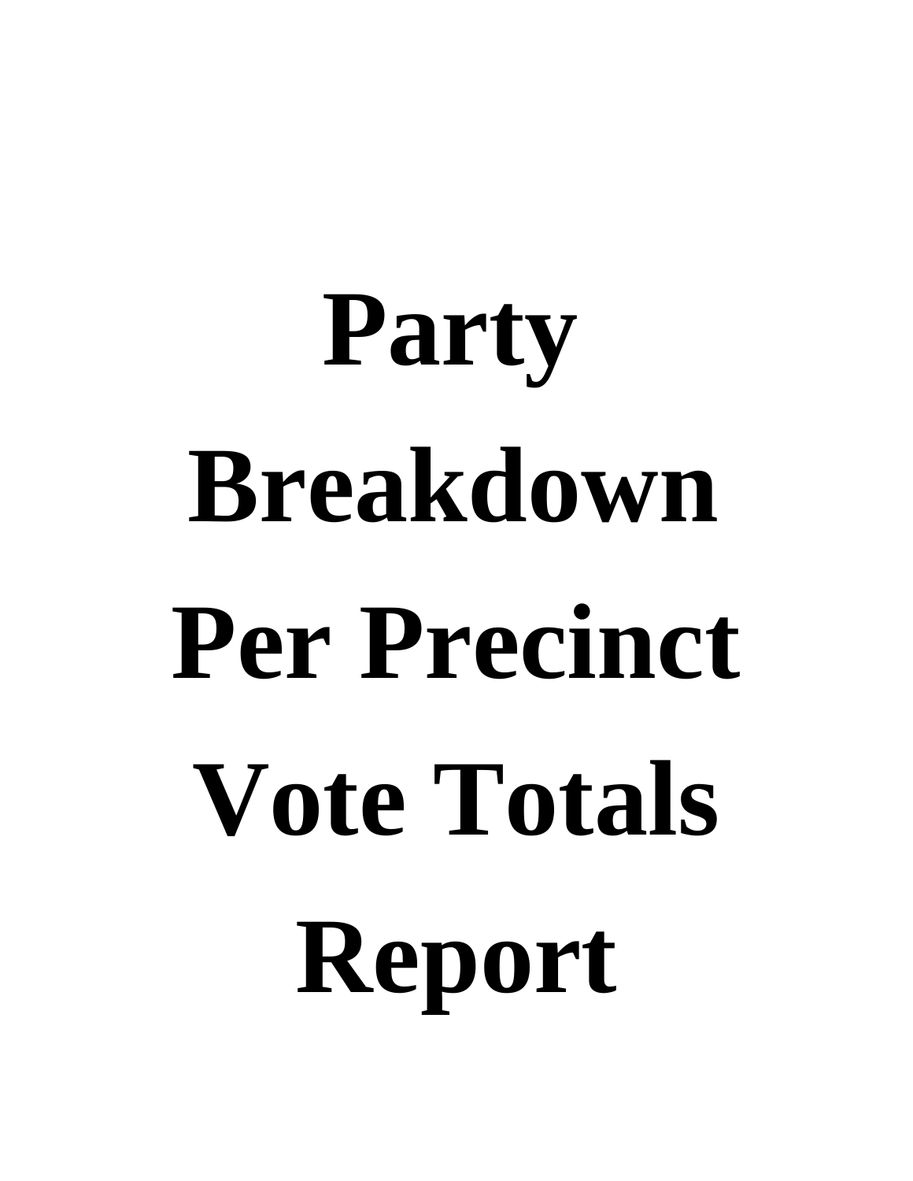# Party Breakdown Per Precinct Vote Totals Report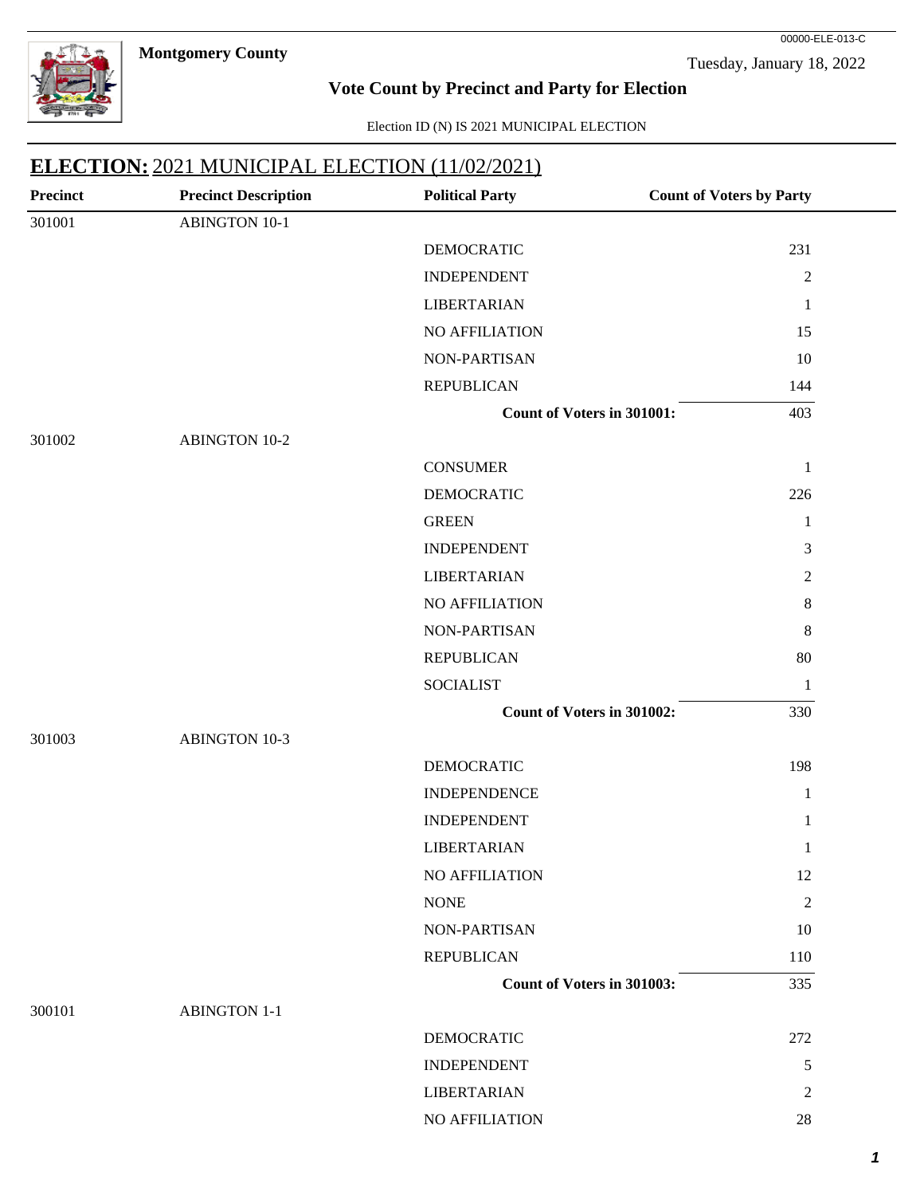**Montgomery County**

00000-ELE-013-C

Tuesday, January 18, 2022

## Vote Count by Precinct and Party for Election

Election ID (N) IS 2021 MUNICIPAL ELECTION

# ELECTION: 2021 MUNICIPAL ELECTION (11/02/2021)

| Precinct | Precinct Description | Political Party | Count of Voters by Party |
|---|---|---|---|
| 301001 | ABINGTON 10-1 | | |
| | | DEMOCRATIC | 231 |
| | | INDEPENDENT | 2 |
| | | LIBERTARIAN | 1 |
| | | NO AFFILIATION | 15 |
| | | NON-PARTISAN | 10 |
| | | REPUBLICAN | 144 |
| | | **Count of Voters in 301001:** | 403 |
| 301002 | ABINGTON 10-2 | | |
| | | CONSUMER | 1 |
| | | DEMOCRATIC | 226 |
| | | GREEN | 1 |
| | | INDEPENDENT | 3 |
| | | LIBERTARIAN | 2 |
| | | NO AFFILIATION | 8 |
| | | NON-PARTISAN | 8 |
| | | REPUBLICAN | 80 |
| | | SOCIALIST | 1 |
| | | **Count of Voters in 301002:** | 330 |
| 301003 | ABINGTON 10-3 | | |
| | | DEMOCRATIC | 198 |
| | | INDEPENDENCE | 1 |
| | | INDEPENDENT | 1 |
| | | LIBERTARIAN | 1 |
| | | NO AFFILIATION | 12 |
| | | NONE | 2 |
| | | NON-PARTISAN | 10 |
| | | REPUBLICAN | 110 |
| | | **Count of Voters in 301003:** | 335 |
| 300101 | ABINGTON 1-1 | | |
| | | DEMOCRATIC | 272 |
| | | INDEPENDENT | 5 |
| | | LIBERTARIAN | 2 |
| | | NO AFFILIATION | 28 |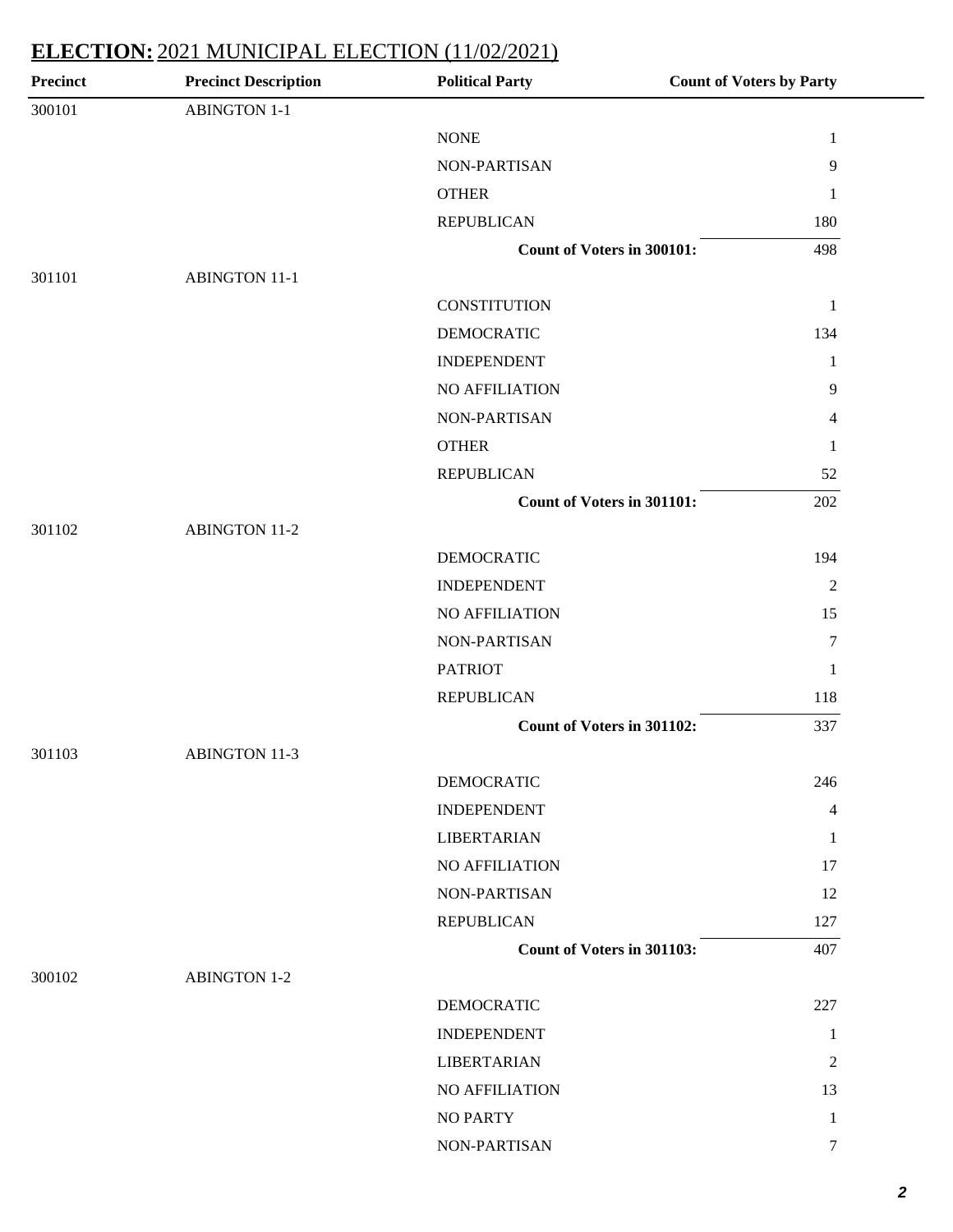## **ELECTION:** 2021 MUNICIPAL ELECTION (11/02/2021)

| Precinct | Precinct Description | Political Party | Count of Voters by Party |
|---|---|---|---|
| 300101 | ABINGTON 1-1 | | |
| | | NONE | 1 |
| | | NON-PARTISAN | 9 |
| | | OTHER | 1 |
| | | REPUBLICAN | 180 |
| | | **Count of Voters in 300101:** | 498 |
| 301101 | ABINGTON 11-1 | | |
| | | CONSTITUTION | 1 |
| | | DEMOCRATIC | 134 |
| | | INDEPENDENT | 1 |
| | | NO AFFILIATION | 9 |
| | | NON-PARTISAN | 4 |
| | | OTHER | 1 |
| | | REPUBLICAN | 52 |
| | | **Count of Voters in 301101:** | 202 |
| 301102 | ABINGTON 11-2 | | |
| | | DEMOCRATIC | 194 |
| | | INDEPENDENT | 2 |
| | | NO AFFILIATION | 15 |
| | | NON-PARTISAN | 7 |
| | | PATRIOT | 1 |
| | | REPUBLICAN | 118 |
| | | **Count of Voters in 301102:** | 337 |
| 301103 | ABINGTON 11-3 | | |
| | | DEMOCRATIC | 246 |
| | | INDEPENDENT | 4 |
| | | LIBERTARIAN | 1 |
| | | NO AFFILIATION | 17 |
| | | NON-PARTISAN | 12 |
| | | REPUBLICAN | 127 |
| | | **Count of Voters in 301103:** | 407 |
| 300102 | ABINGTON 1-2 | | |
| | | DEMOCRATIC | 227 |
| | | INDEPENDENT | 1 |
| | | LIBERTARIAN | 2 |
| | | NO AFFILIATION | 13 |
| | | NO PARTY | 1 |
| | | NON-PARTISAN | 7 |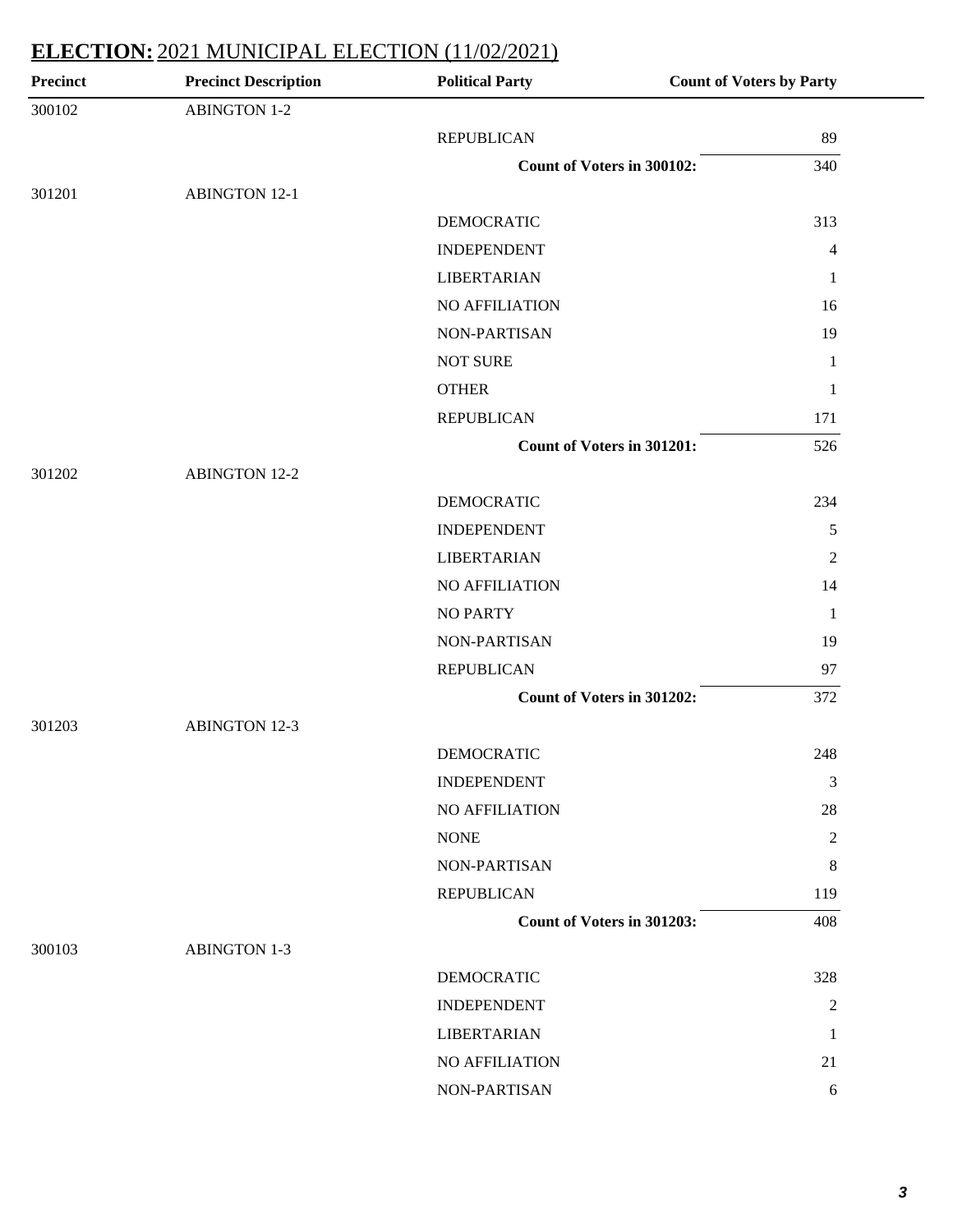## **ELECTION:** 2021 MUNICIPAL ELECTION (11/02/2021)

| Precinct | Precinct Description | Political Party | Count of Voters by Party |
|---|---|---|---|
| 300102 | ABINGTON 1-2 | | |
| | | REPUBLICAN | 89 |
| | | **Count of Voters in 300102:** | 340 |
| 301201 | ABINGTON 12-1 | | |
| | | DEMOCRATIC | 313 |
| | | INDEPENDENT | 4 |
| | | LIBERTARIAN | 1 |
| | | NO AFFILIATION | 16 |
| | | NON-PARTISAN | 19 |
| | | NOT SURE | 1 |
| | | OTHER | 1 |
| | | REPUBLICAN | 171 |
| | | **Count of Voters in 301201:** | 526 |
| 301202 | ABINGTON 12-2 | | |
| | | DEMOCRATIC | 234 |
| | | INDEPENDENT | 5 |
| | | LIBERTARIAN | 2 |
| | | NO AFFILIATION | 14 |
| | | NO PARTY | 1 |
| | | NON-PARTISAN | 19 |
| | | REPUBLICAN | 97 |
| | | **Count of Voters in 301202:** | 372 |
| 301203 | ABINGTON 12-3 | | |
| | | DEMOCRATIC | 248 |
| | | INDEPENDENT | 3 |
| | | NO AFFILIATION | 28 |
| | | NONE | 2 |
| | | NON-PARTISAN | 8 |
| | | REPUBLICAN | 119 |
| | | **Count of Voters in 301203:** | 408 |
| 300103 | ABINGTON 1-3 | | |
| | | DEMOCRATIC | 328 |
| | | INDEPENDENT | 2 |
| | | LIBERTARIAN | 1 |
| | | NO AFFILIATION | 21 |
| | | NON-PARTISAN | 6 |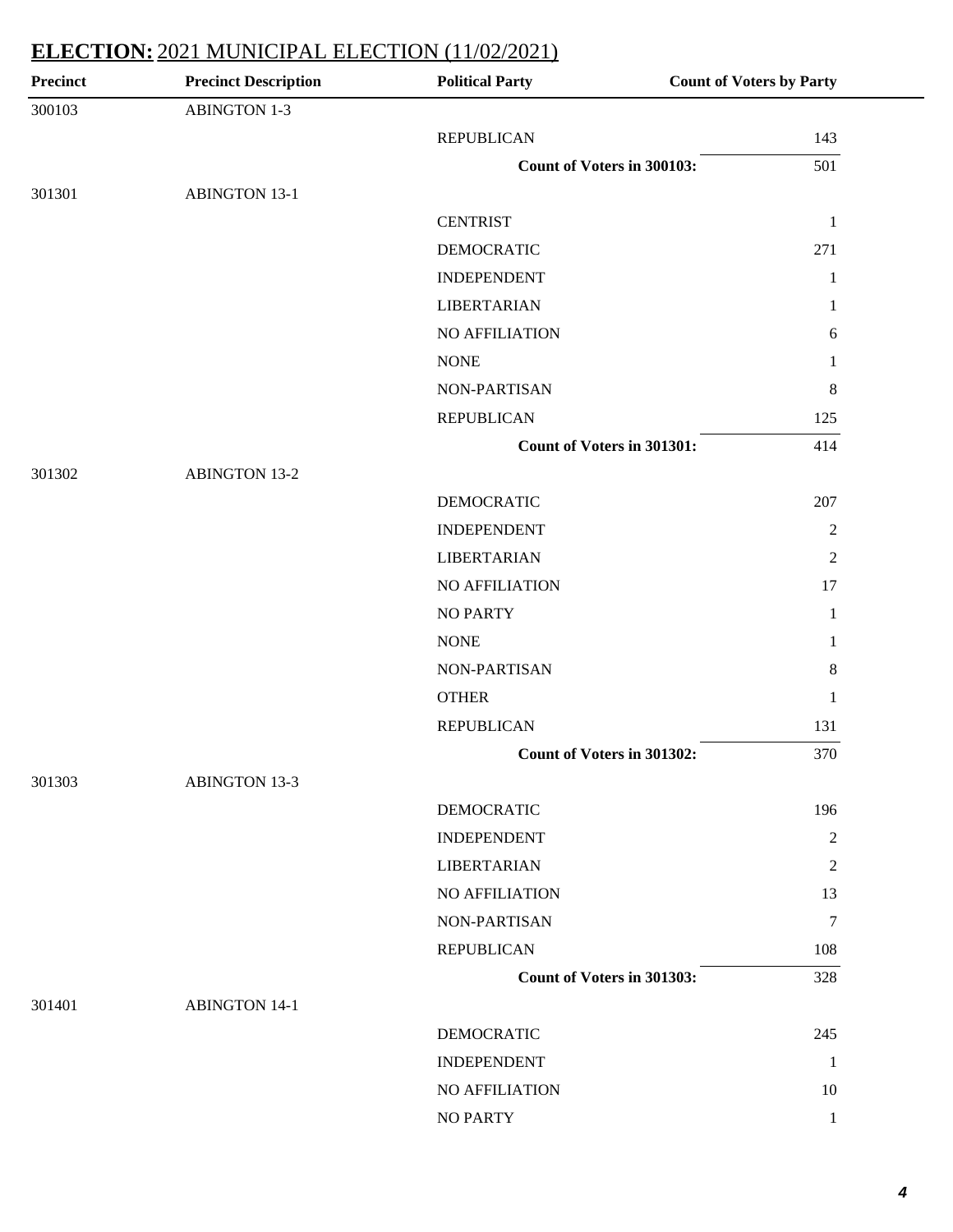## ELECTION: 2021 MUNICIPAL ELECTION (11/02/2021)

| Precinct | Precinct Description | Political Party | Count of Voters by Party |
|---|---|---|---|
| 300103 | ABINGTON 1-3 | | |
| | | REPUBLICAN | 143 |
| | | **Count of Voters in 300103:** | 501 |
| 301301 | ABINGTON 13-1 | | |
| | | CENTRIST | 1 |
| | | DEMOCRATIC | 271 |
| | | INDEPENDENT | 1 |
| | | LIBERTARIAN | 1 |
| | | NO AFFILIATION | 6 |
| | | NONE | 1 |
| | | NON-PARTISAN | 8 |
| | | REPUBLICAN | 125 |
| | | **Count of Voters in 301301:** | 414 |
| 301302 | ABINGTON 13-2 | | |
| | | DEMOCRATIC | 207 |
| | | INDEPENDENT | 2 |
| | | LIBERTARIAN | 2 |
| | | NO AFFILIATION | 17 |
| | | NO PARTY | 1 |
| | | NONE | 1 |
| | | NON-PARTISAN | 8 |
| | | OTHER | 1 |
| | | REPUBLICAN | 131 |
| | | **Count of Voters in 301302:** | 370 |
| 301303 | ABINGTON 13-3 | | |
| | | DEMOCRATIC | 196 |
| | | INDEPENDENT | 2 |
| | | LIBERTARIAN | 2 |
| | | NO AFFILIATION | 13 |
| | | NON-PARTISAN | 7 |
| | | REPUBLICAN | 108 |
| | | **Count of Voters in 301303:** | 328 |
| 301401 | ABINGTON 14-1 | | |
| | | DEMOCRATIC | 245 |
| | | INDEPENDENT | 1 |
| | | NO AFFILIATION | 10 |
| | | NO PARTY | 1 |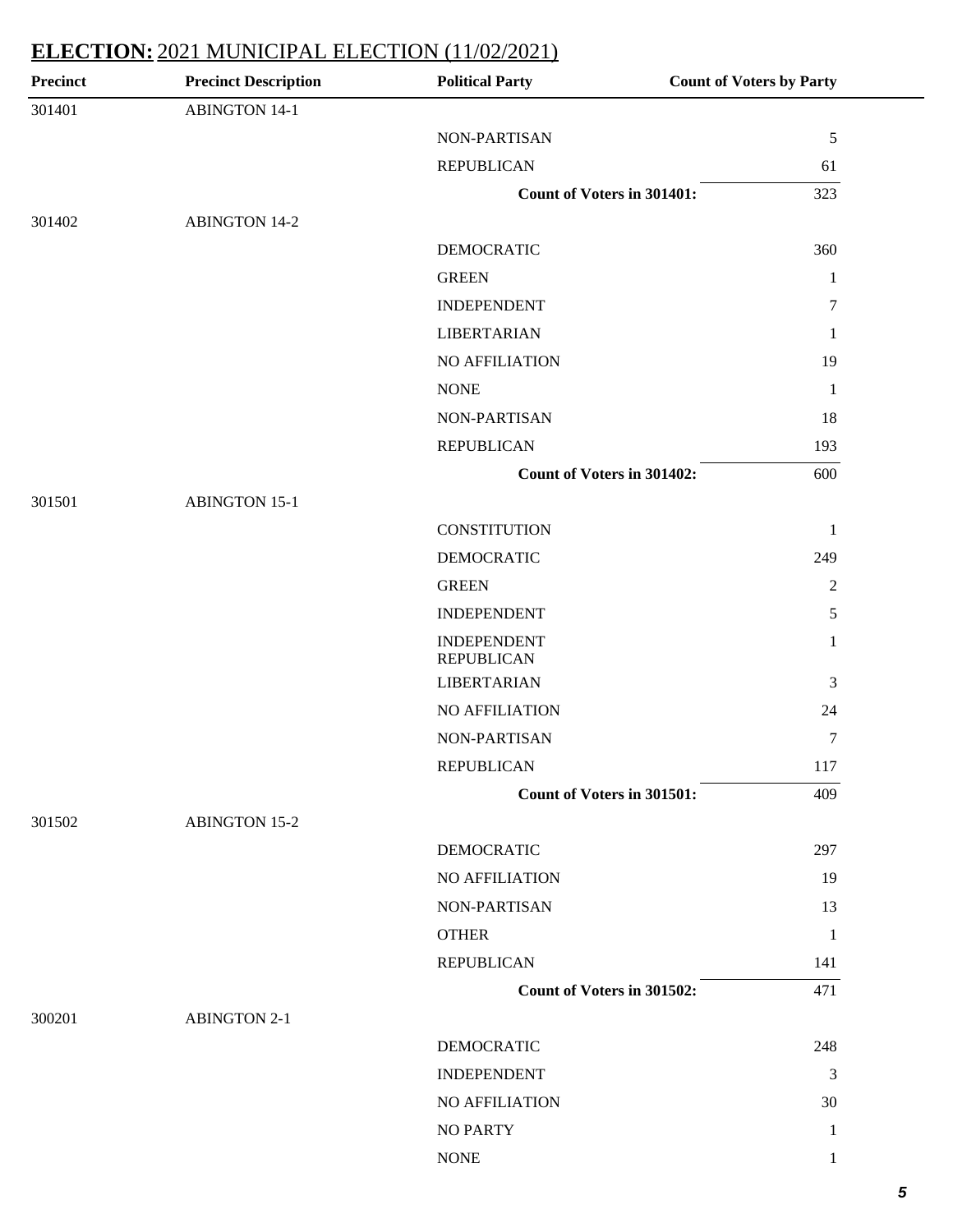## ELECTION: 2021 MUNICIPAL ELECTION (11/02/2021)

| Precinct | Precinct Description | Political Party | Count of Voters by Party |
|---|---|---|---|
| 301401 | ABINGTON 14-1 | | |
| | | NON-PARTISAN | 5 |
| | | REPUBLICAN | 61 |
| | | **Count of Voters in 301401:** | 323 |
| 301402 | ABINGTON 14-2 | | |
| | | DEMOCRATIC | 360 |
| | | GREEN | 1 |
| | | INDEPENDENT | 7 |
| | | LIBERTARIAN | 1 |
| | | NO AFFILIATION | 19 |
| | | NONE | 1 |
| | | NON-PARTISAN | 18 |
| | | REPUBLICAN | 193 |
| | | **Count of Voters in 301402:** | 600 |
| 301501 | ABINGTON 15-1 | | |
| | | CONSTITUTION | 1 |
| | | DEMOCRATIC | 249 |
| | | GREEN | 2 |
| | | INDEPENDENT | 5 |
| | | INDEPENDENT REPUBLICAN | 1 |
| | | LIBERTARIAN | 3 |
| | | NO AFFILIATION | 24 |
| | | NON-PARTISAN | 7 |
| | | REPUBLICAN | 117 |
| | | **Count of Voters in 301501:** | 409 |
| 301502 | ABINGTON 15-2 | | |
| | | DEMOCRATIC | 297 |
| | | NO AFFILIATION | 19 |
| | | NON-PARTISAN | 13 |
| | | OTHER | 1 |
| | | REPUBLICAN | 141 |
| | | **Count of Voters in 301502:** | 471 |
| 300201 | ABINGTON 2-1 | | |
| | | DEMOCRATIC | 248 |
| | | INDEPENDENT | 3 |
| | | NO AFFILIATION | 30 |
| | | NO PARTY | 1 |
| | | NONE | 1 |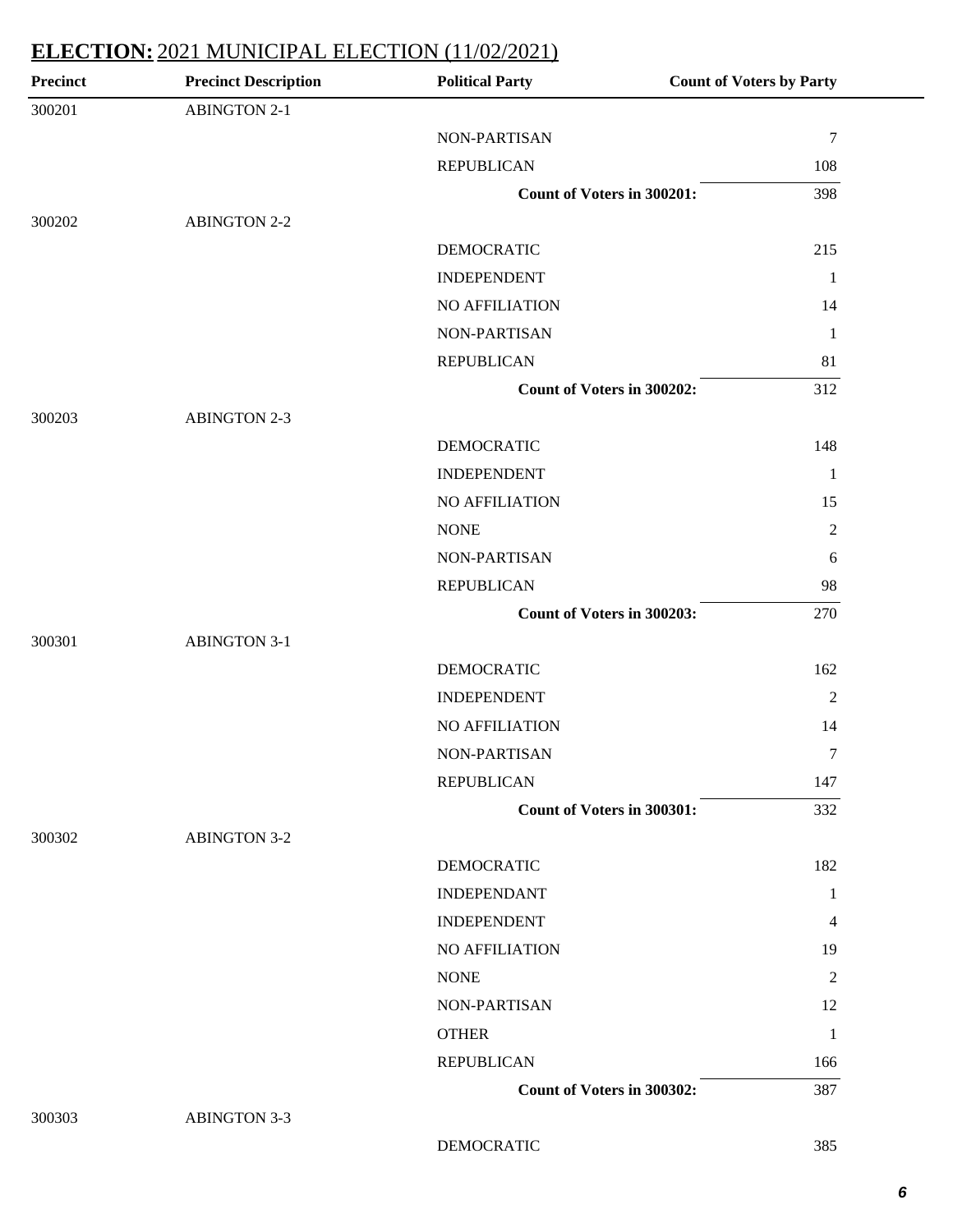## **ELECTION:** 2021 MUNICIPAL ELECTION (11/02/2021)

| Precinct | Precinct Description | Political Party | Count of Voters by Party |
|---|---|---|---|
| 300201 | ABINGTON 2-1 | | |
| | | NON-PARTISAN | 7 |
| | | REPUBLICAN | 108 |
| | | **Count of Voters in 300201:** | 398 |
| 300202 | ABINGTON 2-2 | | |
| | | DEMOCRATIC | 215 |
| | | INDEPENDENT | 1 |
| | | NO AFFILIATION | 14 |
| | | NON-PARTISAN | 1 |
| | | REPUBLICAN | 81 |
| | | **Count of Voters in 300202:** | 312 |
| 300203 | ABINGTON 2-3 | | |
| | | DEMOCRATIC | 148 |
| | | INDEPENDENT | 1 |
| | | NO AFFILIATION | 15 |
| | | NONE | 2 |
| | | NON-PARTISAN | 6 |
| | | REPUBLICAN | 98 |
| | | **Count of Voters in 300203:** | 270 |
| 300301 | ABINGTON 3-1 | | |
| | | DEMOCRATIC | 162 |
| | | INDEPENDENT | 2 |
| | | NO AFFILIATION | 14 |
| | | NON-PARTISAN | 7 |
| | | REPUBLICAN | 147 |
| | | **Count of Voters in 300301:** | 332 |
| 300302 | ABINGTON 3-2 | | |
| | | DEMOCRATIC | 182 |
| | | INDEPENDANT | 1 |
| | | INDEPENDENT | 4 |
| | | NO AFFILIATION | 19 |
| | | NONE | 2 |
| | | NON-PARTISAN | 12 |
| | | OTHER | 1 |
| | | REPUBLICAN | 166 |
| | | **Count of Voters in 300302:** | 387 |
| 300303 | ABINGTON 3-3 | | |
| | | DEMOCRATIC | 385 |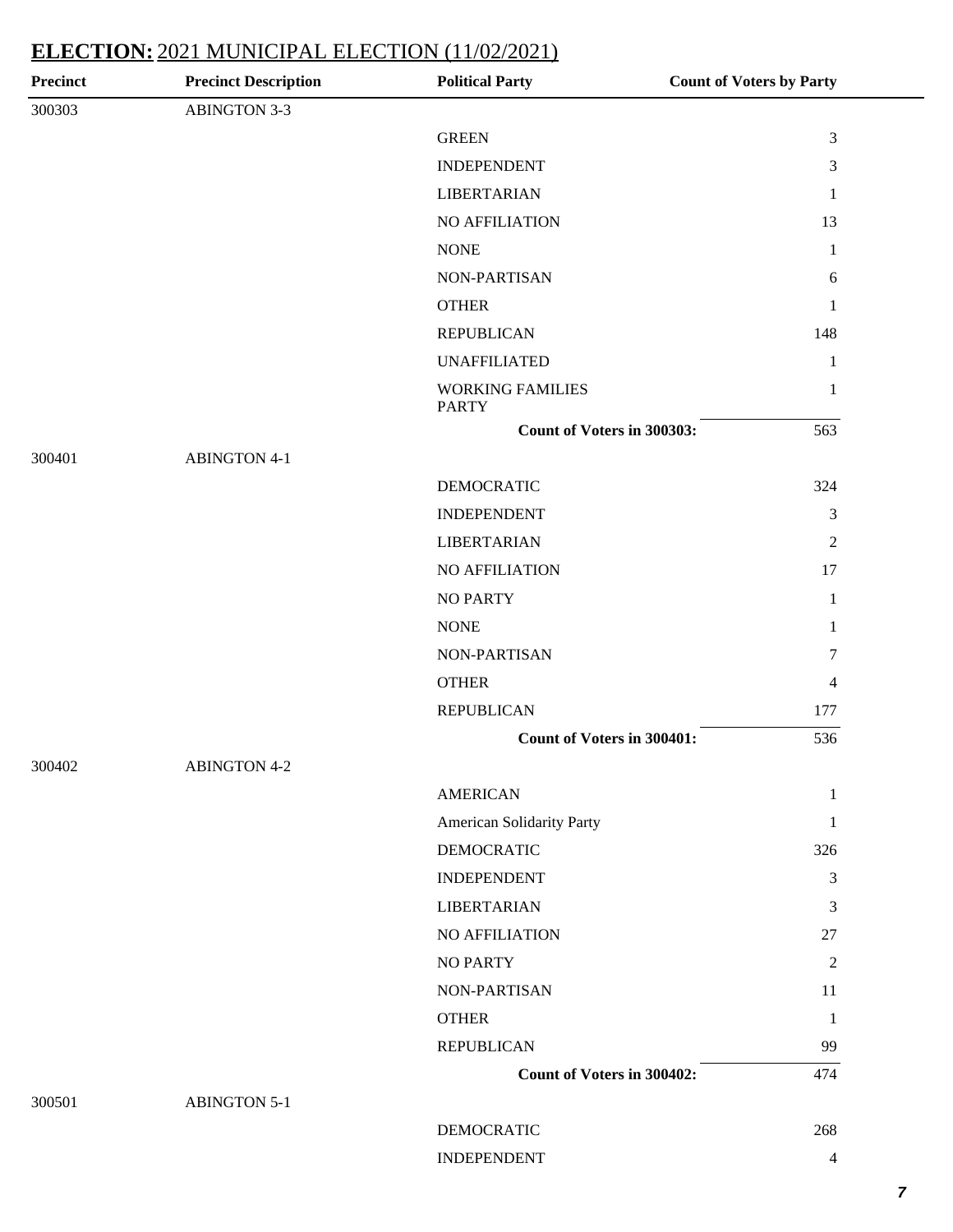## ELECTION: 2021 MUNICIPAL ELECTION (11/02/2021)

| Precinct | Precinct Description | Political Party | Count of Voters by Party |
|---|---|---|---|
| 300303 | ABINGTON 3-3 | | |
| | | GREEN | 3 |
| | | INDEPENDENT | 3 |
| | | LIBERTARIAN | 1 |
| | | NO AFFILIATION | 13 |
| | | NONE | 1 |
| | | NON-PARTISAN | 6 |
| | | OTHER | 1 |
| | | REPUBLICAN | 148 |
| | | UNAFFILIATED | 1 |
| | | WORKING FAMILIES PARTY | 1 |
| | | **Count of Voters in 300303:** | 563 |
| 300401 | ABINGTON 4-1 | | |
| | | DEMOCRATIC | 324 |
| | | INDEPENDENT | 3 |
| | | LIBERTARIAN | 2 |
| | | NO AFFILIATION | 17 |
| | | NO PARTY | 1 |
| | | NONE | 1 |
| | | NON-PARTISAN | 7 |
| | | OTHER | 4 |
| | | REPUBLICAN | 177 |
| | | **Count of Voters in 300401:** | 536 |
| 300402 | ABINGTON 4-2 | | |
| | | AMERICAN | 1 |
| | | American Solidarity Party | 1 |
| | | DEMOCRATIC | 326 |
| | | INDEPENDENT | 3 |
| | | LIBERTARIAN | 3 |
| | | NO AFFILIATION | 27 |
| | | NO PARTY | 2 |
| | | NON-PARTISAN | 11 |
| | | OTHER | 1 |
| | | REPUBLICAN | 99 |
| | | **Count of Voters in 300402:** | 474 |
| 300501 | ABINGTON 5-1 | | |
| | | DEMOCRATIC | 268 |
| | | INDEPENDENT | 4 |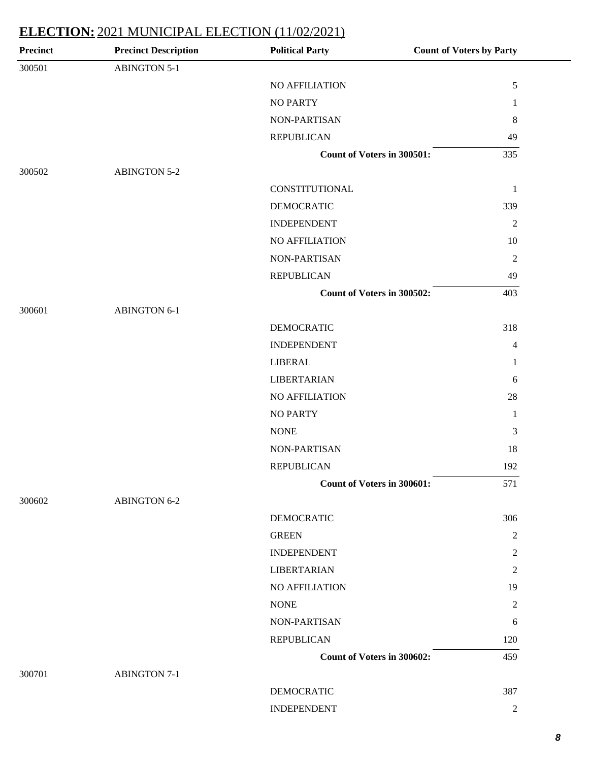## ELECTION: 2021 MUNICIPAL ELECTION (11/02/2021)

| Precinct | Precinct Description | Political Party | Count of Voters by Party |
|---|---|---|---|
| 300501 | ABINGTON 5-1 | | |
| | | NO AFFILIATION | 5 |
| | | NO PARTY | 1 |
| | | NON-PARTISAN | 8 |
| | | REPUBLICAN | 49 |
| | | **Count of Voters in 300501:** | 335 |
| 300502 | ABINGTON 5-2 | | |
| | | CONSTITUTIONAL | 1 |
| | | DEMOCRATIC | 339 |
| | | INDEPENDENT | 2 |
| | | NO AFFILIATION | 10 |
| | | NON-PARTISAN | 2 |
| | | REPUBLICAN | 49 |
| | | **Count of Voters in 300502:** | 403 |
| 300601 | ABINGTON 6-1 | | |
| | | DEMOCRATIC | 318 |
| | | INDEPENDENT | 4 |
| | | LIBERAL | 1 |
| | | LIBERTARIAN | 6 |
| | | NO AFFILIATION | 28 |
| | | NO PARTY | 1 |
| | | NONE | 3 |
| | | NON-PARTISAN | 18 |
| | | REPUBLICAN | 192 |
| | | **Count of Voters in 300601:** | 571 |
| 300602 | ABINGTON 6-2 | | |
| | | DEMOCRATIC | 306 |
| | | GREEN | 2 |
| | | INDEPENDENT | 2 |
| | | LIBERTARIAN | 2 |
| | | NO AFFILIATION | 19 |
| | | NONE | 2 |
| | | NON-PARTISAN | 6 |
| | | REPUBLICAN | 120 |
| | | **Count of Voters in 300602:** | 459 |
| 300701 | ABINGTON 7-1 | | |
| | | DEMOCRATIC | 387 |
| | | INDEPENDENT | 2 |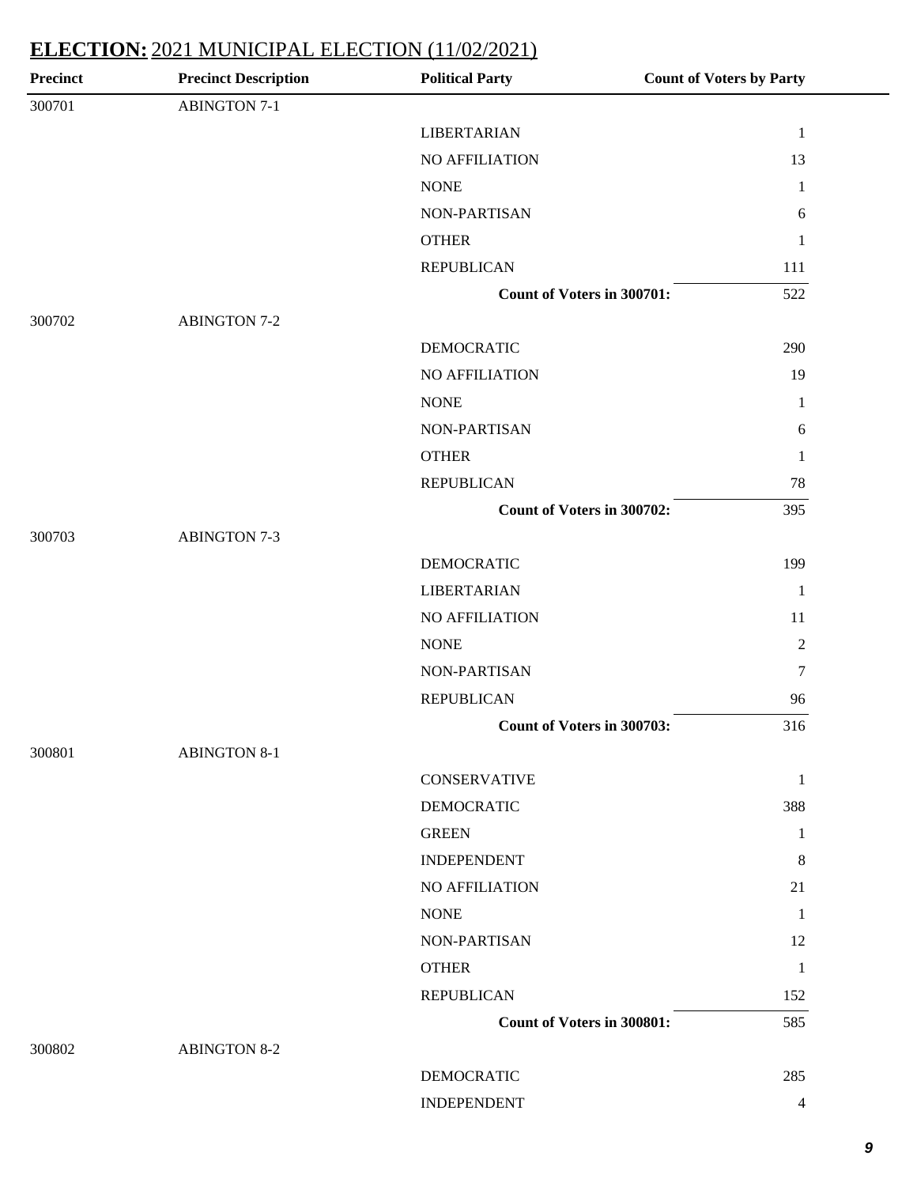## ELECTION: 2021 MUNICIPAL ELECTION (11/02/2021)

| Precinct | Precinct Description | Political Party | Count of Voters by Party |
|---|---|---|---|
| 300701 | ABINGTON 7-1 | | |
| | | LIBERTARIAN | 1 |
| | | NO AFFILIATION | 13 |
| | | NONE | 1 |
| | | NON-PARTISAN | 6 |
| | | OTHER | 1 |
| | | REPUBLICAN | 111 |
| | | **Count of Voters in 300701:** | 522 |
| 300702 | ABINGTON 7-2 | | |
| | | DEMOCRATIC | 290 |
| | | NO AFFILIATION | 19 |
| | | NONE | 1 |
| | | NON-PARTISAN | 6 |
| | | OTHER | 1 |
| | | REPUBLICAN | 78 |
| | | **Count of Voters in 300702:** | 395 |
| 300703 | ABINGTON 7-3 | | |
| | | DEMOCRATIC | 199 |
| | | LIBERTARIAN | 1 |
| | | NO AFFILIATION | 11 |
| | | NONE | 2 |
| | | NON-PARTISAN | 7 |
| | | REPUBLICAN | 96 |
| | | **Count of Voters in 300703:** | 316 |
| 300801 | ABINGTON 8-1 | | |
| | | CONSERVATIVE | 1 |
| | | DEMOCRATIC | 388 |
| | | GREEN | 1 |
| | | INDEPENDENT | 8 |
| | | NO AFFILIATION | 21 |
| | | NONE | 1 |
| | | NON-PARTISAN | 12 |
| | | OTHER | 1 |
| | | REPUBLICAN | 152 |
| | | **Count of Voters in 300801:** | 585 |
| 300802 | ABINGTON 8-2 | | |
| | | DEMOCRATIC | 285 |
| | | INDEPENDENT | 4 |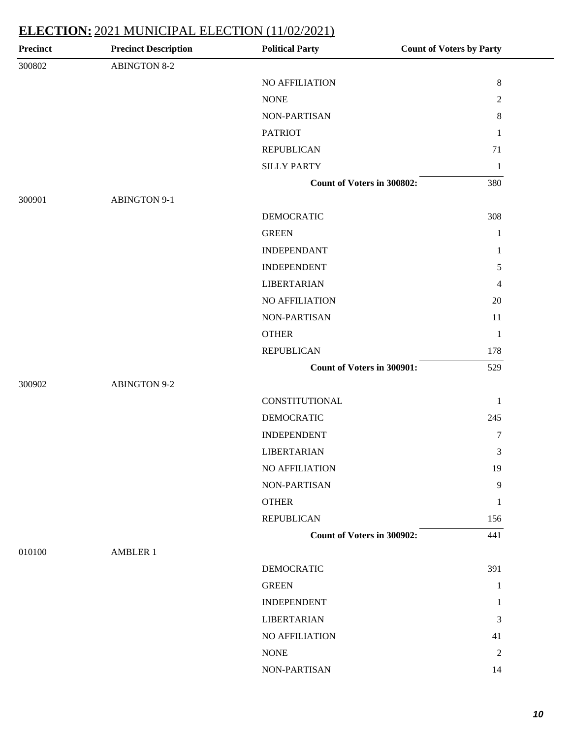## ELECTION: 2021 MUNICIPAL ELECTION (11/02/2021)

| Precinct | Precinct Description | Political Party | Count of Voters by Party |
|---|---|---|---|
| 300802 | ABINGTON 8-2 | | |
| | | NO AFFILIATION | 8 |
| | | NONE | 2 |
| | | NON-PARTISAN | 8 |
| | | PATRIOT | 1 |
| | | REPUBLICAN | 71 |
| | | SILLY PARTY | 1 |
| | | **Count of Voters in 300802:** | 380 |
| 300901 | ABINGTON 9-1 | | |
| | | DEMOCRATIC | 308 |
| | | GREEN | 1 |
| | | INDEPENDANT | 1 |
| | | INDEPENDENT | 5 |
| | | LIBERTARIAN | 4 |
| | | NO AFFILIATION | 20 |
| | | NON-PARTISAN | 11 |
| | | OTHER | 1 |
| | | REPUBLICAN | 178 |
| | | **Count of Voters in 300901:** | 529 |
| 300902 | ABINGTON 9-2 | | |
| | | CONSTITUTIONAL | 1 |
| | | DEMOCRATIC | 245 |
| | | INDEPENDENT | 7 |
| | | LIBERTARIAN | 3 |
| | | NO AFFILIATION | 19 |
| | | NON-PARTISAN | 9 |
| | | OTHER | 1 |
| | | REPUBLICAN | 156 |
| | | **Count of Voters in 300902:** | 441 |
| 010100 | AMBLER 1 | | |
| | | DEMOCRATIC | 391 |
| | | GREEN | 1 |
| | | INDEPENDENT | 1 |
| | | LIBERTARIAN | 3 |
| | | NO AFFILIATION | 41 |
| | | NONE | 2 |
| | | NON-PARTISAN | 14 |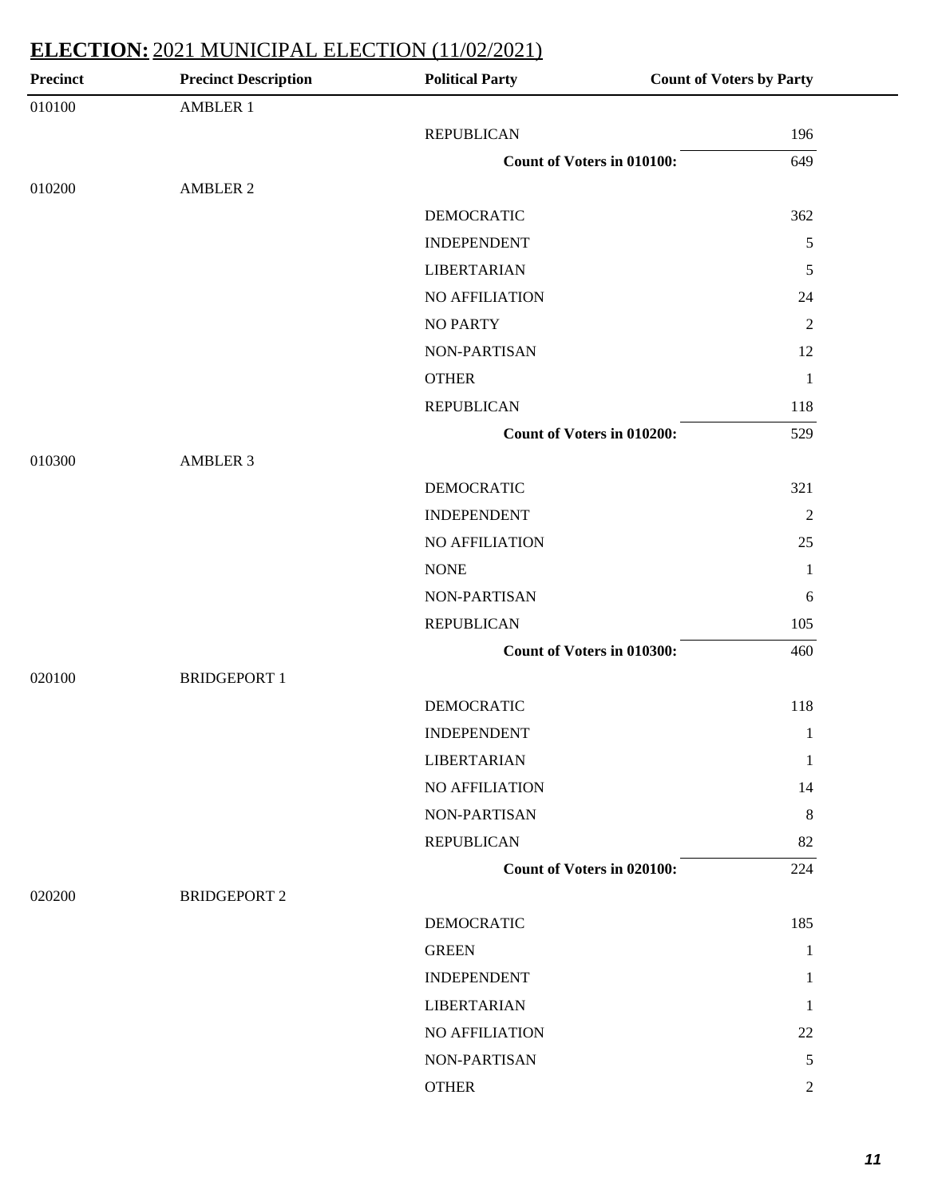## ELECTION: 2021 MUNICIPAL ELECTION (11/02/2021)

| Precinct | Precinct Description | Political Party | Count of Voters by Party |
|---|---|---|---|
| 010100 | AMBLER 1 | | |
| | | REPUBLICAN | 196 |
| | | **Count of Voters in 010100:** | 649 |
| 010200 | AMBLER 2 | | |
| | | DEMOCRATIC | 362 |
| | | INDEPENDENT | 5 |
| | | LIBERTARIAN | 5 |
| | | NO AFFILIATION | 24 |
| | | NO PARTY | 2 |
| | | NON-PARTISAN | 12 |
| | | OTHER | 1 |
| | | REPUBLICAN | 118 |
| | | **Count of Voters in 010200:** | 529 |
| 010300 | AMBLER 3 | | |
| | | DEMOCRATIC | 321 |
| | | INDEPENDENT | 2 |
| | | NO AFFILIATION | 25 |
| | | NONE | 1 |
| | | NON-PARTISAN | 6 |
| | | REPUBLICAN | 105 |
| | | **Count of Voters in 010300:** | 460 |
| 020100 | BRIDGEPORT 1 | | |
| | | DEMOCRATIC | 118 |
| | | INDEPENDENT | 1 |
| | | LIBERTARIAN | 1 |
| | | NO AFFILIATION | 14 |
| | | NON-PARTISAN | 8 |
| | | REPUBLICAN | 82 |
| | | **Count of Voters in 020100:** | 224 |
| 020200 | BRIDGEPORT 2 | | |
| | | DEMOCRATIC | 185 |
| | | GREEN | 1 |
| | | INDEPENDENT | 1 |
| | | LIBERTARIAN | 1 |
| | | NO AFFILIATION | 22 |
| | | NON-PARTISAN | 5 |
| | | OTHER | 2 |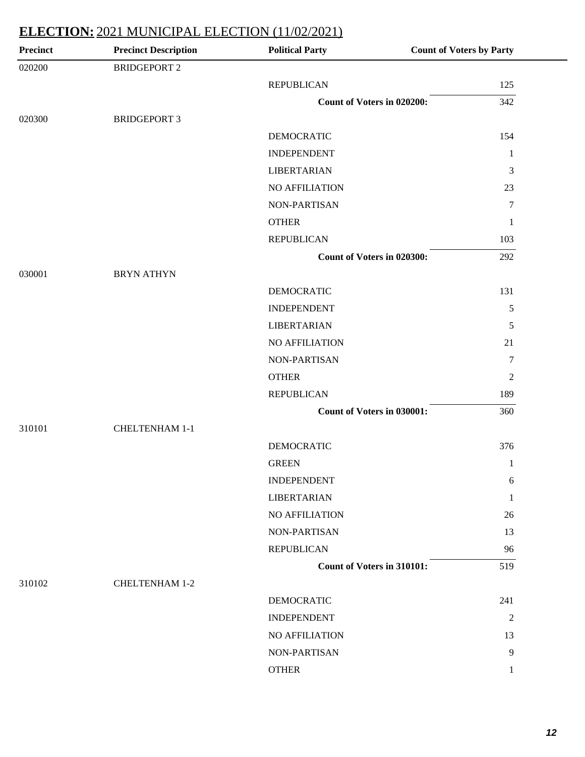## ELECTION: 2021 MUNICIPAL ELECTION (11/02/2021)

| Precinct | Precinct Description | Political Party | Count of Voters by Party |
|---|---|---|---|
| 020200 | BRIDGEPORT 2 | | |
| | | REPUBLICAN | 125 |
| | | **Count of Voters in 020200:** | 342 |
| 020300 | BRIDGEPORT 3 | | |
| | | DEMOCRATIC | 154 |
| | | INDEPENDENT | 1 |
| | | LIBERTARIAN | 3 |
| | | NO AFFILIATION | 23 |
| | | NON-PARTISAN | 7 |
| | | OTHER | 1 |
| | | REPUBLICAN | 103 |
| | | **Count of Voters in 020300:** | 292 |
| 030001 | BRYN ATHYN | | |
| | | DEMOCRATIC | 131 |
| | | INDEPENDENT | 5 |
| | | LIBERTARIAN | 5 |
| | | NO AFFILIATION | 21 |
| | | NON-PARTISAN | 7 |
| | | OTHER | 2 |
| | | REPUBLICAN | 189 |
| | | **Count of Voters in 030001:** | 360 |
| 310101 | CHELTENHAM 1-1 | | |
| | | DEMOCRATIC | 376 |
| | | GREEN | 1 |
| | | INDEPENDENT | 6 |
| | | LIBERTARIAN | 1 |
| | | NO AFFILIATION | 26 |
| | | NON-PARTISAN | 13 |
| | | REPUBLICAN | 96 |
| | | **Count of Voters in 310101:** | 519 |
| 310102 | CHELTENHAM 1-2 | | |
| | | DEMOCRATIC | 241 |
| | | INDEPENDENT | 2 |
| | | NO AFFILIATION | 13 |
| | | NON-PARTISAN | 9 |
| | | OTHER | 1 |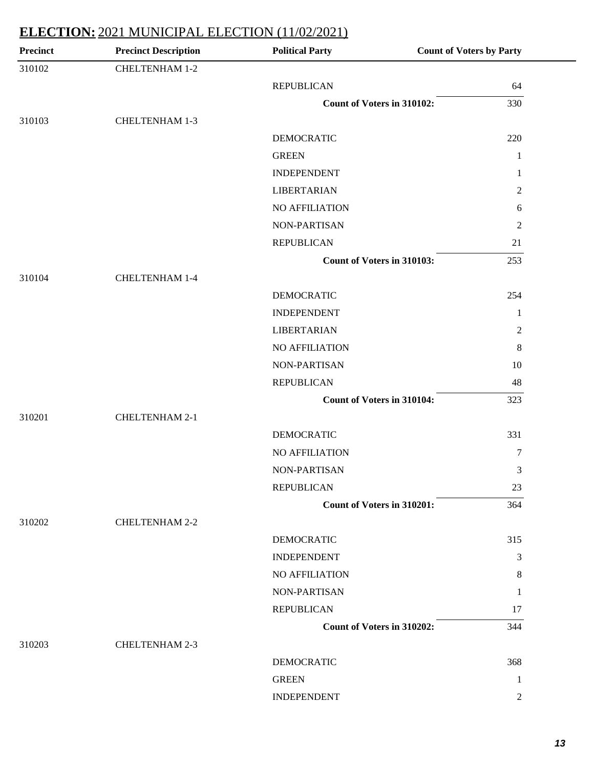## **ELECTION:** 2021 MUNICIPAL ELECTION (11/02/2021)

| Precinct | Precinct Description | Political Party | Count of Voters by Party |
|---|---|---|---|
| 310102 | CHELTENHAM 1-2 | | |
| | | REPUBLICAN | 64 |
| | | **Count of Voters in 310102:** | 330 |
| 310103 | CHELTENHAM 1-3 | | |
| | | DEMOCRATIC | 220 |
| | | GREEN | 1 |
| | | INDEPENDENT | 1 |
| | | LIBERTARIAN | 2 |
| | | NO AFFILIATION | 6 |
| | | NON-PARTISAN | 2 |
| | | REPUBLICAN | 21 |
| | | **Count of Voters in 310103:** | 253 |
| 310104 | CHELTENHAM 1-4 | | |
| | | DEMOCRATIC | 254 |
| | | INDEPENDENT | 1 |
| | | LIBERTARIAN | 2 |
| | | NO AFFILIATION | 8 |
| | | NON-PARTISAN | 10 |
| | | REPUBLICAN | 48 |
| | | **Count of Voters in 310104:** | 323 |
| 310201 | CHELTENHAM 2-1 | | |
| | | DEMOCRATIC | 331 |
| | | NO AFFILIATION | 7 |
| | | NON-PARTISAN | 3 |
| | | REPUBLICAN | 23 |
| | | **Count of Voters in 310201:** | 364 |
| 310202 | CHELTENHAM 2-2 | | |
| | | DEMOCRATIC | 315 |
| | | INDEPENDENT | 3 |
| | | NO AFFILIATION | 8 |
| | | NON-PARTISAN | 1 |
| | | REPUBLICAN | 17 |
| | | **Count of Voters in 310202:** | 344 |
| 310203 | CHELTENHAM 2-3 | | |
| | | DEMOCRATIC | 368 |
| | | GREEN | 1 |
| | | INDEPENDENT | 2 |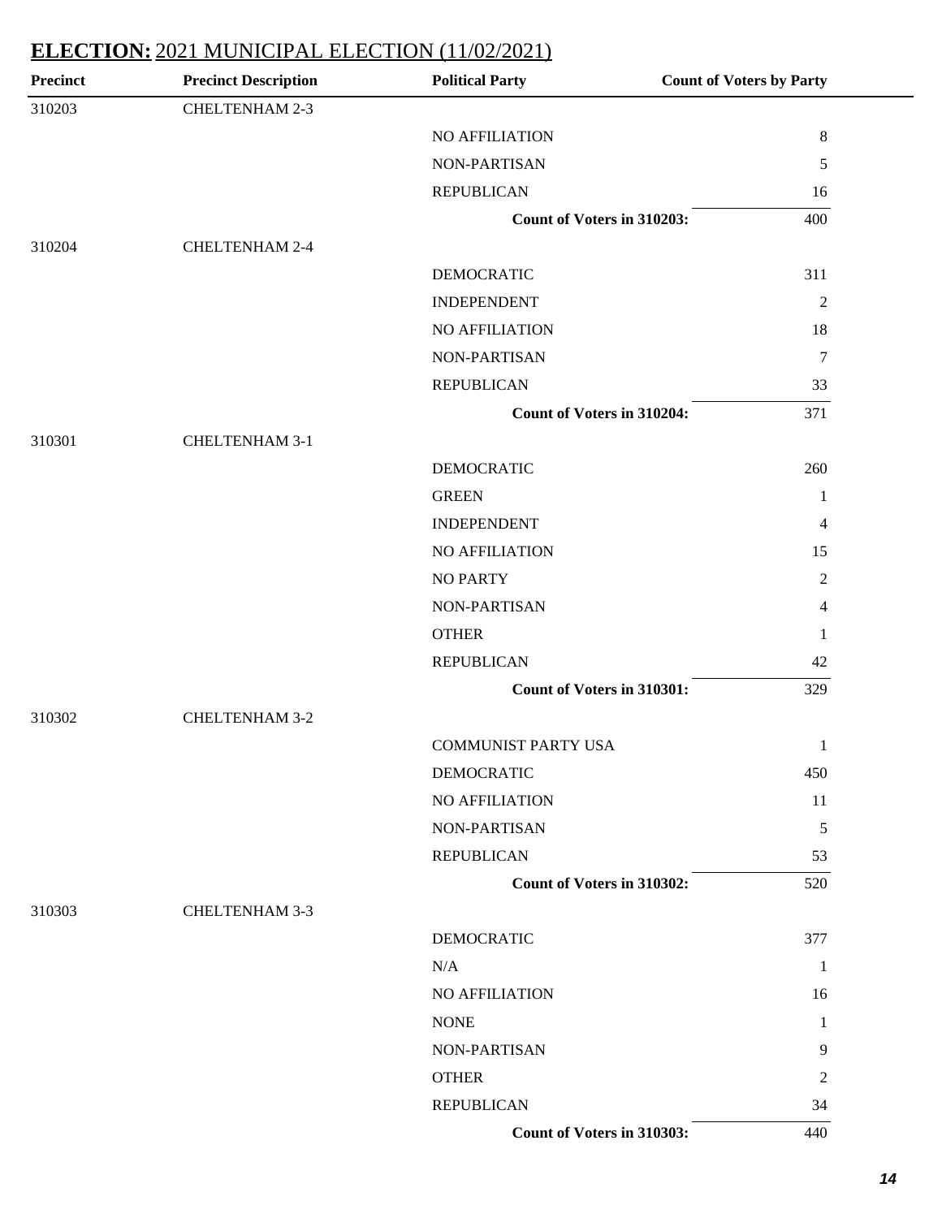## ELECTION: 2021 MUNICIPAL ELECTION (11/02/2021)

| Precinct | Precinct Description | Political Party | Count of Voters by Party |
|---|---|---|---|
| 310203 | CHELTENHAM 2-3 | | |
| | | NO AFFILIATION | 8 |
| | | NON-PARTISAN | 5 |
| | | REPUBLICAN | 16 |
| | | **Count of Voters in 310203:** | 400 |
| 310204 | CHELTENHAM 2-4 | | |
| | | DEMOCRATIC | 311 |
| | | INDEPENDENT | 2 |
| | | NO AFFILIATION | 18 |
| | | NON-PARTISAN | 7 |
| | | REPUBLICAN | 33 |
| | | **Count of Voters in 310204:** | 371 |
| 310301 | CHELTENHAM 3-1 | | |
| | | DEMOCRATIC | 260 |
| | | GREEN | 1 |
| | | INDEPENDENT | 4 |
| | | NO AFFILIATION | 15 |
| | | NO PARTY | 2 |
| | | NON-PARTISAN | 4 |
| | | OTHER | 1 |
| | | REPUBLICAN | 42 |
| | | **Count of Voters in 310301:** | 329 |
| 310302 | CHELTENHAM 3-2 | | |
| | | COMMUNIST PARTY USA | 1 |
| | | DEMOCRATIC | 450 |
| | | NO AFFILIATION | 11 |
| | | NON-PARTISAN | 5 |
| | | REPUBLICAN | 53 |
| | | **Count of Voters in 310302:** | 520 |
| 310303 | CHELTENHAM 3-3 | | |
| | | DEMOCRATIC | 377 |
| | | N/A | 1 |
| | | NO AFFILIATION | 16 |
| | | NONE | 1 |
| | | NON-PARTISAN | 9 |
| | | OTHER | 2 |
| | | REPUBLICAN | 34 |
| | | **Count of Voters in 310303:** | 440 |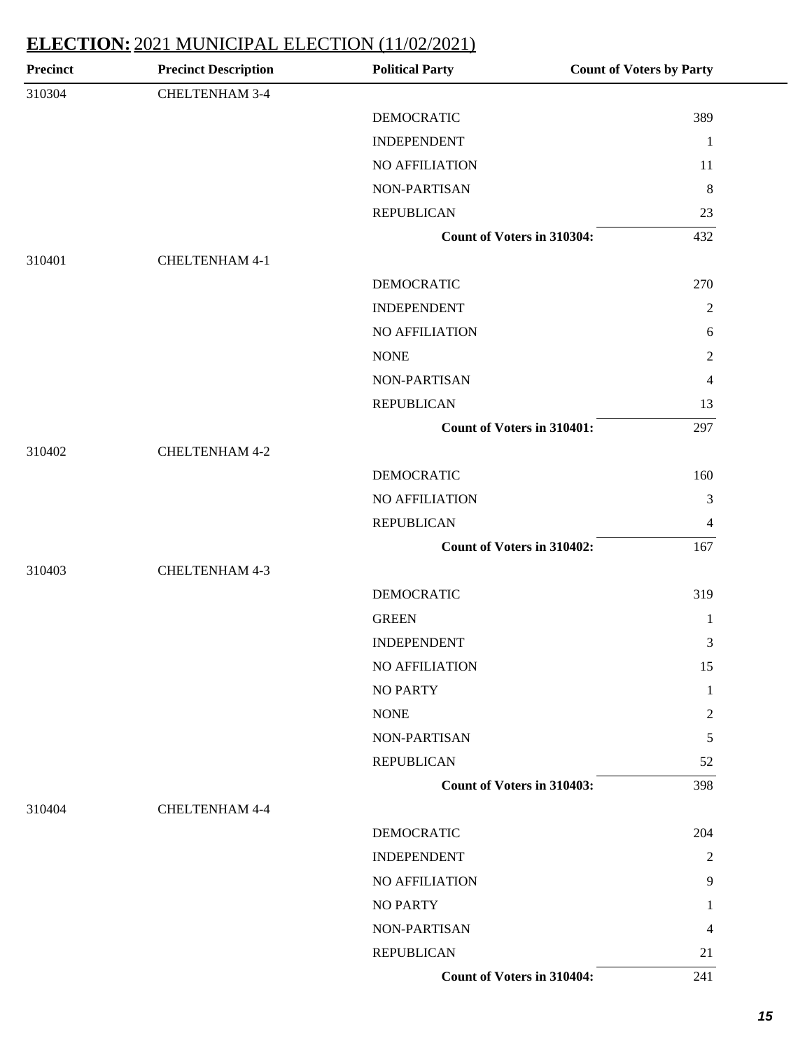## ELECTION: 2021 MUNICIPAL ELECTION (11/02/2021)

| Precinct | Precinct Description | Political Party | Count of Voters by Party |
|---|---|---|---|
| 310304 | CHELTENHAM 3-4 | | |
| | | DEMOCRATIC | 389 |
| | | INDEPENDENT | 1 |
| | | NO AFFILIATION | 11 |
| | | NON-PARTISAN | 8 |
| | | REPUBLICAN | 23 |
| | | **Count of Voters in 310304:** | 432 |
| 310401 | CHELTENHAM 4-1 | | |
| | | DEMOCRATIC | 270 |
| | | INDEPENDENT | 2 |
| | | NO AFFILIATION | 6 |
| | | NONE | 2 |
| | | NON-PARTISAN | 4 |
| | | REPUBLICAN | 13 |
| | | **Count of Voters in 310401:** | 297 |
| 310402 | CHELTENHAM 4-2 | | |
| | | DEMOCRATIC | 160 |
| | | NO AFFILIATION | 3 |
| | | REPUBLICAN | 4 |
| | | **Count of Voters in 310402:** | 167 |
| 310403 | CHELTENHAM 4-3 | | |
| | | DEMOCRATIC | 319 |
| | | GREEN | 1 |
| | | INDEPENDENT | 3 |
| | | NO AFFILIATION | 15 |
| | | NO PARTY | 1 |
| | | NONE | 2 |
| | | NON-PARTISAN | 5 |
| | | REPUBLICAN | 52 |
| | | **Count of Voters in 310403:** | 398 |
| 310404 | CHELTENHAM 4-4 | | |
| | | DEMOCRATIC | 204 |
| | | INDEPENDENT | 2 |
| | | NO AFFILIATION | 9 |
| | | NO PARTY | 1 |
| | | NON-PARTISAN | 4 |
| | | REPUBLICAN | 21 |
| | | **Count of Voters in 310404:** | 241 |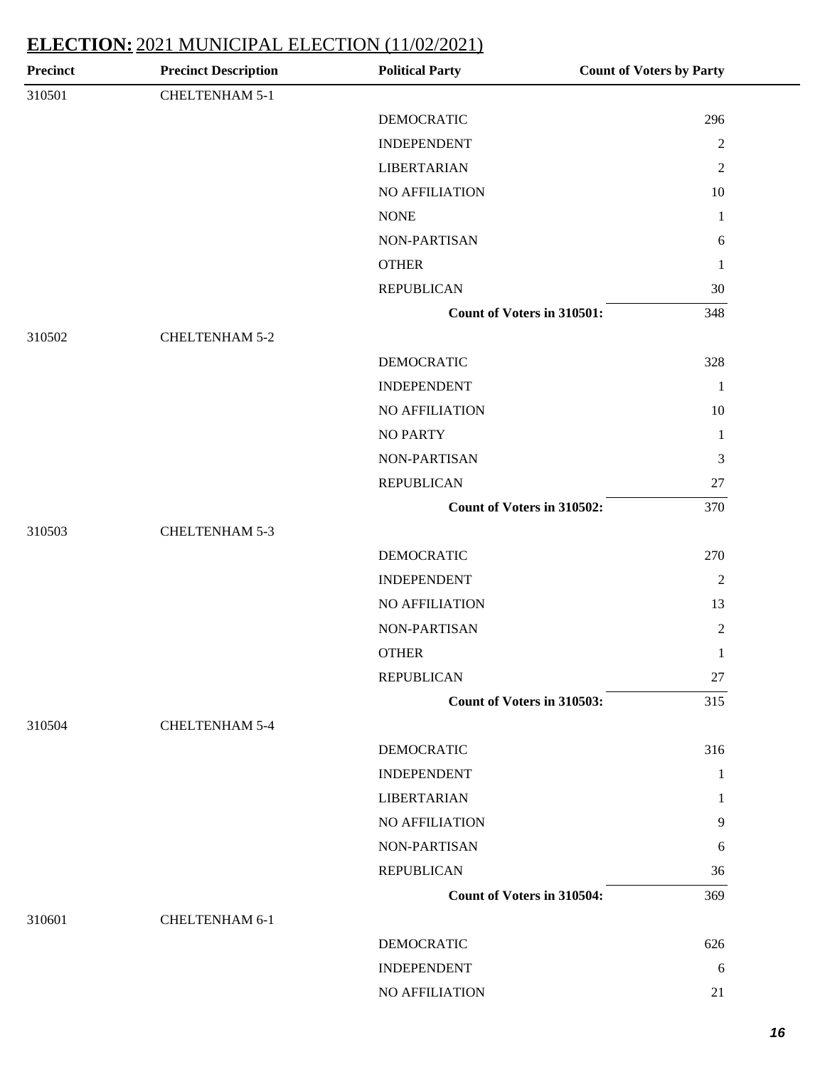## **ELECTION:** 2021 MUNICIPAL ELECTION (11/02/2021)

| Precinct | Precinct Description | Political Party | Count of Voters by Party |
|---|---|---|---|
| 310501 | CHELTENHAM 5-1 | | |
| | | DEMOCRATIC | 296 |
| | | INDEPENDENT | 2 |
| | | LIBERTARIAN | 2 |
| | | NO AFFILIATION | 10 |
| | | NONE | 1 |
| | | NON-PARTISAN | 6 |
| | | OTHER | 1 |
| | | REPUBLICAN | 30 |
| | | **Count of Voters in 310501:** | 348 |
| 310502 | CHELTENHAM 5-2 | | |
| | | DEMOCRATIC | 328 |
| | | INDEPENDENT | 1 |
| | | NO AFFILIATION | 10 |
| | | NO PARTY | 1 |
| | | NON-PARTISAN | 3 |
| | | REPUBLICAN | 27 |
| | | **Count of Voters in 310502:** | 370 |
| 310503 | CHELTENHAM 5-3 | | |
| | | DEMOCRATIC | 270 |
| | | INDEPENDENT | 2 |
| | | NO AFFILIATION | 13 |
| | | NON-PARTISAN | 2 |
| | | OTHER | 1 |
| | | REPUBLICAN | 27 |
| | | **Count of Voters in 310503:** | 315 |
| 310504 | CHELTENHAM 5-4 | | |
| | | DEMOCRATIC | 316 |
| | | INDEPENDENT | 1 |
| | | LIBERTARIAN | 1 |
| | | NO AFFILIATION | 9 |
| | | NON-PARTISAN | 6 |
| | | REPUBLICAN | 36 |
| | | **Count of Voters in 310504:** | 369 |
| 310601 | CHELTENHAM 6-1 | | |
| | | DEMOCRATIC | 626 |
| | | INDEPENDENT | 6 |
| | | NO AFFILIATION | 21 |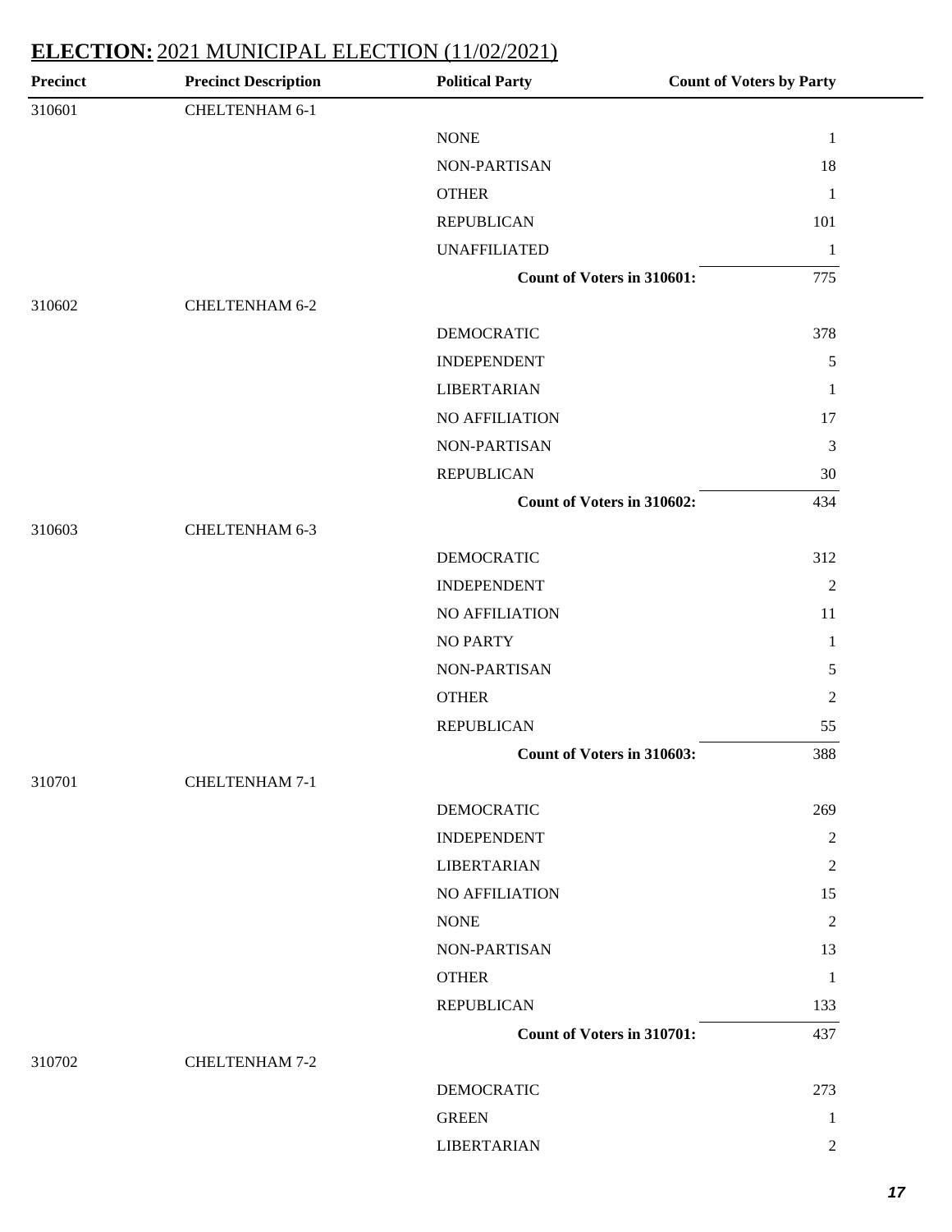## **ELECTION:** 2021 MUNICIPAL ELECTION (11/02/2021)

| Precinct | Precinct Description | Political Party | Count of Voters by Party |
|---|---|---|---|
| 310601 | CHELTENHAM 6-1 | | |
| | | NONE | 1 |
| | | NON-PARTISAN | 18 |
| | | OTHER | 1 |
| | | REPUBLICAN | 101 |
| | | UNAFFILIATED | 1 |
| | | **Count of Voters in 310601:** | 775 |
| 310602 | CHELTENHAM 6-2 | | |
| | | DEMOCRATIC | 378 |
| | | INDEPENDENT | 5 |
| | | LIBERTARIAN | 1 |
| | | NO AFFILIATION | 17 |
| | | NON-PARTISAN | 3 |
| | | REPUBLICAN | 30 |
| | | **Count of Voters in 310602:** | 434 |
| 310603 | CHELTENHAM 6-3 | | |
| | | DEMOCRATIC | 312 |
| | | INDEPENDENT | 2 |
| | | NO AFFILIATION | 11 |
| | | NO PARTY | 1 |
| | | NON-PARTISAN | 5 |
| | | OTHER | 2 |
| | | REPUBLICAN | 55 |
| | | **Count of Voters in 310603:** | 388 |
| 310701 | CHELTENHAM 7-1 | | |
| | | DEMOCRATIC | 269 |
| | | INDEPENDENT | 2 |
| | | LIBERTARIAN | 2 |
| | | NO AFFILIATION | 15 |
| | | NONE | 2 |
| | | NON-PARTISAN | 13 |
| | | OTHER | 1 |
| | | REPUBLICAN | 133 |
| | | **Count of Voters in 310701:** | 437 |
| 310702 | CHELTENHAM 7-2 | | |
| | | DEMOCRATIC | 273 |
| | | GREEN | 1 |
| | | LIBERTARIAN | 2 |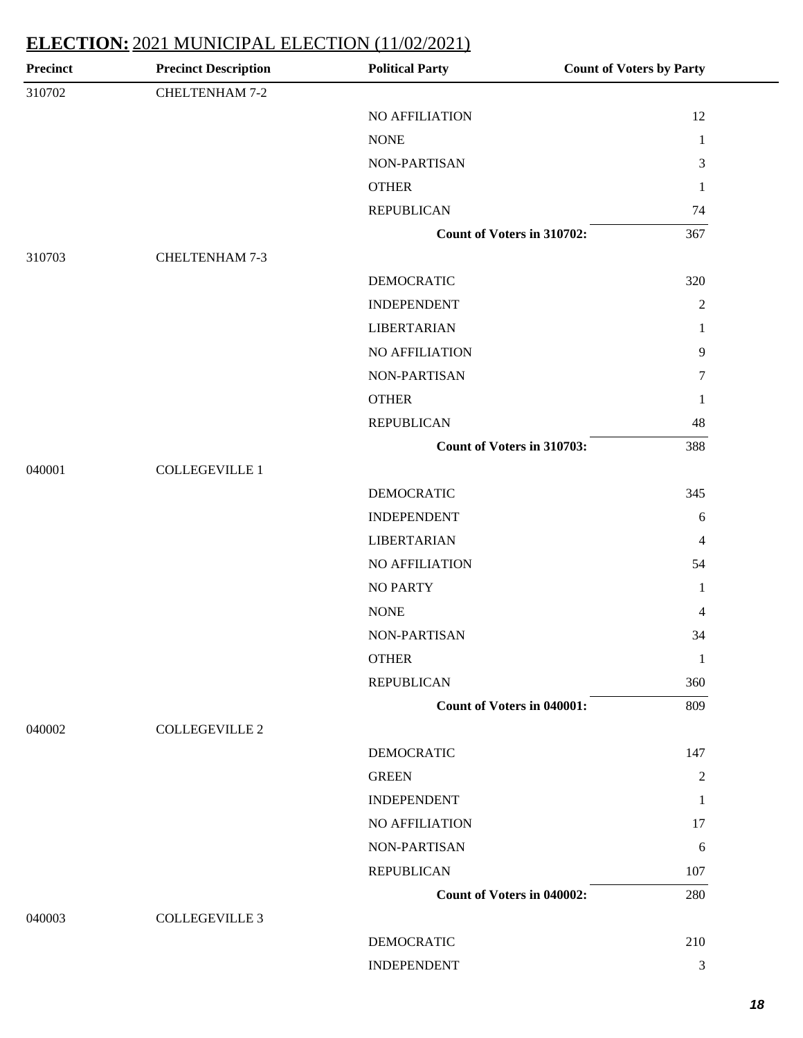## ELECTION: 2021 MUNICIPAL ELECTION (11/02/2021)

| Precinct | Precinct Description | Political Party | Count of Voters by Party |
|---|---|---|---|
| 310702 | CHELTENHAM 7-2 | | |
| | | NO AFFILIATION | 12 |
| | | NONE | 1 |
| | | NON-PARTISAN | 3 |
| | | OTHER | 1 |
| | | REPUBLICAN | 74 |
| | | **Count of Voters in 310702:** | 367 |
| 310703 | CHELTENHAM 7-3 | | |
| | | DEMOCRATIC | 320 |
| | | INDEPENDENT | 2 |
| | | LIBERTARIAN | 1 |
| | | NO AFFILIATION | 9 |
| | | NON-PARTISAN | 7 |
| | | OTHER | 1 |
| | | REPUBLICAN | 48 |
| | | **Count of Voters in 310703:** | 388 |
| 040001 | COLLEGEVILLE 1 | | |
| | | DEMOCRATIC | 345 |
| | | INDEPENDENT | 6 |
| | | LIBERTARIAN | 4 |
| | | NO AFFILIATION | 54 |
| | | NO PARTY | 1 |
| | | NONE | 4 |
| | | NON-PARTISAN | 34 |
| | | OTHER | 1 |
| | | REPUBLICAN | 360 |
| | | **Count of Voters in 040001:** | 809 |
| 040002 | COLLEGEVILLE 2 | | |
| | | DEMOCRATIC | 147 |
| | | GREEN | 2 |
| | | INDEPENDENT | 1 |
| | | NO AFFILIATION | 17 |
| | | NON-PARTISAN | 6 |
| | | REPUBLICAN | 107 |
| | | **Count of Voters in 040002:** | 280 |
| 040003 | COLLEGEVILLE 3 | | |
| | | DEMOCRATIC | 210 |
| | | INDEPENDENT | 3 |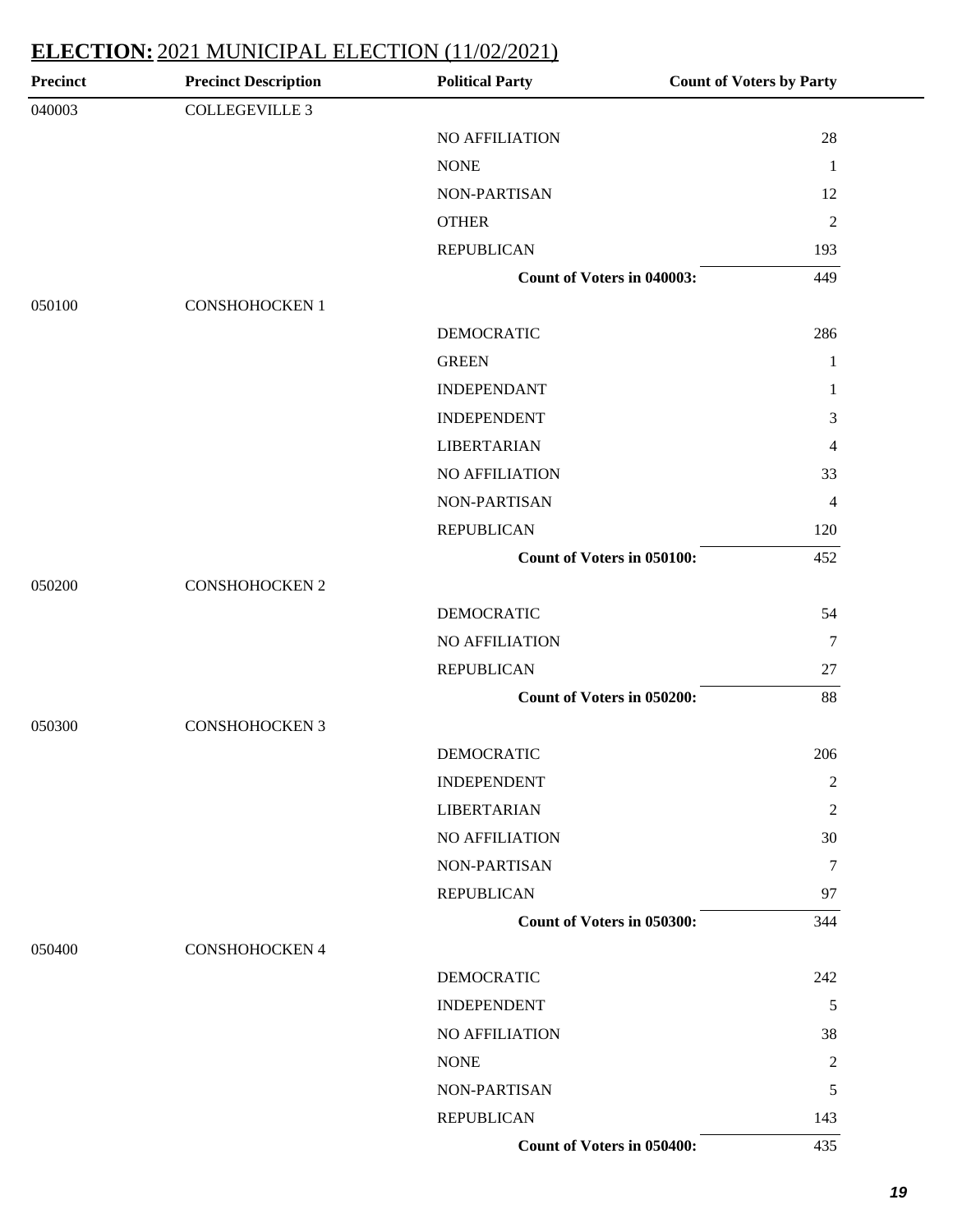**ELECTION:** 2021 MUNICIPAL ELECTION (11/02/2021)

| Precinct | Precinct Description | Political Party | Count of Voters by Party |
|---|---|---|---|
| 040003 | COLLEGEVILLE 3 | | |
| | | NO AFFILIATION | 28 |
| | | NONE | 1 |
| | | NON-PARTISAN | 12 |
| | | OTHER | 2 |
| | | REPUBLICAN | 193 |
| | | **Count of Voters in 040003:** | 449 |
| 050100 | CONSHOHOCKEN 1 | | |
| | | DEMOCRATIC | 286 |
| | | GREEN | 1 |
| | | INDEPENDANT | 1 |
| | | INDEPENDENT | 3 |
| | | LIBERTARIAN | 4 |
| | | NO AFFILIATION | 33 |
| | | NON-PARTISAN | 4 |
| | | REPUBLICAN | 120 |
| | | **Count of Voters in 050100:** | 452 |
| 050200 | CONSHOHOCKEN 2 | | |
| | | DEMOCRATIC | 54 |
| | | NO AFFILIATION | 7 |
| | | REPUBLICAN | 27 |
| | | **Count of Voters in 050200:** | 88 |
| 050300 | CONSHOHOCKEN 3 | | |
| | | DEMOCRATIC | 206 |
| | | INDEPENDENT | 2 |
| | | LIBERTARIAN | 2 |
| | | NO AFFILIATION | 30 |
| | | NON-PARTISAN | 7 |
| | | REPUBLICAN | 97 |
| | | **Count of Voters in 050300:** | 344 |
| 050400 | CONSHOHOCKEN 4 | | |
| | | DEMOCRATIC | 242 |
| | | INDEPENDENT | 5 |
| | | NO AFFILIATION | 38 |
| | | NONE | 2 |
| | | NON-PARTISAN | 5 |
| | | REPUBLICAN | 143 |
| | | **Count of Voters in 050400:** | 435 |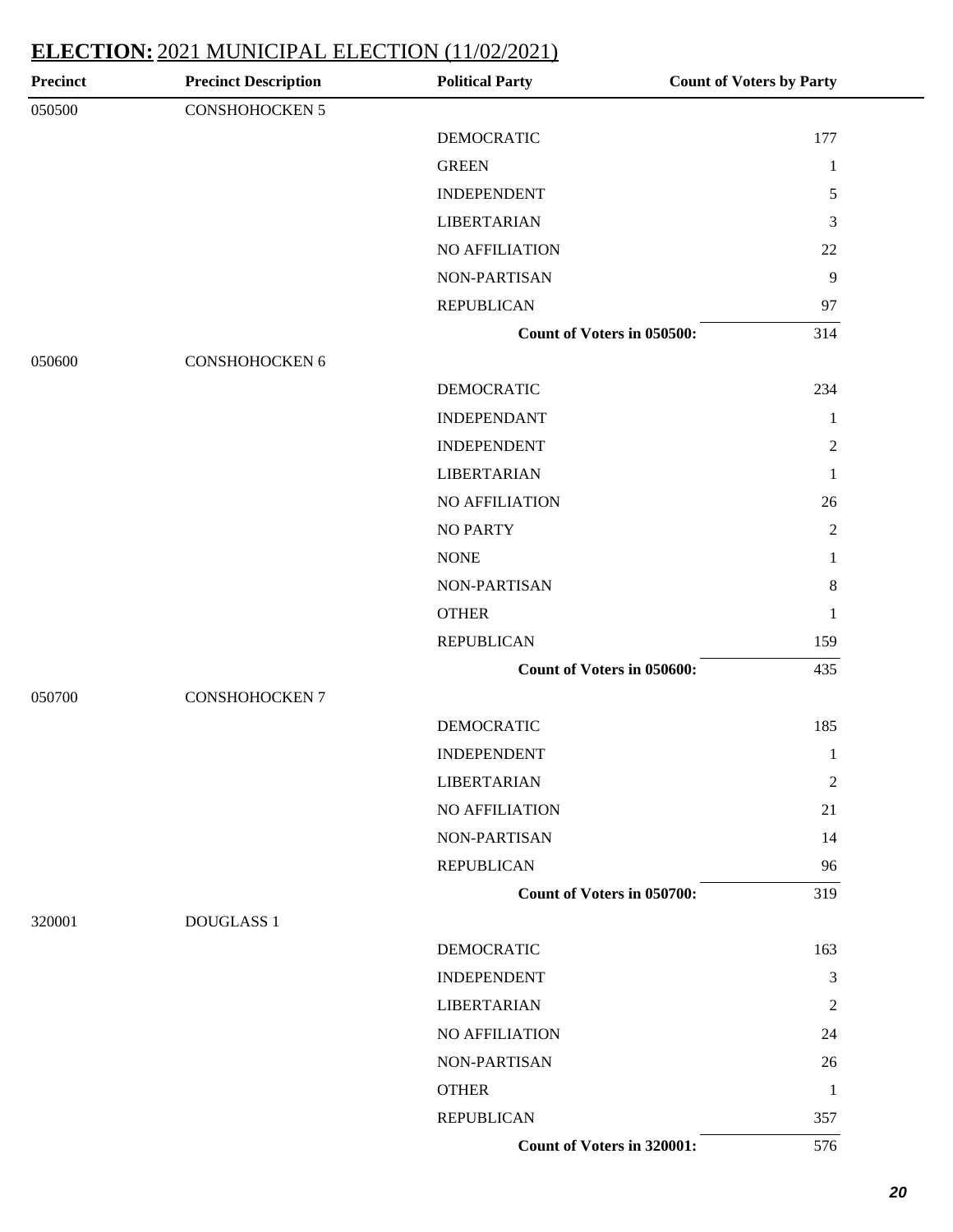## ELECTION: 2021 MUNICIPAL ELECTION (11/02/2021)

| Precinct | Precinct Description | Political Party | Count of Voters by Party |
|---|---|---|---|
| 050500 | CONSHOHOCKEN 5 | | |
| | | DEMOCRATIC | 177 |
| | | GREEN | 1 |
| | | INDEPENDENT | 5 |
| | | LIBERTARIAN | 3 |
| | | NO AFFILIATION | 22 |
| | | NON-PARTISAN | 9 |
| | | REPUBLICAN | 97 |
| | | **Count of Voters in 050500:** | 314 |
| 050600 | CONSHOHOCKEN 6 | | |
| | | DEMOCRATIC | 234 |
| | | INDEPENDANT | 1 |
| | | INDEPENDENT | 2 |
| | | LIBERTARIAN | 1 |
| | | NO AFFILIATION | 26 |
| | | NO PARTY | 2 |
| | | NONE | 1 |
| | | NON-PARTISAN | 8 |
| | | OTHER | 1 |
| | | REPUBLICAN | 159 |
| | | **Count of Voters in 050600:** | 435 |
| 050700 | CONSHOHOCKEN 7 | | |
| | | DEMOCRATIC | 185 |
| | | INDEPENDENT | 1 |
| | | LIBERTARIAN | 2 |
| | | NO AFFILIATION | 21 |
| | | NON-PARTISAN | 14 |
| | | REPUBLICAN | 96 |
| | | **Count of Voters in 050700:** | 319 |
| 320001 | DOUGLASS 1 | | |
| | | DEMOCRATIC | 163 |
| | | INDEPENDENT | 3 |
| | | LIBERTARIAN | 2 |
| | | NO AFFILIATION | 24 |
| | | NON-PARTISAN | 26 |
| | | OTHER | 1 |
| | | REPUBLICAN | 357 |
| | | **Count of Voters in 320001:** | 576 |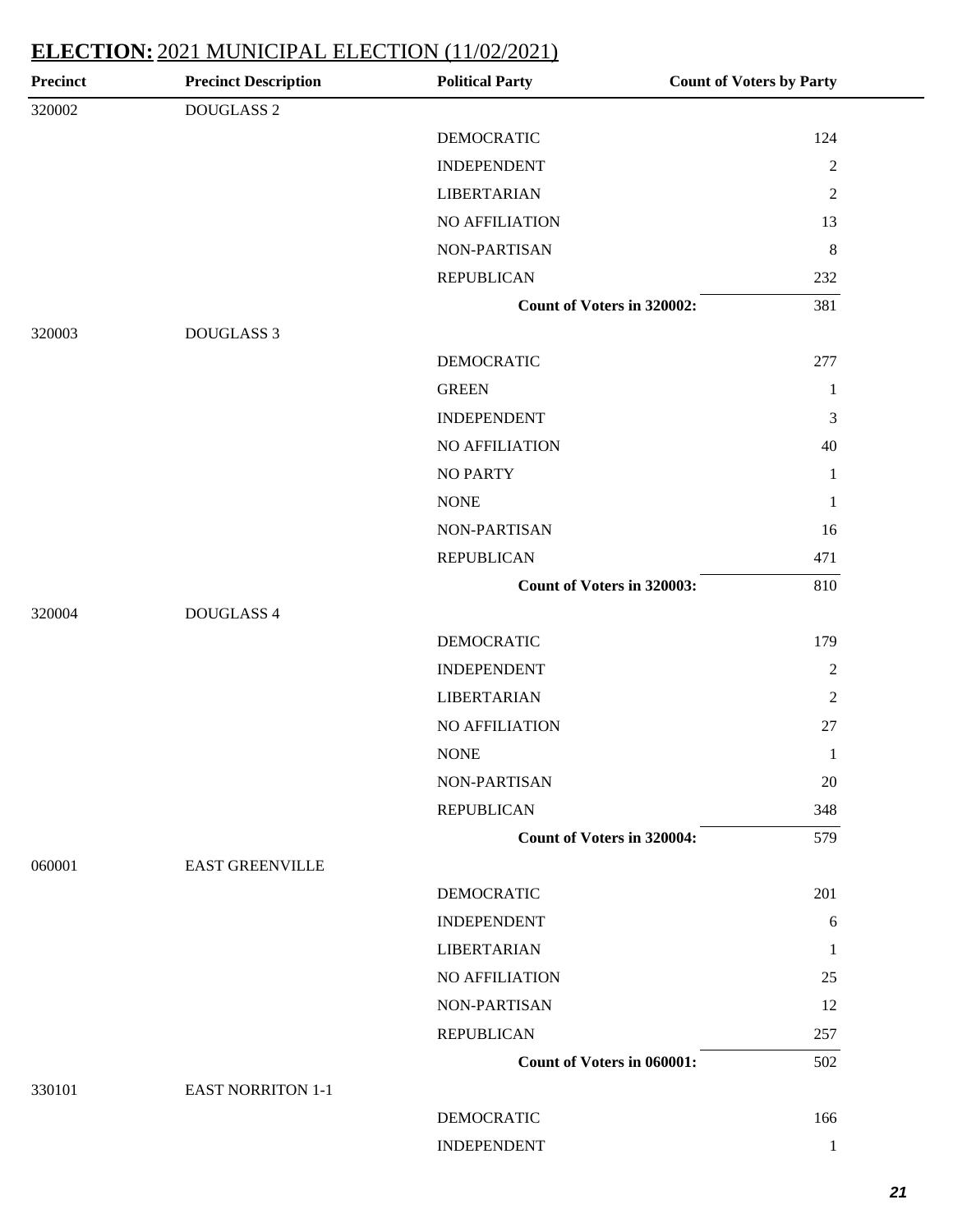## ELECTION: 2021 MUNICIPAL ELECTION (11/02/2021)

| Precinct | Precinct Description | Political Party | Count of Voters by Party |
|---|---|---|---|
| 320002 | DOUGLASS 2 | | |
| | | DEMOCRATIC | 124 |
| | | INDEPENDENT | 2 |
| | | LIBERTARIAN | 2 |
| | | NO AFFILIATION | 13 |
| | | NON-PARTISAN | 8 |
| | | REPUBLICAN | 232 |
| | | **Count of Voters in 320002:** | 381 |
| 320003 | DOUGLASS 3 | | |
| | | DEMOCRATIC | 277 |
| | | GREEN | 1 |
| | | INDEPENDENT | 3 |
| | | NO AFFILIATION | 40 |
| | | NO PARTY | 1 |
| | | NONE | 1 |
| | | NON-PARTISAN | 16 |
| | | REPUBLICAN | 471 |
| | | **Count of Voters in 320003:** | 810 |
| 320004 | DOUGLASS 4 | | |
| | | DEMOCRATIC | 179 |
| | | INDEPENDENT | 2 |
| | | LIBERTARIAN | 2 |
| | | NO AFFILIATION | 27 |
| | | NONE | 1 |
| | | NON-PARTISAN | 20 |
| | | REPUBLICAN | 348 |
| | | **Count of Voters in 320004:** | 579 |
| 060001 | EAST GREENVILLE | | |
| | | DEMOCRATIC | 201 |
| | | INDEPENDENT | 6 |
| | | LIBERTARIAN | 1 |
| | | NO AFFILIATION | 25 |
| | | NON-PARTISAN | 12 |
| | | REPUBLICAN | 257 |
| | | **Count of Voters in 060001:** | 502 |
| 330101 | EAST NORRITON 1-1 | | |
| | | DEMOCRATIC | 166 |
| | | INDEPENDENT | 1 |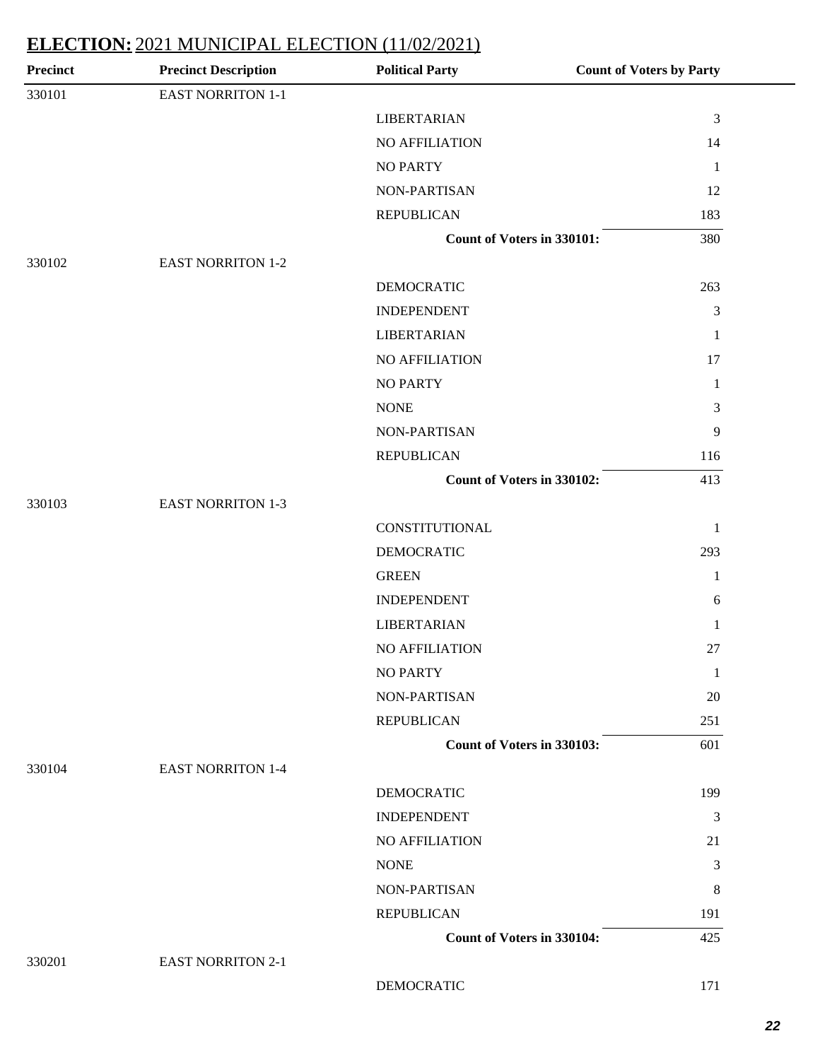## ELECTION: 2021 MUNICIPAL ELECTION (11/02/2021)

| Precinct | Precinct Description | Political Party | Count of Voters by Party |
|---|---|---|---|
| 330101 | EAST NORRITON 1-1 | | |
| | | LIBERTARIAN | 3 |
| | | NO AFFILIATION | 14 |
| | | NO PARTY | 1 |
| | | NON-PARTISAN | 12 |
| | | REPUBLICAN | 183 |
| | | **Count of Voters in 330101:** | 380 |
| 330102 | EAST NORRITON 1-2 | | |
| | | DEMOCRATIC | 263 |
| | | INDEPENDENT | 3 |
| | | LIBERTARIAN | 1 |
| | | NO AFFILIATION | 17 |
| | | NO PARTY | 1 |
| | | NONE | 3 |
| | | NON-PARTISAN | 9 |
| | | REPUBLICAN | 116 |
| | | **Count of Voters in 330102:** | 413 |
| 330103 | EAST NORRITON 1-3 | | |
| | | CONSTITUTIONAL | 1 |
| | | DEMOCRATIC | 293 |
| | | GREEN | 1 |
| | | INDEPENDENT | 6 |
| | | LIBERTARIAN | 1 |
| | | NO AFFILIATION | 27 |
| | | NO PARTY | 1 |
| | | NON-PARTISAN | 20 |
| | | REPUBLICAN | 251 |
| | | **Count of Voters in 330103:** | 601 |
| 330104 | EAST NORRITON 1-4 | | |
| | | DEMOCRATIC | 199 |
| | | INDEPENDENT | 3 |
| | | NO AFFILIATION | 21 |
| | | NONE | 3 |
| | | NON-PARTISAN | 8 |
| | | REPUBLICAN | 191 |
| | | **Count of Voters in 330104:** | 425 |
| 330201 | EAST NORRITON 2-1 | | |
| | | DEMOCRATIC | 171 |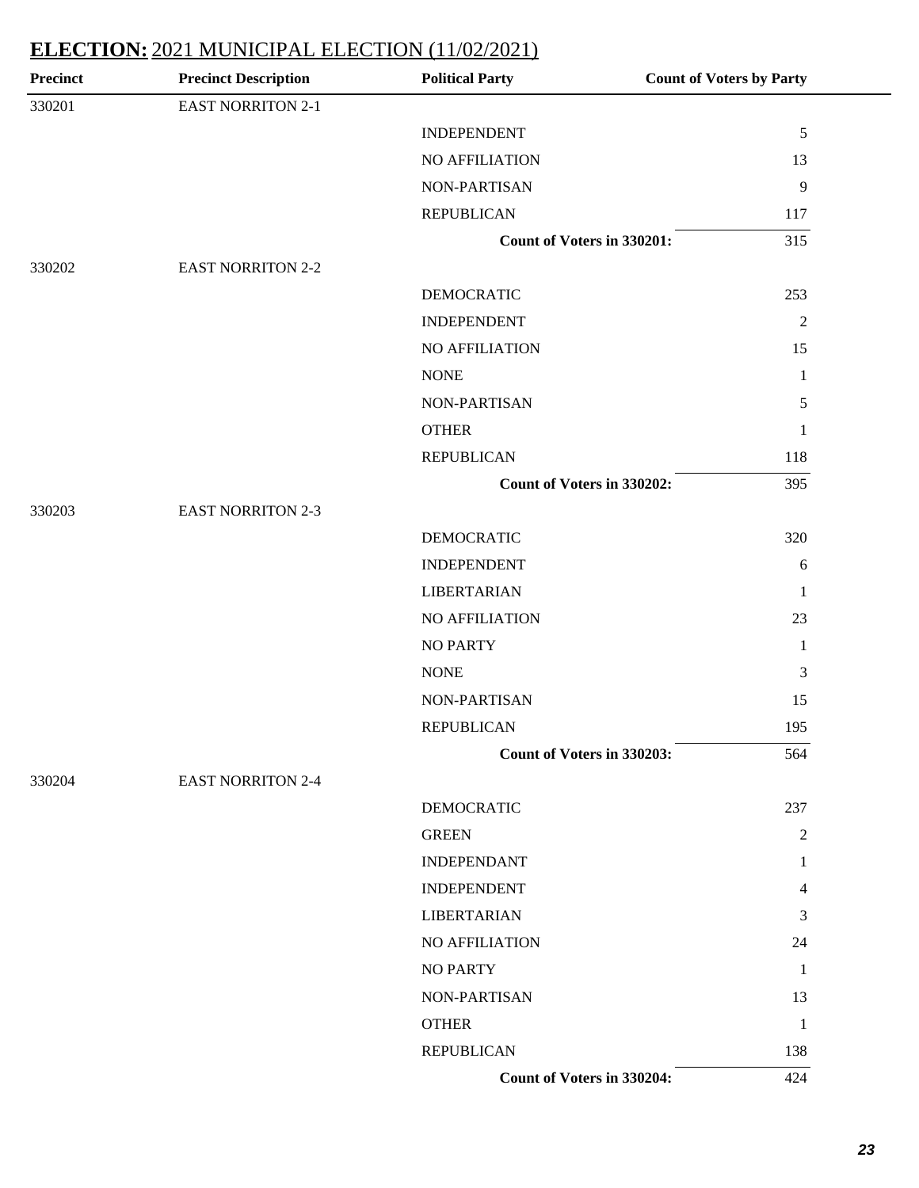**ELECTION:** 2021 MUNICIPAL ELECTION (11/02/2021)

| Precinct | Precinct Description | Political Party | Count of Voters by Party |
|---|---|---|---|
| 330201 | EAST NORRITON 2-1 | | |
| | | INDEPENDENT | 5 |
| | | NO AFFILIATION | 13 |
| | | NON-PARTISAN | 9 |
| | | REPUBLICAN | 117 |
| | | **Count of Voters in 330201:** | 315 |
| 330202 | EAST NORRITON 2-2 | | |
| | | DEMOCRATIC | 253 |
| | | INDEPENDENT | 2 |
| | | NO AFFILIATION | 15 |
| | | NONE | 1 |
| | | NON-PARTISAN | 5 |
| | | OTHER | 1 |
| | | REPUBLICAN | 118 |
| | | **Count of Voters in 330202:** | 395 |
| 330203 | EAST NORRITON 2-3 | | |
| | | DEMOCRATIC | 320 |
| | | INDEPENDENT | 6 |
| | | LIBERTARIAN | 1 |
| | | NO AFFILIATION | 23 |
| | | NO PARTY | 1 |
| | | NONE | 3 |
| | | NON-PARTISAN | 15 |
| | | REPUBLICAN | 195 |
| | | **Count of Voters in 330203:** | 564 |
| 330204 | EAST NORRITON 2-4 | | |
| | | DEMOCRATIC | 237 |
| | | GREEN | 2 |
| | | INDEPENDANT | 1 |
| | | INDEPENDENT | 4 |
| | | LIBERTARIAN | 3 |
| | | NO AFFILIATION | 24 |
| | | NO PARTY | 1 |
| | | NON-PARTISAN | 13 |
| | | OTHER | 1 |
| | | REPUBLICAN | 138 |
| | | **Count of Voters in 330204:** | 424 |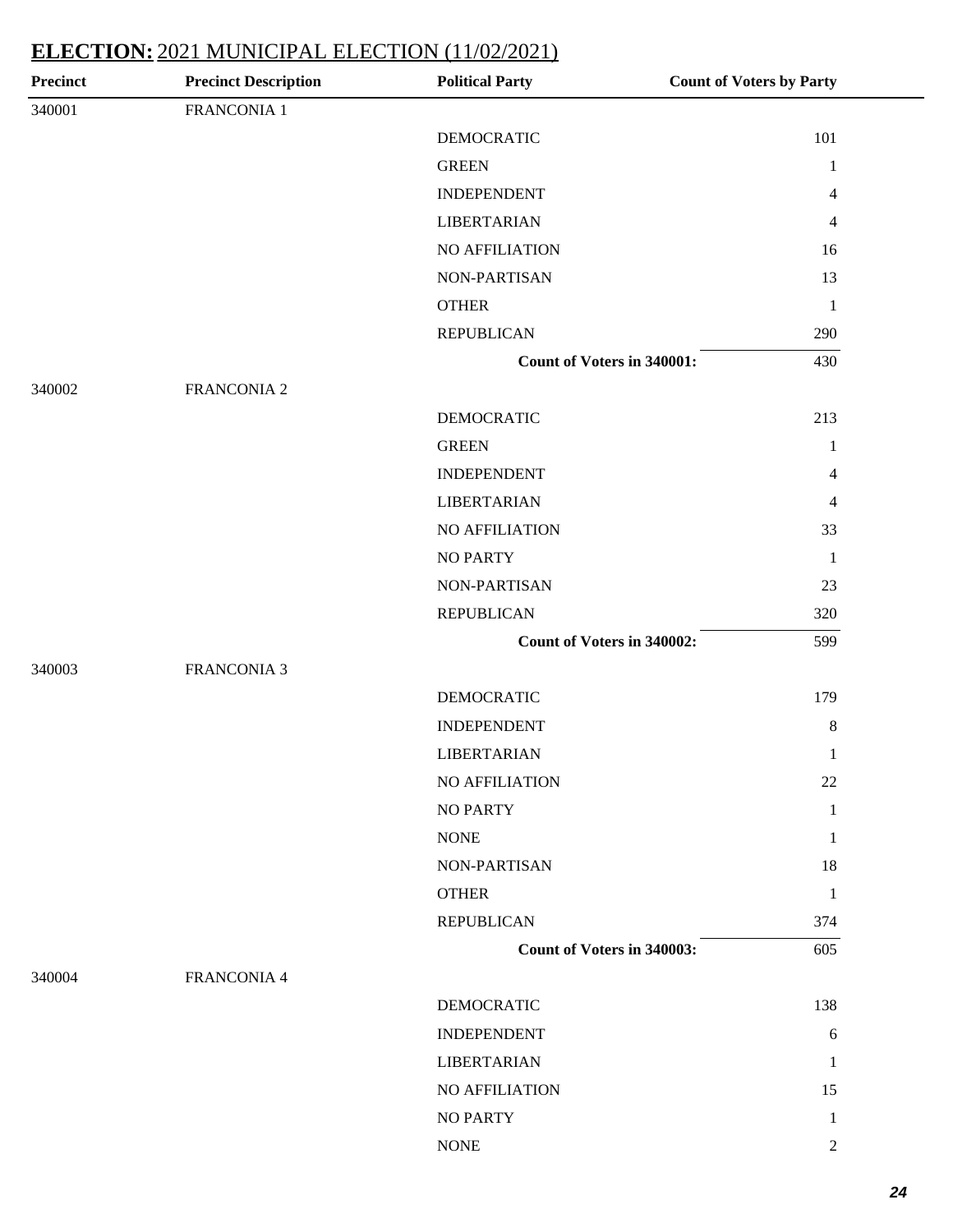**ELECTION:** 2021 MUNICIPAL ELECTION (11/02/2021)

| Precinct | Precinct Description | Political Party | Count of Voters by Party |
|---|---|---|---|
| 340001 | FRANCONIA 1 | | |
| | | DEMOCRATIC | 101 |
| | | GREEN | 1 |
| | | INDEPENDENT | 4 |
| | | LIBERTARIAN | 4 |
| | | NO AFFILIATION | 16 |
| | | NON-PARTISAN | 13 |
| | | OTHER | 1 |
| | | REPUBLICAN | 290 |
| | | **Count of Voters in 340001:** | 430 |
| 340002 | FRANCONIA 2 | | |
| | | DEMOCRATIC | 213 |
| | | GREEN | 1 |
| | | INDEPENDENT | 4 |
| | | LIBERTARIAN | 4 |
| | | NO AFFILIATION | 33 |
| | | NO PARTY | 1 |
| | | NON-PARTISAN | 23 |
| | | REPUBLICAN | 320 |
| | | **Count of Voters in 340002:** | 599 |
| 340003 | FRANCONIA 3 | | |
| | | DEMOCRATIC | 179 |
| | | INDEPENDENT | 8 |
| | | LIBERTARIAN | 1 |
| | | NO AFFILIATION | 22 |
| | | NO PARTY | 1 |
| | | NONE | 1 |
| | | NON-PARTISAN | 18 |
| | | OTHER | 1 |
| | | REPUBLICAN | 374 |
| | | **Count of Voters in 340003:** | 605 |
| 340004 | FRANCONIA 4 | | |
| | | DEMOCRATIC | 138 |
| | | INDEPENDENT | 6 |
| | | LIBERTARIAN | 1 |
| | | NO AFFILIATION | 15 |
| | | NO PARTY | 1 |
| | | NONE | 2 |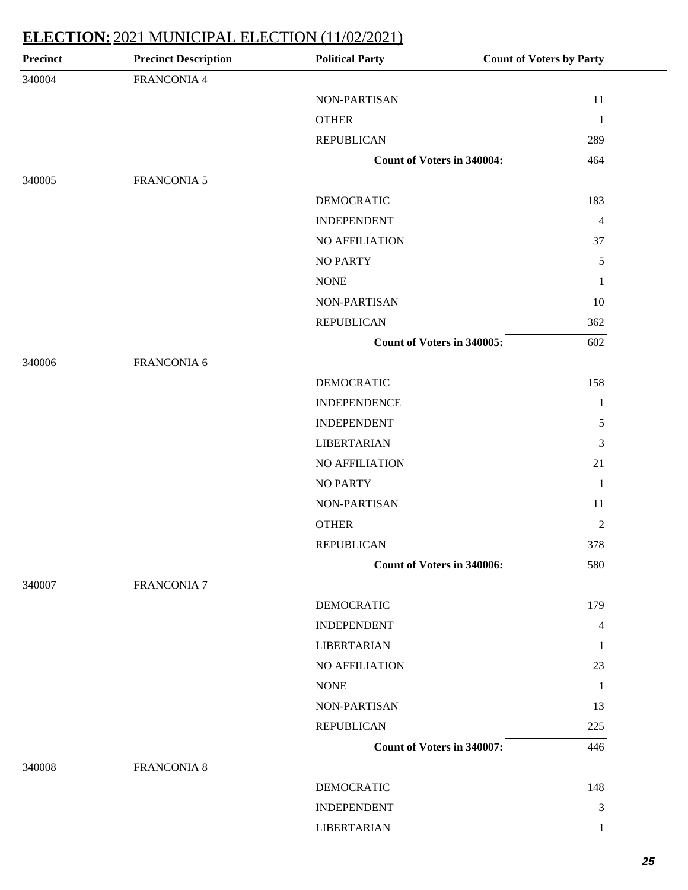## ELECTION: 2021 MUNICIPAL ELECTION (11/02/2021)

| Precinct | Precinct Description | Political Party | Count of Voters by Party |
|---|---|---|---|
| 340004 | FRANCONIA 4 | | |
| | | NON-PARTISAN | 11 |
| | | OTHER | 1 |
| | | REPUBLICAN | 289 |
| | | **Count of Voters in 340004:** | 464 |
| 340005 | FRANCONIA 5 | | |
| | | DEMOCRATIC | 183 |
| | | INDEPENDENT | 4 |
| | | NO AFFILIATION | 37 |
| | | NO PARTY | 5 |
| | | NONE | 1 |
| | | NON-PARTISAN | 10 |
| | | REPUBLICAN | 362 |
| | | **Count of Voters in 340005:** | 602 |
| 340006 | FRANCONIA 6 | | |
| | | DEMOCRATIC | 158 |
| | | INDEPENDENCE | 1 |
| | | INDEPENDENT | 5 |
| | | LIBERTARIAN | 3 |
| | | NO AFFILIATION | 21 |
| | | NO PARTY | 1 |
| | | NON-PARTISAN | 11 |
| | | OTHER | 2 |
| | | REPUBLICAN | 378 |
| | | **Count of Voters in 340006:** | 580 |
| 340007 | FRANCONIA 7 | | |
| | | DEMOCRATIC | 179 |
| | | INDEPENDENT | 4 |
| | | LIBERTARIAN | 1 |
| | | NO AFFILIATION | 23 |
| | | NONE | 1 |
| | | NON-PARTISAN | 13 |
| | | REPUBLICAN | 225 |
| | | **Count of Voters in 340007:** | 446 |
| 340008 | FRANCONIA 8 | | |
| | | DEMOCRATIC | 148 |
| | | INDEPENDENT | 3 |
| | | LIBERTARIAN | 1 |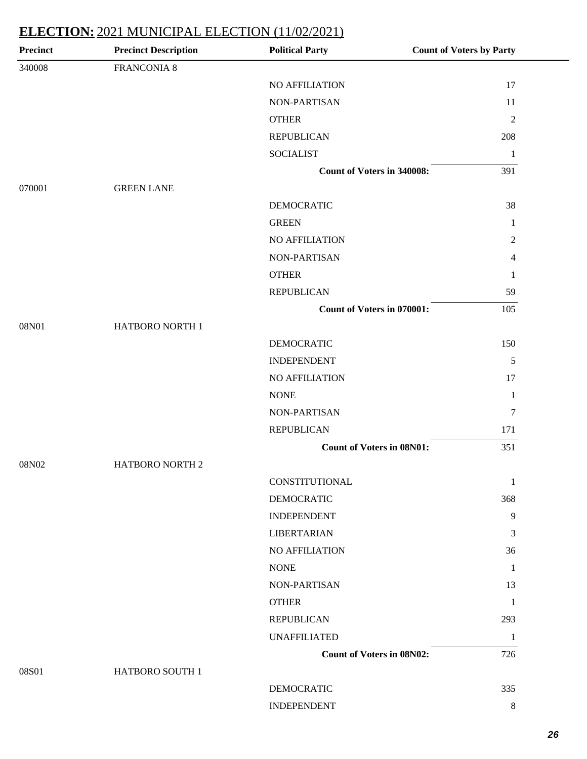## ELECTION: 2021 MUNICIPAL ELECTION (11/02/2021)

| Precinct | Precinct Description | Political Party | Count of Voters by Party |
|---|---|---|---|
| 340008 | FRANCONIA 8 | | |
| | | NO AFFILIATION | 17 |
| | | NON-PARTISAN | 11 |
| | | OTHER | 2 |
| | | REPUBLICAN | 208 |
| | | SOCIALIST | 1 |
| | | **Count of Voters in 340008:** | 391 |
| 070001 | GREEN LANE | | |
| | | DEMOCRATIC | 38 |
| | | GREEN | 1 |
| | | NO AFFILIATION | 2 |
| | | NON-PARTISAN | 4 |
| | | OTHER | 1 |
| | | REPUBLICAN | 59 |
| | | **Count of Voters in 070001:** | 105 |
| 08N01 | HATBORO NORTH 1 | | |
| | | DEMOCRATIC | 150 |
| | | INDEPENDENT | 5 |
| | | NO AFFILIATION | 17 |
| | | NONE | 1 |
| | | NON-PARTISAN | 7 |
| | | REPUBLICAN | 171 |
| | | **Count of Voters in 08N01:** | 351 |
| 08N02 | HATBORO NORTH 2 | | |
| | | CONSTITUTIONAL | 1 |
| | | DEMOCRATIC | 368 |
| | | INDEPENDENT | 9 |
| | | LIBERTARIAN | 3 |
| | | NO AFFILIATION | 36 |
| | | NONE | 1 |
| | | NON-PARTISAN | 13 |
| | | OTHER | 1 |
| | | REPUBLICAN | 293 |
| | | UNAFFILIATED | 1 |
| | | **Count of Voters in 08N02:** | 726 |
| 08S01 | HATBORO SOUTH 1 | | |
| | | DEMOCRATIC | 335 |
| | | INDEPENDENT | 8 |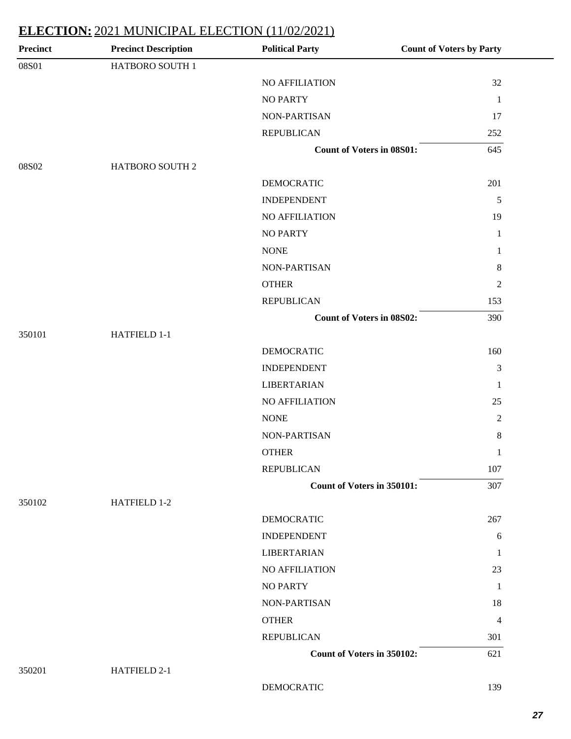## ELECTION: 2021 MUNICIPAL ELECTION (11/02/2021)

| Precinct | Precinct Description | Political Party | Count of Voters by Party |
|---|---|---|---|
| 08S01 | HATBORO SOUTH 1 | | |
| | | NO AFFILIATION | 32 |
| | | NO PARTY | 1 |
| | | NON-PARTISAN | 17 |
| | | REPUBLICAN | 252 |
| | | **Count of Voters in 08S01:** | 645 |
| 08S02 | HATBORO SOUTH 2 | | |
| | | DEMOCRATIC | 201 |
| | | INDEPENDENT | 5 |
| | | NO AFFILIATION | 19 |
| | | NO PARTY | 1 |
| | | NONE | 1 |
| | | NON-PARTISAN | 8 |
| | | OTHER | 2 |
| | | REPUBLICAN | 153 |
| | | **Count of Voters in 08S02:** | 390 |
| 350101 | HATFIELD 1-1 | | |
| | | DEMOCRATIC | 160 |
| | | INDEPENDENT | 3 |
| | | LIBERTARIAN | 1 |
| | | NO AFFILIATION | 25 |
| | | NONE | 2 |
| | | NON-PARTISAN | 8 |
| | | OTHER | 1 |
| | | REPUBLICAN | 107 |
| | | **Count of Voters in 350101:** | 307 |
| 350102 | HATFIELD 1-2 | | |
| | | DEMOCRATIC | 267 |
| | | INDEPENDENT | 6 |
| | | LIBERTARIAN | 1 |
| | | NO AFFILIATION | 23 |
| | | NO PARTY | 1 |
| | | NON-PARTISAN | 18 |
| | | OTHER | 4 |
| | | REPUBLICAN | 301 |
| | | **Count of Voters in 350102:** | 621 |
| 350201 | HATFIELD 2-1 | | |
| | | DEMOCRATIC | 139 |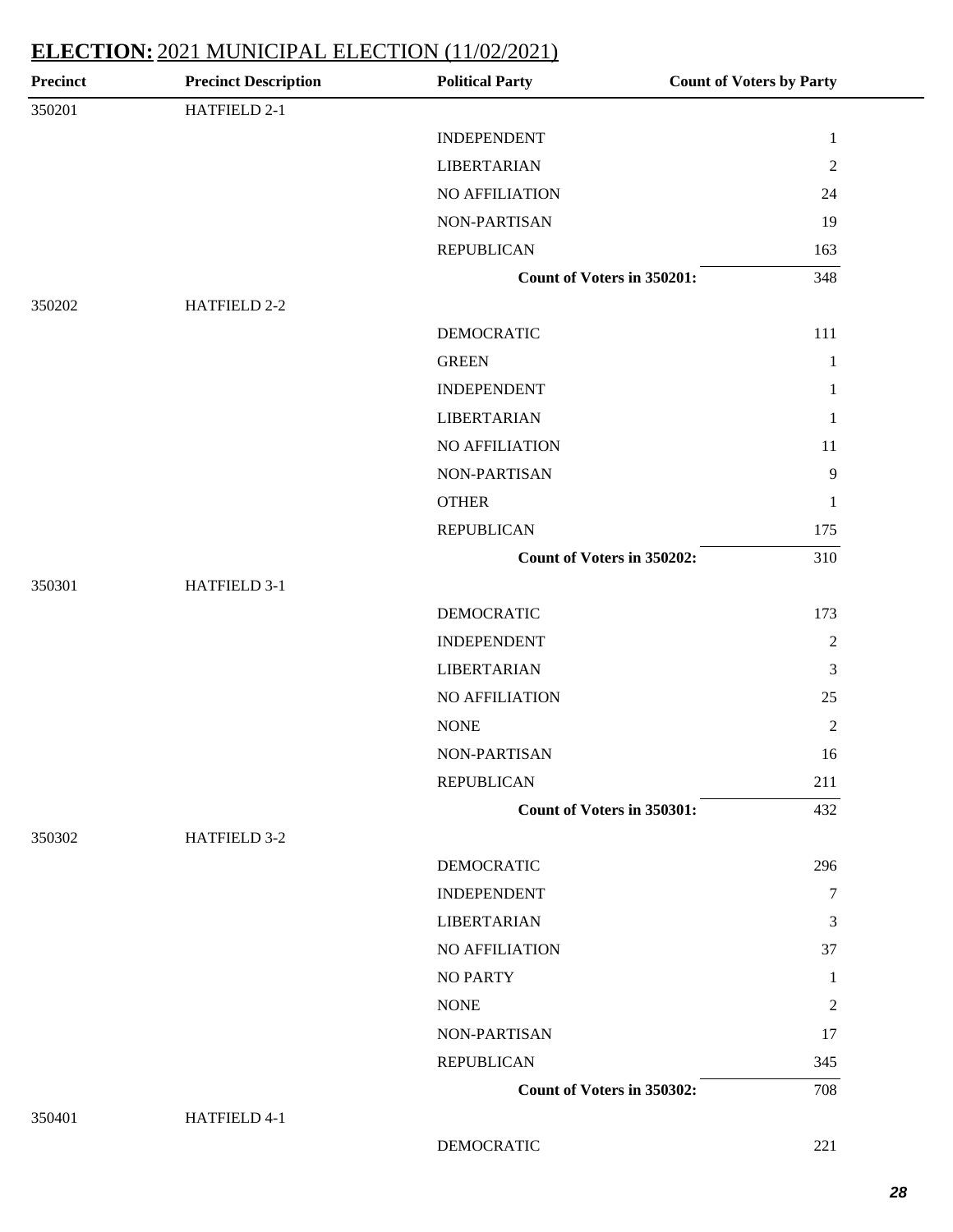## **ELECTION:** 2021 MUNICIPAL ELECTION (11/02/2021)

| Precinct | Precinct Description | Political Party | Count of Voters by Party |
|---|---|---|---|
| 350201 | HATFIELD 2-1 | | |
| | | INDEPENDENT | 1 |
| | | LIBERTARIAN | 2 |
| | | NO AFFILIATION | 24 |
| | | NON-PARTISAN | 19 |
| | | REPUBLICAN | 163 |
| | | **Count of Voters in 350201:** | 348 |
| 350202 | HATFIELD 2-2 | | |
| | | DEMOCRATIC | 111 |
| | | GREEN | 1 |
| | | INDEPENDENT | 1 |
| | | LIBERTARIAN | 1 |
| | | NO AFFILIATION | 11 |
| | | NON-PARTISAN | 9 |
| | | OTHER | 1 |
| | | REPUBLICAN | 175 |
| | | **Count of Voters in 350202:** | 310 |
| 350301 | HATFIELD 3-1 | | |
| | | DEMOCRATIC | 173 |
| | | INDEPENDENT | 2 |
| | | LIBERTARIAN | 3 |
| | | NO AFFILIATION | 25 |
| | | NONE | 2 |
| | | NON-PARTISAN | 16 |
| | | REPUBLICAN | 211 |
| | | **Count of Voters in 350301:** | 432 |
| 350302 | HATFIELD 3-2 | | |
| | | DEMOCRATIC | 296 |
| | | INDEPENDENT | 7 |
| | | LIBERTARIAN | 3 |
| | | NO AFFILIATION | 37 |
| | | NO PARTY | 1 |
| | | NONE | 2 |
| | | NON-PARTISAN | 17 |
| | | REPUBLICAN | 345 |
| | | **Count of Voters in 350302:** | 708 |
| 350401 | HATFIELD 4-1 | | |
| | | DEMOCRATIC | 221 |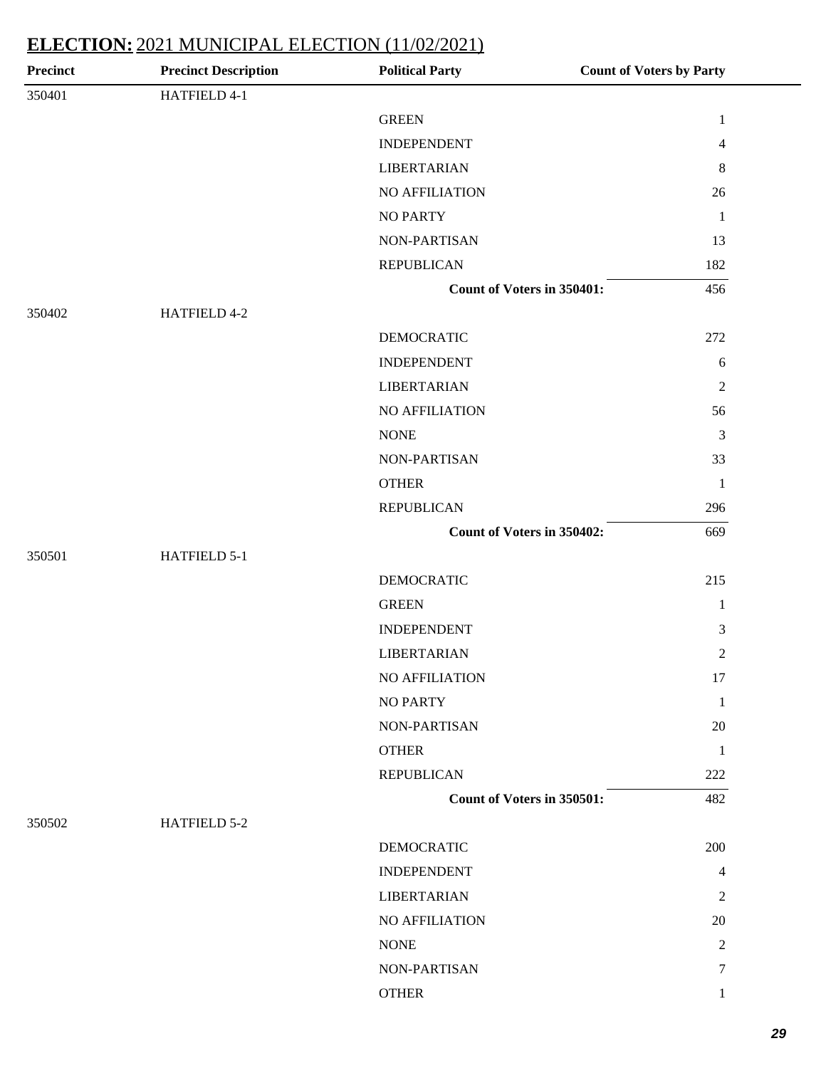## ELECTION: 2021 MUNICIPAL ELECTION (11/02/2021)

| Precinct | Precinct Description | Political Party | Count of Voters by Party |
|---|---|---|---|
| 350401 | HATFIELD 4-1 | | |
| | | GREEN | 1 |
| | | INDEPENDENT | 4 |
| | | LIBERTARIAN | 8 |
| | | NO AFFILIATION | 26 |
| | | NO PARTY | 1 |
| | | NON-PARTISAN | 13 |
| | | REPUBLICAN | 182 |
| | | **Count of Voters in 350401:** | 456 |
| 350402 | HATFIELD 4-2 | | |
| | | DEMOCRATIC | 272 |
| | | INDEPENDENT | 6 |
| | | LIBERTARIAN | 2 |
| | | NO AFFILIATION | 56 |
| | | NONE | 3 |
| | | NON-PARTISAN | 33 |
| | | OTHER | 1 |
| | | REPUBLICAN | 296 |
| | | **Count of Voters in 350402:** | 669 |
| 350501 | HATFIELD 5-1 | | |
| | | DEMOCRATIC | 215 |
| | | GREEN | 1 |
| | | INDEPENDENT | 3 |
| | | LIBERTARIAN | 2 |
| | | NO AFFILIATION | 17 |
| | | NO PARTY | 1 |
| | | NON-PARTISAN | 20 |
| | | OTHER | 1 |
| | | REPUBLICAN | 222 |
| | | **Count of Voters in 350501:** | 482 |
| 350502 | HATFIELD 5-2 | | |
| | | DEMOCRATIC | 200 |
| | | INDEPENDENT | 4 |
| | | LIBERTARIAN | 2 |
| | | NO AFFILIATION | 20 |
| | | NONE | 2 |
| | | NON-PARTISAN | 7 |
| | | OTHER | 1 |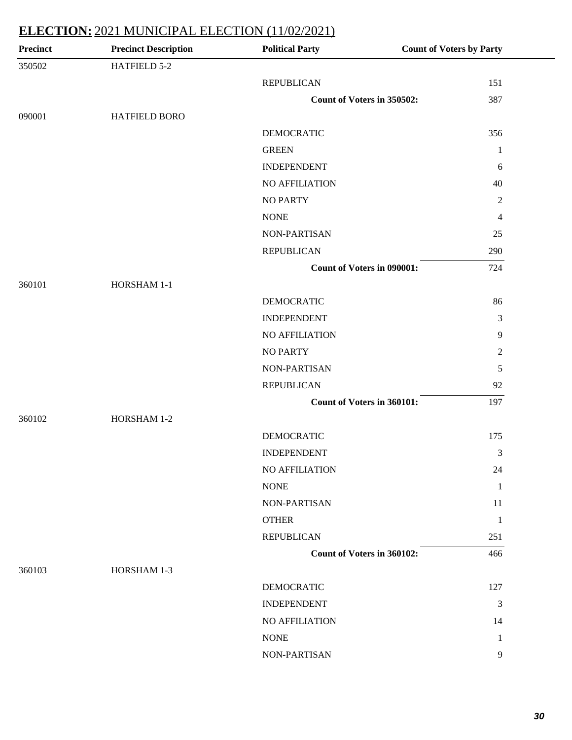## ELECTION: 2021 MUNICIPAL ELECTION (11/02/2021)

| Precinct | Precinct Description | Political Party | Count of Voters by Party |
|---|---|---|---|
| 350502 | HATFIELD 5-2 | | |
| | | REPUBLICAN | 151 |
| | | **Count of Voters in 350502:** | 387 |
| 090001 | HATFIELD BORO | | |
| | | DEMOCRATIC | 356 |
| | | GREEN | 1 |
| | | INDEPENDENT | 6 |
| | | NO AFFILIATION | 40 |
| | | NO PARTY | 2 |
| | | NONE | 4 |
| | | NON-PARTISAN | 25 |
| | | REPUBLICAN | 290 |
| | | **Count of Voters in 090001:** | 724 |
| 360101 | HORSHAM 1-1 | | |
| | | DEMOCRATIC | 86 |
| | | INDEPENDENT | 3 |
| | | NO AFFILIATION | 9 |
| | | NO PARTY | 2 |
| | | NON-PARTISAN | 5 |
| | | REPUBLICAN | 92 |
| | | **Count of Voters in 360101:** | 197 |
| 360102 | HORSHAM 1-2 | | |
| | | DEMOCRATIC | 175 |
| | | INDEPENDENT | 3 |
| | | NO AFFILIATION | 24 |
| | | NONE | 1 |
| | | NON-PARTISAN | 11 |
| | | OTHER | 1 |
| | | REPUBLICAN | 251 |
| | | **Count of Voters in 360102:** | 466 |
| 360103 | HORSHAM 1-3 | | |
| | | DEMOCRATIC | 127 |
| | | INDEPENDENT | 3 |
| | | NO AFFILIATION | 14 |
| | | NONE | 1 |
| | | NON-PARTISAN | 9 |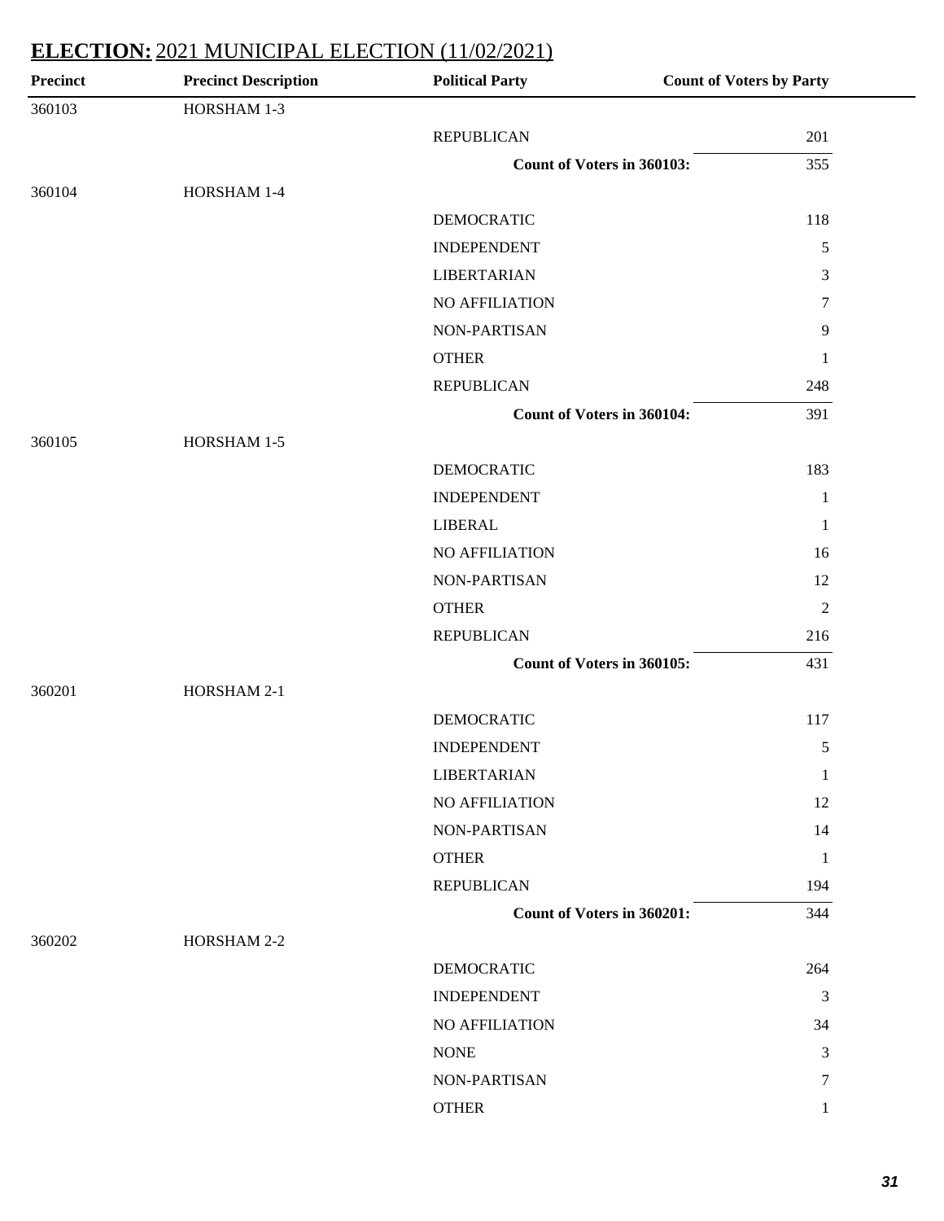## ELECTION: 2021 MUNICIPAL ELECTION (11/02/2021)

| Precinct | Precinct Description | Political Party | Count of Voters by Party |
|---|---|---|---|
| 360103 | HORSHAM 1-3 | | |
| | | REPUBLICAN | 201 |
| | | **Count of Voters in 360103:** | 355 |
| 360104 | HORSHAM 1-4 | | |
| | | DEMOCRATIC | 118 |
| | | INDEPENDENT | 5 |
| | | LIBERTARIAN | 3 |
| | | NO AFFILIATION | 7 |
| | | NON-PARTISAN | 9 |
| | | OTHER | 1 |
| | | REPUBLICAN | 248 |
| | | **Count of Voters in 360104:** | 391 |
| 360105 | HORSHAM 1-5 | | |
| | | DEMOCRATIC | 183 |
| | | INDEPENDENT | 1 |
| | | LIBERAL | 1 |
| | | NO AFFILIATION | 16 |
| | | NON-PARTISAN | 12 |
| | | OTHER | 2 |
| | | REPUBLICAN | 216 |
| | | **Count of Voters in 360105:** | 431 |
| 360201 | HORSHAM 2-1 | | |
| | | DEMOCRATIC | 117 |
| | | INDEPENDENT | 5 |
| | | LIBERTARIAN | 1 |
| | | NO AFFILIATION | 12 |
| | | NON-PARTISAN | 14 |
| | | OTHER | 1 |
| | | REPUBLICAN | 194 |
| | | **Count of Voters in 360201:** | 344 |
| 360202 | HORSHAM 2-2 | | |
| | | DEMOCRATIC | 264 |
| | | INDEPENDENT | 3 |
| | | NO AFFILIATION | 34 |
| | | NONE | 3 |
| | | NON-PARTISAN | 7 |
| | | OTHER | 1 |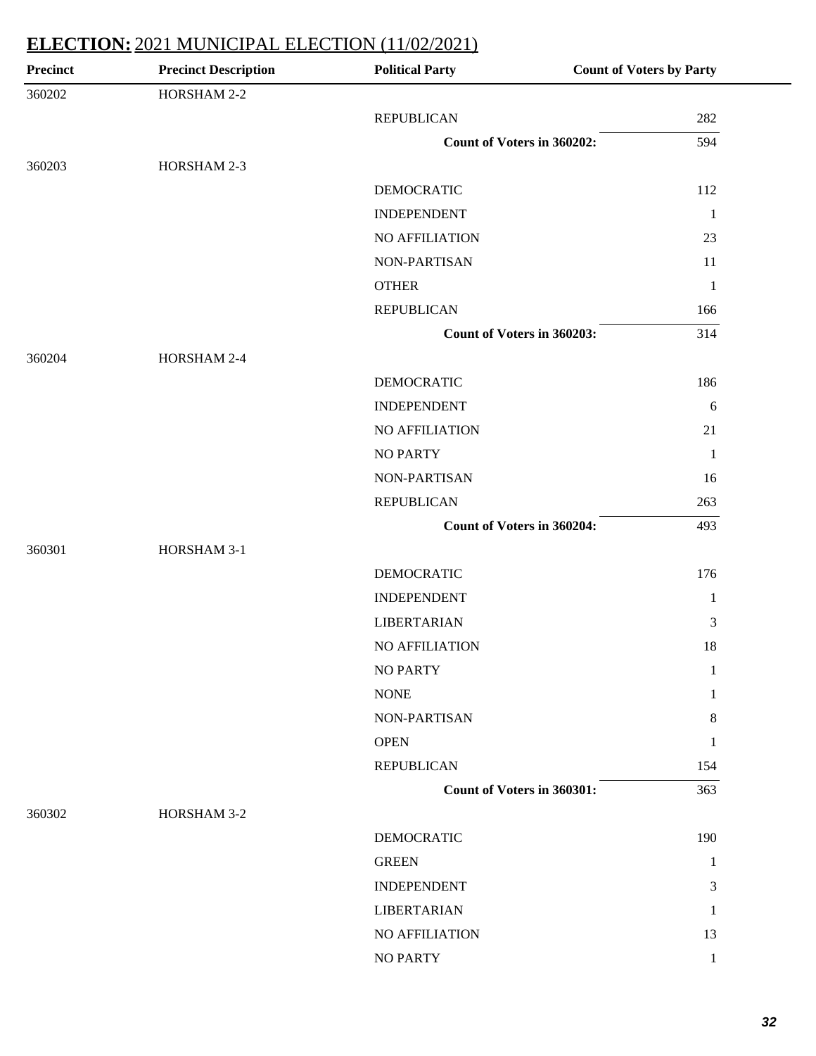## ELECTION: 2021 MUNICIPAL ELECTION (11/02/2021)

| Precinct | Precinct Description | Political Party | Count of Voters by Party |
|---|---|---|---|
| 360202 | HORSHAM 2-2 | | |
| | | REPUBLICAN | 282 |
| | | **Count of Voters in 360202:** | 594 |
| 360203 | HORSHAM 2-3 | | |
| | | DEMOCRATIC | 112 |
| | | INDEPENDENT | 1 |
| | | NO AFFILIATION | 23 |
| | | NON-PARTISAN | 11 |
| | | OTHER | 1 |
| | | REPUBLICAN | 166 |
| | | **Count of Voters in 360203:** | 314 |
| 360204 | HORSHAM 2-4 | | |
| | | DEMOCRATIC | 186 |
| | | INDEPENDENT | 6 |
| | | NO AFFILIATION | 21 |
| | | NO PARTY | 1 |
| | | NON-PARTISAN | 16 |
| | | REPUBLICAN | 263 |
| | | **Count of Voters in 360204:** | 493 |
| 360301 | HORSHAM 3-1 | | |
| | | DEMOCRATIC | 176 |
| | | INDEPENDENT | 1 |
| | | LIBERTARIAN | 3 |
| | | NO AFFILIATION | 18 |
| | | NO PARTY | 1 |
| | | NONE | 1 |
| | | NON-PARTISAN | 8 |
| | | OPEN | 1 |
| | | REPUBLICAN | 154 |
| | | **Count of Voters in 360301:** | 363 |
| 360302 | HORSHAM 3-2 | | |
| | | DEMOCRATIC | 190 |
| | | GREEN | 1 |
| | | INDEPENDENT | 3 |
| | | LIBERTARIAN | 1 |
| | | NO AFFILIATION | 13 |
| | | NO PARTY | 1 |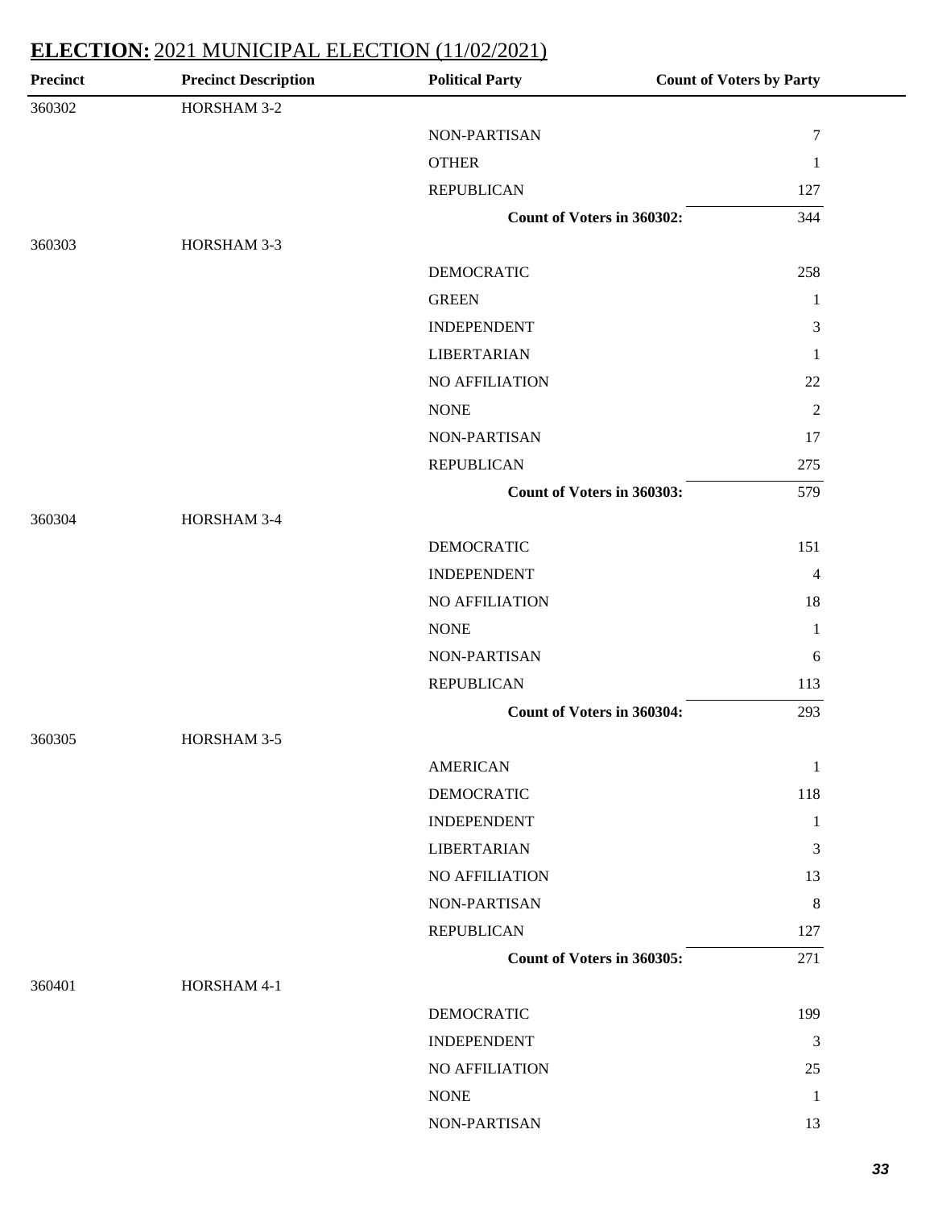## ELECTION: 2021 MUNICIPAL ELECTION (11/02/2021)

| Precinct | Precinct Description | Political Party | Count of Voters by Party |
|---|---|---|---|
| 360302 | HORSHAM 3-2 | | |
| | | NON-PARTISAN | 7 |
| | | OTHER | 1 |
| | | REPUBLICAN | 127 |
| | | **Count of Voters in 360302:** | 344 |
| 360303 | HORSHAM 3-3 | | |
| | | DEMOCRATIC | 258 |
| | | GREEN | 1 |
| | | INDEPENDENT | 3 |
| | | LIBERTARIAN | 1 |
| | | NO AFFILIATION | 22 |
| | | NONE | 2 |
| | | NON-PARTISAN | 17 |
| | | REPUBLICAN | 275 |
| | | **Count of Voters in 360303:** | 579 |
| 360304 | HORSHAM 3-4 | | |
| | | DEMOCRATIC | 151 |
| | | INDEPENDENT | 4 |
| | | NO AFFILIATION | 18 |
| | | NONE | 1 |
| | | NON-PARTISAN | 6 |
| | | REPUBLICAN | 113 |
| | | **Count of Voters in 360304:** | 293 |
| 360305 | HORSHAM 3-5 | | |
| | | AMERICAN | 1 |
| | | DEMOCRATIC | 118 |
| | | INDEPENDENT | 1 |
| | | LIBERTARIAN | 3 |
| | | NO AFFILIATION | 13 |
| | | NON-PARTISAN | 8 |
| | | REPUBLICAN | 127 |
| | | **Count of Voters in 360305:** | 271 |
| 360401 | HORSHAM 4-1 | | |
| | | DEMOCRATIC | 199 |
| | | INDEPENDENT | 3 |
| | | NO AFFILIATION | 25 |
| | | NONE | 1 |
| | | NON-PARTISAN | 13 |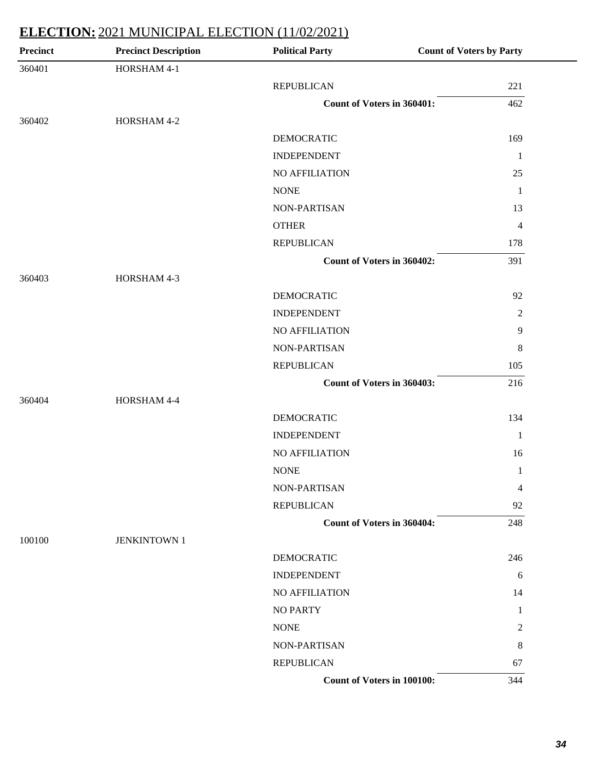## **ELECTION:** 2021 MUNICIPAL ELECTION (11/02/2021)

| Precinct | Precinct Description | Political Party | Count of Voters by Party |
|---|---|---|---|
| 360401 | HORSHAM 4-1 | | |
| | | REPUBLICAN | 221 |
| | | **Count of Voters in 360401:** | 462 |
| 360402 | HORSHAM 4-2 | | |
| | | DEMOCRATIC | 169 |
| | | INDEPENDENT | 1 |
| | | NO AFFILIATION | 25 |
| | | NONE | 1 |
| | | NON-PARTISAN | 13 |
| | | OTHER | 4 |
| | | REPUBLICAN | 178 |
| | | **Count of Voters in 360402:** | 391 |
| 360403 | HORSHAM 4-3 | | |
| | | DEMOCRATIC | 92 |
| | | INDEPENDENT | 2 |
| | | NO AFFILIATION | 9 |
| | | NON-PARTISAN | 8 |
| | | REPUBLICAN | 105 |
| | | **Count of Voters in 360403:** | 216 |
| 360404 | HORSHAM 4-4 | | |
| | | DEMOCRATIC | 134 |
| | | INDEPENDENT | 1 |
| | | NO AFFILIATION | 16 |
| | | NONE | 1 |
| | | NON-PARTISAN | 4 |
| | | REPUBLICAN | 92 |
| | | **Count of Voters in 360404:** | 248 |
| 100100 | JENKINTOWN 1 | | |
| | | DEMOCRATIC | 246 |
| | | INDEPENDENT | 6 |
| | | NO AFFILIATION | 14 |
| | | NO PARTY | 1 |
| | | NONE | 2 |
| | | NON-PARTISAN | 8 |
| | | REPUBLICAN | 67 |
| | | **Count of Voters in 100100:** | 344 |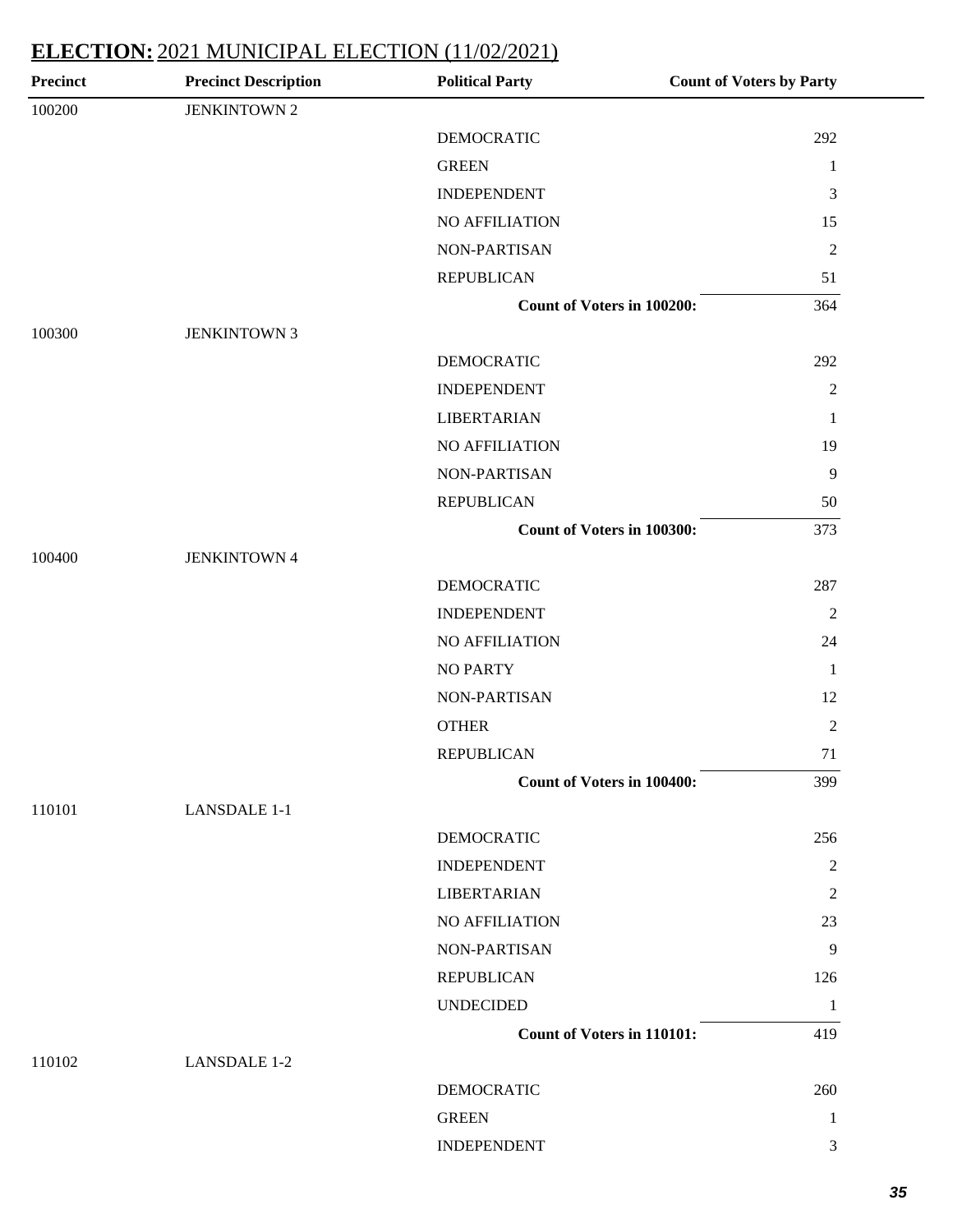**ELECTION:** 2021 MUNICIPAL ELECTION (11/02/2021)

| Precinct | Precinct Description | Political Party | Count of Voters by Party |
|---|---|---|---|
| 100200 | JENKINTOWN 2 | | |
| | | DEMOCRATIC | 292 |
| | | GREEN | 1 |
| | | INDEPENDENT | 3 |
| | | NO AFFILIATION | 15 |
| | | NON-PARTISAN | 2 |
| | | REPUBLICAN | 51 |
| | | **Count of Voters in 100200:** | 364 |
| 100300 | JENKINTOWN 3 | | |
| | | DEMOCRATIC | 292 |
| | | INDEPENDENT | 2 |
| | | LIBERTARIAN | 1 |
| | | NO AFFILIATION | 19 |
| | | NON-PARTISAN | 9 |
| | | REPUBLICAN | 50 |
| | | **Count of Voters in 100300:** | 373 |
| 100400 | JENKINTOWN 4 | | |
| | | DEMOCRATIC | 287 |
| | | INDEPENDENT | 2 |
| | | NO AFFILIATION | 24 |
| | | NO PARTY | 1 |
| | | NON-PARTISAN | 12 |
| | | OTHER | 2 |
| | | REPUBLICAN | 71 |
| | | **Count of Voters in 100400:** | 399 |
| 110101 | LANSDALE 1-1 | | |
| | | DEMOCRATIC | 256 |
| | | INDEPENDENT | 2 |
| | | LIBERTARIAN | 2 |
| | | NO AFFILIATION | 23 |
| | | NON-PARTISAN | 9 |
| | | REPUBLICAN | 126 |
| | | UNDECIDED | 1 |
| | | **Count of Voters in 110101:** | 419 |
| 110102 | LANSDALE 1-2 | | |
| | | DEMOCRATIC | 260 |
| | | GREEN | 1 |
| | | INDEPENDENT | 3 |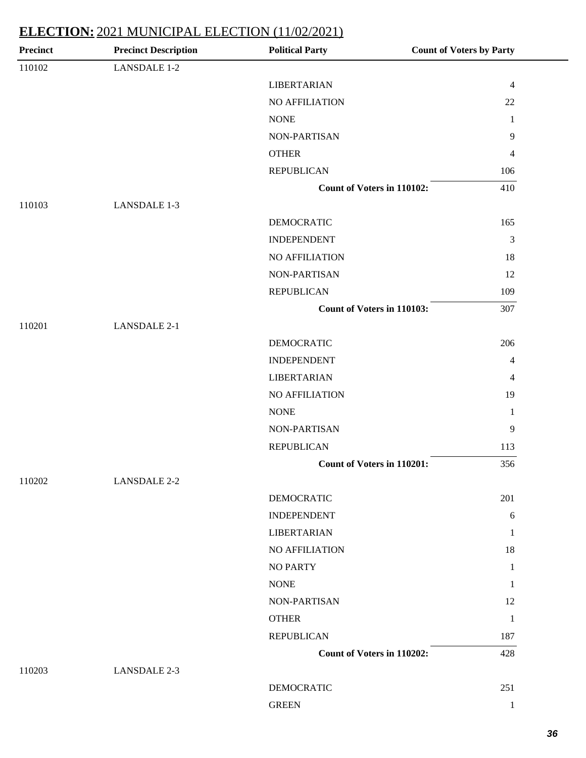## ELECTION: 2021 MUNICIPAL ELECTION (11/02/2021)

| Precinct | Precinct Description | Political Party | Count of Voters by Party |
|---|---|---|---|
| 110102 | LANSDALE 1-2 | | |
| | | LIBERTARIAN | 4 |
| | | NO AFFILIATION | 22 |
| | | NONE | 1 |
| | | NON-PARTISAN | 9 |
| | | OTHER | 4 |
| | | REPUBLICAN | 106 |
| | | **Count of Voters in 110102:** | 410 |
| 110103 | LANSDALE 1-3 | | |
| | | DEMOCRATIC | 165 |
| | | INDEPENDENT | 3 |
| | | NO AFFILIATION | 18 |
| | | NON-PARTISAN | 12 |
| | | REPUBLICAN | 109 |
| | | **Count of Voters in 110103:** | 307 |
| 110201 | LANSDALE 2-1 | | |
| | | DEMOCRATIC | 206 |
| | | INDEPENDENT | 4 |
| | | LIBERTARIAN | 4 |
| | | NO AFFILIATION | 19 |
| | | NONE | 1 |
| | | NON-PARTISAN | 9 |
| | | REPUBLICAN | 113 |
| | | **Count of Voters in 110201:** | 356 |
| 110202 | LANSDALE 2-2 | | |
| | | DEMOCRATIC | 201 |
| | | INDEPENDENT | 6 |
| | | LIBERTARIAN | 1 |
| | | NO AFFILIATION | 18 |
| | | NO PARTY | 1 |
| | | NONE | 1 |
| | | NON-PARTISAN | 12 |
| | | OTHER | 1 |
| | | REPUBLICAN | 187 |
| | | **Count of Voters in 110202:** | 428 |
| 110203 | LANSDALE 2-3 | | |
| | | DEMOCRATIC | 251 |
| | | GREEN | 1 |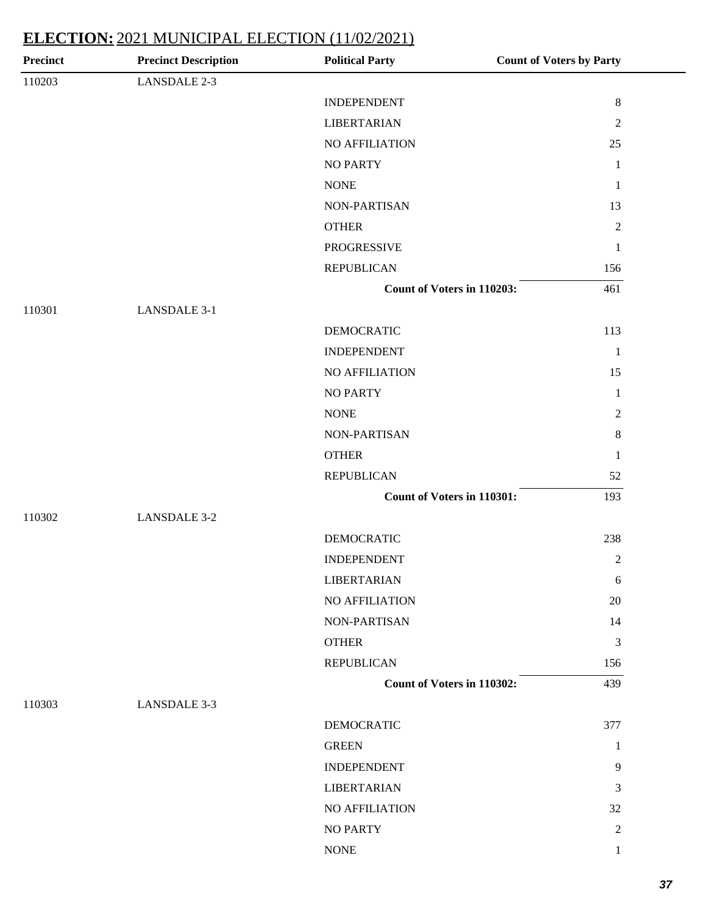## **ELECTION:** 2021 MUNICIPAL ELECTION (11/02/2021)

| Precinct | Precinct Description | Political Party | Count of Voters by Party |
|---|---|---|---|
| 110203 | LANSDALE 2-3 | | |
| | | INDEPENDENT | 8 |
| | | LIBERTARIAN | 2 |
| | | NO AFFILIATION | 25 |
| | | NO PARTY | 1 |
| | | NONE | 1 |
| | | NON-PARTISAN | 13 |
| | | OTHER | 2 |
| | | PROGRESSIVE | 1 |
| | | REPUBLICAN | 156 |
| | | **Count of Voters in 110203:** | 461 |
| 110301 | LANSDALE 3-1 | | |
| | | DEMOCRATIC | 113 |
| | | INDEPENDENT | 1 |
| | | NO AFFILIATION | 15 |
| | | NO PARTY | 1 |
| | | NONE | 2 |
| | | NON-PARTISAN | 8 |
| | | OTHER | 1 |
| | | REPUBLICAN | 52 |
| | | **Count of Voters in 110301:** | 193 |
| 110302 | LANSDALE 3-2 | | |
| | | DEMOCRATIC | 238 |
| | | INDEPENDENT | 2 |
| | | LIBERTARIAN | 6 |
| | | NO AFFILIATION | 20 |
| | | NON-PARTISAN | 14 |
| | | OTHER | 3 |
| | | REPUBLICAN | 156 |
| | | **Count of Voters in 110302:** | 439 |
| 110303 | LANSDALE 3-3 | | |
| | | DEMOCRATIC | 377 |
| | | GREEN | 1 |
| | | INDEPENDENT | 9 |
| | | LIBERTARIAN | 3 |
| | | NO AFFILIATION | 32 |
| | | NO PARTY | 2 |
| | | NONE | 1 |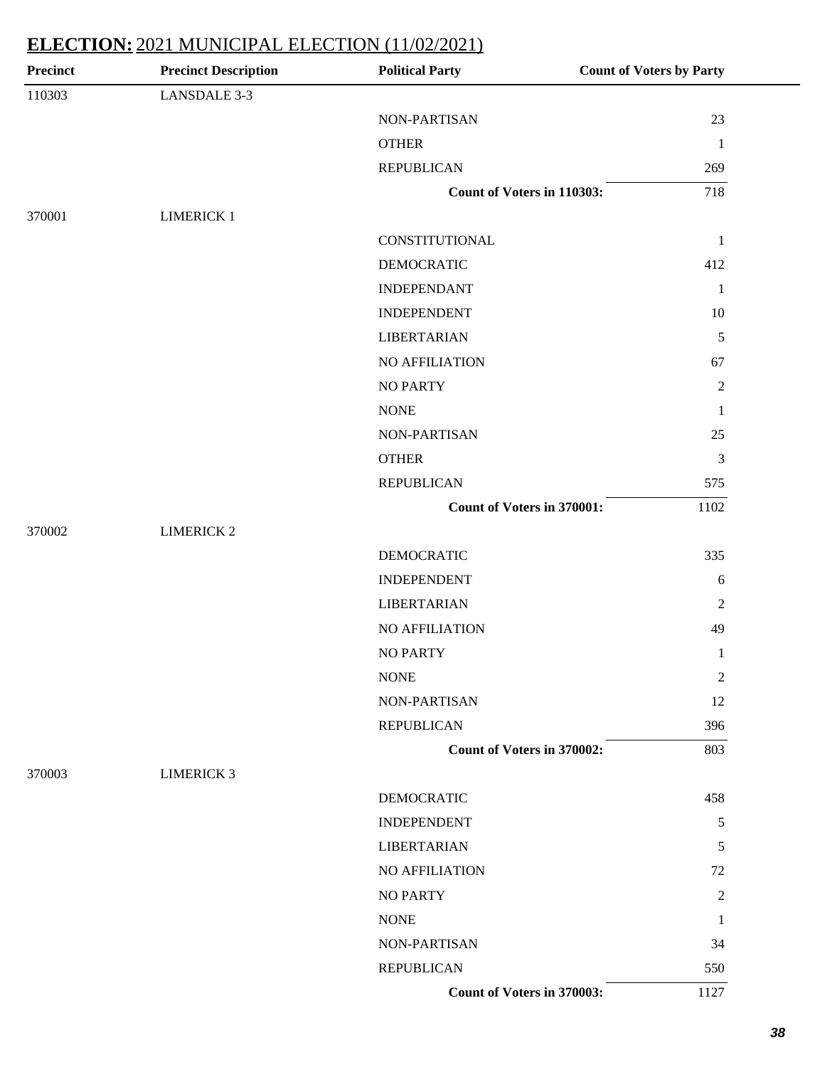## **ELECTION:** 2021 MUNICIPAL ELECTION (11/02/2021)

| Precinct | Precinct Description | Political Party | Count of Voters by Party |
|---|---|---|---|
| 110303 | LANSDALE 3-3 | | |
| | | NON-PARTISAN | 23 |
| | | OTHER | 1 |
| | | REPUBLICAN | 269 |
| | | **Count of Voters in 110303:** | 718 |
| 370001 | LIMERICK 1 | | |
| | | CONSTITUTIONAL | 1 |
| | | DEMOCRATIC | 412 |
| | | INDEPENDANT | 1 |
| | | INDEPENDENT | 10 |
| | | LIBERTARIAN | 5 |
| | | NO AFFILIATION | 67 |
| | | NO PARTY | 2 |
| | | NONE | 1 |
| | | NON-PARTISAN | 25 |
| | | OTHER | 3 |
| | | REPUBLICAN | 575 |
| | | **Count of Voters in 370001:** | 1102 |
| 370002 | LIMERICK 2 | | |
| | | DEMOCRATIC | 335 |
| | | INDEPENDENT | 6 |
| | | LIBERTARIAN | 2 |
| | | NO AFFILIATION | 49 |
| | | NO PARTY | 1 |
| | | NONE | 2 |
| | | NON-PARTISAN | 12 |
| | | REPUBLICAN | 396 |
| | | **Count of Voters in 370002:** | 803 |
| 370003 | LIMERICK 3 | | |
| | | DEMOCRATIC | 458 |
| | | INDEPENDENT | 5 |
| | | LIBERTARIAN | 5 |
| | | NO AFFILIATION | 72 |
| | | NO PARTY | 2 |
| | | NONE | 1 |
| | | NON-PARTISAN | 34 |
| | | REPUBLICAN | 550 |
| | | **Count of Voters in 370003:** | 1127 |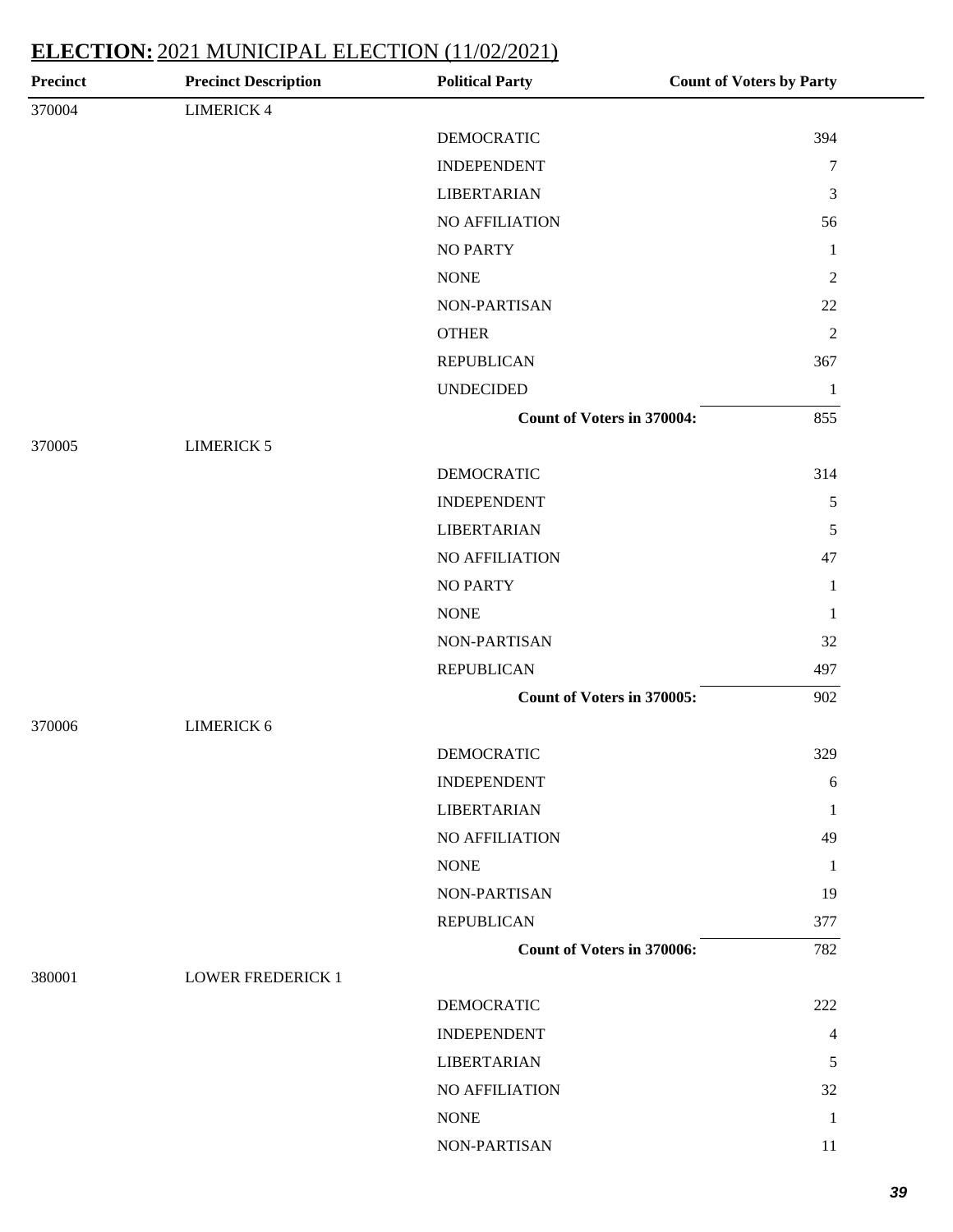## ELECTION: 2021 MUNICIPAL ELECTION (11/02/2021)

| Precinct | Precinct Description | Political Party | Count of Voters by Party |
|---|---|---|---|
| 370004 | LIMERICK 4 | | |
| | | DEMOCRATIC | 394 |
| | | INDEPENDENT | 7 |
| | | LIBERTARIAN | 3 |
| | | NO AFFILIATION | 56 |
| | | NO PARTY | 1 |
| | | NONE | 2 |
| | | NON-PARTISAN | 22 |
| | | OTHER | 2 |
| | | REPUBLICAN | 367 |
| | | UNDECIDED | 1 |
| | | **Count of Voters in 370004:** | 855 |
| 370005 | LIMERICK 5 | | |
| | | DEMOCRATIC | 314 |
| | | INDEPENDENT | 5 |
| | | LIBERTARIAN | 5 |
| | | NO AFFILIATION | 47 |
| | | NO PARTY | 1 |
| | | NONE | 1 |
| | | NON-PARTISAN | 32 |
| | | REPUBLICAN | 497 |
| | | **Count of Voters in 370005:** | 902 |
| 370006 | LIMERICK 6 | | |
| | | DEMOCRATIC | 329 |
| | | INDEPENDENT | 6 |
| | | LIBERTARIAN | 1 |
| | | NO AFFILIATION | 49 |
| | | NONE | 1 |
| | | NON-PARTISAN | 19 |
| | | REPUBLICAN | 377 |
| | | **Count of Voters in 370006:** | 782 |
| 380001 | LOWER FREDERICK 1 | | |
| | | DEMOCRATIC | 222 |
| | | INDEPENDENT | 4 |
| | | LIBERTARIAN | 5 |
| | | NO AFFILIATION | 32 |
| | | NONE | 1 |
| | | NON-PARTISAN | 11 |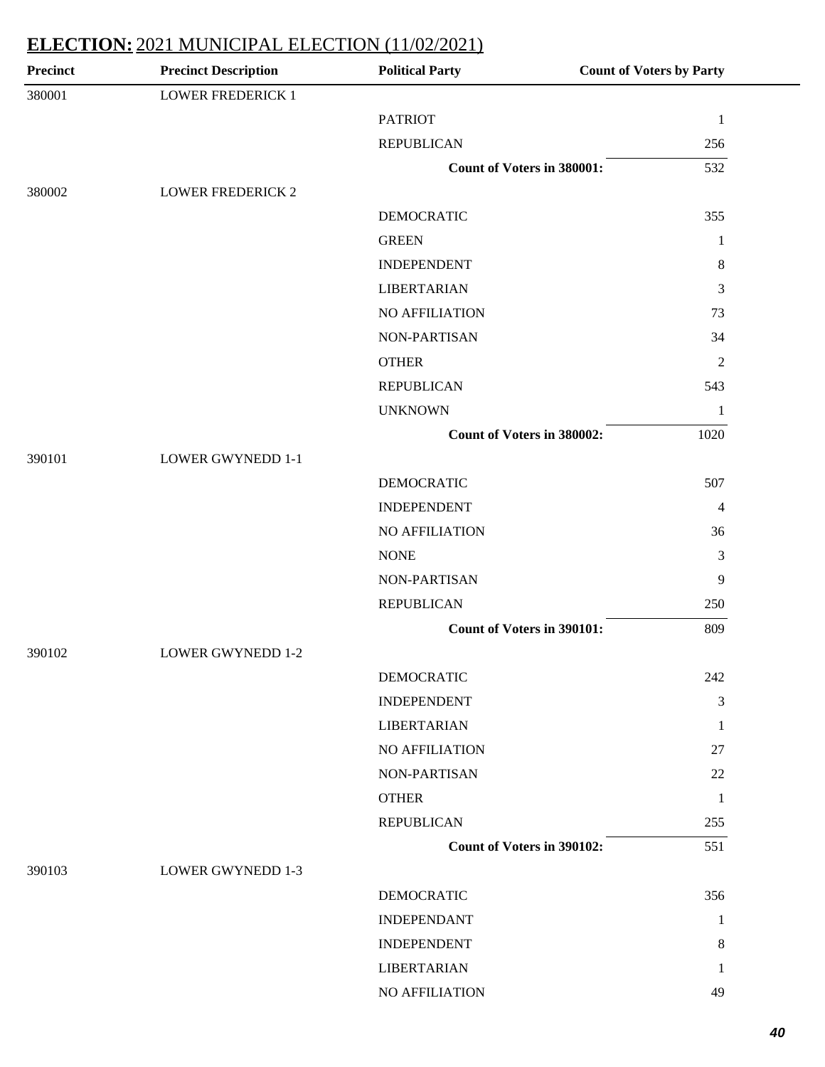## **ELECTION:** 2021 MUNICIPAL ELECTION (11/02/2021)

| Precinct | Precinct Description | Political Party | Count of Voters by Party |
|---|---|---|---|
| 380001 | LOWER FREDERICK 1 | | |
| | | PATRIOT | 1 |
| | | REPUBLICAN | 256 |
| | | **Count of Voters in 380001:** | 532 |
| 380002 | LOWER FREDERICK 2 | | |
| | | DEMOCRATIC | 355 |
| | | GREEN | 1 |
| | | INDEPENDENT | 8 |
| | | LIBERTARIAN | 3 |
| | | NO AFFILIATION | 73 |
| | | NON-PARTISAN | 34 |
| | | OTHER | 2 |
| | | REPUBLICAN | 543 |
| | | UNKNOWN | 1 |
| | | **Count of Voters in 380002:** | 1020 |
| 390101 | LOWER GWYNEDD 1-1 | | |
| | | DEMOCRATIC | 507 |
| | | INDEPENDENT | 4 |
| | | NO AFFILIATION | 36 |
| | | NONE | 3 |
| | | NON-PARTISAN | 9 |
| | | REPUBLICAN | 250 |
| | | **Count of Voters in 390101:** | 809 |
| 390102 | LOWER GWYNEDD 1-2 | | |
| | | DEMOCRATIC | 242 |
| | | INDEPENDENT | 3 |
| | | LIBERTARIAN | 1 |
| | | NO AFFILIATION | 27 |
| | | NON-PARTISAN | 22 |
| | | OTHER | 1 |
| | | REPUBLICAN | 255 |
| | | **Count of Voters in 390102:** | 551 |
| 390103 | LOWER GWYNEDD 1-3 | | |
| | | DEMOCRATIC | 356 |
| | | INDEPENDANT | 1 |
| | | INDEPENDENT | 8 |
| | | LIBERTARIAN | 1 |
| | | NO AFFILIATION | 49 |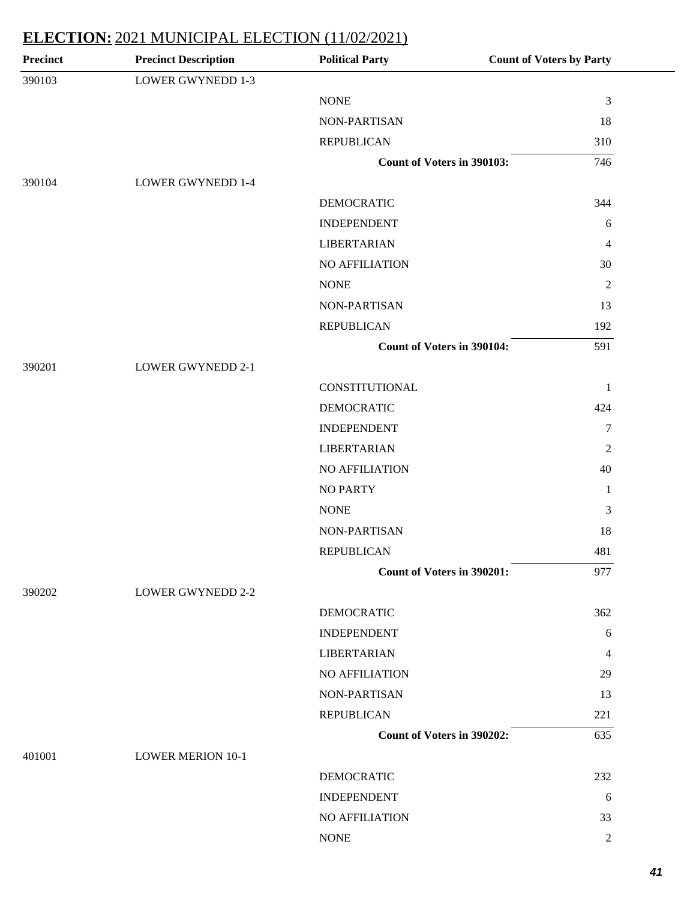## **ELECTION:** 2021 MUNICIPAL ELECTION (11/02/2021)

| Precinct | Precinct Description | Political Party | Count of Voters by Party |
|---|---|---|---|
| 390103 | LOWER GWYNEDD 1-3 | | |
| | | NONE | 3 |
| | | NON-PARTISAN | 18 |
| | | REPUBLICAN | 310 |
| | | **Count of Voters in 390103:** | 746 |
| 390104 | LOWER GWYNEDD 1-4 | | |
| | | DEMOCRATIC | 344 |
| | | INDEPENDENT | 6 |
| | | LIBERTARIAN | 4 |
| | | NO AFFILIATION | 30 |
| | | NONE | 2 |
| | | NON-PARTISAN | 13 |
| | | REPUBLICAN | 192 |
| | | **Count of Voters in 390104:** | 591 |
| 390201 | LOWER GWYNEDD 2-1 | | |
| | | CONSTITUTIONAL | 1 |
| | | DEMOCRATIC | 424 |
| | | INDEPENDENT | 7 |
| | | LIBERTARIAN | 2 |
| | | NO AFFILIATION | 40 |
| | | NO PARTY | 1 |
| | | NONE | 3 |
| | | NON-PARTISAN | 18 |
| | | REPUBLICAN | 481 |
| | | **Count of Voters in 390201:** | 977 |
| 390202 | LOWER GWYNEDD 2-2 | | |
| | | DEMOCRATIC | 362 |
| | | INDEPENDENT | 6 |
| | | LIBERTARIAN | 4 |
| | | NO AFFILIATION | 29 |
| | | NON-PARTISAN | 13 |
| | | REPUBLICAN | 221 |
| | | **Count of Voters in 390202:** | 635 |
| 401001 | LOWER MERION 10-1 | | |
| | | DEMOCRATIC | 232 |
| | | INDEPENDENT | 6 |
| | | NO AFFILIATION | 33 |
| | | NONE | 2 |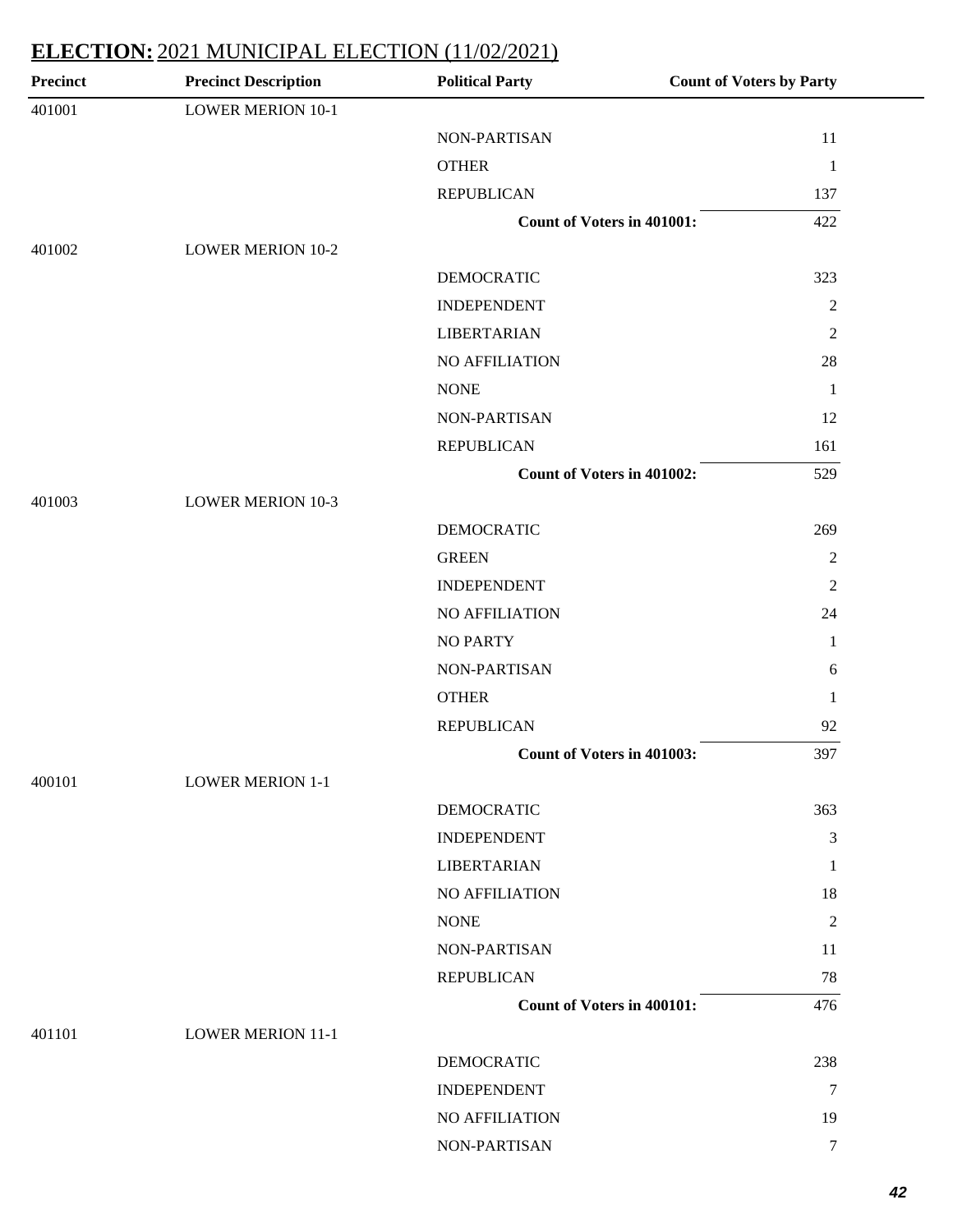## **ELECTION:** 2021 MUNICIPAL ELECTION (11/02/2021)

| Precinct | Precinct Description | Political Party | Count of Voters by Party |
|---|---|---|---|
| 401001 | LOWER MERION 10-1 | | |
| | | NON-PARTISAN | 11 |
| | | OTHER | 1 |
| | | REPUBLICAN | 137 |
| | | **Count of Voters in 401001:** | 422 |
| 401002 | LOWER MERION 10-2 | | |
| | | DEMOCRATIC | 323 |
| | | INDEPENDENT | 2 |
| | | LIBERTARIAN | 2 |
| | | NO AFFILIATION | 28 |
| | | NONE | 1 |
| | | NON-PARTISAN | 12 |
| | | REPUBLICAN | 161 |
| | | **Count of Voters in 401002:** | 529 |
| 401003 | LOWER MERION 10-3 | | |
| | | DEMOCRATIC | 269 |
| | | GREEN | 2 |
| | | INDEPENDENT | 2 |
| | | NO AFFILIATION | 24 |
| | | NO PARTY | 1 |
| | | NON-PARTISAN | 6 |
| | | OTHER | 1 |
| | | REPUBLICAN | 92 |
| | | **Count of Voters in 401003:** | 397 |
| 400101 | LOWER MERION 1-1 | | |
| | | DEMOCRATIC | 363 |
| | | INDEPENDENT | 3 |
| | | LIBERTARIAN | 1 |
| | | NO AFFILIATION | 18 |
| | | NONE | 2 |
| | | NON-PARTISAN | 11 |
| | | REPUBLICAN | 78 |
| | | **Count of Voters in 400101:** | 476 |
| 401101 | LOWER MERION 11-1 | | |
| | | DEMOCRATIC | 238 |
| | | INDEPENDENT | 7 |
| | | NO AFFILIATION | 19 |
| | | NON-PARTISAN | 7 |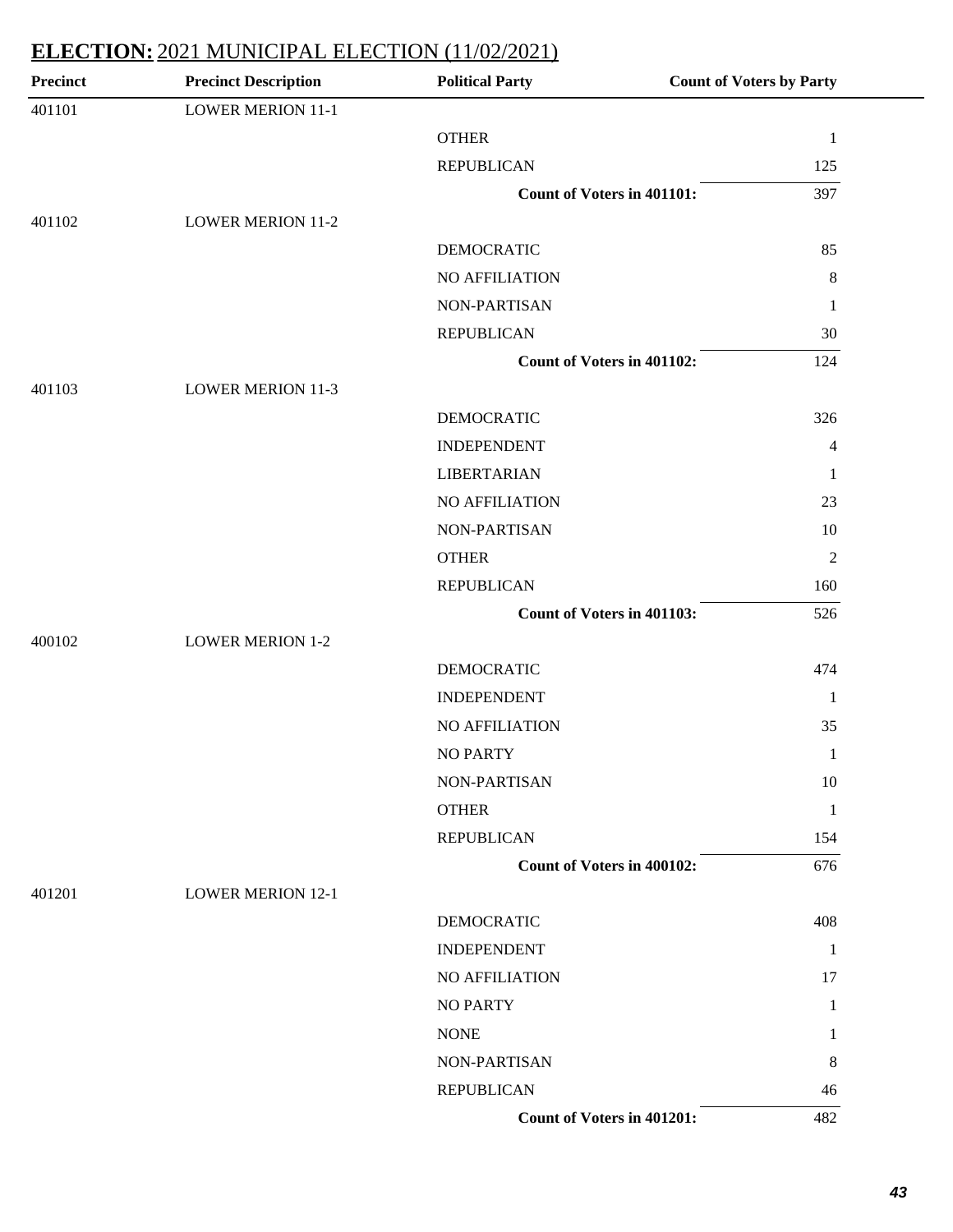## ELECTION: 2021 MUNICIPAL ELECTION (11/02/2021)

| Precinct | Precinct Description | Political Party | Count of Voters by Party |
|---|---|---|---|
| 401101 | LOWER MERION 11-1 | | |
| | | OTHER | 1 |
| | | REPUBLICAN | 125 |
| | | **Count of Voters in 401101:** | 397 |
| 401102 | LOWER MERION 11-2 | | |
| | | DEMOCRATIC | 85 |
| | | NO AFFILIATION | 8 |
| | | NON-PARTISAN | 1 |
| | | REPUBLICAN | 30 |
| | | **Count of Voters in 401102:** | 124 |
| 401103 | LOWER MERION 11-3 | | |
| | | DEMOCRATIC | 326 |
| | | INDEPENDENT | 4 |
| | | LIBERTARIAN | 1 |
| | | NO AFFILIATION | 23 |
| | | NON-PARTISAN | 10 |
| | | OTHER | 2 |
| | | REPUBLICAN | 160 |
| | | **Count of Voters in 401103:** | 526 |
| 400102 | LOWER MERION 1-2 | | |
| | | DEMOCRATIC | 474 |
| | | INDEPENDENT | 1 |
| | | NO AFFILIATION | 35 |
| | | NO PARTY | 1 |
| | | NON-PARTISAN | 10 |
| | | OTHER | 1 |
| | | REPUBLICAN | 154 |
| | | **Count of Voters in 400102:** | 676 |
| 401201 | LOWER MERION 12-1 | | |
| | | DEMOCRATIC | 408 |
| | | INDEPENDENT | 1 |
| | | NO AFFILIATION | 17 |
| | | NO PARTY | 1 |
| | | NONE | 1 |
| | | NON-PARTISAN | 8 |
| | | REPUBLICAN | 46 |
| | | **Count of Voters in 401201:** | 482 |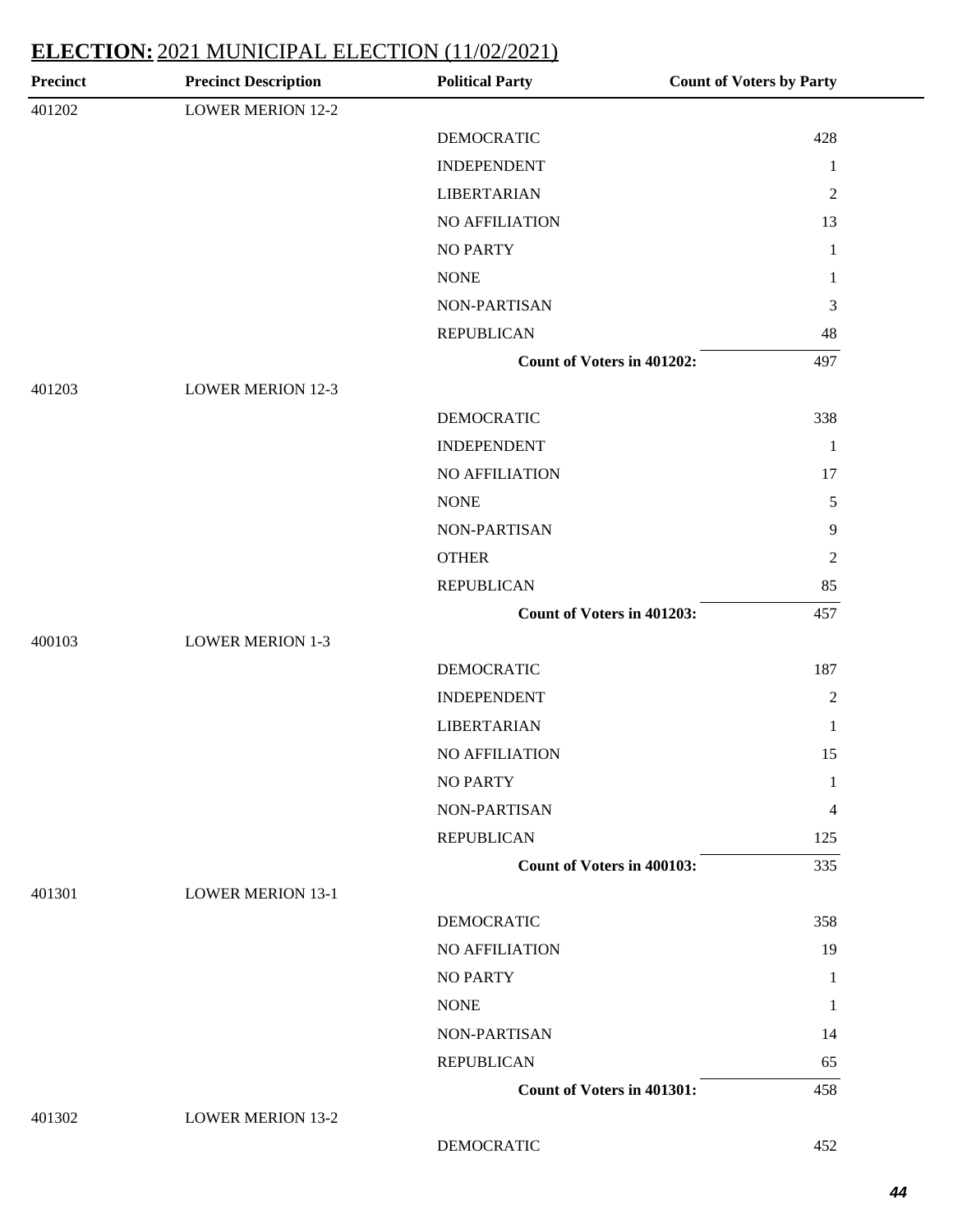## ELECTION: 2021 MUNICIPAL ELECTION (11/02/2021)

| Precinct | Precinct Description | Political Party | Count of Voters by Party |
|---|---|---|---|
| 401202 | LOWER MERION 12-2 | | |
| | | DEMOCRATIC | 428 |
| | | INDEPENDENT | 1 |
| | | LIBERTARIAN | 2 |
| | | NO AFFILIATION | 13 |
| | | NO PARTY | 1 |
| | | NONE | 1 |
| | | NON-PARTISAN | 3 |
| | | REPUBLICAN | 48 |
| | | **Count of Voters in 401202:** | 497 |
| 401203 | LOWER MERION 12-3 | | |
| | | DEMOCRATIC | 338 |
| | | INDEPENDENT | 1 |
| | | NO AFFILIATION | 17 |
| | | NONE | 5 |
| | | NON-PARTISAN | 9 |
| | | OTHER | 2 |
| | | REPUBLICAN | 85 |
| | | **Count of Voters in 401203:** | 457 |
| 400103 | LOWER MERION 1-3 | | |
| | | DEMOCRATIC | 187 |
| | | INDEPENDENT | 2 |
| | | LIBERTARIAN | 1 |
| | | NO AFFILIATION | 15 |
| | | NO PARTY | 1 |
| | | NON-PARTISAN | 4 |
| | | REPUBLICAN | 125 |
| | | **Count of Voters in 400103:** | 335 |
| 401301 | LOWER MERION 13-1 | | |
| | | DEMOCRATIC | 358 |
| | | NO AFFILIATION | 19 |
| | | NO PARTY | 1 |
| | | NONE | 1 |
| | | NON-PARTISAN | 14 |
| | | REPUBLICAN | 65 |
| | | **Count of Voters in 401301:** | 458 |
| 401302 | LOWER MERION 13-2 | | |
| | | DEMOCRATIC | 452 |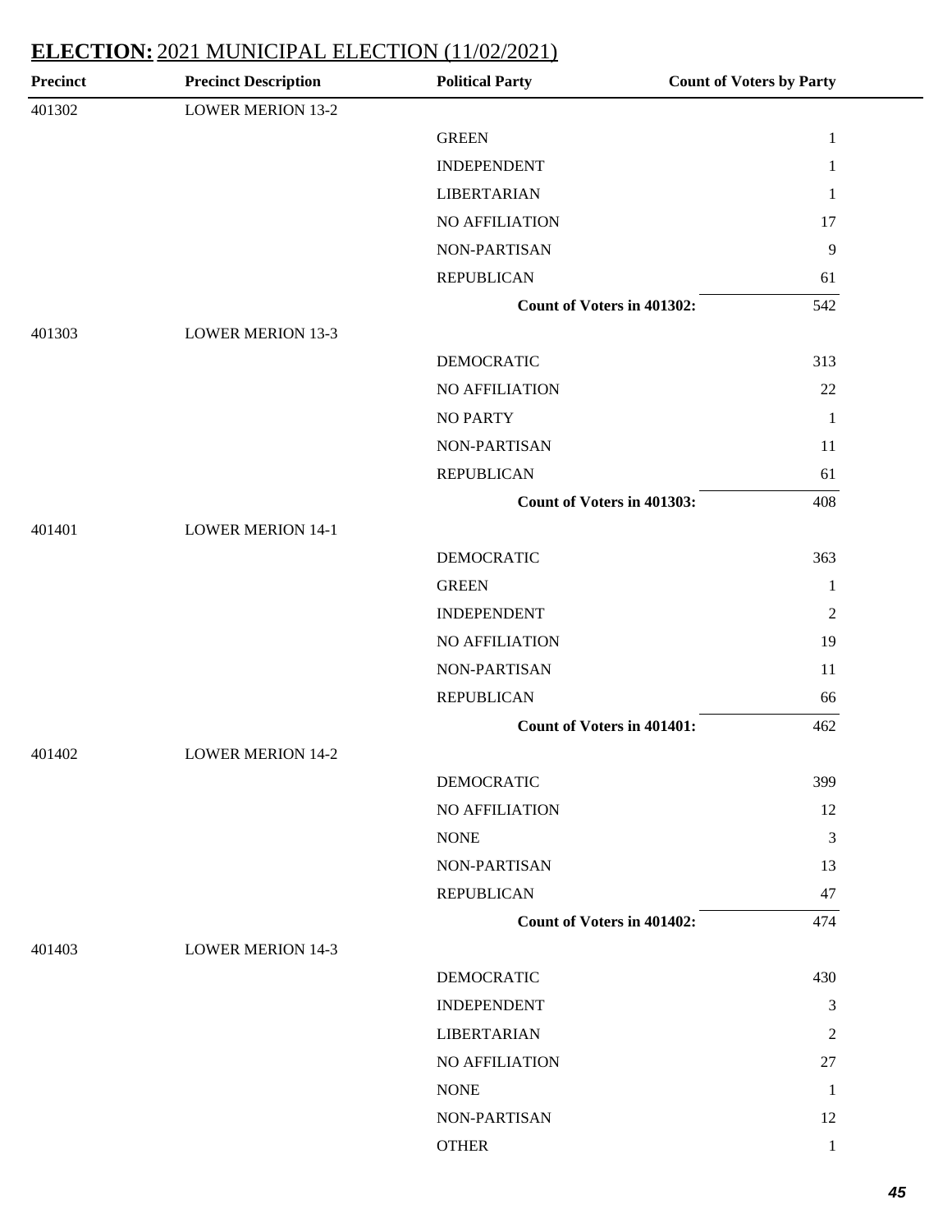## ELECTION: 2021 MUNICIPAL ELECTION (11/02/2021)

| Precinct | Precinct Description | Political Party | Count of Voters by Party |
|---|---|---|---|
| 401302 | LOWER MERION 13-2 | | |
| | | GREEN | 1 |
| | | INDEPENDENT | 1 |
| | | LIBERTARIAN | 1 |
| | | NO AFFILIATION | 17 |
| | | NON-PARTISAN | 9 |
| | | REPUBLICAN | 61 |
| | | **Count of Voters in 401302:** | 542 |
| 401303 | LOWER MERION 13-3 | | |
| | | DEMOCRATIC | 313 |
| | | NO AFFILIATION | 22 |
| | | NO PARTY | 1 |
| | | NON-PARTISAN | 11 |
| | | REPUBLICAN | 61 |
| | | **Count of Voters in 401303:** | 408 |
| 401401 | LOWER MERION 14-1 | | |
| | | DEMOCRATIC | 363 |
| | | GREEN | 1 |
| | | INDEPENDENT | 2 |
| | | NO AFFILIATION | 19 |
| | | NON-PARTISAN | 11 |
| | | REPUBLICAN | 66 |
| | | **Count of Voters in 401401:** | 462 |
| 401402 | LOWER MERION 14-2 | | |
| | | DEMOCRATIC | 399 |
| | | NO AFFILIATION | 12 |
| | | NONE | 3 |
| | | NON-PARTISAN | 13 |
| | | REPUBLICAN | 47 |
| | | **Count of Voters in 401402:** | 474 |
| 401403 | LOWER MERION 14-3 | | |
| | | DEMOCRATIC | 430 |
| | | INDEPENDENT | 3 |
| | | LIBERTARIAN | 2 |
| | | NO AFFILIATION | 27 |
| | | NONE | 1 |
| | | NON-PARTISAN | 12 |
| | | OTHER | 1 |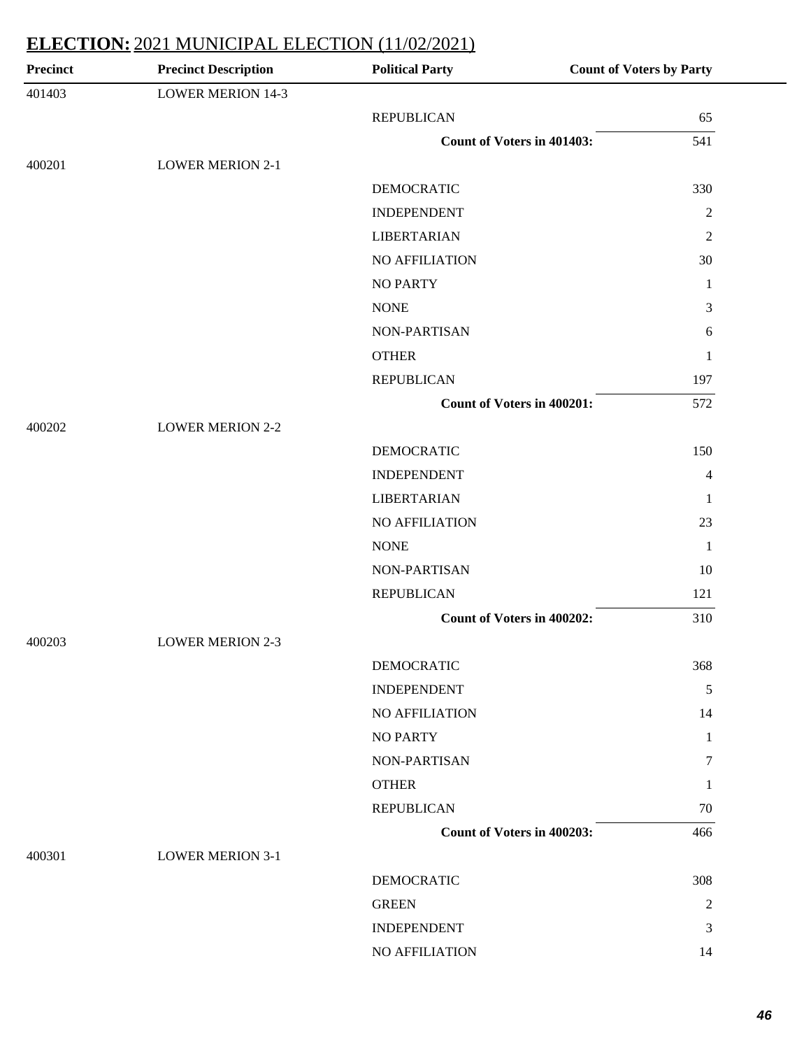## ELECTION: 2021 MUNICIPAL ELECTION (11/02/2021)

| Precinct | Precinct Description | Political Party | Count of Voters by Party |
|---|---|---|---|
| 401403 | LOWER MERION 14-3 | | |
| | | REPUBLICAN | 65 |
| | | **Count of Voters in 401403:** | 541 |
| 400201 | LOWER MERION 2-1 | | |
| | | DEMOCRATIC | 330 |
| | | INDEPENDENT | 2 |
| | | LIBERTARIAN | 2 |
| | | NO AFFILIATION | 30 |
| | | NO PARTY | 1 |
| | | NONE | 3 |
| | | NON-PARTISAN | 6 |
| | | OTHER | 1 |
| | | REPUBLICAN | 197 |
| | | **Count of Voters in 400201:** | 572 |
| 400202 | LOWER MERION 2-2 | | |
| | | DEMOCRATIC | 150 |
| | | INDEPENDENT | 4 |
| | | LIBERTARIAN | 1 |
| | | NO AFFILIATION | 23 |
| | | NONE | 1 |
| | | NON-PARTISAN | 10 |
| | | REPUBLICAN | 121 |
| | | **Count of Voters in 400202:** | 310 |
| 400203 | LOWER MERION 2-3 | | |
| | | DEMOCRATIC | 368 |
| | | INDEPENDENT | 5 |
| | | NO AFFILIATION | 14 |
| | | NO PARTY | 1 |
| | | NON-PARTISAN | 7 |
| | | OTHER | 1 |
| | | REPUBLICAN | 70 |
| | | **Count of Voters in 400203:** | 466 |
| 400301 | LOWER MERION 3-1 | | |
| | | DEMOCRATIC | 308 |
| | | GREEN | 2 |
| | | INDEPENDENT | 3 |
| | | NO AFFILIATION | 14 |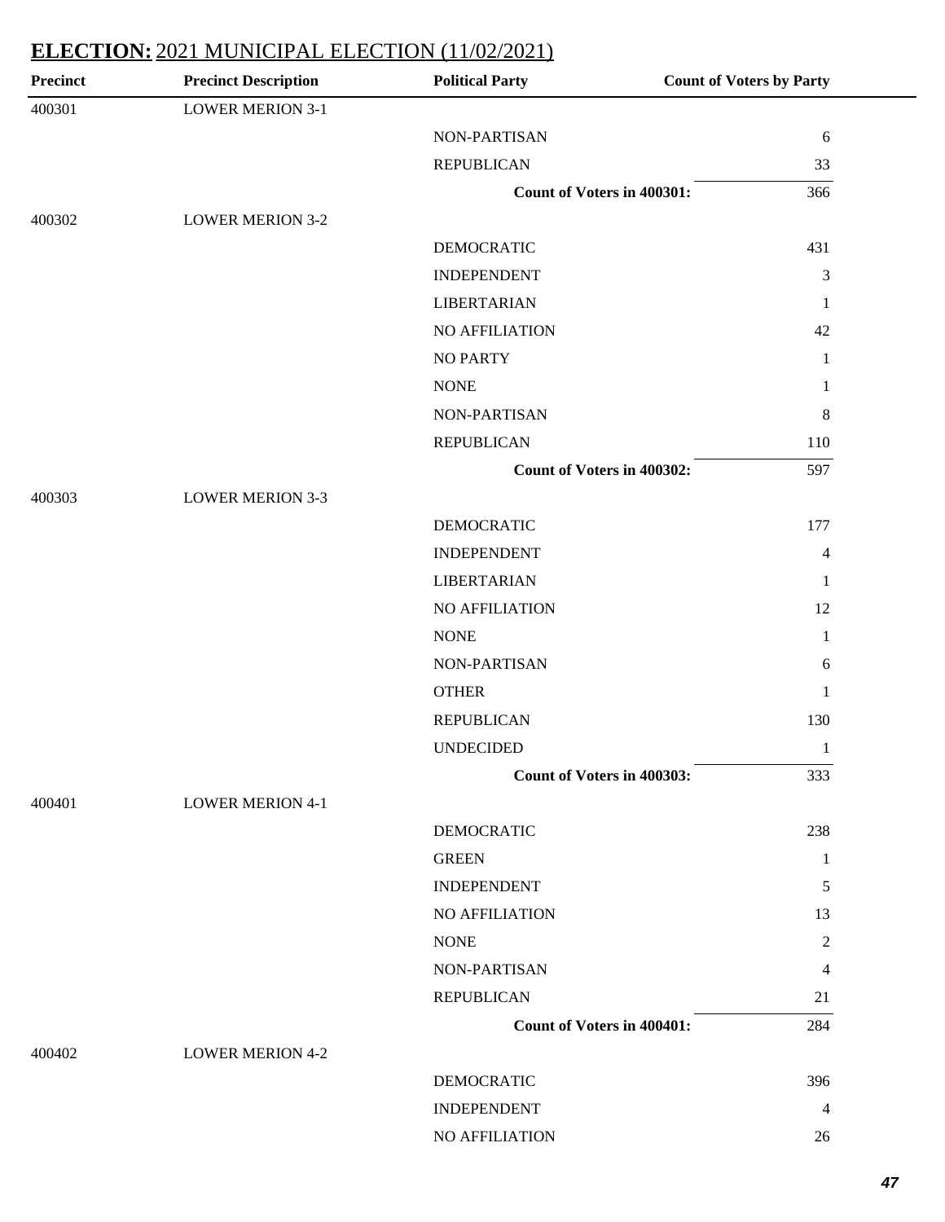## ELECTION: 2021 MUNICIPAL ELECTION (11/02/2021)

| Precinct | Precinct Description | Political Party | Count of Voters by Party |
|---|---|---|---|
| 400301 | LOWER MERION 3-1 | | |
| | | NON-PARTISAN | 6 |
| | | REPUBLICAN | 33 |
| | | **Count of Voters in 400301:** | 366 |
| 400302 | LOWER MERION 3-2 | | |
| | | DEMOCRATIC | 431 |
| | | INDEPENDENT | 3 |
| | | LIBERTARIAN | 1 |
| | | NO AFFILIATION | 42 |
| | | NO PARTY | 1 |
| | | NONE | 1 |
| | | NON-PARTISAN | 8 |
| | | REPUBLICAN | 110 |
| | | **Count of Voters in 400302:** | 597 |
| 400303 | LOWER MERION 3-3 | | |
| | | DEMOCRATIC | 177 |
| | | INDEPENDENT | 4 |
| | | LIBERTARIAN | 1 |
| | | NO AFFILIATION | 12 |
| | | NONE | 1 |
| | | NON-PARTISAN | 6 |
| | | OTHER | 1 |
| | | REPUBLICAN | 130 |
| | | UNDECIDED | 1 |
| | | **Count of Voters in 400303:** | 333 |
| 400401 | LOWER MERION 4-1 | | |
| | | DEMOCRATIC | 238 |
| | | GREEN | 1 |
| | | INDEPENDENT | 5 |
| | | NO AFFILIATION | 13 |
| | | NONE | 2 |
| | | NON-PARTISAN | 4 |
| | | REPUBLICAN | 21 |
| | | **Count of Voters in 400401:** | 284 |
| 400402 | LOWER MERION 4-2 | | |
| | | DEMOCRATIC | 396 |
| | | INDEPENDENT | 4 |
| | | NO AFFILIATION | 26 |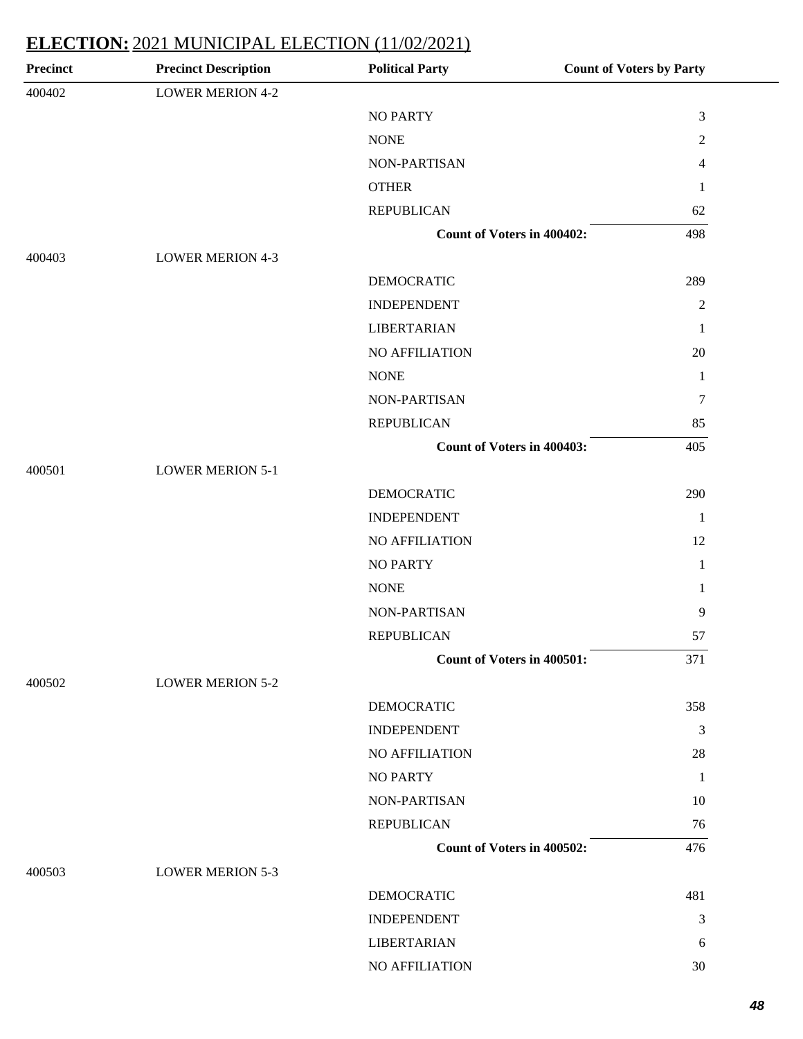## ELECTION: 2021 MUNICIPAL ELECTION (11/02/2021)

| Precinct | Precinct Description | Political Party | Count of Voters by Party |
|---|---|---|---|
| 400402 | LOWER MERION 4-2 | | |
| | | NO PARTY | 3 |
| | | NONE | 2 |
| | | NON-PARTISAN | 4 |
| | | OTHER | 1 |
| | | REPUBLICAN | 62 |
| | | **Count of Voters in 400402:** | 498 |
| 400403 | LOWER MERION 4-3 | | |
| | | DEMOCRATIC | 289 |
| | | INDEPENDENT | 2 |
| | | LIBERTARIAN | 1 |
| | | NO AFFILIATION | 20 |
| | | NONE | 1 |
| | | NON-PARTISAN | 7 |
| | | REPUBLICAN | 85 |
| | | **Count of Voters in 400403:** | 405 |
| 400501 | LOWER MERION 5-1 | | |
| | | DEMOCRATIC | 290 |
| | | INDEPENDENT | 1 |
| | | NO AFFILIATION | 12 |
| | | NO PARTY | 1 |
| | | NONE | 1 |
| | | NON-PARTISAN | 9 |
| | | REPUBLICAN | 57 |
| | | **Count of Voters in 400501:** | 371 |
| 400502 | LOWER MERION 5-2 | | |
| | | DEMOCRATIC | 358 |
| | | INDEPENDENT | 3 |
| | | NO AFFILIATION | 28 |
| | | NO PARTY | 1 |
| | | NON-PARTISAN | 10 |
| | | REPUBLICAN | 76 |
| | | **Count of Voters in 400502:** | 476 |
| 400503 | LOWER MERION 5-3 | | |
| | | DEMOCRATIC | 481 |
| | | INDEPENDENT | 3 |
| | | LIBERTARIAN | 6 |
| | | NO AFFILIATION | 30 |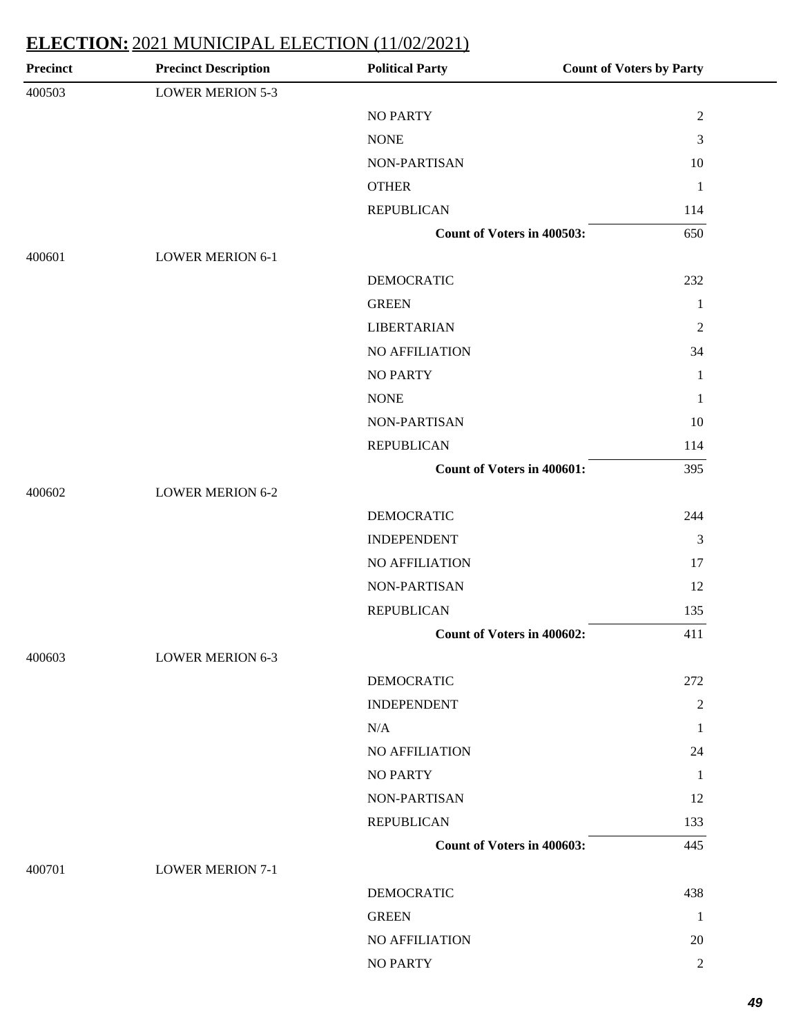## ELECTION: 2021 MUNICIPAL ELECTION (11/02/2021)

| Precinct | Precinct Description | Political Party | Count of Voters by Party |
|---|---|---|---|
| 400503 | LOWER MERION 5-3 | | |
| | | NO PARTY | 2 |
| | | NONE | 3 |
| | | NON-PARTISAN | 10 |
| | | OTHER | 1 |
| | | REPUBLICAN | 114 |
| | | **Count of Voters in 400503:** | 650 |
| 400601 | LOWER MERION 6-1 | | |
| | | DEMOCRATIC | 232 |
| | | GREEN | 1 |
| | | LIBERTARIAN | 2 |
| | | NO AFFILIATION | 34 |
| | | NO PARTY | 1 |
| | | NONE | 1 |
| | | NON-PARTISAN | 10 |
| | | REPUBLICAN | 114 |
| | | **Count of Voters in 400601:** | 395 |
| 400602 | LOWER MERION 6-2 | | |
| | | DEMOCRATIC | 244 |
| | | INDEPENDENT | 3 |
| | | NO AFFILIATION | 17 |
| | | NON-PARTISAN | 12 |
| | | REPUBLICAN | 135 |
| | | **Count of Voters in 400602:** | 411 |
| 400603 | LOWER MERION 6-3 | | |
| | | DEMOCRATIC | 272 |
| | | INDEPENDENT | 2 |
| | | N/A | 1 |
| | | NO AFFILIATION | 24 |
| | | NO PARTY | 1 |
| | | NON-PARTISAN | 12 |
| | | REPUBLICAN | 133 |
| | | **Count of Voters in 400603:** | 445 |
| 400701 | LOWER MERION 7-1 | | |
| | | DEMOCRATIC | 438 |
| | | GREEN | 1 |
| | | NO AFFILIATION | 20 |
| | | NO PARTY | 2 |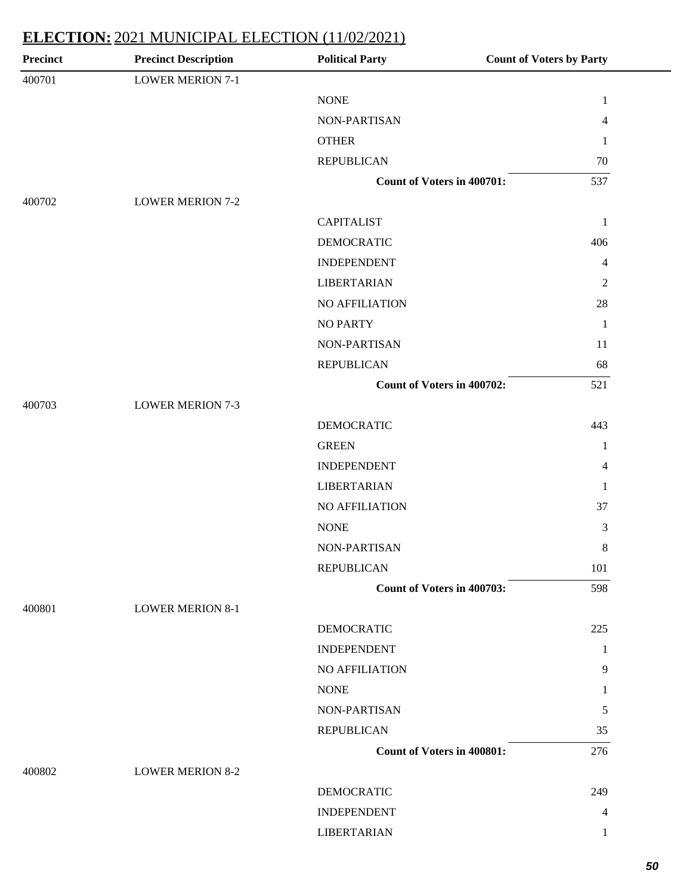## ELECTION: 2021 MUNICIPAL ELECTION (11/02/2021)

| Precinct | Precinct Description | Political Party | Count of Voters by Party |
|---|---|---|---|
| 400701 | LOWER MERION 7-1 | | |
| | | NONE | 1 |
| | | NON-PARTISAN | 4 |
| | | OTHER | 1 |
| | | REPUBLICAN | 70 |
| | | **Count of Voters in 400701:** | 537 |
| 400702 | LOWER MERION 7-2 | | |
| | | CAPITALIST | 1 |
| | | DEMOCRATIC | 406 |
| | | INDEPENDENT | 4 |
| | | LIBERTARIAN | 2 |
| | | NO AFFILIATION | 28 |
| | | NO PARTY | 1 |
| | | NON-PARTISAN | 11 |
| | | REPUBLICAN | 68 |
| | | **Count of Voters in 400702:** | 521 |
| 400703 | LOWER MERION 7-3 | | |
| | | DEMOCRATIC | 443 |
| | | GREEN | 1 |
| | | INDEPENDENT | 4 |
| | | LIBERTARIAN | 1 |
| | | NO AFFILIATION | 37 |
| | | NONE | 3 |
| | | NON-PARTISAN | 8 |
| | | REPUBLICAN | 101 |
| | | **Count of Voters in 400703:** | 598 |
| 400801 | LOWER MERION 8-1 | | |
| | | DEMOCRATIC | 225 |
| | | INDEPENDENT | 1 |
| | | NO AFFILIATION | 9 |
| | | NONE | 1 |
| | | NON-PARTISAN | 5 |
| | | REPUBLICAN | 35 |
| | | **Count of Voters in 400801:** | 276 |
| 400802 | LOWER MERION 8-2 | | |
| | | DEMOCRATIC | 249 |
| | | INDEPENDENT | 4 |
| | | LIBERTARIAN | 1 |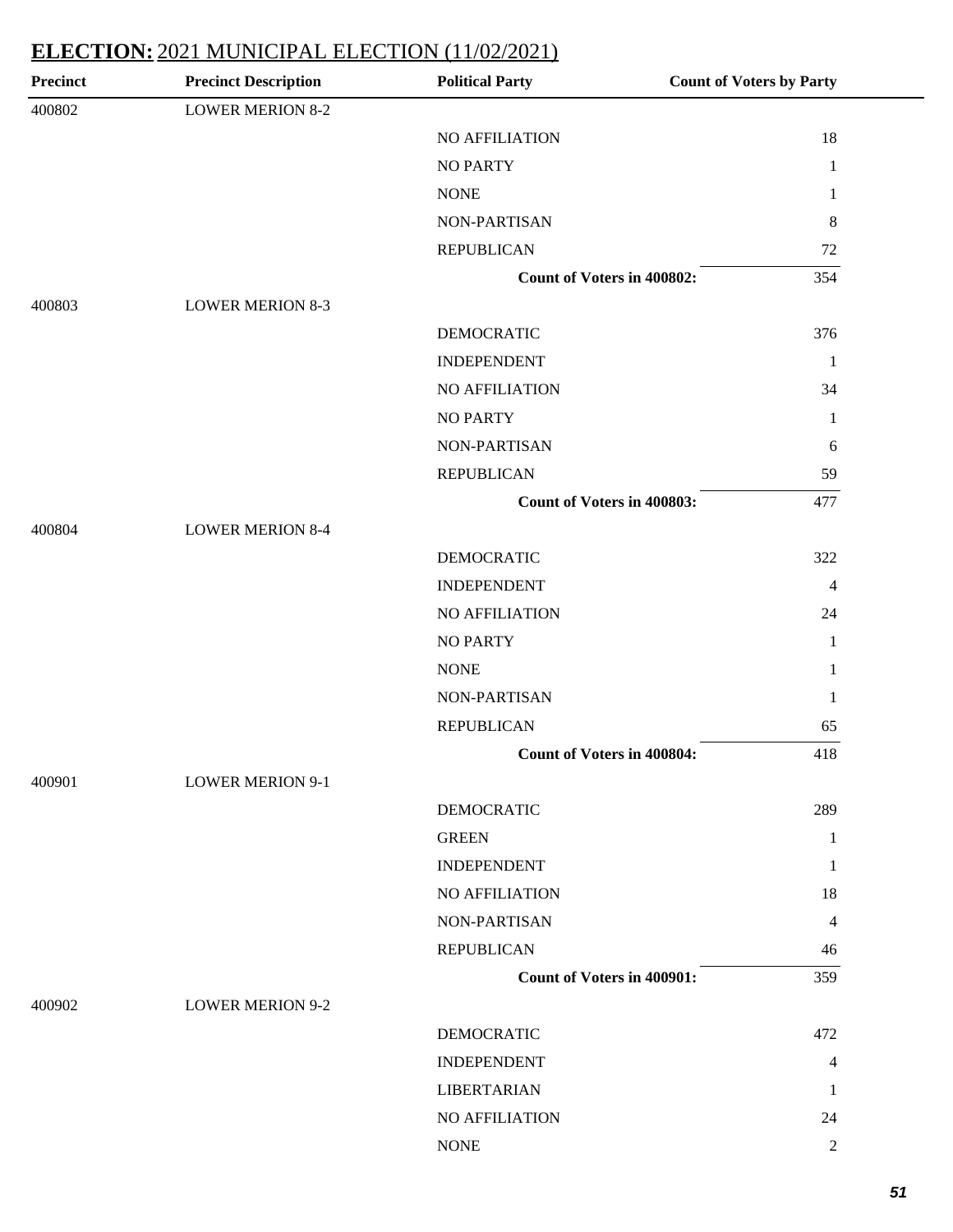## ELECTION: 2021 MUNICIPAL ELECTION (11/02/2021)

| Precinct | Precinct Description | Political Party | Count of Voters by Party |
|---|---|---|---|
| 400802 | LOWER MERION 8-2 | | |
| | | NO AFFILIATION | 18 |
| | | NO PARTY | 1 |
| | | NONE | 1 |
| | | NON-PARTISAN | 8 |
| | | REPUBLICAN | 72 |
| | | **Count of Voters in 400802:** | 354 |
| 400803 | LOWER MERION 8-3 | | |
| | | DEMOCRATIC | 376 |
| | | INDEPENDENT | 1 |
| | | NO AFFILIATION | 34 |
| | | NO PARTY | 1 |
| | | NON-PARTISAN | 6 |
| | | REPUBLICAN | 59 |
| | | **Count of Voters in 400803:** | 477 |
| 400804 | LOWER MERION 8-4 | | |
| | | DEMOCRATIC | 322 |
| | | INDEPENDENT | 4 |
| | | NO AFFILIATION | 24 |
| | | NO PARTY | 1 |
| | | NONE | 1 |
| | | NON-PARTISAN | 1 |
| | | REPUBLICAN | 65 |
| | | **Count of Voters in 400804:** | 418 |
| 400901 | LOWER MERION 9-1 | | |
| | | DEMOCRATIC | 289 |
| | | GREEN | 1 |
| | | INDEPENDENT | 1 |
| | | NO AFFILIATION | 18 |
| | | NON-PARTISAN | 4 |
| | | REPUBLICAN | 46 |
| | | **Count of Voters in 400901:** | 359 |
| 400902 | LOWER MERION 9-2 | | |
| | | DEMOCRATIC | 472 |
| | | INDEPENDENT | 4 |
| | | LIBERTARIAN | 1 |
| | | NO AFFILIATION | 24 |
| | | NONE | 2 |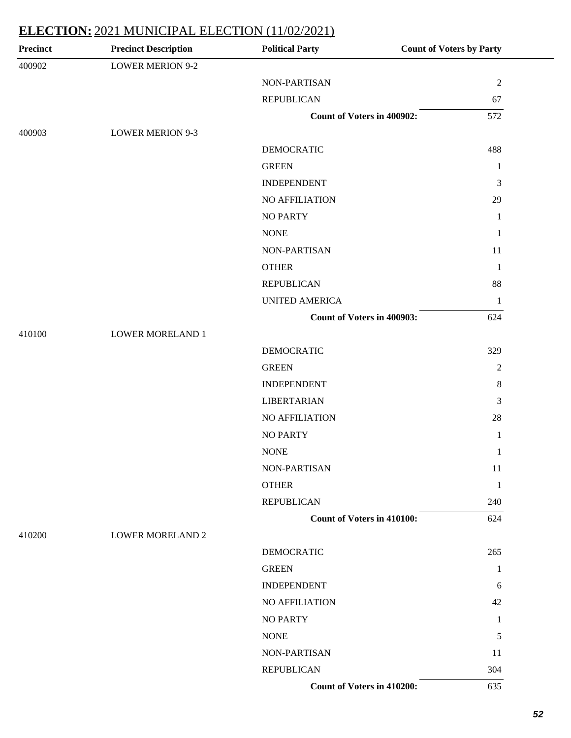## ELECTION: 2021 MUNICIPAL ELECTION (11/02/2021)

| Precinct | Precinct Description | Political Party | Count of Voters by Party |
|---|---|---|---|
| 400902 | LOWER MERION 9-2 | | |
| | | NON-PARTISAN | 2 |
| | | REPUBLICAN | 67 |
| | | **Count of Voters in 400902:** | 572 |
| 400903 | LOWER MERION 9-3 | | |
| | | DEMOCRATIC | 488 |
| | | GREEN | 1 |
| | | INDEPENDENT | 3 |
| | | NO AFFILIATION | 29 |
| | | NO PARTY | 1 |
| | | NONE | 1 |
| | | NON-PARTISAN | 11 |
| | | OTHER | 1 |
| | | REPUBLICAN | 88 |
| | | UNITED AMERICA | 1 |
| | | **Count of Voters in 400903:** | 624 |
| 410100 | LOWER MORELAND 1 | | |
| | | DEMOCRATIC | 329 |
| | | GREEN | 2 |
| | | INDEPENDENT | 8 |
| | | LIBERTARIAN | 3 |
| | | NO AFFILIATION | 28 |
| | | NO PARTY | 1 |
| | | NONE | 1 |
| | | NON-PARTISAN | 11 |
| | | OTHER | 1 |
| | | REPUBLICAN | 240 |
| | | **Count of Voters in 410100:** | 624 |
| 410200 | LOWER MORELAND 2 | | |
| | | DEMOCRATIC | 265 |
| | | GREEN | 1 |
| | | INDEPENDENT | 6 |
| | | NO AFFILIATION | 42 |
| | | NO PARTY | 1 |
| | | NONE | 5 |
| | | NON-PARTISAN | 11 |
| | | REPUBLICAN | 304 |
| | | **Count of Voters in 410200:** | 635 |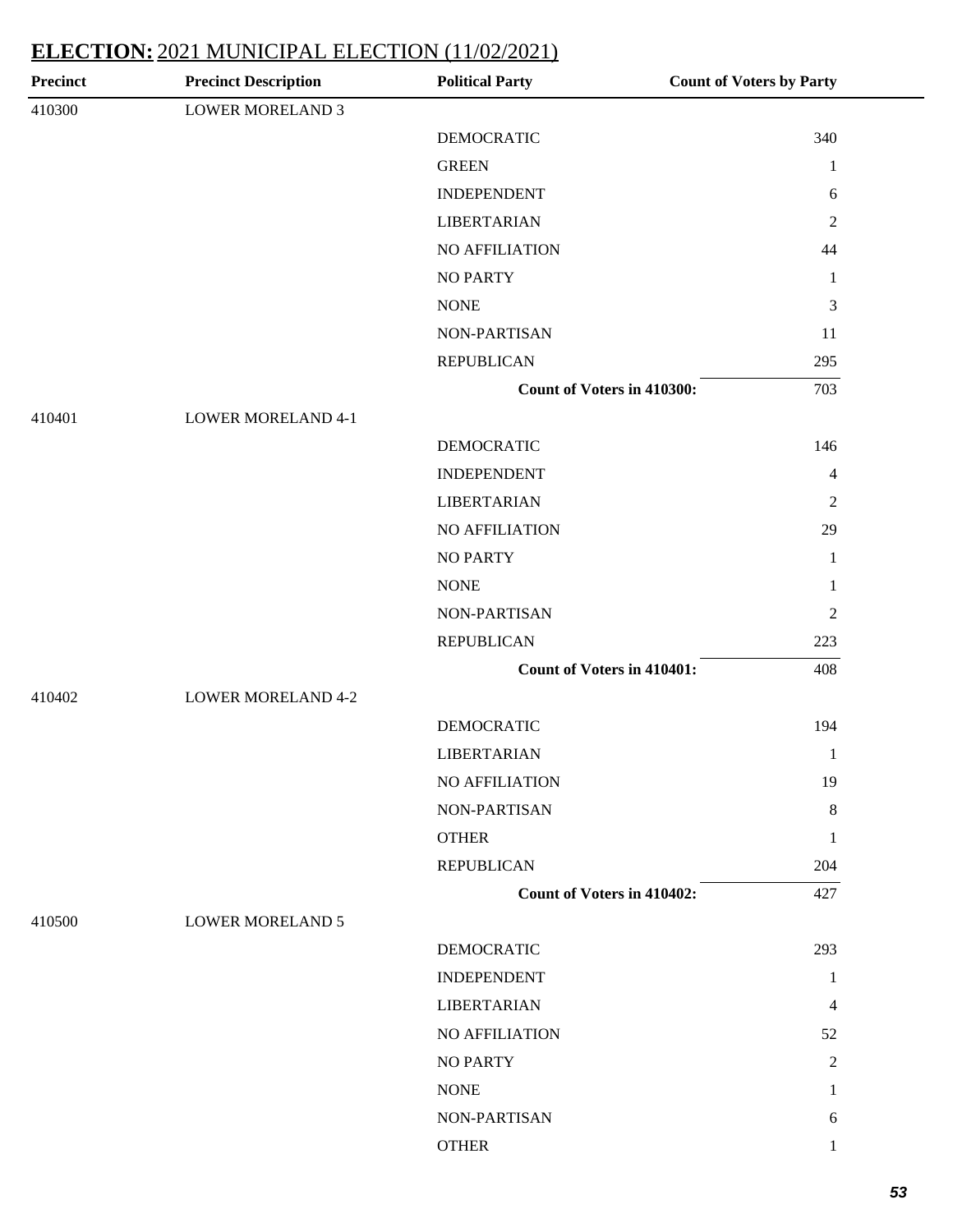# ELECTION: 2021 MUNICIPAL ELECTION (11/02/2021)

| Precinct | Precinct Description | Political Party | Count of Voters by Party |
|---|---|---|---|
| 410300 | LOWER MORELAND 3 | | |
| | | DEMOCRATIC | 340 |
| | | GREEN | 1 |
| | | INDEPENDENT | 6 |
| | | LIBERTARIAN | 2 |
| | | NO AFFILIATION | 44 |
| | | NO PARTY | 1 |
| | | NONE | 3 |
| | | NON-PARTISAN | 11 |
| | | REPUBLICAN | 295 |
| | | **Count of Voters in 410300:** | 703 |
| 410401 | LOWER MORELAND 4-1 | | |
| | | DEMOCRATIC | 146 |
| | | INDEPENDENT | 4 |
| | | LIBERTARIAN | 2 |
| | | NO AFFILIATION | 29 |
| | | NO PARTY | 1 |
| | | NONE | 1 |
| | | NON-PARTISAN | 2 |
| | | REPUBLICAN | 223 |
| | | **Count of Voters in 410401:** | 408 |
| 410402 | LOWER MORELAND 4-2 | | |
| | | DEMOCRATIC | 194 |
| | | LIBERTARIAN | 1 |
| | | NO AFFILIATION | 19 |
| | | NON-PARTISAN | 8 |
| | | OTHER | 1 |
| | | REPUBLICAN | 204 |
| | | **Count of Voters in 410402:** | 427 |
| 410500 | LOWER MORELAND 5 | | |
| | | DEMOCRATIC | 293 |
| | | INDEPENDENT | 1 |
| | | LIBERTARIAN | 4 |
| | | NO AFFILIATION | 52 |
| | | NO PARTY | 2 |
| | | NONE | 1 |
| | | NON-PARTISAN | 6 |
| | | OTHER | 1 |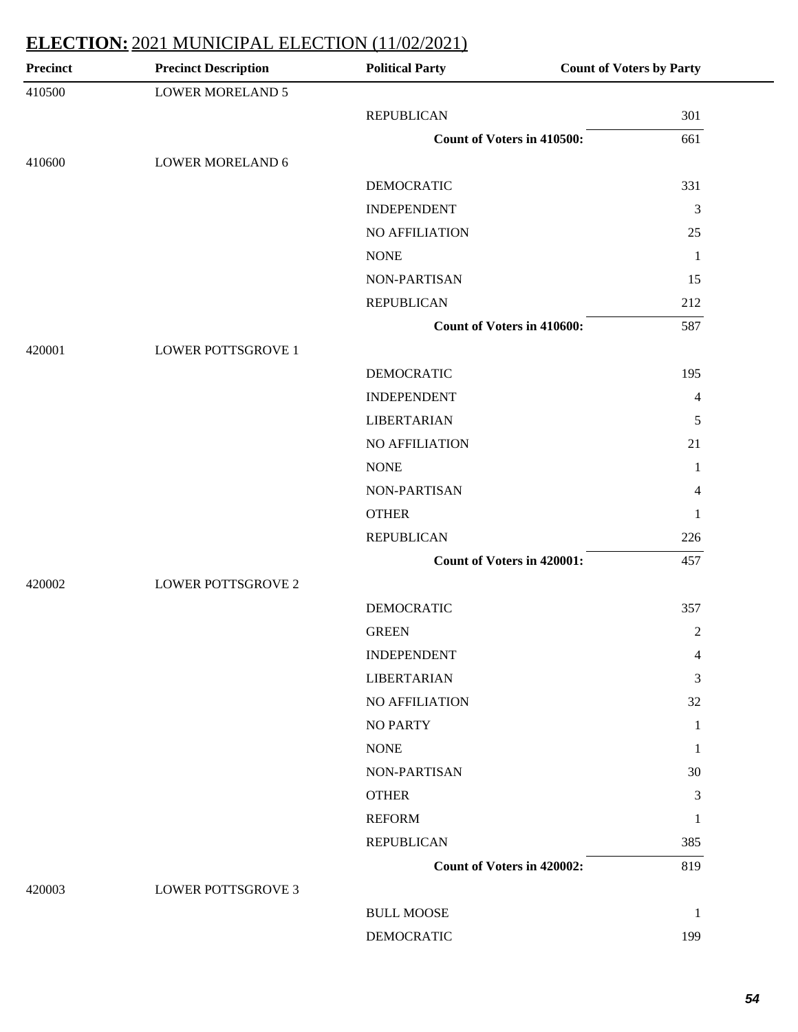## **ELECTION:** 2021 MUNICIPAL ELECTION (11/02/2021)

| Precinct | Precinct Description | Political Party | Count of Voters by Party |
|---|---|---|---|
| 410500 | LOWER MORELAND 5 | | |
| | | REPUBLICAN | 301 |
| | | **Count of Voters in 410500:** | 661 |
| 410600 | LOWER MORELAND 6 | | |
| | | DEMOCRATIC | 331 |
| | | INDEPENDENT | 3 |
| | | NO AFFILIATION | 25 |
| | | NONE | 1 |
| | | NON-PARTISAN | 15 |
| | | REPUBLICAN | 212 |
| | | **Count of Voters in 410600:** | 587 |
| 420001 | LOWER POTTSGROVE 1 | | |
| | | DEMOCRATIC | 195 |
| | | INDEPENDENT | 4 |
| | | LIBERTARIAN | 5 |
| | | NO AFFILIATION | 21 |
| | | NONE | 1 |
| | | NON-PARTISAN | 4 |
| | | OTHER | 1 |
| | | REPUBLICAN | 226 |
| | | **Count of Voters in 420001:** | 457 |
| 420002 | LOWER POTTSGROVE 2 | | |
| | | DEMOCRATIC | 357 |
| | | GREEN | 2 |
| | | INDEPENDENT | 4 |
| | | LIBERTARIAN | 3 |
| | | NO AFFILIATION | 32 |
| | | NO PARTY | 1 |
| | | NONE | 1 |
| | | NON-PARTISAN | 30 |
| | | OTHER | 3 |
| | | REFORM | 1 |
| | | REPUBLICAN | 385 |
| | | **Count of Voters in 420002:** | 819 |
| 420003 | LOWER POTTSGROVE 3 | | |
| | | BULL MOOSE | 1 |
| | | DEMOCRATIC | 199 |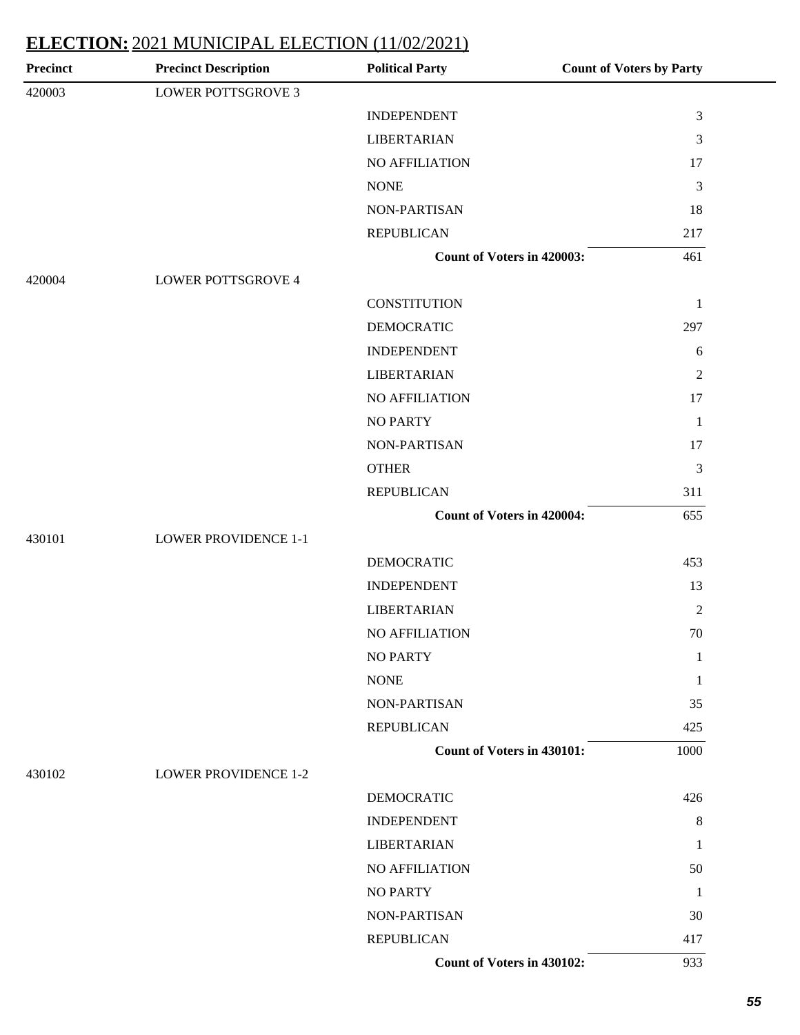## ELECTION: 2021 MUNICIPAL ELECTION (11/02/2021)

| Precinct | Precinct Description | Political Party | Count of Voters by Party |
|---|---|---|---|
| 420003 | LOWER POTTSGROVE 3 | | |
| | | INDEPENDENT | 3 |
| | | LIBERTARIAN | 3 |
| | | NO AFFILIATION | 17 |
| | | NONE | 3 |
| | | NON-PARTISAN | 18 |
| | | REPUBLICAN | 217 |
| | | **Count of Voters in 420003:** | 461 |
| 420004 | LOWER POTTSGROVE 4 | | |
| | | CONSTITUTION | 1 |
| | | DEMOCRATIC | 297 |
| | | INDEPENDENT | 6 |
| | | LIBERTARIAN | 2 |
| | | NO AFFILIATION | 17 |
| | | NO PARTY | 1 |
| | | NON-PARTISAN | 17 |
| | | OTHER | 3 |
| | | REPUBLICAN | 311 |
| | | **Count of Voters in 420004:** | 655 |
| 430101 | LOWER PROVIDENCE 1-1 | | |
| | | DEMOCRATIC | 453 |
| | | INDEPENDENT | 13 |
| | | LIBERTARIAN | 2 |
| | | NO AFFILIATION | 70 |
| | | NO PARTY | 1 |
| | | NONE | 1 |
| | | NON-PARTISAN | 35 |
| | | REPUBLICAN | 425 |
| | | **Count of Voters in 430101:** | 1000 |
| 430102 | LOWER PROVIDENCE 1-2 | | |
| | | DEMOCRATIC | 426 |
| | | INDEPENDENT | 8 |
| | | LIBERTARIAN | 1 |
| | | NO AFFILIATION | 50 |
| | | NO PARTY | 1 |
| | | NON-PARTISAN | 30 |
| | | REPUBLICAN | 417 |
| | | **Count of Voters in 430102:** | 933 |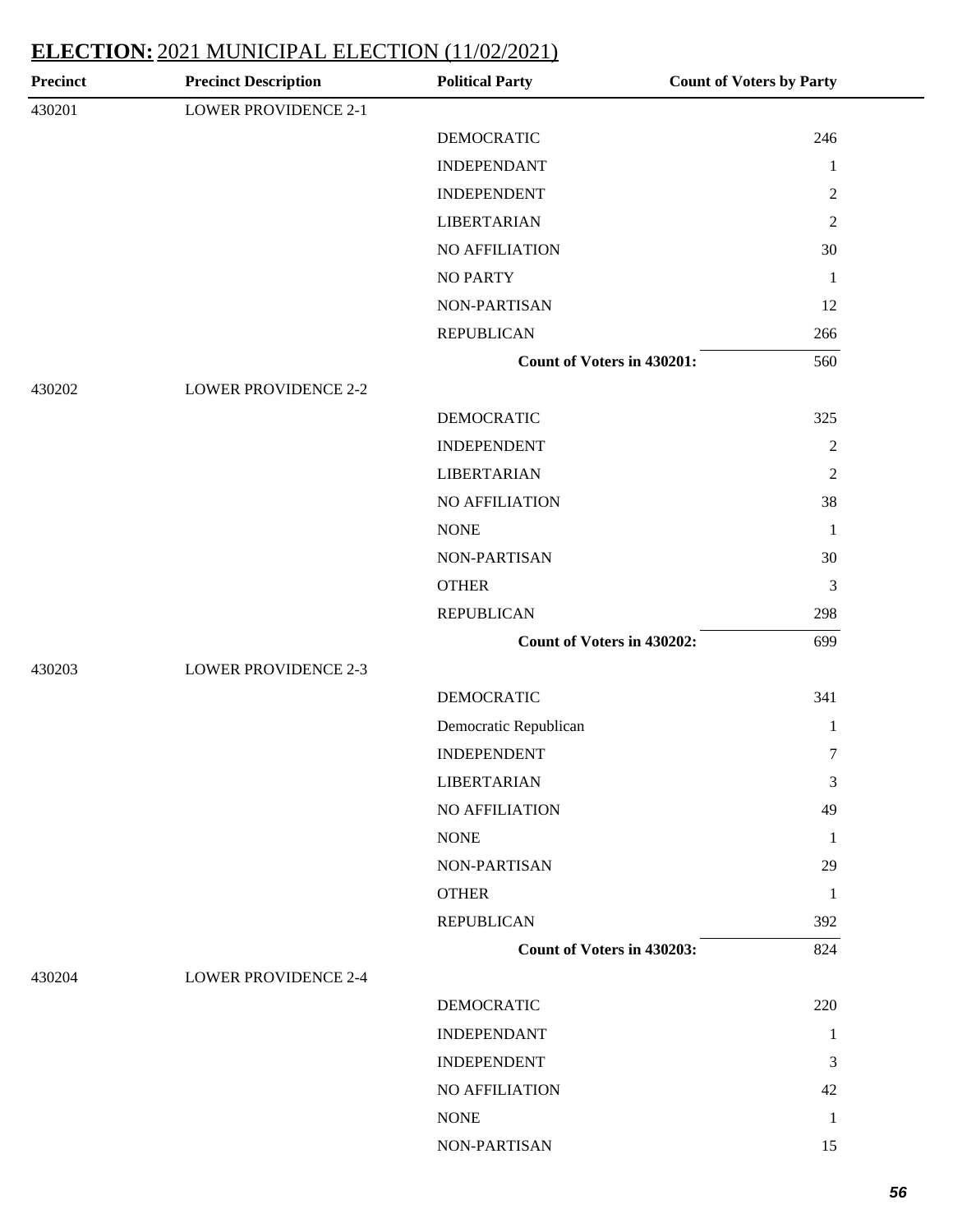## ELECTION: 2021 MUNICIPAL ELECTION (11/02/2021)

| Precinct | Precinct Description | Political Party | Count of Voters by Party |
|---|---|---|---|
| 430201 | LOWER PROVIDENCE 2-1 | | |
| | | DEMOCRATIC | 246 |
| | | INDEPENDANT | 1 |
| | | INDEPENDENT | 2 |
| | | LIBERTARIAN | 2 |
| | | NO AFFILIATION | 30 |
| | | NO PARTY | 1 |
| | | NON-PARTISAN | 12 |
| | | REPUBLICAN | 266 |
| | | **Count of Voters in 430201:** | 560 |
| 430202 | LOWER PROVIDENCE 2-2 | | |
| | | DEMOCRATIC | 325 |
| | | INDEPENDENT | 2 |
| | | LIBERTARIAN | 2 |
| | | NO AFFILIATION | 38 |
| | | NONE | 1 |
| | | NON-PARTISAN | 30 |
| | | OTHER | 3 |
| | | REPUBLICAN | 298 |
| | | **Count of Voters in 430202:** | 699 |
| 430203 | LOWER PROVIDENCE 2-3 | | |
| | | DEMOCRATIC | 341 |
| | | Democratic Republican | 1 |
| | | INDEPENDENT | 7 |
| | | LIBERTARIAN | 3 |
| | | NO AFFILIATION | 49 |
| | | NONE | 1 |
| | | NON-PARTISAN | 29 |
| | | OTHER | 1 |
| | | REPUBLICAN | 392 |
| | | **Count of Voters in 430203:** | 824 |
| 430204 | LOWER PROVIDENCE 2-4 | | |
| | | DEMOCRATIC | 220 |
| | | INDEPENDANT | 1 |
| | | INDEPENDENT | 3 |
| | | NO AFFILIATION | 42 |
| | | NONE | 1 |
| | | NON-PARTISAN | 15 |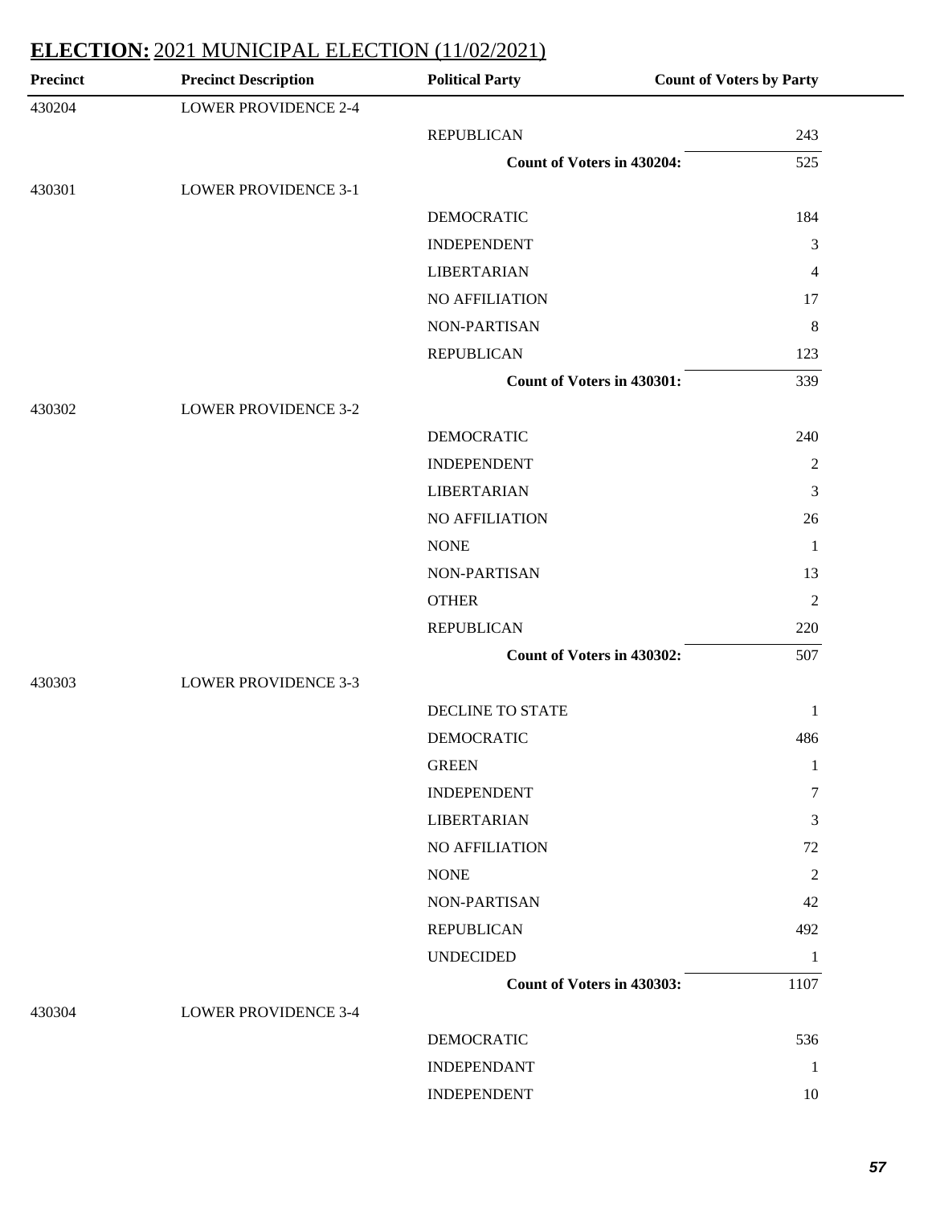## **ELECTION:** 2021 MUNICIPAL ELECTION (11/02/2021)

| Precinct | Precinct Description | Political Party | Count of Voters by Party |
|---|---|---|---|
| 430204 | LOWER PROVIDENCE 2-4 | | |
| | | REPUBLICAN | 243 |
| | | **Count of Voters in 430204:** | 525 |
| 430301 | LOWER PROVIDENCE 3-1 | | |
| | | DEMOCRATIC | 184 |
| | | INDEPENDENT | 3 |
| | | LIBERTARIAN | 4 |
| | | NO AFFILIATION | 17 |
| | | NON-PARTISAN | 8 |
| | | REPUBLICAN | 123 |
| | | **Count of Voters in 430301:** | 339 |
| 430302 | LOWER PROVIDENCE 3-2 | | |
| | | DEMOCRATIC | 240 |
| | | INDEPENDENT | 2 |
| | | LIBERTARIAN | 3 |
| | | NO AFFILIATION | 26 |
| | | NONE | 1 |
| | | NON-PARTISAN | 13 |
| | | OTHER | 2 |
| | | REPUBLICAN | 220 |
| | | **Count of Voters in 430302:** | 507 |
| 430303 | LOWER PROVIDENCE 3-3 | | |
| | | DECLINE TO STATE | 1 |
| | | DEMOCRATIC | 486 |
| | | GREEN | 1 |
| | | INDEPENDENT | 7 |
| | | LIBERTARIAN | 3 |
| | | NO AFFILIATION | 72 |
| | | NONE | 2 |
| | | NON-PARTISAN | 42 |
| | | REPUBLICAN | 492 |
| | | UNDECIDED | 1 |
| | | **Count of Voters in 430303:** | 1107 |
| 430304 | LOWER PROVIDENCE 3-4 | | |
| | | DEMOCRATIC | 536 |
| | | INDEPENDANT | 1 |
| | | INDEPENDENT | 10 |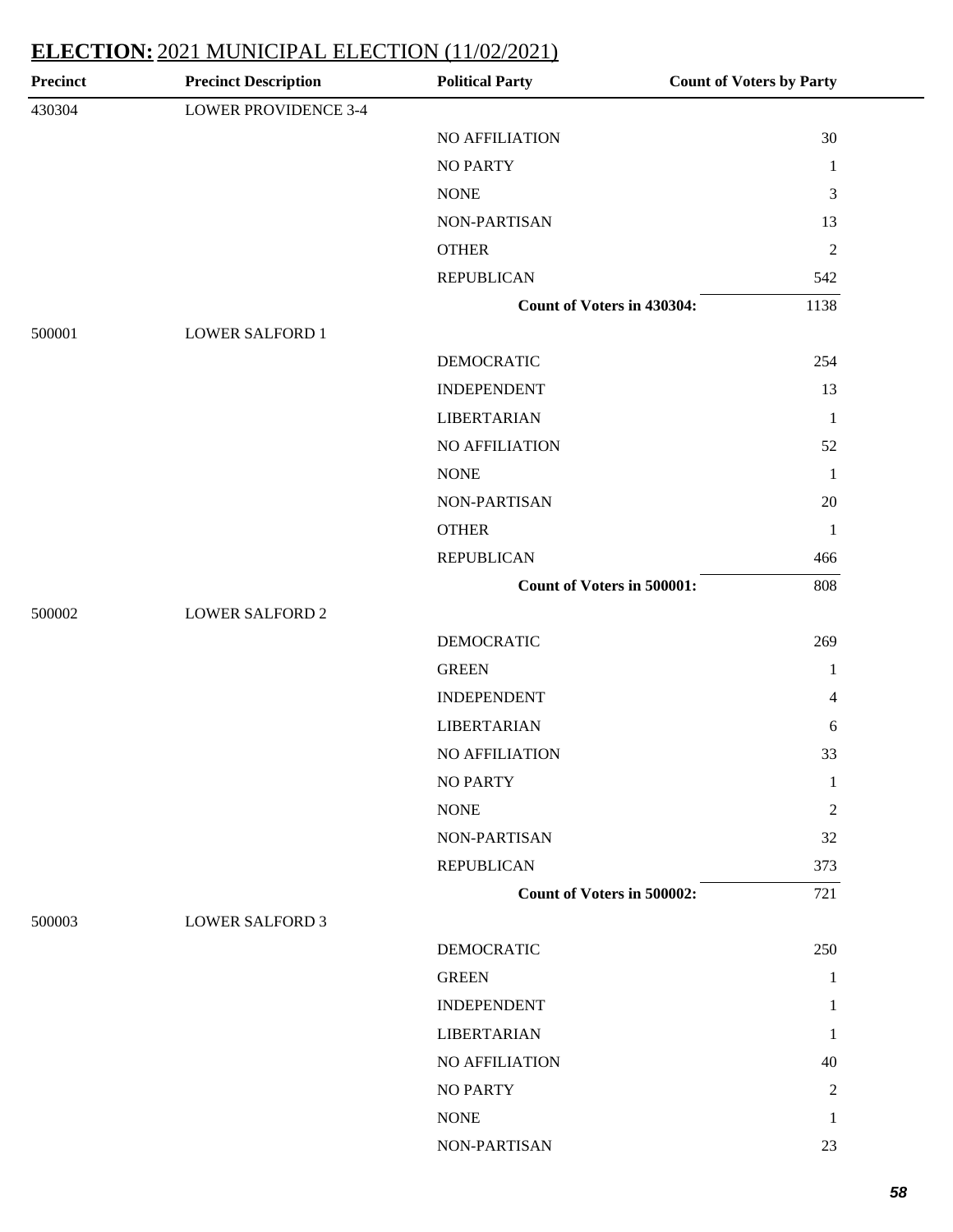## ELECTION: 2021 MUNICIPAL ELECTION (11/02/2021)

| Precinct | Precinct Description | Political Party | Count of Voters by Party |
|---|---|---|---|
| 430304 | LOWER PROVIDENCE 3-4 | | |
| | | NO AFFILIATION | 30 |
| | | NO PARTY | 1 |
| | | NONE | 3 |
| | | NON-PARTISAN | 13 |
| | | OTHER | 2 |
| | | REPUBLICAN | 542 |
| | | **Count of Voters in 430304:** | 1138 |
| 500001 | LOWER SALFORD 1 | | |
| | | DEMOCRATIC | 254 |
| | | INDEPENDENT | 13 |
| | | LIBERTARIAN | 1 |
| | | NO AFFILIATION | 52 |
| | | NONE | 1 |
| | | NON-PARTISAN | 20 |
| | | OTHER | 1 |
| | | REPUBLICAN | 466 |
| | | **Count of Voters in 500001:** | 808 |
| 500002 | LOWER SALFORD 2 | | |
| | | DEMOCRATIC | 269 |
| | | GREEN | 1 |
| | | INDEPENDENT | 4 |
| | | LIBERTARIAN | 6 |
| | | NO AFFILIATION | 33 |
| | | NO PARTY | 1 |
| | | NONE | 2 |
| | | NON-PARTISAN | 32 |
| | | REPUBLICAN | 373 |
| | | **Count of Voters in 500002:** | 721 |
| 500003 | LOWER SALFORD 3 | | |
| | | DEMOCRATIC | 250 |
| | | GREEN | 1 |
| | | INDEPENDENT | 1 |
| | | LIBERTARIAN | 1 |
| | | NO AFFILIATION | 40 |
| | | NO PARTY | 2 |
| | | NONE | 1 |
| | | NON-PARTISAN | 23 |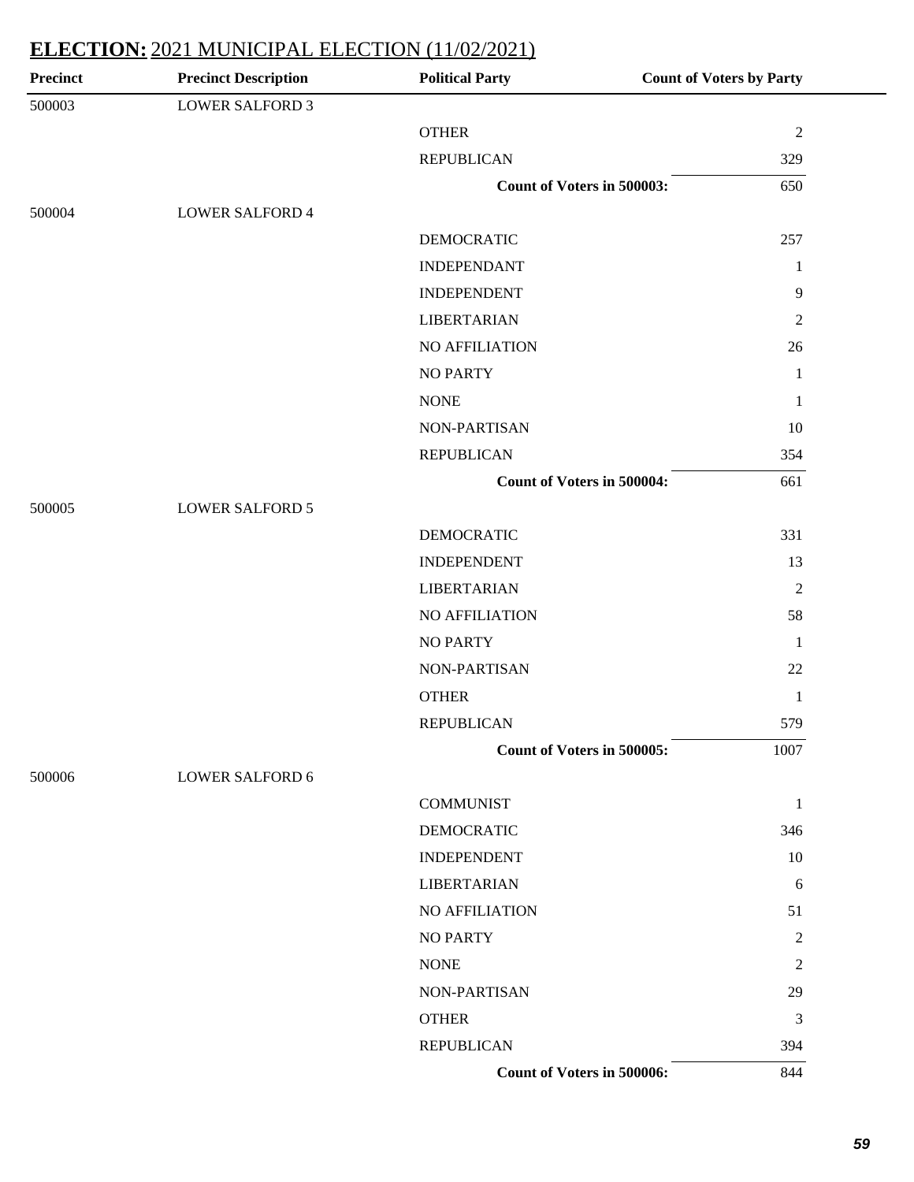## **ELECTION:** 2021 MUNICIPAL ELECTION (11/02/2021)

| Precinct | Precinct Description | Political Party | Count of Voters by Party |
|---|---|---|---|
| 500003 | LOWER SALFORD 3 | | |
| | | OTHER | 2 |
| | | REPUBLICAN | 329 |
| | | **Count of Voters in 500003:** | 650 |
| 500004 | LOWER SALFORD 4 | | |
| | | DEMOCRATIC | 257 |
| | | INDEPENDANT | 1 |
| | | INDEPENDENT | 9 |
| | | LIBERTARIAN | 2 |
| | | NO AFFILIATION | 26 |
| | | NO PARTY | 1 |
| | | NONE | 1 |
| | | NON-PARTISAN | 10 |
| | | REPUBLICAN | 354 |
| | | **Count of Voters in 500004:** | 661 |
| 500005 | LOWER SALFORD 5 | | |
| | | DEMOCRATIC | 331 |
| | | INDEPENDENT | 13 |
| | | LIBERTARIAN | 2 |
| | | NO AFFILIATION | 58 |
| | | NO PARTY | 1 |
| | | NON-PARTISAN | 22 |
| | | OTHER | 1 |
| | | REPUBLICAN | 579 |
| | | **Count of Voters in 500005:** | 1007 |
| 500006 | LOWER SALFORD 6 | | |
| | | COMMUNIST | 1 |
| | | DEMOCRATIC | 346 |
| | | INDEPENDENT | 10 |
| | | LIBERTARIAN | 6 |
| | | NO AFFILIATION | 51 |
| | | NO PARTY | 2 |
| | | NONE | 2 |
| | | NON-PARTISAN | 29 |
| | | OTHER | 3 |
| | | REPUBLICAN | 394 |
| | | **Count of Voters in 500006:** | 844 |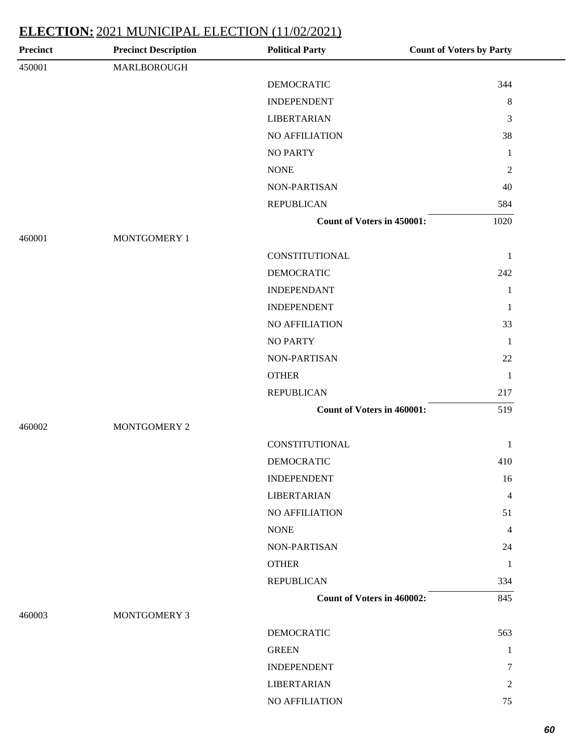## **ELECTION:** 2021 MUNICIPAL ELECTION (11/02/2021)

| Precinct | Precinct Description | Political Party | Count of Voters by Party |
|---|---|---|---|
| 450001 | MARLBOROUGH | | |
| | | DEMOCRATIC | 344 |
| | | INDEPENDENT | 8 |
| | | LIBERTARIAN | 3 |
| | | NO AFFILIATION | 38 |
| | | NO PARTY | 1 |
| | | NONE | 2 |
| | | NON-PARTISAN | 40 |
| | | REPUBLICAN | 584 |
| | | **Count of Voters in 450001:** | 1020 |
| 460001 | MONTGOMERY 1 | | |
| | | CONSTITUTIONAL | 1 |
| | | DEMOCRATIC | 242 |
| | | INDEPENDANT | 1 |
| | | INDEPENDENT | 1 |
| | | NO AFFILIATION | 33 |
| | | NO PARTY | 1 |
| | | NON-PARTISAN | 22 |
| | | OTHER | 1 |
| | | REPUBLICAN | 217 |
| | | **Count of Voters in 460001:** | 519 |
| 460002 | MONTGOMERY 2 | | |
| | | CONSTITUTIONAL | 1 |
| | | DEMOCRATIC | 410 |
| | | INDEPENDENT | 16 |
| | | LIBERTARIAN | 4 |
| | | NO AFFILIATION | 51 |
| | | NONE | 4 |
| | | NON-PARTISAN | 24 |
| | | OTHER | 1 |
| | | REPUBLICAN | 334 |
| | | **Count of Voters in 460002:** | 845 |
| 460003 | MONTGOMERY 3 | | |
| | | DEMOCRATIC | 563 |
| | | GREEN | 1 |
| | | INDEPENDENT | 7 |
| | | LIBERTARIAN | 2 |
| | | NO AFFILIATION | 75 |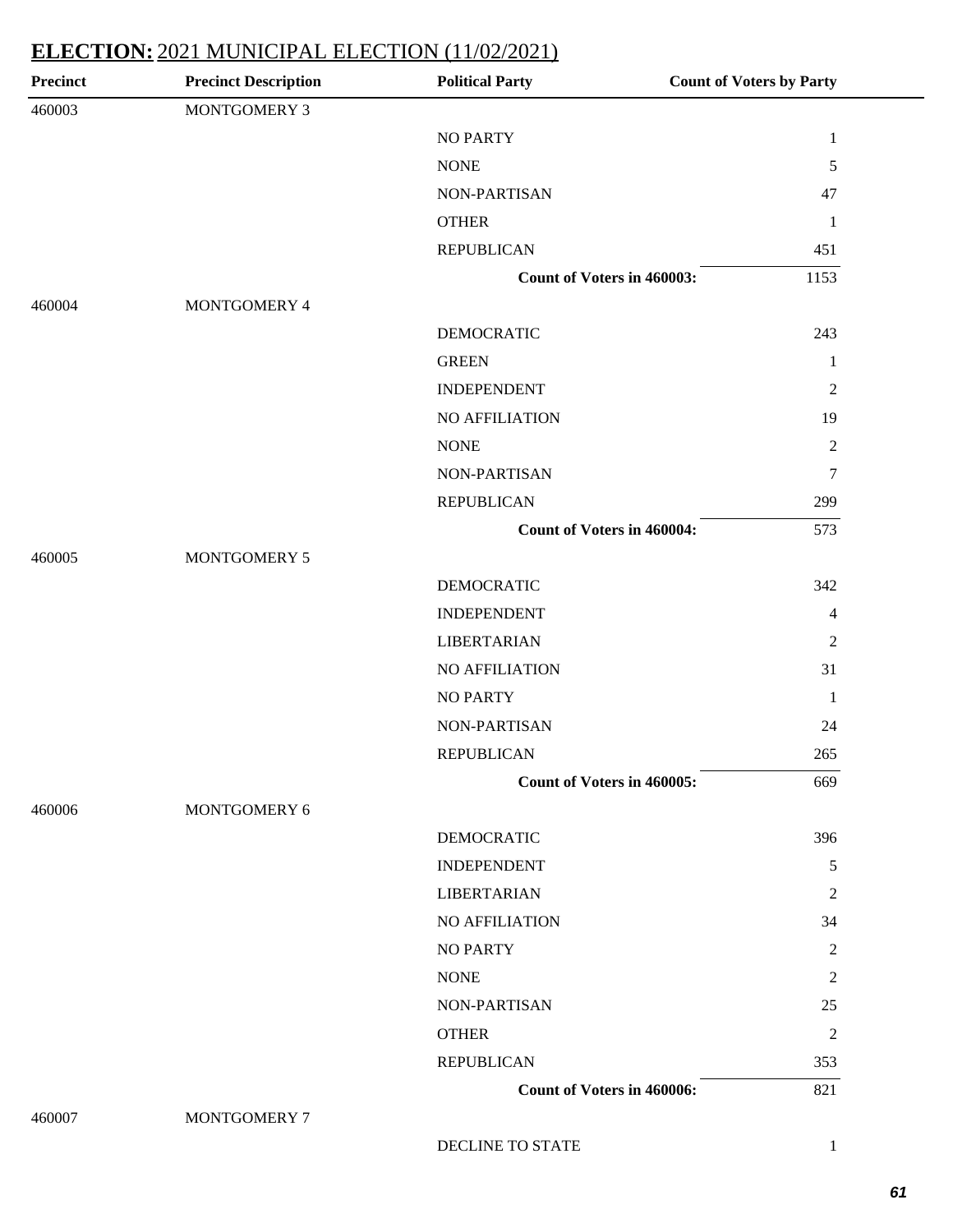## ELECTION: 2021 MUNICIPAL ELECTION (11/02/2021)

| Precinct | Precinct Description | Political Party | Count of Voters by Party |
|---|---|---|---|
| 460003 | MONTGOMERY 3 | | |
| | | NO PARTY | 1 |
| | | NONE | 5 |
| | | NON-PARTISAN | 47 |
| | | OTHER | 1 |
| | | REPUBLICAN | 451 |
| | | **Count of Voters in 460003:** | 1153 |
| 460004 | MONTGOMERY 4 | | |
| | | DEMOCRATIC | 243 |
| | | GREEN | 1 |
| | | INDEPENDENT | 2 |
| | | NO AFFILIATION | 19 |
| | | NONE | 2 |
| | | NON-PARTISAN | 7 |
| | | REPUBLICAN | 299 |
| | | **Count of Voters in 460004:** | 573 |
| 460005 | MONTGOMERY 5 | | |
| | | DEMOCRATIC | 342 |
| | | INDEPENDENT | 4 |
| | | LIBERTARIAN | 2 |
| | | NO AFFILIATION | 31 |
| | | NO PARTY | 1 |
| | | NON-PARTISAN | 24 |
| | | REPUBLICAN | 265 |
| | | **Count of Voters in 460005:** | 669 |
| 460006 | MONTGOMERY 6 | | |
| | | DEMOCRATIC | 396 |
| | | INDEPENDENT | 5 |
| | | LIBERTARIAN | 2 |
| | | NO AFFILIATION | 34 |
| | | NO PARTY | 2 |
| | | NONE | 2 |
| | | NON-PARTISAN | 25 |
| | | OTHER | 2 |
| | | REPUBLICAN | 353 |
| | | **Count of Voters in 460006:** | 821 |
| 460007 | MONTGOMERY 7 | | |
| | | DECLINE TO STATE | 1 |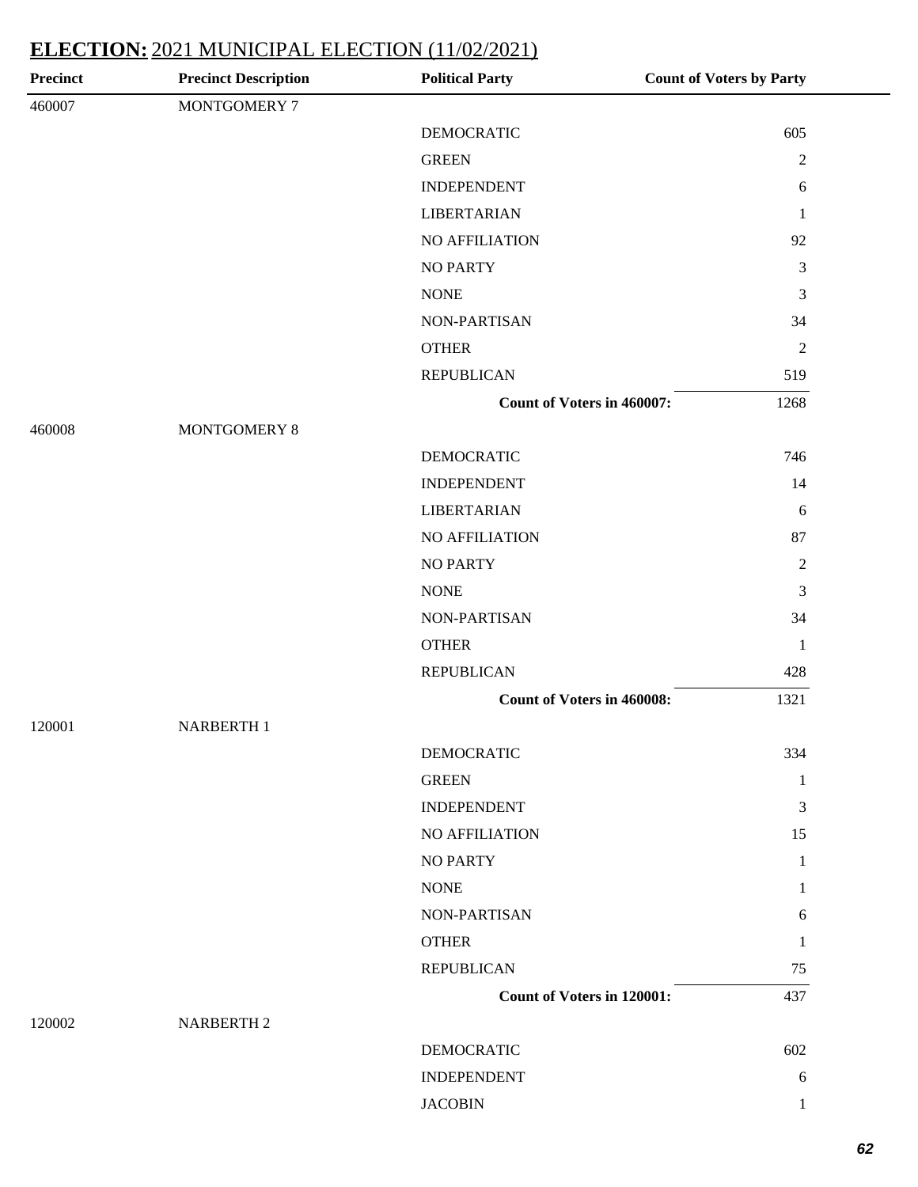## **ELECTION:** 2021 MUNICIPAL ELECTION (11/02/2021)

| Precinct | Precinct Description | Political Party | Count of Voters by Party |
|---|---|---|---|
| 460007 | MONTGOMERY 7 | | |
| | | DEMOCRATIC | 605 |
| | | GREEN | 2 |
| | | INDEPENDENT | 6 |
| | | LIBERTARIAN | 1 |
| | | NO AFFILIATION | 92 |
| | | NO PARTY | 3 |
| | | NONE | 3 |
| | | NON-PARTISAN | 34 |
| | | OTHER | 2 |
| | | REPUBLICAN | 519 |
| | | **Count of Voters in 460007:** | 1268 |
| 460008 | MONTGOMERY 8 | | |
| | | DEMOCRATIC | 746 |
| | | INDEPENDENT | 14 |
| | | LIBERTARIAN | 6 |
| | | NO AFFILIATION | 87 |
| | | NO PARTY | 2 |
| | | NONE | 3 |
| | | NON-PARTISAN | 34 |
| | | OTHER | 1 |
| | | REPUBLICAN | 428 |
| | | **Count of Voters in 460008:** | 1321 |
| 120001 | NARBERTH 1 | | |
| | | DEMOCRATIC | 334 |
| | | GREEN | 1 |
| | | INDEPENDENT | 3 |
| | | NO AFFILIATION | 15 |
| | | NO PARTY | 1 |
| | | NONE | 1 |
| | | NON-PARTISAN | 6 |
| | | OTHER | 1 |
| | | REPUBLICAN | 75 |
| | | **Count of Voters in 120001:** | 437 |
| 120002 | NARBERTH 2 | | |
| | | DEMOCRATIC | 602 |
| | | INDEPENDENT | 6 |
| | | JACOBIN | 1 |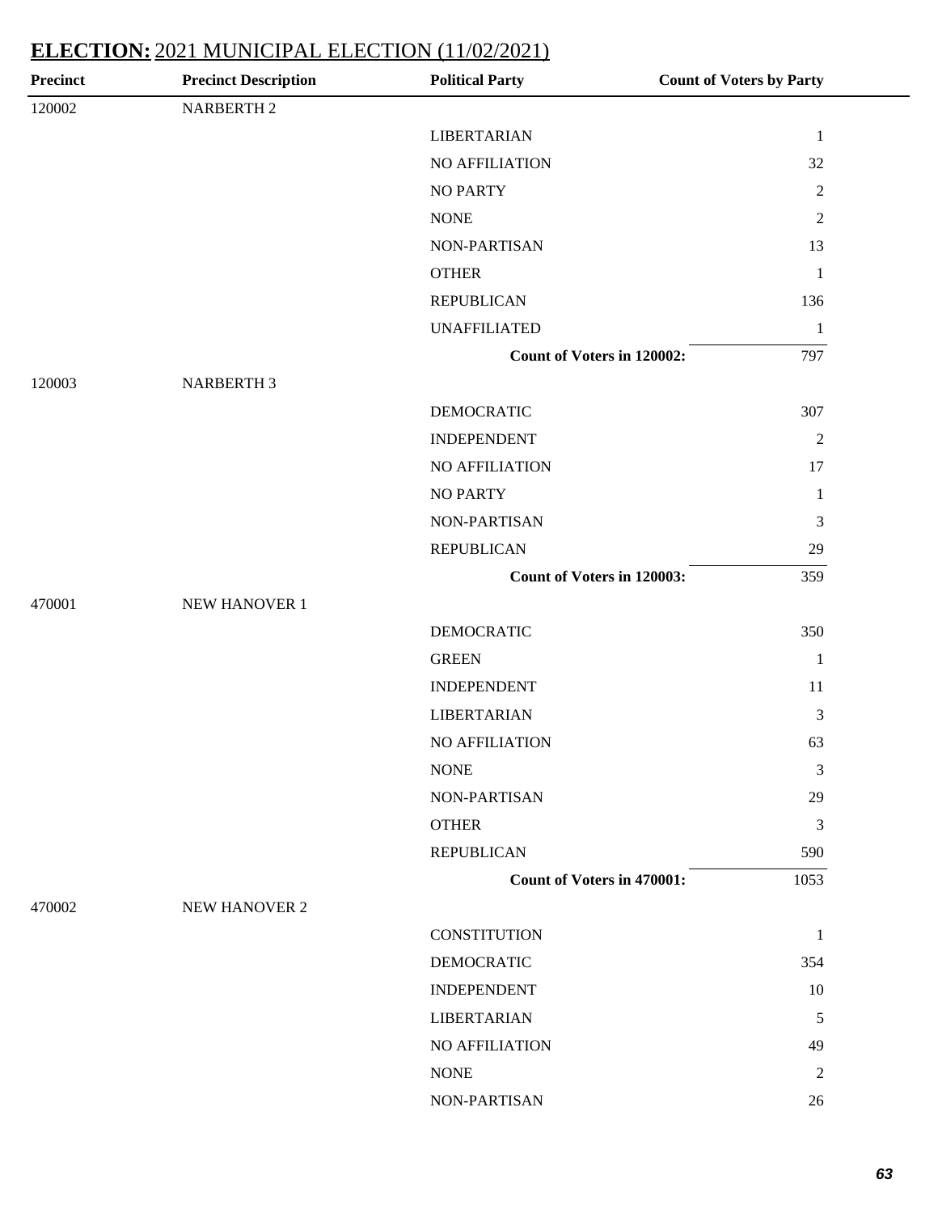## ELECTION: 2021 MUNICIPAL ELECTION (11/02/2021)

| Precinct | Precinct Description | Political Party | Count of Voters by Party |
|---|---|---|---|
| 120002 | NARBERTH 2 | | |
| | | LIBERTARIAN | 1 |
| | | NO AFFILIATION | 32 |
| | | NO PARTY | 2 |
| | | NONE | 2 |
| | | NON-PARTISAN | 13 |
| | | OTHER | 1 |
| | | REPUBLICAN | 136 |
| | | UNAFFILIATED | 1 |
| | | **Count of Voters in 120002:** | 797 |
| 120003 | NARBERTH 3 | | |
| | | DEMOCRATIC | 307 |
| | | INDEPENDENT | 2 |
| | | NO AFFILIATION | 17 |
| | | NO PARTY | 1 |
| | | NON-PARTISAN | 3 |
| | | REPUBLICAN | 29 |
| | | **Count of Voters in 120003:** | 359 |
| 470001 | NEW HANOVER 1 | | |
| | | DEMOCRATIC | 350 |
| | | GREEN | 1 |
| | | INDEPENDENT | 11 |
| | | LIBERTARIAN | 3 |
| | | NO AFFILIATION | 63 |
| | | NONE | 3 |
| | | NON-PARTISAN | 29 |
| | | OTHER | 3 |
| | | REPUBLICAN | 590 |
| | | **Count of Voters in 470001:** | 1053 |
| 470002 | NEW HANOVER 2 | | |
| | | CONSTITUTION | 1 |
| | | DEMOCRATIC | 354 |
| | | INDEPENDENT | 10 |
| | | LIBERTARIAN | 5 |
| | | NO AFFILIATION | 49 |
| | | NONE | 2 |
| | | NON-PARTISAN | 26 |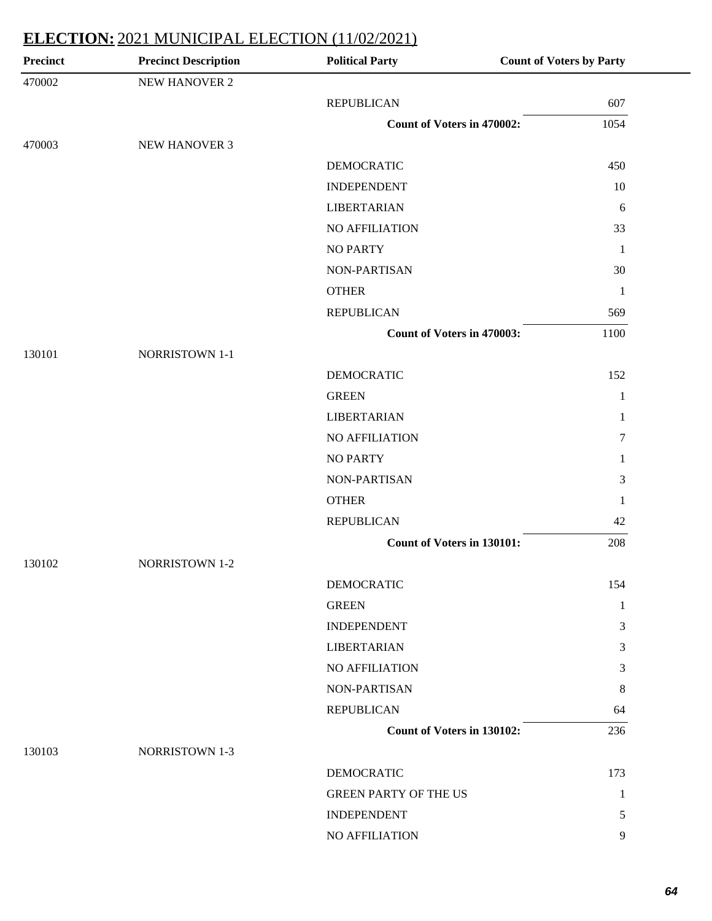## ELECTION: 2021 MUNICIPAL ELECTION (11/02/2021)

| Precinct | Precinct Description | Political Party | Count of Voters by Party |
|---|---|---|---|
| 470002 | NEW HANOVER 2 | | |
| | | REPUBLICAN | 607 |
| | | **Count of Voters in 470002:** | 1054 |
| 470003 | NEW HANOVER 3 | | |
| | | DEMOCRATIC | 450 |
| | | INDEPENDENT | 10 |
| | | LIBERTARIAN | 6 |
| | | NO AFFILIATION | 33 |
| | | NO PARTY | 1 |
| | | NON-PARTISAN | 30 |
| | | OTHER | 1 |
| | | REPUBLICAN | 569 |
| | | **Count of Voters in 470003:** | 1100 |
| 130101 | NORRISTOWN 1-1 | | |
| | | DEMOCRATIC | 152 |
| | | GREEN | 1 |
| | | LIBERTARIAN | 1 |
| | | NO AFFILIATION | 7 |
| | | NO PARTY | 1 |
| | | NON-PARTISAN | 3 |
| | | OTHER | 1 |
| | | REPUBLICAN | 42 |
| | | **Count of Voters in 130101:** | 208 |
| 130102 | NORRISTOWN 1-2 | | |
| | | DEMOCRATIC | 154 |
| | | GREEN | 1 |
| | | INDEPENDENT | 3 |
| | | LIBERTARIAN | 3 |
| | | NO AFFILIATION | 3 |
| | | NON-PARTISAN | 8 |
| | | REPUBLICAN | 64 |
| | | **Count of Voters in 130102:** | 236 |
| 130103 | NORRISTOWN 1-3 | | |
| | | DEMOCRATIC | 173 |
| | | GREEN PARTY OF THE US | 1 |
| | | INDEPENDENT | 5 |
| | | NO AFFILIATION | 9 |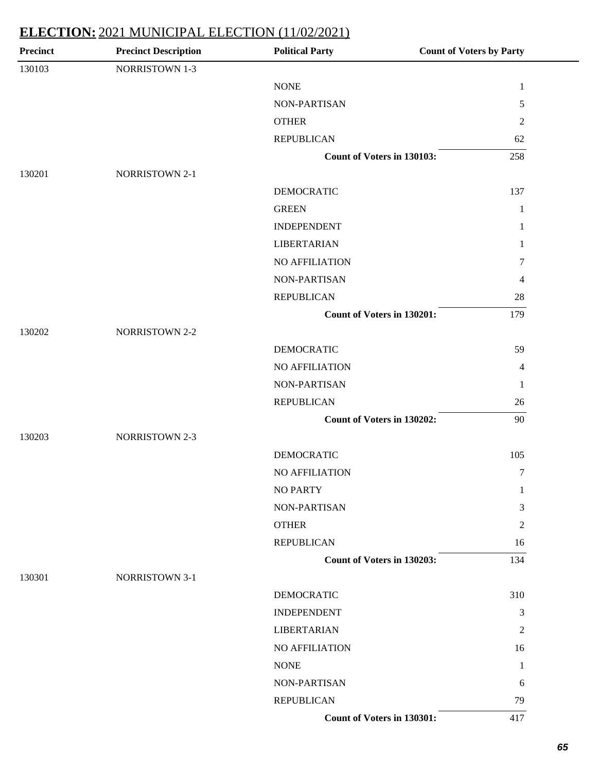## ELECTION: 2021 MUNICIPAL ELECTION (11/02/2021)

| Precinct | Precinct Description | Political Party | Count of Voters by Party |
|---|---|---|---|
| 130103 | NORRISTOWN 1-3 | | |
| | | NONE | 1 |
| | | NON-PARTISAN | 5 |
| | | OTHER | 2 |
| | | REPUBLICAN | 62 |
| | | **Count of Voters in 130103:** | 258 |
| 130201 | NORRISTOWN 2-1 | | |
| | | DEMOCRATIC | 137 |
| | | GREEN | 1 |
| | | INDEPENDENT | 1 |
| | | LIBERTARIAN | 1 |
| | | NO AFFILIATION | 7 |
| | | NON-PARTISAN | 4 |
| | | REPUBLICAN | 28 |
| | | **Count of Voters in 130201:** | 179 |
| 130202 | NORRISTOWN 2-2 | | |
| | | DEMOCRATIC | 59 |
| | | NO AFFILIATION | 4 |
| | | NON-PARTISAN | 1 |
| | | REPUBLICAN | 26 |
| | | **Count of Voters in 130202:** | 90 |
| 130203 | NORRISTOWN 2-3 | | |
| | | DEMOCRATIC | 105 |
| | | NO AFFILIATION | 7 |
| | | NO PARTY | 1 |
| | | NON-PARTISAN | 3 |
| | | OTHER | 2 |
| | | REPUBLICAN | 16 |
| | | **Count of Voters in 130203:** | 134 |
| 130301 | NORRISTOWN 3-1 | | |
| | | DEMOCRATIC | 310 |
| | | INDEPENDENT | 3 |
| | | LIBERTARIAN | 2 |
| | | NO AFFILIATION | 16 |
| | | NONE | 1 |
| | | NON-PARTISAN | 6 |
| | | REPUBLICAN | 79 |
| | | **Count of Voters in 130301:** | 417 |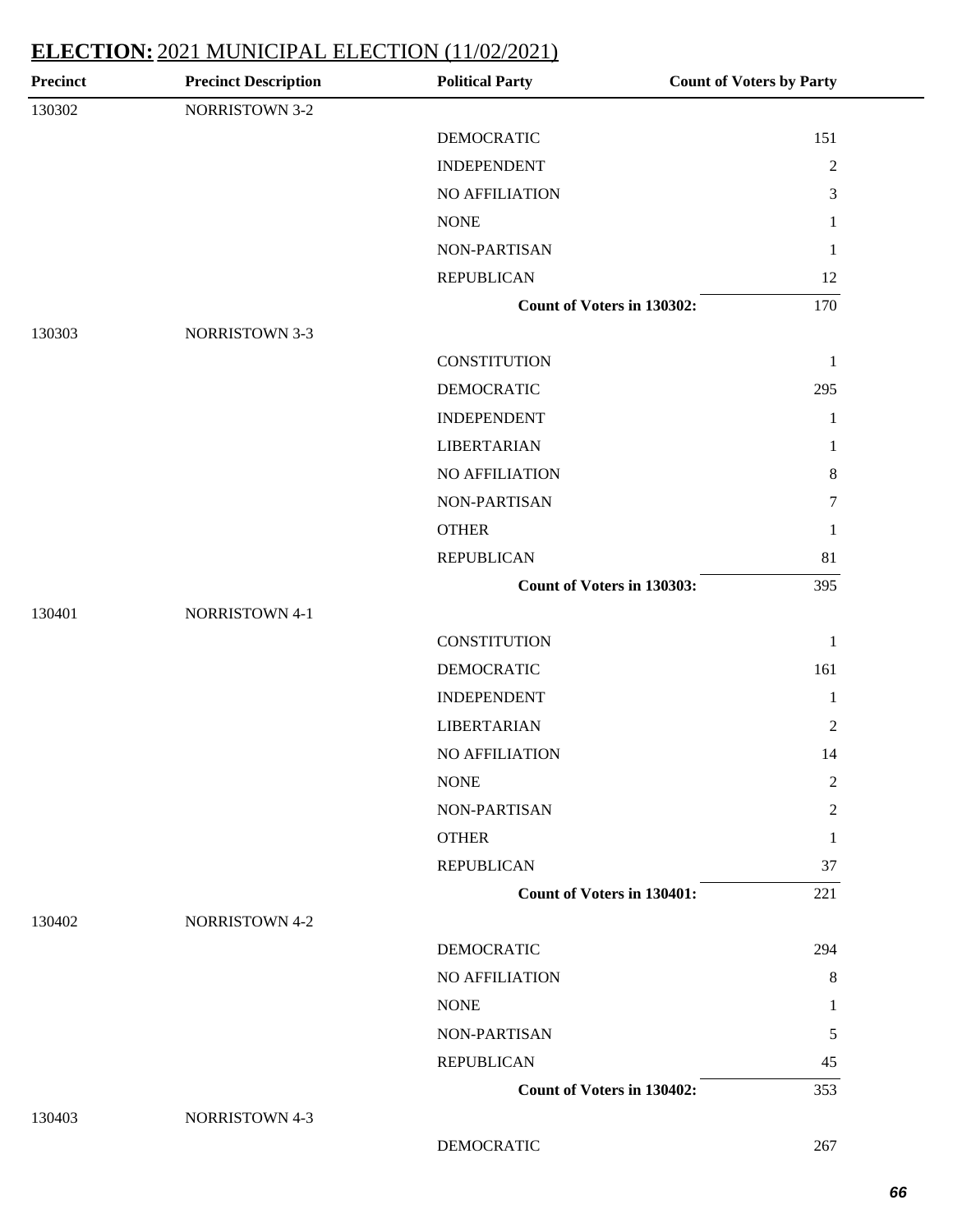## **ELECTION:** 2021 MUNICIPAL ELECTION (11/02/2021)

| Precinct | Precinct Description | Political Party | Count of Voters by Party |
|---|---|---|---|
| 130302 | NORRISTOWN 3-2 | | |
| | | DEMOCRATIC | 151 |
| | | INDEPENDENT | 2 |
| | | NO AFFILIATION | 3 |
| | | NONE | 1 |
| | | NON-PARTISAN | 1 |
| | | REPUBLICAN | 12 |
| | | **Count of Voters in 130302:** | 170 |
| 130303 | NORRISTOWN 3-3 | | |
| | | CONSTITUTION | 1 |
| | | DEMOCRATIC | 295 |
| | | INDEPENDENT | 1 |
| | | LIBERTARIAN | 1 |
| | | NO AFFILIATION | 8 |
| | | NON-PARTISAN | 7 |
| | | OTHER | 1 |
| | | REPUBLICAN | 81 |
| | | **Count of Voters in 130303:** | 395 |
| 130401 | NORRISTOWN 4-1 | | |
| | | CONSTITUTION | 1 |
| | | DEMOCRATIC | 161 |
| | | INDEPENDENT | 1 |
| | | LIBERTARIAN | 2 |
| | | NO AFFILIATION | 14 |
| | | NONE | 2 |
| | | NON-PARTISAN | 2 |
| | | OTHER | 1 |
| | | REPUBLICAN | 37 |
| | | **Count of Voters in 130401:** | 221 |
| 130402 | NORRISTOWN 4-2 | | |
| | | DEMOCRATIC | 294 |
| | | NO AFFILIATION | 8 |
| | | NONE | 1 |
| | | NON-PARTISAN | 5 |
| | | REPUBLICAN | 45 |
| | | **Count of Voters in 130402:** | 353 |
| 130403 | NORRISTOWN 4-3 | | |
| | | DEMOCRATIC | 267 |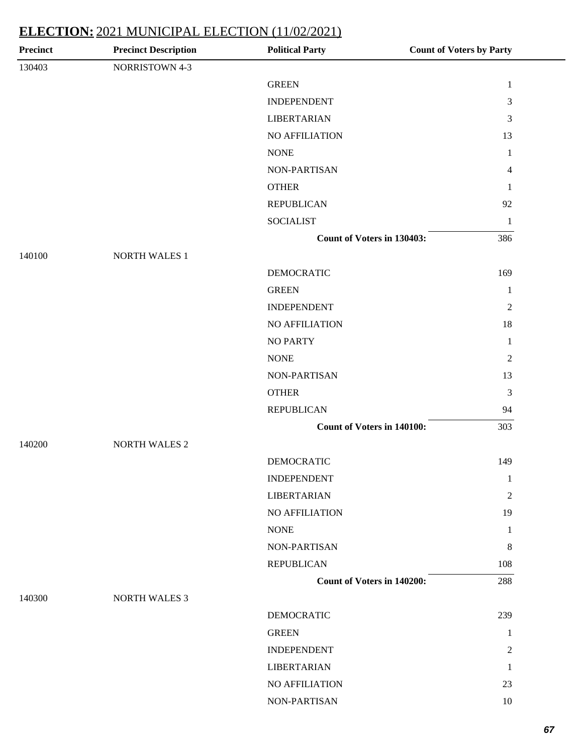## ELECTION: 2021 MUNICIPAL ELECTION (11/02/2021)

| Precinct | Precinct Description | Political Party | Count of Voters by Party |
|---|---|---|---|
| 130403 | NORRISTOWN 4-3 | | |
| | | GREEN | 1 |
| | | INDEPENDENT | 3 |
| | | LIBERTARIAN | 3 |
| | | NO AFFILIATION | 13 |
| | | NONE | 1 |
| | | NON-PARTISAN | 4 |
| | | OTHER | 1 |
| | | REPUBLICAN | 92 |
| | | SOCIALIST | 1 |
| | | **Count of Voters in 130403:** | 386 |
| 140100 | NORTH WALES 1 | | |
| | | DEMOCRATIC | 169 |
| | | GREEN | 1 |
| | | INDEPENDENT | 2 |
| | | NO AFFILIATION | 18 |
| | | NO PARTY | 1 |
| | | NONE | 2 |
| | | NON-PARTISAN | 13 |
| | | OTHER | 3 |
| | | REPUBLICAN | 94 |
| | | **Count of Voters in 140100:** | 303 |
| 140200 | NORTH WALES 2 | | |
| | | DEMOCRATIC | 149 |
| | | INDEPENDENT | 1 |
| | | LIBERTARIAN | 2 |
| | | NO AFFILIATION | 19 |
| | | NONE | 1 |
| | | NON-PARTISAN | 8 |
| | | REPUBLICAN | 108 |
| | | **Count of Voters in 140200:** | 288 |
| 140300 | NORTH WALES 3 | | |
| | | DEMOCRATIC | 239 |
| | | GREEN | 1 |
| | | INDEPENDENT | 2 |
| | | LIBERTARIAN | 1 |
| | | NO AFFILIATION | 23 |
| | | NON-PARTISAN | 10 |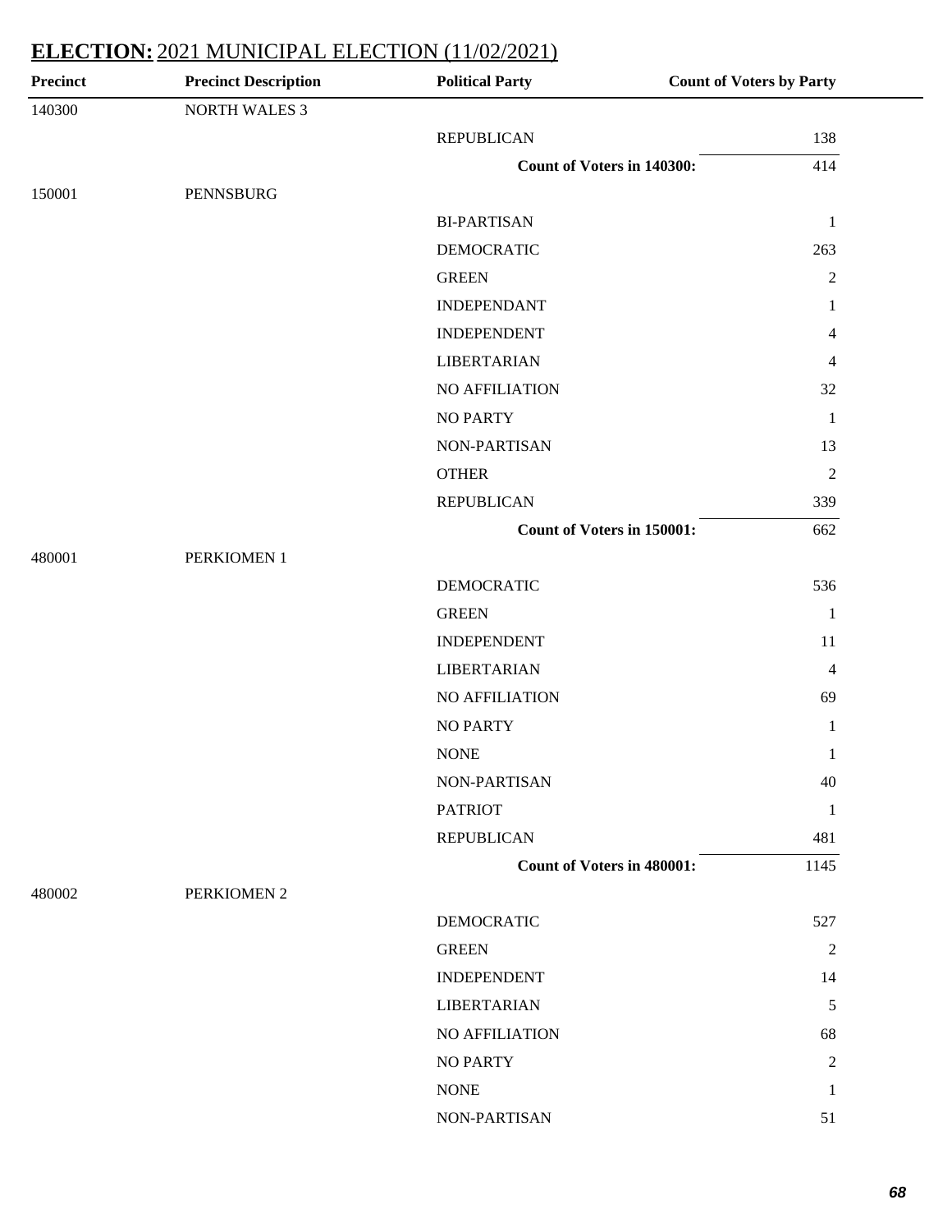## ELECTION: 2021 MUNICIPAL ELECTION (11/02/2021)

| Precinct | Precinct Description | Political Party | Count of Voters by Party |
|---|---|---|---|
| 140300 | NORTH WALES 3 | | |
| | | REPUBLICAN | 138 |
| | | **Count of Voters in 140300:** | 414 |
| 150001 | PENNSBURG | | |
| | | BI-PARTISAN | 1 |
| | | DEMOCRATIC | 263 |
| | | GREEN | 2 |
| | | INDEPENDANT | 1 |
| | | INDEPENDENT | 4 |
| | | LIBERTARIAN | 4 |
| | | NO AFFILIATION | 32 |
| | | NO PARTY | 1 |
| | | NON-PARTISAN | 13 |
| | | OTHER | 2 |
| | | REPUBLICAN | 339 |
| | | **Count of Voters in 150001:** | 662 |
| 480001 | PERKIOMEN 1 | | |
| | | DEMOCRATIC | 536 |
| | | GREEN | 1 |
| | | INDEPENDENT | 11 |
| | | LIBERTARIAN | 4 |
| | | NO AFFILIATION | 69 |
| | | NO PARTY | 1 |
| | | NONE | 1 |
| | | NON-PARTISAN | 40 |
| | | PATRIOT | 1 |
| | | REPUBLICAN | 481 |
| | | **Count of Voters in 480001:** | 1145 |
| 480002 | PERKIOMEN 2 | | |
| | | DEMOCRATIC | 527 |
| | | GREEN | 2 |
| | | INDEPENDENT | 14 |
| | | LIBERTARIAN | 5 |
| | | NO AFFILIATION | 68 |
| | | NO PARTY | 2 |
| | | NONE | 1 |
| | | NON-PARTISAN | 51 |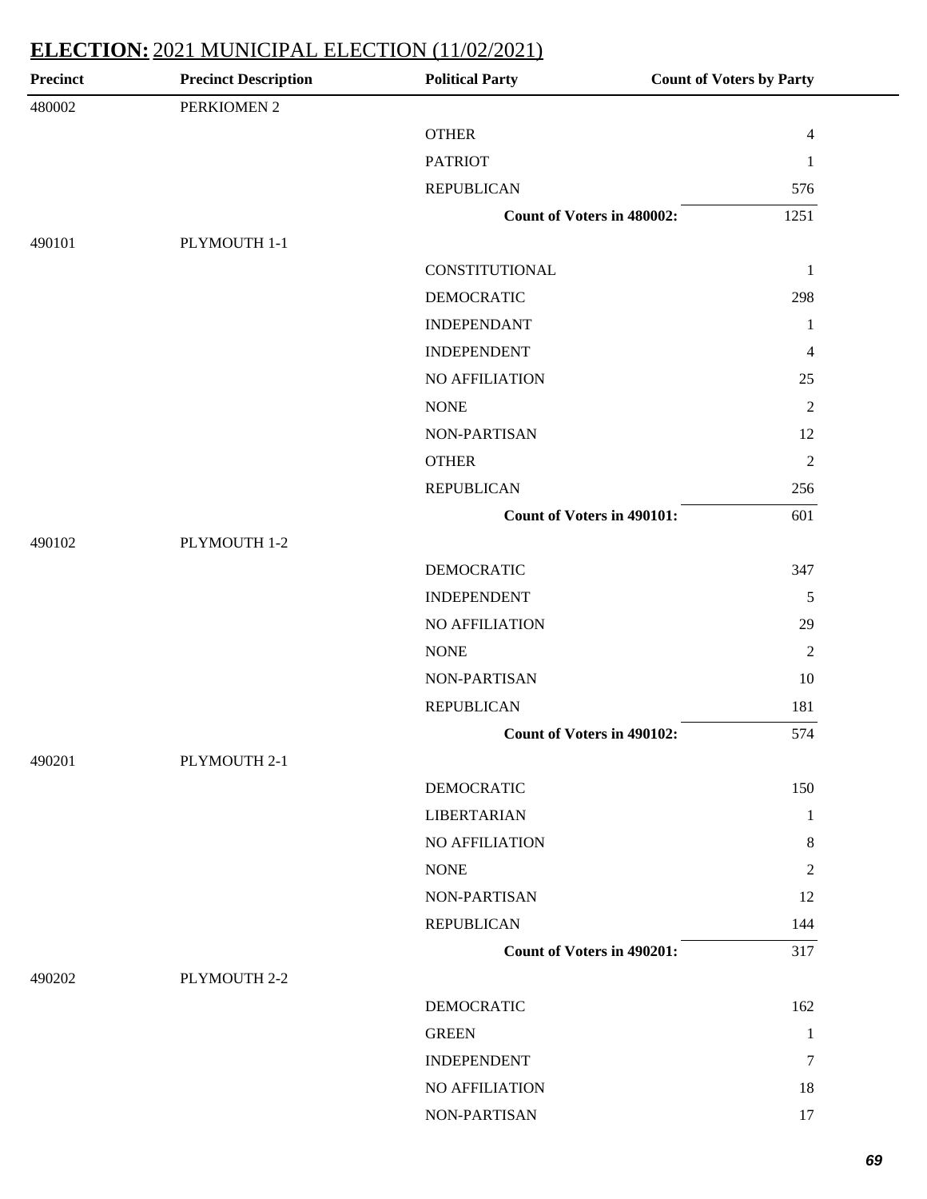## ELECTION: 2021 MUNICIPAL ELECTION (11/02/2021)

| Precinct | Precinct Description | Political Party | Count of Voters by Party |
|---|---|---|---|
| 480002 | PERKIOMEN 2 | | |
| | | OTHER | 4 |
| | | PATRIOT | 1 |
| | | REPUBLICAN | 576 |
| | | **Count of Voters in 480002:** | 1251 |
| 490101 | PLYMOUTH 1-1 | | |
| | | CONSTITUTIONAL | 1 |
| | | DEMOCRATIC | 298 |
| | | INDEPENDANT | 1 |
| | | INDEPENDENT | 4 |
| | | NO AFFILIATION | 25 |
| | | NONE | 2 |
| | | NON-PARTISAN | 12 |
| | | OTHER | 2 |
| | | REPUBLICAN | 256 |
| | | **Count of Voters in 490101:** | 601 |
| 490102 | PLYMOUTH 1-2 | | |
| | | DEMOCRATIC | 347 |
| | | INDEPENDENT | 5 |
| | | NO AFFILIATION | 29 |
| | | NONE | 2 |
| | | NON-PARTISAN | 10 |
| | | REPUBLICAN | 181 |
| | | **Count of Voters in 490102:** | 574 |
| 490201 | PLYMOUTH 2-1 | | |
| | | DEMOCRATIC | 150 |
| | | LIBERTARIAN | 1 |
| | | NO AFFILIATION | 8 |
| | | NONE | 2 |
| | | NON-PARTISAN | 12 |
| | | REPUBLICAN | 144 |
| | | **Count of Voters in 490201:** | 317 |
| 490202 | PLYMOUTH 2-2 | | |
| | | DEMOCRATIC | 162 |
| | | GREEN | 1 |
| | | INDEPENDENT | 7 |
| | | NO AFFILIATION | 18 |
| | | NON-PARTISAN | 17 |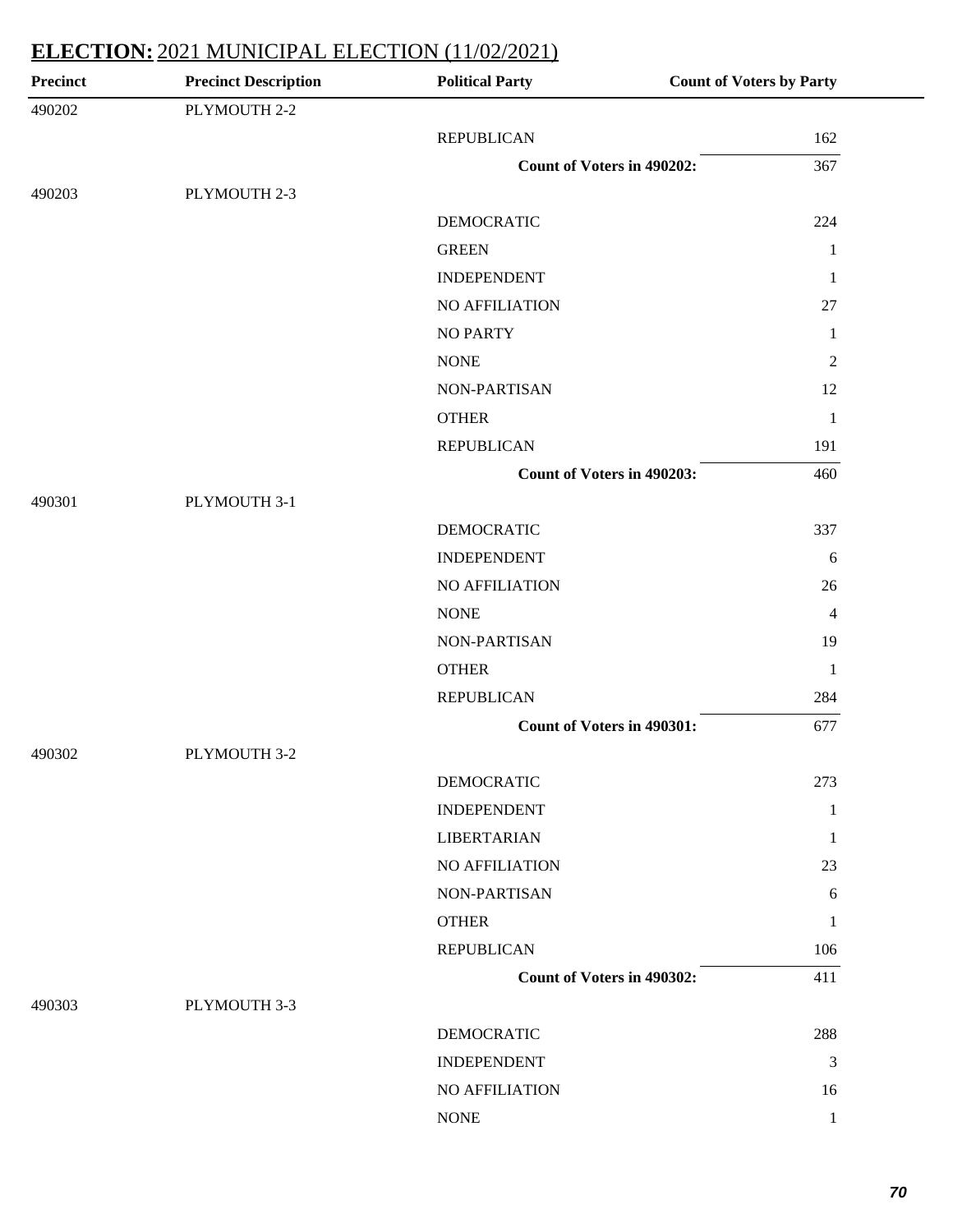## **ELECTION:** 2021 MUNICIPAL ELECTION (11/02/2021)

| Precinct | Precinct Description | Political Party | Count of Voters by Party |
|---|---|---|---|
| 490202 | PLYMOUTH 2-2 | | |
| | | REPUBLICAN | 162 |
| | | **Count of Voters in 490202:** | 367 |
| 490203 | PLYMOUTH 2-3 | | |
| | | DEMOCRATIC | 224 |
| | | GREEN | 1 |
| | | INDEPENDENT | 1 |
| | | NO AFFILIATION | 27 |
| | | NO PARTY | 1 |
| | | NONE | 2 |
| | | NON-PARTISAN | 12 |
| | | OTHER | 1 |
| | | REPUBLICAN | 191 |
| | | **Count of Voters in 490203:** | 460 |
| 490301 | PLYMOUTH 3-1 | | |
| | | DEMOCRATIC | 337 |
| | | INDEPENDENT | 6 |
| | | NO AFFILIATION | 26 |
| | | NONE | 4 |
| | | NON-PARTISAN | 19 |
| | | OTHER | 1 |
| | | REPUBLICAN | 284 |
| | | **Count of Voters in 490301:** | 677 |
| 490302 | PLYMOUTH 3-2 | | |
| | | DEMOCRATIC | 273 |
| | | INDEPENDENT | 1 |
| | | LIBERTARIAN | 1 |
| | | NO AFFILIATION | 23 |
| | | NON-PARTISAN | 6 |
| | | OTHER | 1 |
| | | REPUBLICAN | 106 |
| | | **Count of Voters in 490302:** | 411 |
| 490303 | PLYMOUTH 3-3 | | |
| | | DEMOCRATIC | 288 |
| | | INDEPENDENT | 3 |
| | | NO AFFILIATION | 16 |
| | | NONE | 1 |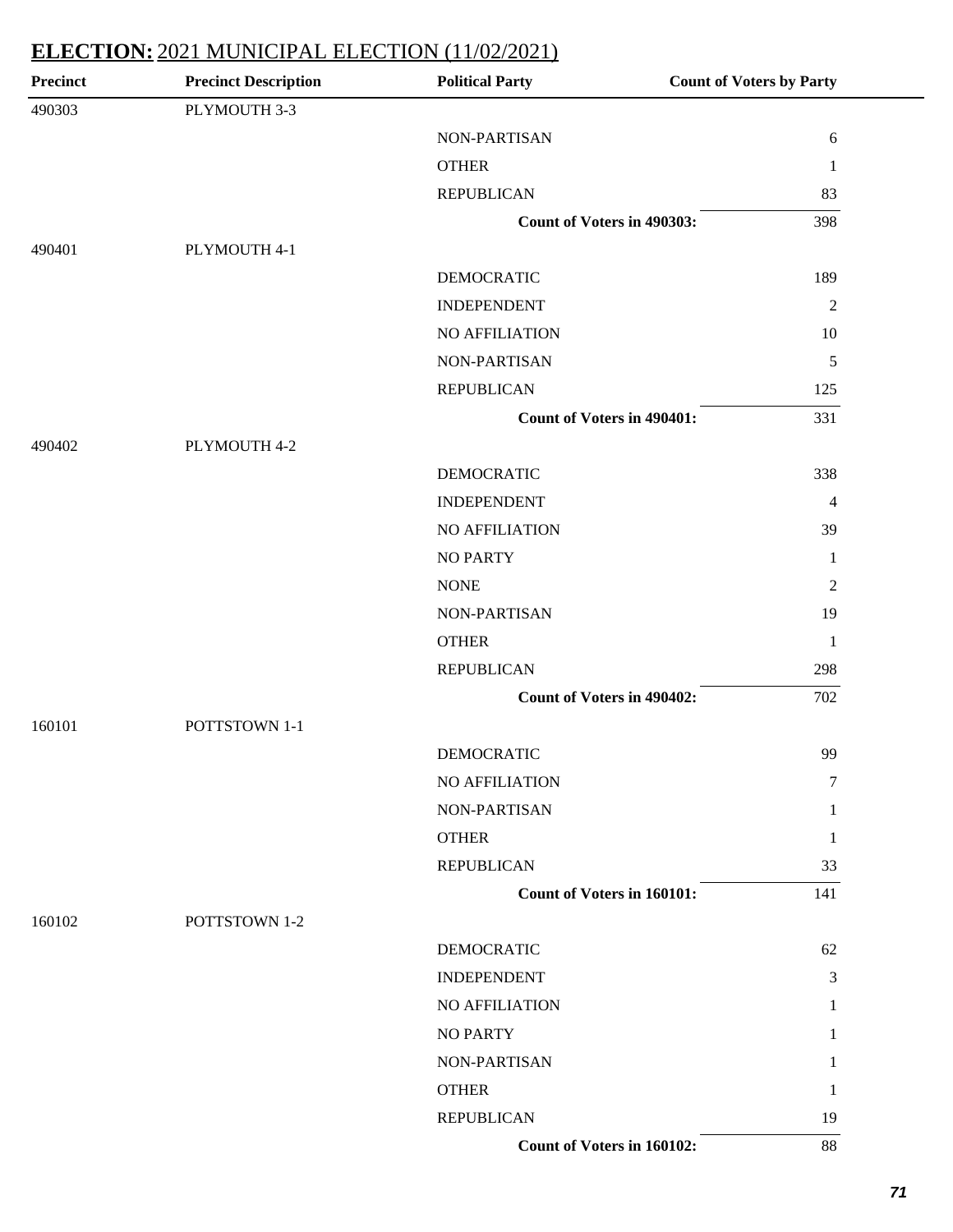## ELECTION: 2021 MUNICIPAL ELECTION (11/02/2021)

| Precinct | Precinct Description | Political Party | Count of Voters by Party |
|---|---|---|---|
| 490303 | PLYMOUTH 3-3 | | |
| | | NON-PARTISAN | 6 |
| | | OTHER | 1 |
| | | REPUBLICAN | 83 |
| | | **Count of Voters in 490303:** | 398 |
| 490401 | PLYMOUTH 4-1 | | |
| | | DEMOCRATIC | 189 |
| | | INDEPENDENT | 2 |
| | | NO AFFILIATION | 10 |
| | | NON-PARTISAN | 5 |
| | | REPUBLICAN | 125 |
| | | **Count of Voters in 490401:** | 331 |
| 490402 | PLYMOUTH 4-2 | | |
| | | DEMOCRATIC | 338 |
| | | INDEPENDENT | 4 |
| | | NO AFFILIATION | 39 |
| | | NO PARTY | 1 |
| | | NONE | 2 |
| | | NON-PARTISAN | 19 |
| | | OTHER | 1 |
| | | REPUBLICAN | 298 |
| | | **Count of Voters in 490402:** | 702 |
| 160101 | POTTSTOWN 1-1 | | |
| | | DEMOCRATIC | 99 |
| | | NO AFFILIATION | 7 |
| | | NON-PARTISAN | 1 |
| | | OTHER | 1 |
| | | REPUBLICAN | 33 |
| | | **Count of Voters in 160101:** | 141 |
| 160102 | POTTSTOWN 1-2 | | |
| | | DEMOCRATIC | 62 |
| | | INDEPENDENT | 3 |
| | | NO AFFILIATION | 1 |
| | | NO PARTY | 1 |
| | | NON-PARTISAN | 1 |
| | | OTHER | 1 |
| | | REPUBLICAN | 19 |
| | | **Count of Voters in 160102:** | 88 |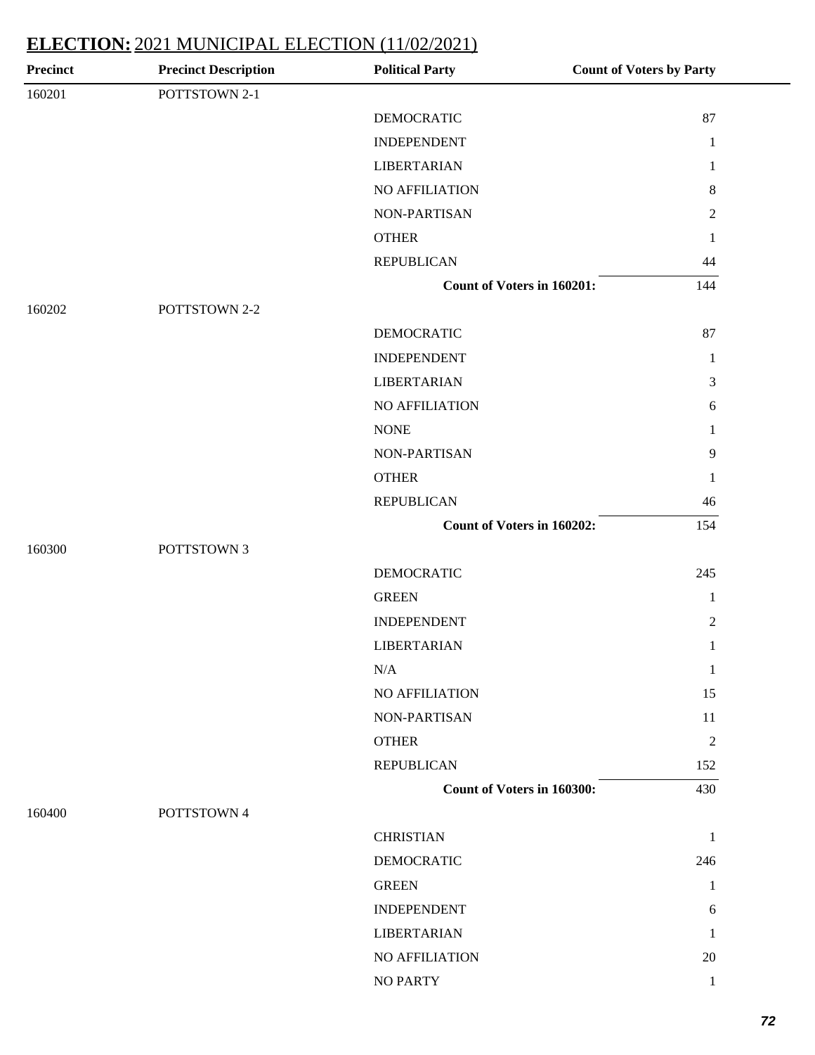## **ELECTION:** 2021 MUNICIPAL ELECTION (11/02/2021)

| Precinct | Precinct Description | Political Party | Count of Voters by Party |
|---|---|---|---|
| 160201 | POTTSTOWN 2-1 | | |
| | | DEMOCRATIC | 87 |
| | | INDEPENDENT | 1 |
| | | LIBERTARIAN | 1 |
| | | NO AFFILIATION | 8 |
| | | NON-PARTISAN | 2 |
| | | OTHER | 1 |
| | | REPUBLICAN | 44 |
| | | **Count of Voters in 160201:** | 144 |
| 160202 | POTTSTOWN 2-2 | | |
| | | DEMOCRATIC | 87 |
| | | INDEPENDENT | 1 |
| | | LIBERTARIAN | 3 |
| | | NO AFFILIATION | 6 |
| | | NONE | 1 |
| | | NON-PARTISAN | 9 |
| | | OTHER | 1 |
| | | REPUBLICAN | 46 |
| | | **Count of Voters in 160202:** | 154 |
| 160300 | POTTSTOWN 3 | | |
| | | DEMOCRATIC | 245 |
| | | GREEN | 1 |
| | | INDEPENDENT | 2 |
| | | LIBERTARIAN | 1 |
| | | N/A | 1 |
| | | NO AFFILIATION | 15 |
| | | NON-PARTISAN | 11 |
| | | OTHER | 2 |
| | | REPUBLICAN | 152 |
| | | **Count of Voters in 160300:** | 430 |
| 160400 | POTTSTOWN 4 | | |
| | | CHRISTIAN | 1 |
| | | DEMOCRATIC | 246 |
| | | GREEN | 1 |
| | | INDEPENDENT | 6 |
| | | LIBERTARIAN | 1 |
| | | NO AFFILIATION | 20 |
| | | NO PARTY | 1 |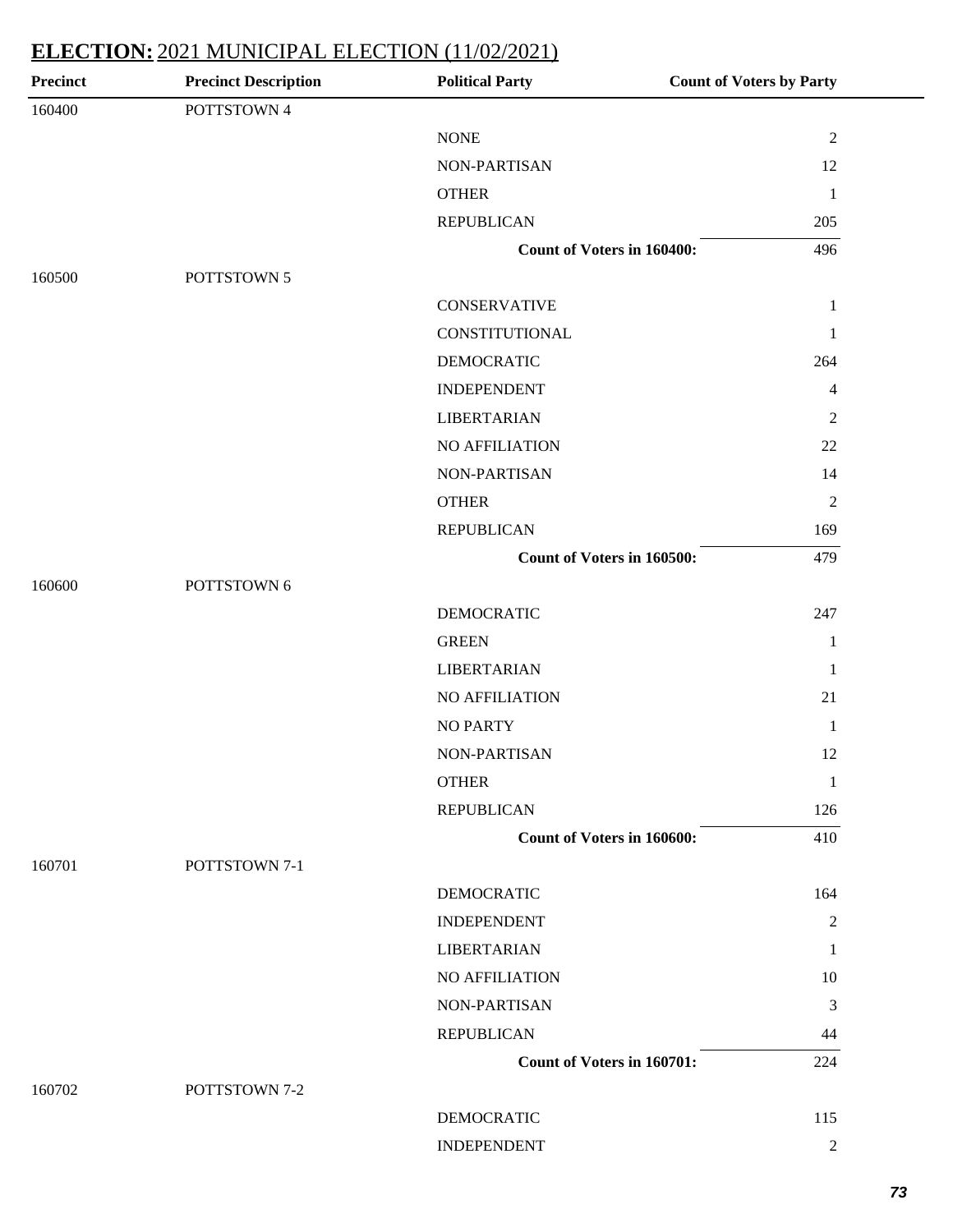## **ELECTION:** 2021 MUNICIPAL ELECTION (11/02/2021)

| Precinct | Precinct Description | Political Party | Count of Voters by Party |
|---|---|---|---|
| 160400 | POTTSTOWN 4 | | |
| | | NONE | 2 |
| | | NON-PARTISAN | 12 |
| | | OTHER | 1 |
| | | REPUBLICAN | 205 |
| | | **Count of Voters in 160400:** | 496 |
| 160500 | POTTSTOWN 5 | | |
| | | CONSERVATIVE | 1 |
| | | CONSTITUTIONAL | 1 |
| | | DEMOCRATIC | 264 |
| | | INDEPENDENT | 4 |
| | | LIBERTARIAN | 2 |
| | | NO AFFILIATION | 22 |
| | | NON-PARTISAN | 14 |
| | | OTHER | 2 |
| | | REPUBLICAN | 169 |
| | | **Count of Voters in 160500:** | 479 |
| 160600 | POTTSTOWN 6 | | |
| | | DEMOCRATIC | 247 |
| | | GREEN | 1 |
| | | LIBERTARIAN | 1 |
| | | NO AFFILIATION | 21 |
| | | NO PARTY | 1 |
| | | NON-PARTISAN | 12 |
| | | OTHER | 1 |
| | | REPUBLICAN | 126 |
| | | **Count of Voters in 160600:** | 410 |
| 160701 | POTTSTOWN 7-1 | | |
| | | DEMOCRATIC | 164 |
| | | INDEPENDENT | 2 |
| | | LIBERTARIAN | 1 |
| | | NO AFFILIATION | 10 |
| | | NON-PARTISAN | 3 |
| | | REPUBLICAN | 44 |
| | | **Count of Voters in 160701:** | 224 |
| 160702 | POTTSTOWN 7-2 | | |
| | | DEMOCRATIC | 115 |
| | | INDEPENDENT | 2 |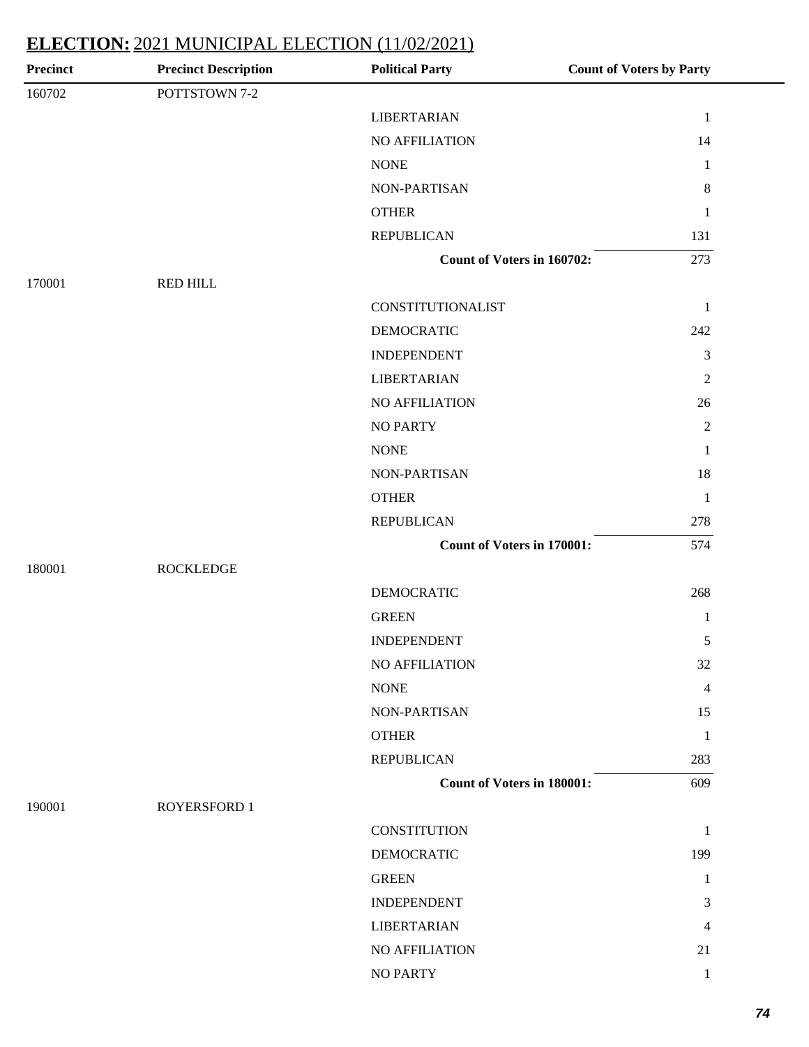## ELECTION: 2021 MUNICIPAL ELECTION (11/02/2021)

| Precinct | Precinct Description | Political Party | Count of Voters by Party |
|---|---|---|---|
| 160702 | POTTSTOWN 7-2 | | |
| | | LIBERTARIAN | 1 |
| | | NO AFFILIATION | 14 |
| | | NONE | 1 |
| | | NON-PARTISAN | 8 |
| | | OTHER | 1 |
| | | REPUBLICAN | 131 |
| | | **Count of Voters in 160702:** | 273 |
| 170001 | RED HILL | | |
| | | CONSTITUTIONALIST | 1 |
| | | DEMOCRATIC | 242 |
| | | INDEPENDENT | 3 |
| | | LIBERTARIAN | 2 |
| | | NO AFFILIATION | 26 |
| | | NO PARTY | 2 |
| | | NONE | 1 |
| | | NON-PARTISAN | 18 |
| | | OTHER | 1 |
| | | REPUBLICAN | 278 |
| | | **Count of Voters in 170001:** | 574 |
| 180001 | ROCKLEDGE | | |
| | | DEMOCRATIC | 268 |
| | | GREEN | 1 |
| | | INDEPENDENT | 5 |
| | | NO AFFILIATION | 32 |
| | | NONE | 4 |
| | | NON-PARTISAN | 15 |
| | | OTHER | 1 |
| | | REPUBLICAN | 283 |
| | | **Count of Voters in 180001:** | 609 |
| 190001 | ROYERSFORD 1 | | |
| | | CONSTITUTION | 1 |
| | | DEMOCRATIC | 199 |
| | | GREEN | 1 |
| | | INDEPENDENT | 3 |
| | | LIBERTARIAN | 4 |
| | | NO AFFILIATION | 21 |
| | | NO PARTY | 1 |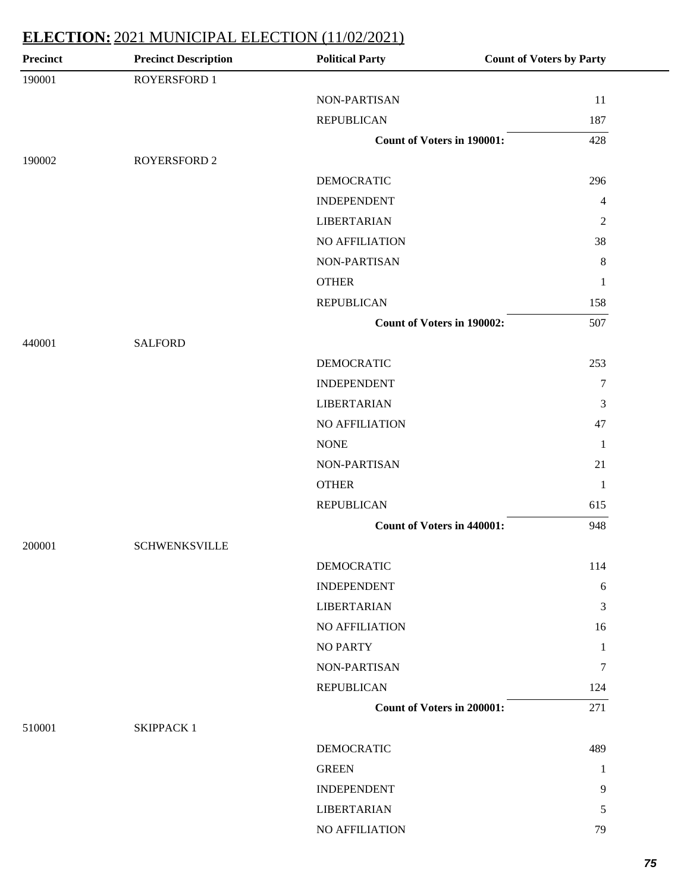**ELECTION:** 2021 MUNICIPAL ELECTION (11/02/2021)

| Precinct | Precinct Description | Political Party | Count of Voters by Party |
|---|---|---|---|
| 190001 | ROYERSFORD 1 | | |
| | | NON-PARTISAN | 11 |
| | | REPUBLICAN | 187 |
| | | **Count of Voters in 190001:** | 428 |
| 190002 | ROYERSFORD 2 | | |
| | | DEMOCRATIC | 296 |
| | | INDEPENDENT | 4 |
| | | LIBERTARIAN | 2 |
| | | NO AFFILIATION | 38 |
| | | NON-PARTISAN | 8 |
| | | OTHER | 1 |
| | | REPUBLICAN | 158 |
| | | **Count of Voters in 190002:** | 507 |
| 440001 | SALFORD | | |
| | | DEMOCRATIC | 253 |
| | | INDEPENDENT | 7 |
| | | LIBERTARIAN | 3 |
| | | NO AFFILIATION | 47 |
| | | NONE | 1 |
| | | NON-PARTISAN | 21 |
| | | OTHER | 1 |
| | | REPUBLICAN | 615 |
| | | **Count of Voters in 440001:** | 948 |
| 200001 | SCHWENKSVILLE | | |
| | | DEMOCRATIC | 114 |
| | | INDEPENDENT | 6 |
| | | LIBERTARIAN | 3 |
| | | NO AFFILIATION | 16 |
| | | NO PARTY | 1 |
| | | NON-PARTISAN | 7 |
| | | REPUBLICAN | 124 |
| | | **Count of Voters in 200001:** | 271 |
| 510001 | SKIPPACK 1 | | |
| | | DEMOCRATIC | 489 |
| | | GREEN | 1 |
| | | INDEPENDENT | 9 |
| | | LIBERTARIAN | 5 |
| | | NO AFFILIATION | 79 |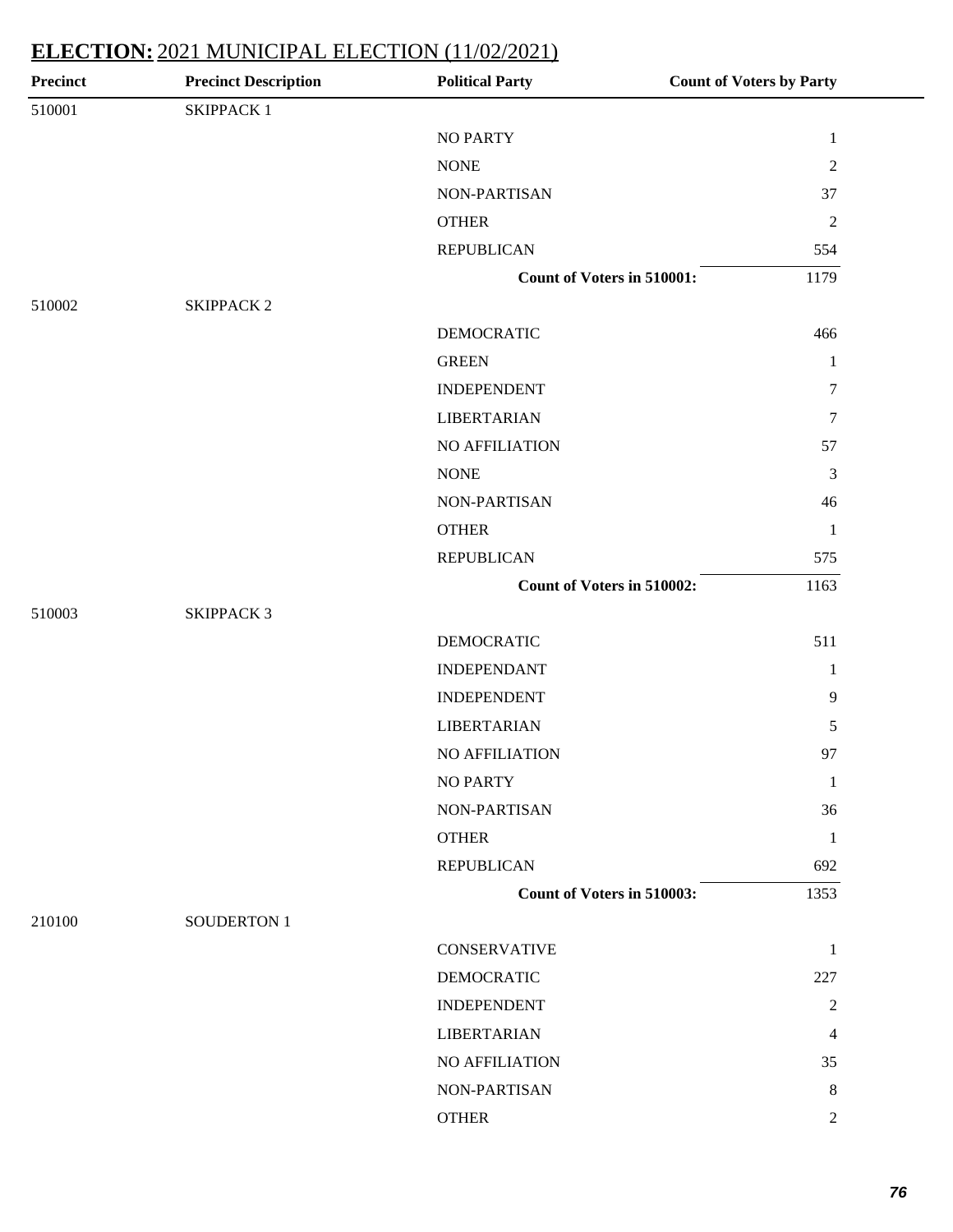## ELECTION: 2021 MUNICIPAL ELECTION (11/02/2021)

| Precinct | Precinct Description | Political Party | Count of Voters by Party |
|---|---|---|---|
| 510001 | SKIPPACK 1 | | |
| | | NO PARTY | 1 |
| | | NONE | 2 |
| | | NON-PARTISAN | 37 |
| | | OTHER | 2 |
| | | REPUBLICAN | 554 |
| | | **Count of Voters in 510001:** | 1179 |
| 510002 | SKIPPACK 2 | | |
| | | DEMOCRATIC | 466 |
| | | GREEN | 1 |
| | | INDEPENDENT | 7 |
| | | LIBERTARIAN | 7 |
| | | NO AFFILIATION | 57 |
| | | NONE | 3 |
| | | NON-PARTISAN | 46 |
| | | OTHER | 1 |
| | | REPUBLICAN | 575 |
| | | **Count of Voters in 510002:** | 1163 |
| 510003 | SKIPPACK 3 | | |
| | | DEMOCRATIC | 511 |
| | | INDEPENDANT | 1 |
| | | INDEPENDENT | 9 |
| | | LIBERTARIAN | 5 |
| | | NO AFFILIATION | 97 |
| | | NO PARTY | 1 |
| | | NON-PARTISAN | 36 |
| | | OTHER | 1 |
| | | REPUBLICAN | 692 |
| | | **Count of Voters in 510003:** | 1353 |
| 210100 | SOUDERTON 1 | | |
| | | CONSERVATIVE | 1 |
| | | DEMOCRATIC | 227 |
| | | INDEPENDENT | 2 |
| | | LIBERTARIAN | 4 |
| | | NO AFFILIATION | 35 |
| | | NON-PARTISAN | 8 |
| | | OTHER | 2 |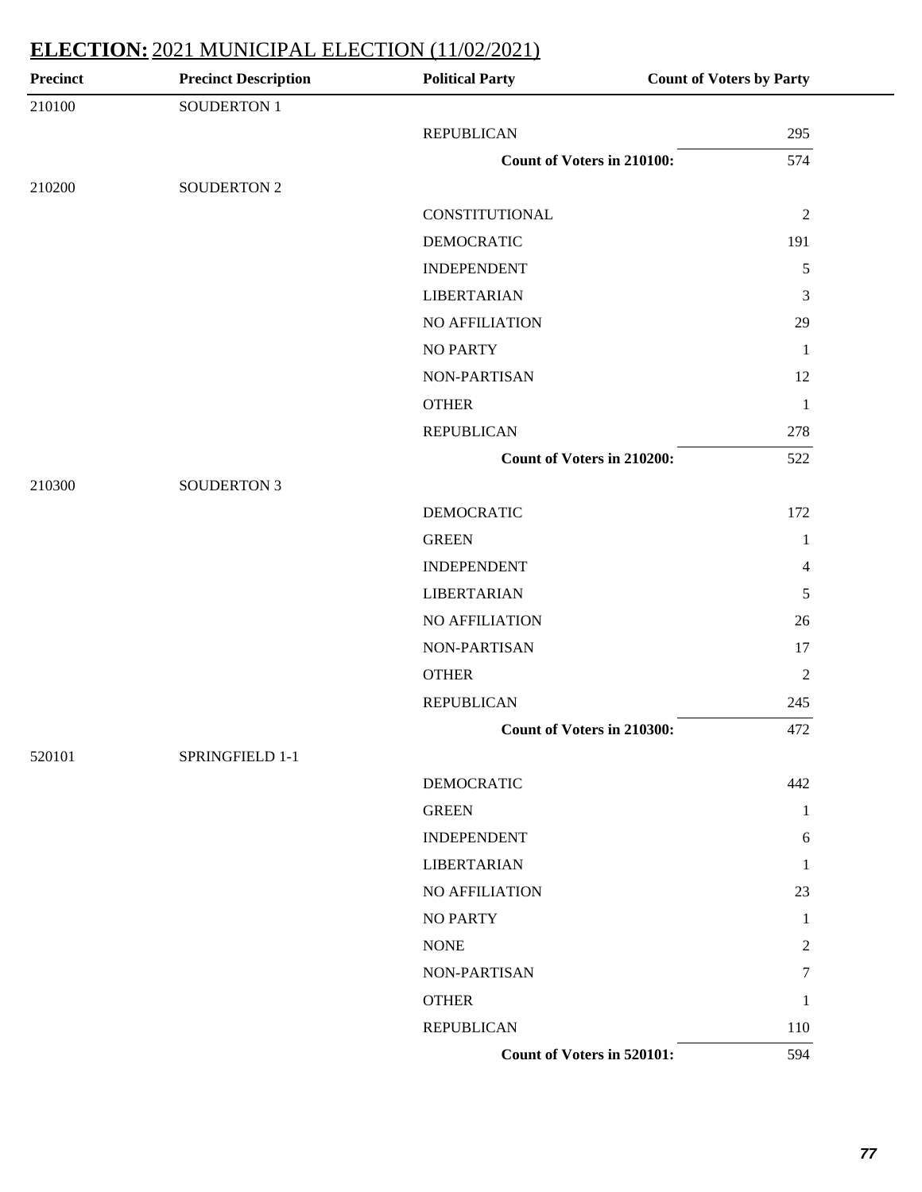## ELECTION: 2021 MUNICIPAL ELECTION (11/02/2021)

| Precinct | Precinct Description | Political Party | Count of Voters by Party |
|---|---|---|---|
| 210100 | SOUDERTON 1 | | |
| | | REPUBLICAN | 295 |
| | | **Count of Voters in 210100:** | 574 |
| 210200 | SOUDERTON 2 | | |
| | | CONSTITUTIONAL | 2 |
| | | DEMOCRATIC | 191 |
| | | INDEPENDENT | 5 |
| | | LIBERTARIAN | 3 |
| | | NO AFFILIATION | 29 |
| | | NO PARTY | 1 |
| | | NON-PARTISAN | 12 |
| | | OTHER | 1 |
| | | REPUBLICAN | 278 |
| | | **Count of Voters in 210200:** | 522 |
| 210300 | SOUDERTON 3 | | |
| | | DEMOCRATIC | 172 |
| | | GREEN | 1 |
| | | INDEPENDENT | 4 |
| | | LIBERTARIAN | 5 |
| | | NO AFFILIATION | 26 |
| | | NON-PARTISAN | 17 |
| | | OTHER | 2 |
| | | REPUBLICAN | 245 |
| | | **Count of Voters in 210300:** | 472 |
| 520101 | SPRINGFIELD 1-1 | | |
| | | DEMOCRATIC | 442 |
| | | GREEN | 1 |
| | | INDEPENDENT | 6 |
| | | LIBERTARIAN | 1 |
| | | NO AFFILIATION | 23 |
| | | NO PARTY | 1 |
| | | NONE | 2 |
| | | NON-PARTISAN | 7 |
| | | OTHER | 1 |
| | | REPUBLICAN | 110 |
| | | **Count of Voters in 520101:** | 594 |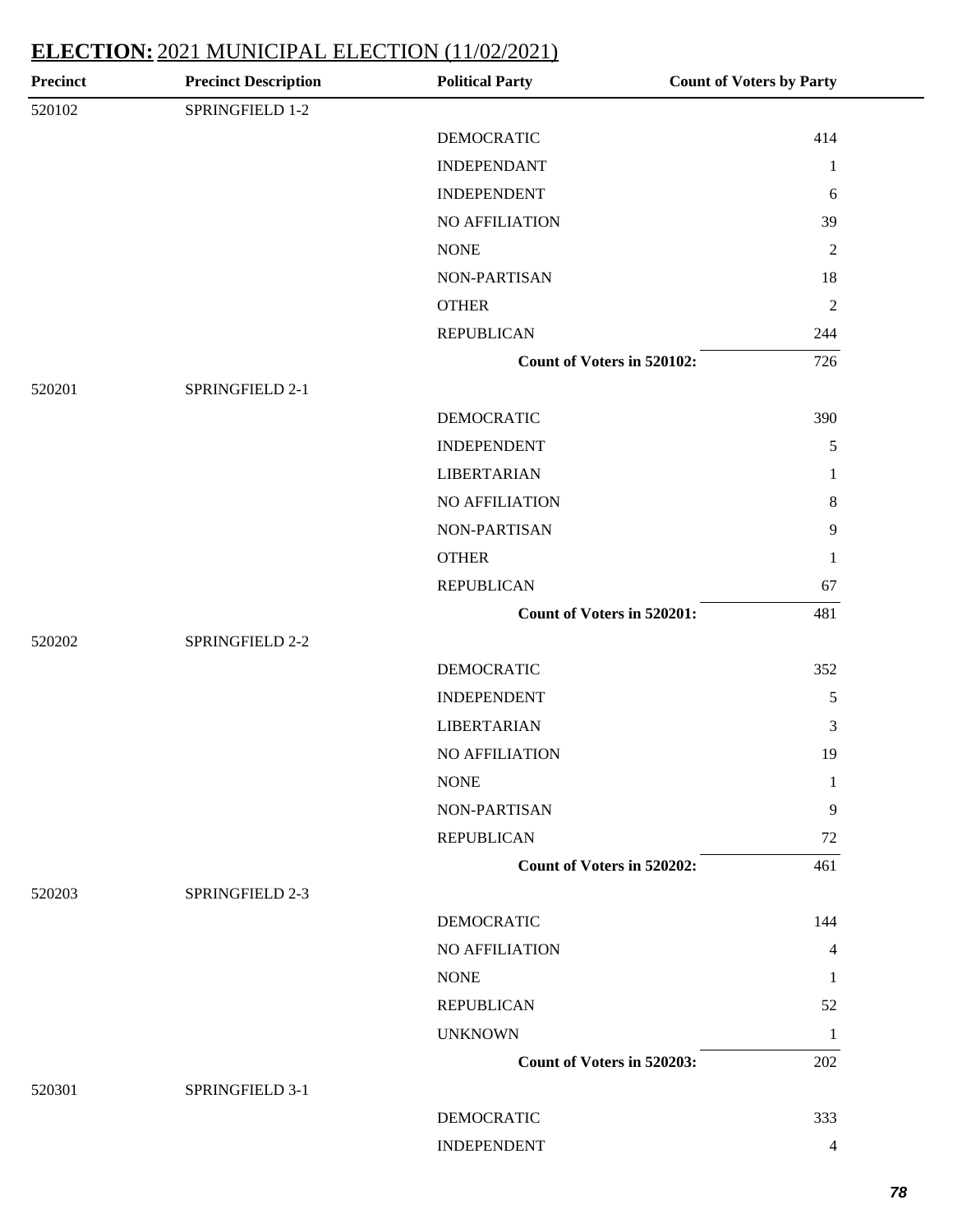## ELECTION: 2021 MUNICIPAL ELECTION (11/02/2021)

| Precinct | Precinct Description | Political Party | Count of Voters by Party |
|---|---|---|---|
| 520102 | SPRINGFIELD 1-2 | | |
| | | DEMOCRATIC | 414 |
| | | INDEPENDANT | 1 |
| | | INDEPENDENT | 6 |
| | | NO AFFILIATION | 39 |
| | | NONE | 2 |
| | | NON-PARTISAN | 18 |
| | | OTHER | 2 |
| | | REPUBLICAN | 244 |
| | | **Count of Voters in 520102:** | 726 |
| 520201 | SPRINGFIELD 2-1 | | |
| | | DEMOCRATIC | 390 |
| | | INDEPENDENT | 5 |
| | | LIBERTARIAN | 1 |
| | | NO AFFILIATION | 8 |
| | | NON-PARTISAN | 9 |
| | | OTHER | 1 |
| | | REPUBLICAN | 67 |
| | | **Count of Voters in 520201:** | 481 |
| 520202 | SPRINGFIELD 2-2 | | |
| | | DEMOCRATIC | 352 |
| | | INDEPENDENT | 5 |
| | | LIBERTARIAN | 3 |
| | | NO AFFILIATION | 19 |
| | | NONE | 1 |
| | | NON-PARTISAN | 9 |
| | | REPUBLICAN | 72 |
| | | **Count of Voters in 520202:** | 461 |
| 520203 | SPRINGFIELD 2-3 | | |
| | | DEMOCRATIC | 144 |
| | | NO AFFILIATION | 4 |
| | | NONE | 1 |
| | | REPUBLICAN | 52 |
| | | UNKNOWN | 1 |
| | | **Count of Voters in 520203:** | 202 |
| 520301 | SPRINGFIELD 3-1 | | |
| | | DEMOCRATIC | 333 |
| | | INDEPENDENT | 4 |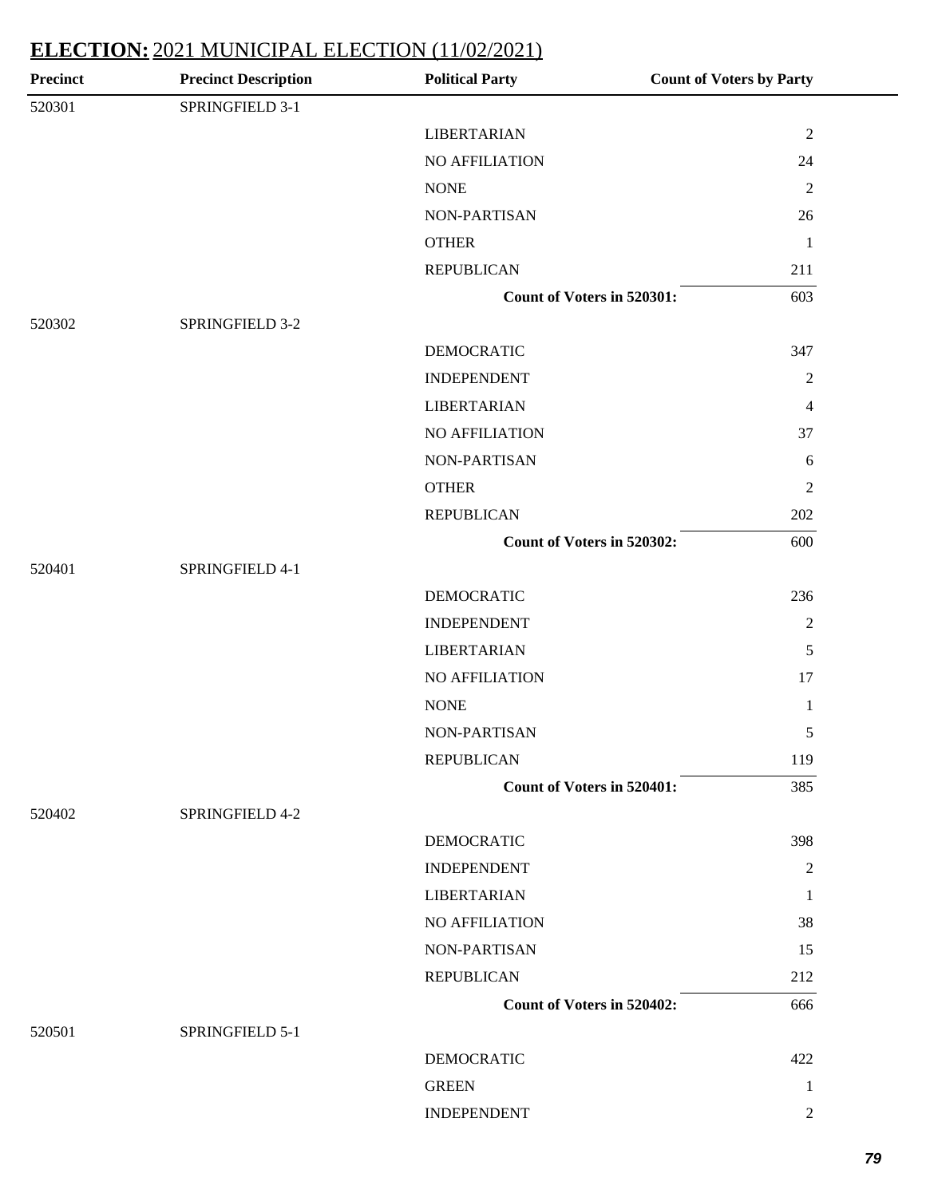## **ELECTION:** 2021 MUNICIPAL ELECTION (11/02/2021)

| Precinct | Precinct Description | Political Party | Count of Voters by Party |
|---|---|---|---|
| 520301 | SPRINGFIELD 3-1 | | |
| | | LIBERTARIAN | 2 |
| | | NO AFFILIATION | 24 |
| | | NONE | 2 |
| | | NON-PARTISAN | 26 |
| | | OTHER | 1 |
| | | REPUBLICAN | 211 |
| | | **Count of Voters in 520301:** | 603 |
| 520302 | SPRINGFIELD 3-2 | | |
| | | DEMOCRATIC | 347 |
| | | INDEPENDENT | 2 |
| | | LIBERTARIAN | 4 |
| | | NO AFFILIATION | 37 |
| | | NON-PARTISAN | 6 |
| | | OTHER | 2 |
| | | REPUBLICAN | 202 |
| | | **Count of Voters in 520302:** | 600 |
| 520401 | SPRINGFIELD 4-1 | | |
| | | DEMOCRATIC | 236 |
| | | INDEPENDENT | 2 |
| | | LIBERTARIAN | 5 |
| | | NO AFFILIATION | 17 |
| | | NONE | 1 |
| | | NON-PARTISAN | 5 |
| | | REPUBLICAN | 119 |
| | | **Count of Voters in 520401:** | 385 |
| 520402 | SPRINGFIELD 4-2 | | |
| | | DEMOCRATIC | 398 |
| | | INDEPENDENT | 2 |
| | | LIBERTARIAN | 1 |
| | | NO AFFILIATION | 38 |
| | | NON-PARTISAN | 15 |
| | | REPUBLICAN | 212 |
| | | **Count of Voters in 520402:** | 666 |
| 520501 | SPRINGFIELD 5-1 | | |
| | | DEMOCRATIC | 422 |
| | | GREEN | 1 |
| | | INDEPENDENT | 2 |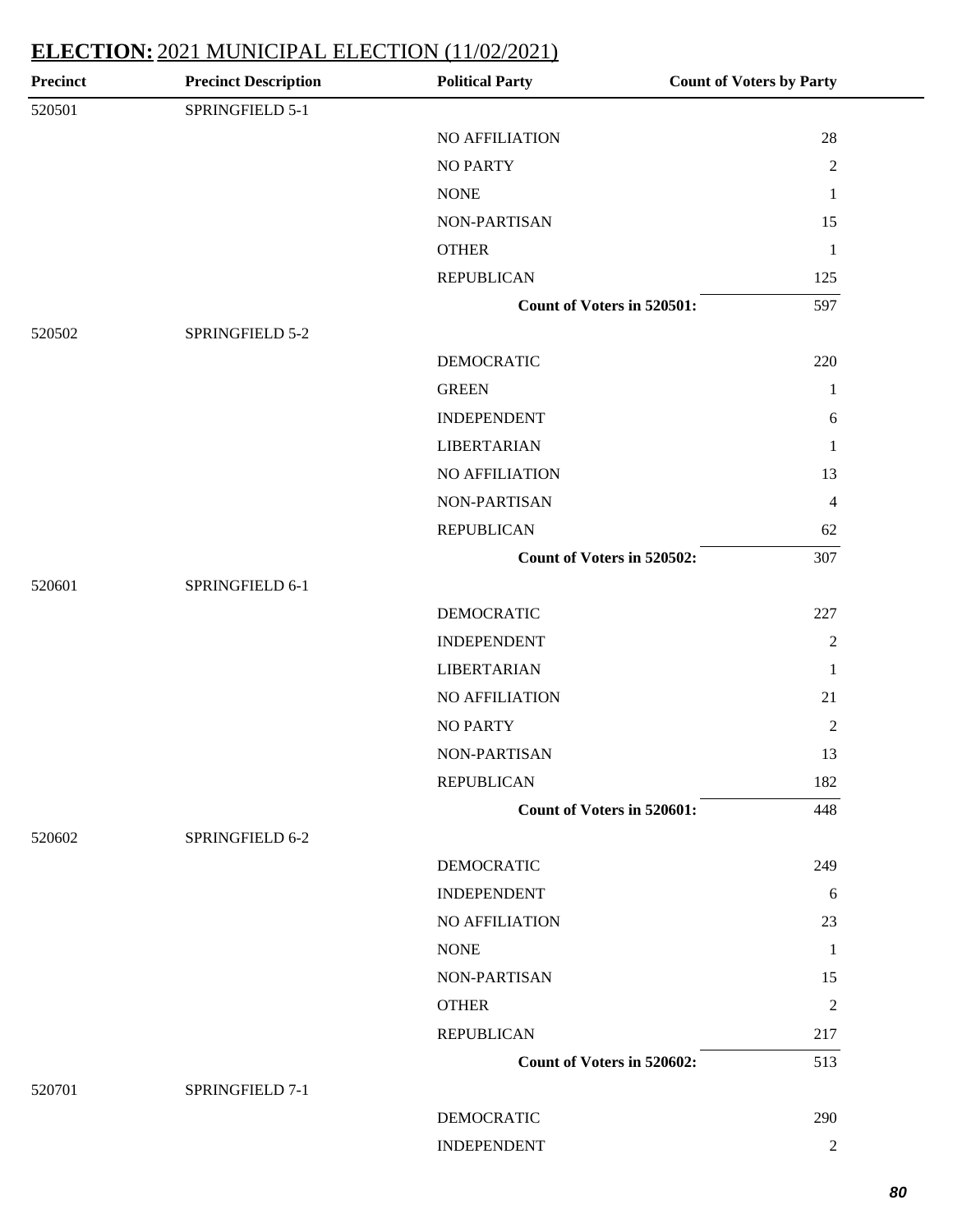## ELECTION: 2021 MUNICIPAL ELECTION (11/02/2021)

| Precinct | Precinct Description | Political Party | Count of Voters by Party |
|---|---|---|---|
| 520501 | SPRINGFIELD 5-1 | | |
| | | NO AFFILIATION | 28 |
| | | NO PARTY | 2 |
| | | NONE | 1 |
| | | NON-PARTISAN | 15 |
| | | OTHER | 1 |
| | | REPUBLICAN | 125 |
| | | **Count of Voters in 520501:** | 597 |
| 520502 | SPRINGFIELD 5-2 | | |
| | | DEMOCRATIC | 220 |
| | | GREEN | 1 |
| | | INDEPENDENT | 6 |
| | | LIBERTARIAN | 1 |
| | | NO AFFILIATION | 13 |
| | | NON-PARTISAN | 4 |
| | | REPUBLICAN | 62 |
| | | **Count of Voters in 520502:** | 307 |
| 520601 | SPRINGFIELD 6-1 | | |
| | | DEMOCRATIC | 227 |
| | | INDEPENDENT | 2 |
| | | LIBERTARIAN | 1 |
| | | NO AFFILIATION | 21 |
| | | NO PARTY | 2 |
| | | NON-PARTISAN | 13 |
| | | REPUBLICAN | 182 |
| | | **Count of Voters in 520601:** | 448 |
| 520602 | SPRINGFIELD 6-2 | | |
| | | DEMOCRATIC | 249 |
| | | INDEPENDENT | 6 |
| | | NO AFFILIATION | 23 |
| | | NONE | 1 |
| | | NON-PARTISAN | 15 |
| | | OTHER | 2 |
| | | REPUBLICAN | 217 |
| | | **Count of Voters in 520602:** | 513 |
| 520701 | SPRINGFIELD 7-1 | | |
| | | DEMOCRATIC | 290 |
| | | INDEPENDENT | 2 |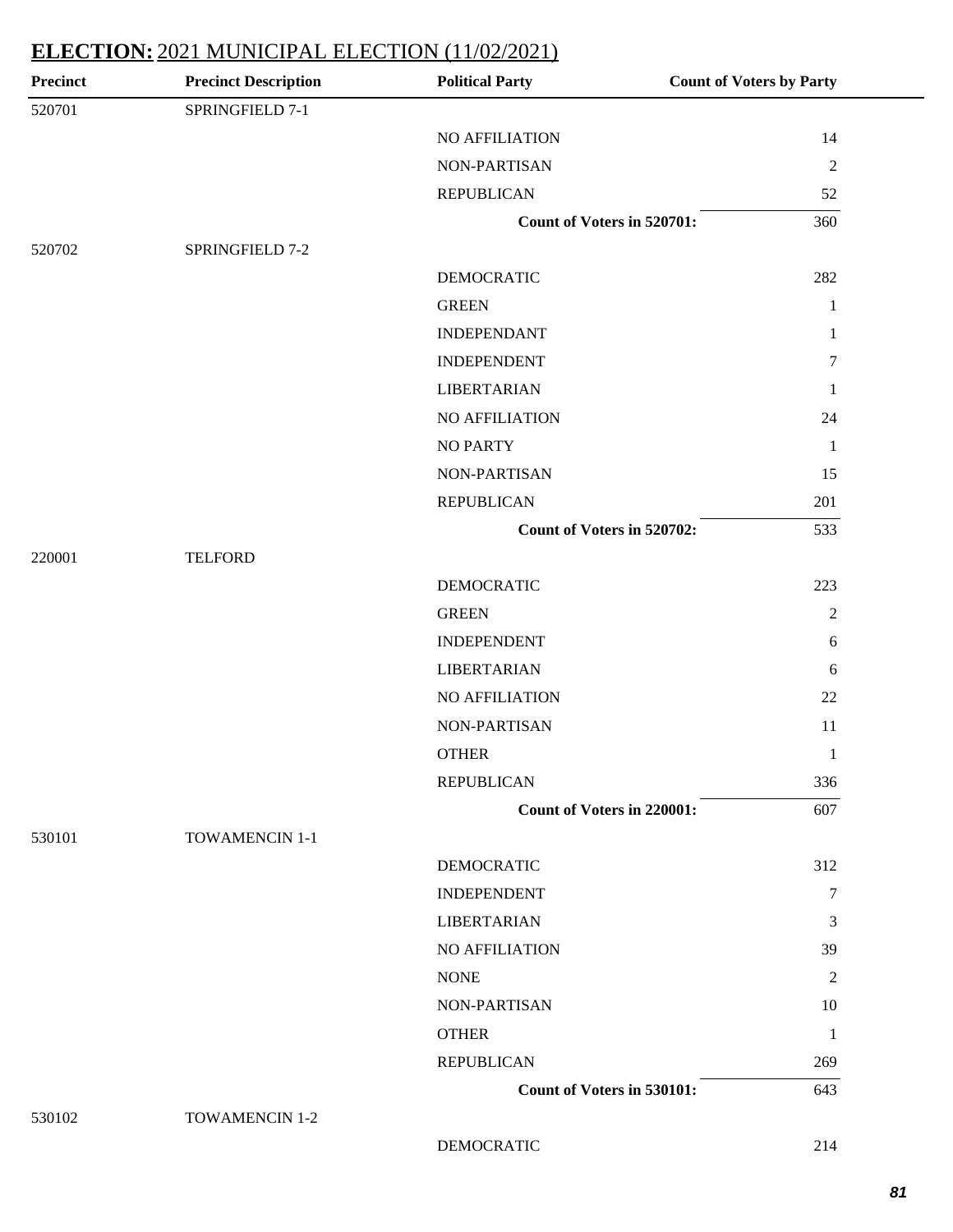## ELECTION: 2021 MUNICIPAL ELECTION (11/02/2021)

| Precinct | Precinct Description | Political Party | Count of Voters by Party |
|---|---|---|---|
| 520701 | SPRINGFIELD 7-1 | | |
| | | NO AFFILIATION | 14 |
| | | NON-PARTISAN | 2 |
| | | REPUBLICAN | 52 |
| | | **Count of Voters in 520701:** | 360 |
| 520702 | SPRINGFIELD 7-2 | | |
| | | DEMOCRATIC | 282 |
| | | GREEN | 1 |
| | | INDEPENDANT | 1 |
| | | INDEPENDENT | 7 |
| | | LIBERTARIAN | 1 |
| | | NO AFFILIATION | 24 |
| | | NO PARTY | 1 |
| | | NON-PARTISAN | 15 |
| | | REPUBLICAN | 201 |
| | | **Count of Voters in 520702:** | 533 |
| 220001 | TELFORD | | |
| | | DEMOCRATIC | 223 |
| | | GREEN | 2 |
| | | INDEPENDENT | 6 |
| | | LIBERTARIAN | 6 |
| | | NO AFFILIATION | 22 |
| | | NON-PARTISAN | 11 |
| | | OTHER | 1 |
| | | REPUBLICAN | 336 |
| | | **Count of Voters in 220001:** | 607 |
| 530101 | TOWAMENCIN 1-1 | | |
| | | DEMOCRATIC | 312 |
| | | INDEPENDENT | 7 |
| | | LIBERTARIAN | 3 |
| | | NO AFFILIATION | 39 |
| | | NONE | 2 |
| | | NON-PARTISAN | 10 |
| | | OTHER | 1 |
| | | REPUBLICAN | 269 |
| | | **Count of Voters in 530101:** | 643 |
| 530102 | TOWAMENCIN 1-2 | | |
| | | DEMOCRATIC | 214 |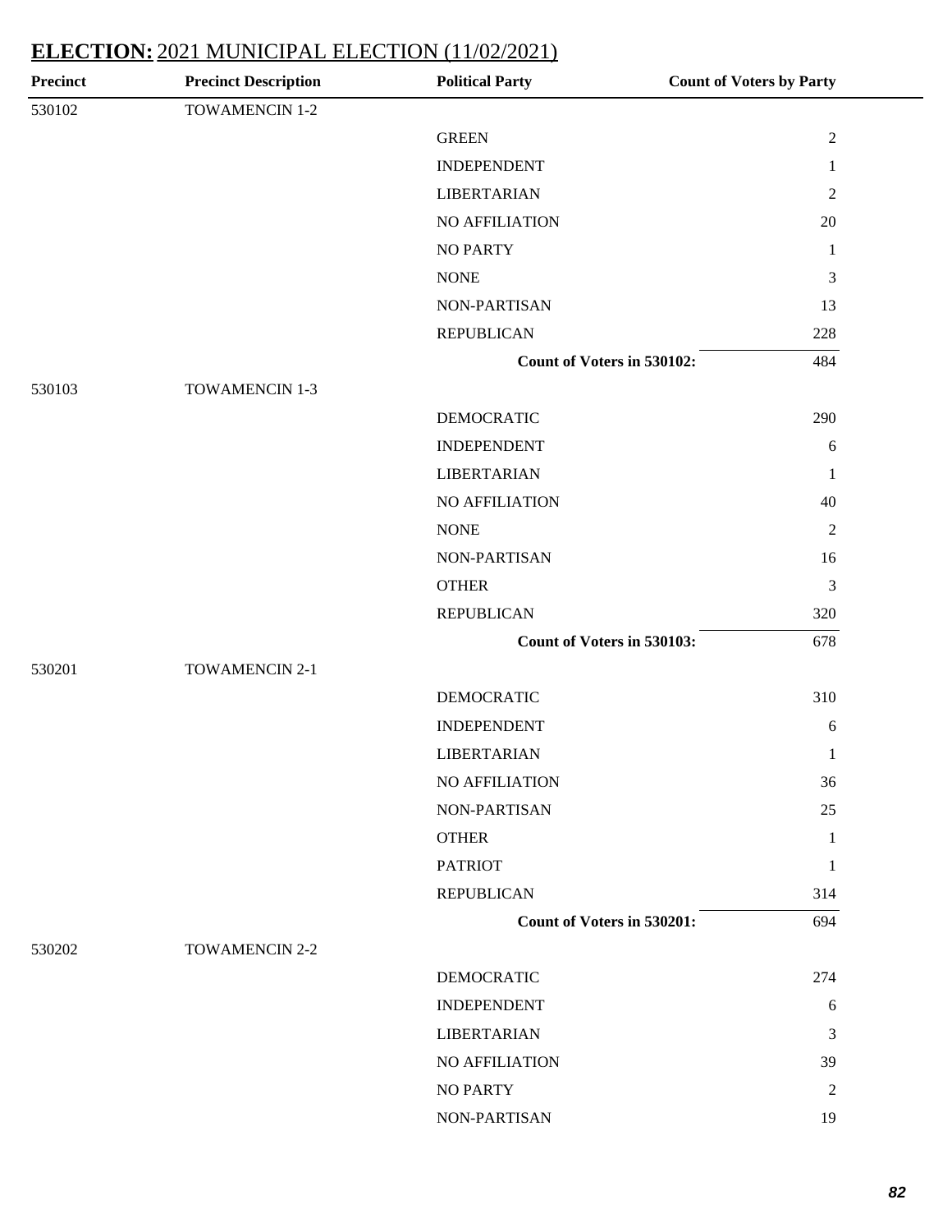## ELECTION: 2021 MUNICIPAL ELECTION (11/02/2021)

| Precinct | Precinct Description | Political Party | Count of Voters by Party |
|---|---|---|---|
| 530102 | TOWAMENCIN 1-2 | | |
| | | GREEN | 2 |
| | | INDEPENDENT | 1 |
| | | LIBERTARIAN | 2 |
| | | NO AFFILIATION | 20 |
| | | NO PARTY | 1 |
| | | NONE | 3 |
| | | NON-PARTISAN | 13 |
| | | REPUBLICAN | 228 |
| | | **Count of Voters in 530102:** | 484 |
| 530103 | TOWAMENCIN 1-3 | | |
| | | DEMOCRATIC | 290 |
| | | INDEPENDENT | 6 |
| | | LIBERTARIAN | 1 |
| | | NO AFFILIATION | 40 |
| | | NONE | 2 |
| | | NON-PARTISAN | 16 |
| | | OTHER | 3 |
| | | REPUBLICAN | 320 |
| | | **Count of Voters in 530103:** | 678 |
| 530201 | TOWAMENCIN 2-1 | | |
| | | DEMOCRATIC | 310 |
| | | INDEPENDENT | 6 |
| | | LIBERTARIAN | 1 |
| | | NO AFFILIATION | 36 |
| | | NON-PARTISAN | 25 |
| | | OTHER | 1 |
| | | PATRIOT | 1 |
| | | REPUBLICAN | 314 |
| | | **Count of Voters in 530201:** | 694 |
| 530202 | TOWAMENCIN 2-2 | | |
| | | DEMOCRATIC | 274 |
| | | INDEPENDENT | 6 |
| | | LIBERTARIAN | 3 |
| | | NO AFFILIATION | 39 |
| | | NO PARTY | 2 |
| | | NON-PARTISAN | 19 |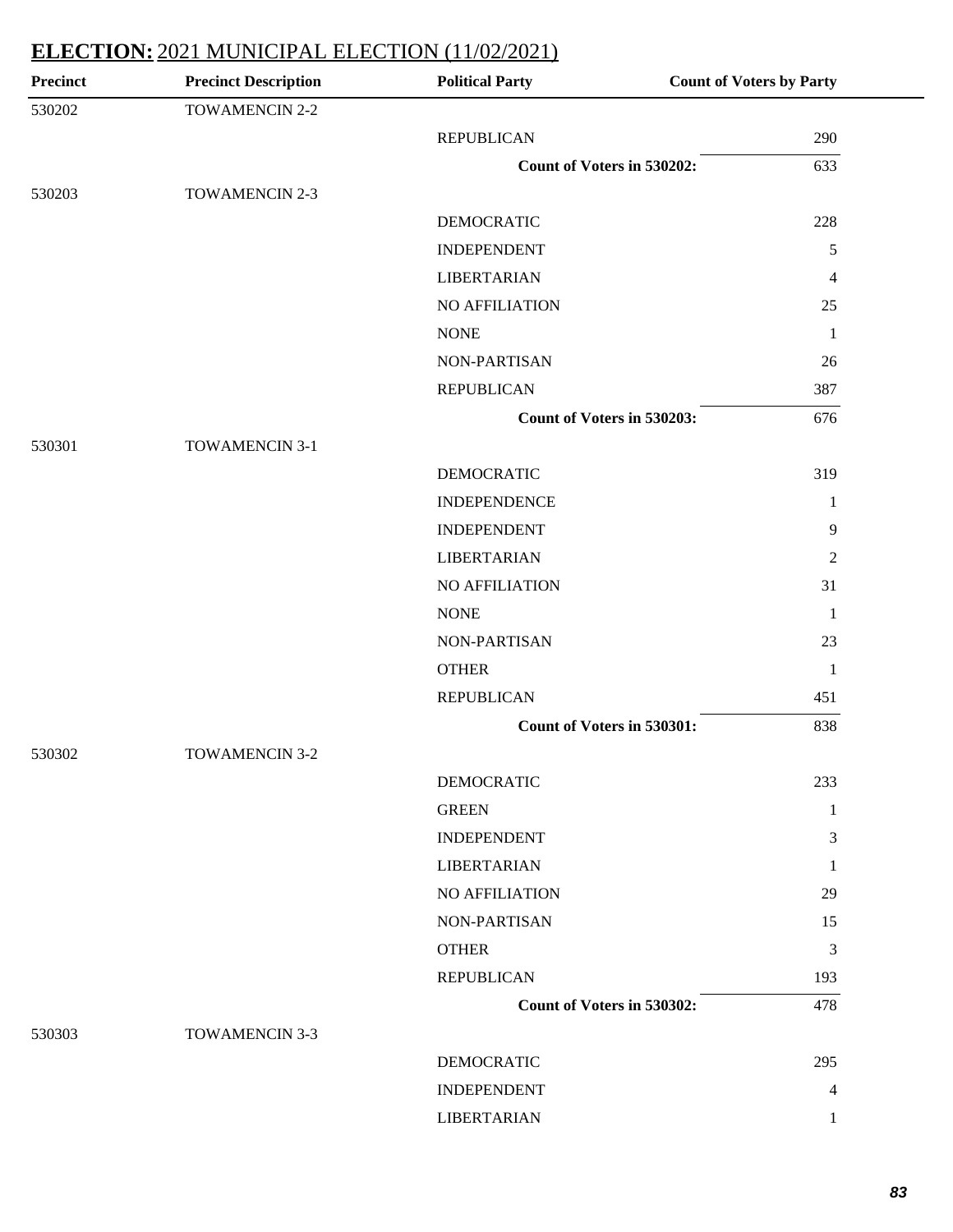## ELECTION: 2021 MUNICIPAL ELECTION (11/02/2021)

| Precinct | Precinct Description | Political Party | Count of Voters by Party |
|---|---|---|---|
| 530202 | TOWAMENCIN 2-2 | | |
| | | REPUBLICAN | 290 |
| | | **Count of Voters in 530202:** | 633 |
| 530203 | TOWAMENCIN 2-3 | | |
| | | DEMOCRATIC | 228 |
| | | INDEPENDENT | 5 |
| | | LIBERTARIAN | 4 |
| | | NO AFFILIATION | 25 |
| | | NONE | 1 |
| | | NON-PARTISAN | 26 |
| | | REPUBLICAN | 387 |
| | | **Count of Voters in 530203:** | 676 |
| 530301 | TOWAMENCIN 3-1 | | |
| | | DEMOCRATIC | 319 |
| | | INDEPENDENCE | 1 |
| | | INDEPENDENT | 9 |
| | | LIBERTARIAN | 2 |
| | | NO AFFILIATION | 31 |
| | | NONE | 1 |
| | | NON-PARTISAN | 23 |
| | | OTHER | 1 |
| | | REPUBLICAN | 451 |
| | | **Count of Voters in 530301:** | 838 |
| 530302 | TOWAMENCIN 3-2 | | |
| | | DEMOCRATIC | 233 |
| | | GREEN | 1 |
| | | INDEPENDENT | 3 |
| | | LIBERTARIAN | 1 |
| | | NO AFFILIATION | 29 |
| | | NON-PARTISAN | 15 |
| | | OTHER | 3 |
| | | REPUBLICAN | 193 |
| | | **Count of Voters in 530302:** | 478 |
| 530303 | TOWAMENCIN 3-3 | | |
| | | DEMOCRATIC | 295 |
| | | INDEPENDENT | 4 |
| | | LIBERTARIAN | 1 |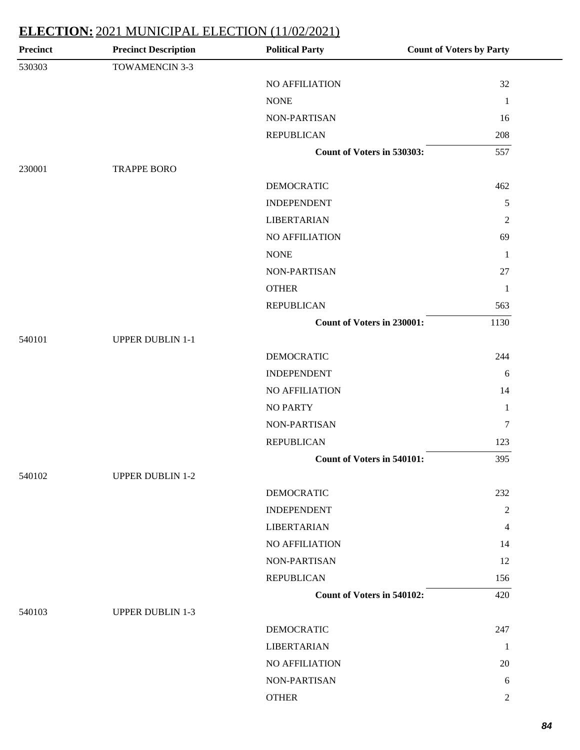## ELECTION: 2021 MUNICIPAL ELECTION (11/02/2021)

| Precinct | Precinct Description | Political Party | Count of Voters by Party |
|---|---|---|---|
| 530303 | TOWAMENCIN 3-3 | | |
| | | NO AFFILIATION | 32 |
| | | NONE | 1 |
| | | NON-PARTISAN | 16 |
| | | REPUBLICAN | 208 |
| | | **Count of Voters in 530303:** | 557 |
| 230001 | TRAPPE BORO | | |
| | | DEMOCRATIC | 462 |
| | | INDEPENDENT | 5 |
| | | LIBERTARIAN | 2 |
| | | NO AFFILIATION | 69 |
| | | NONE | 1 |
| | | NON-PARTISAN | 27 |
| | | OTHER | 1 |
| | | REPUBLICAN | 563 |
| | | **Count of Voters in 230001:** | 1130 |
| 540101 | UPPER DUBLIN 1-1 | | |
| | | DEMOCRATIC | 244 |
| | | INDEPENDENT | 6 |
| | | NO AFFILIATION | 14 |
| | | NO PARTY | 1 |
| | | NON-PARTISAN | 7 |
| | | REPUBLICAN | 123 |
| | | **Count of Voters in 540101:** | 395 |
| 540102 | UPPER DUBLIN 1-2 | | |
| | | DEMOCRATIC | 232 |
| | | INDEPENDENT | 2 |
| | | LIBERTARIAN | 4 |
| | | NO AFFILIATION | 14 |
| | | NON-PARTISAN | 12 |
| | | REPUBLICAN | 156 |
| | | **Count of Voters in 540102:** | 420 |
| 540103 | UPPER DUBLIN 1-3 | | |
| | | DEMOCRATIC | 247 |
| | | LIBERTARIAN | 1 |
| | | NO AFFILIATION | 20 |
| | | NON-PARTISAN | 6 |
| | | OTHER | 2 |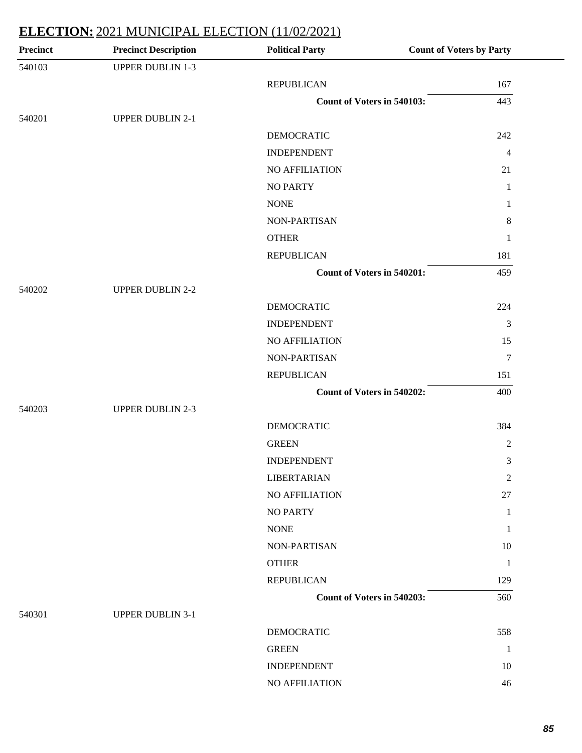# ELECTION: 2021 MUNICIPAL ELECTION (11/02/2021)

| Precinct | Precinct Description | Political Party | Count of Voters by Party |
|---|---|---|---|
| 540103 | UPPER DUBLIN 1-3 | | |
| | | REPUBLICAN | 167 |
| | | **Count of Voters in 540103:** | 443 |
| 540201 | UPPER DUBLIN 2-1 | | |
| | | DEMOCRATIC | 242 |
| | | INDEPENDENT | 4 |
| | | NO AFFILIATION | 21 |
| | | NO PARTY | 1 |
| | | NONE | 1 |
| | | NON-PARTISAN | 8 |
| | | OTHER | 1 |
| | | REPUBLICAN | 181 |
| | | **Count of Voters in 540201:** | 459 |
| 540202 | UPPER DUBLIN 2-2 | | |
| | | DEMOCRATIC | 224 |
| | | INDEPENDENT | 3 |
| | | NO AFFILIATION | 15 |
| | | NON-PARTISAN | 7 |
| | | REPUBLICAN | 151 |
| | | **Count of Voters in 540202:** | 400 |
| 540203 | UPPER DUBLIN 2-3 | | |
| | | DEMOCRATIC | 384 |
| | | GREEN | 2 |
| | | INDEPENDENT | 3 |
| | | LIBERTARIAN | 2 |
| | | NO AFFILIATION | 27 |
| | | NO PARTY | 1 |
| | | NONE | 1 |
| | | NON-PARTISAN | 10 |
| | | OTHER | 1 |
| | | REPUBLICAN | 129 |
| | | **Count of Voters in 540203:** | 560 |
| 540301 | UPPER DUBLIN 3-1 | | |
| | | DEMOCRATIC | 558 |
| | | GREEN | 1 |
| | | INDEPENDENT | 10 |
| | | NO AFFILIATION | 46 |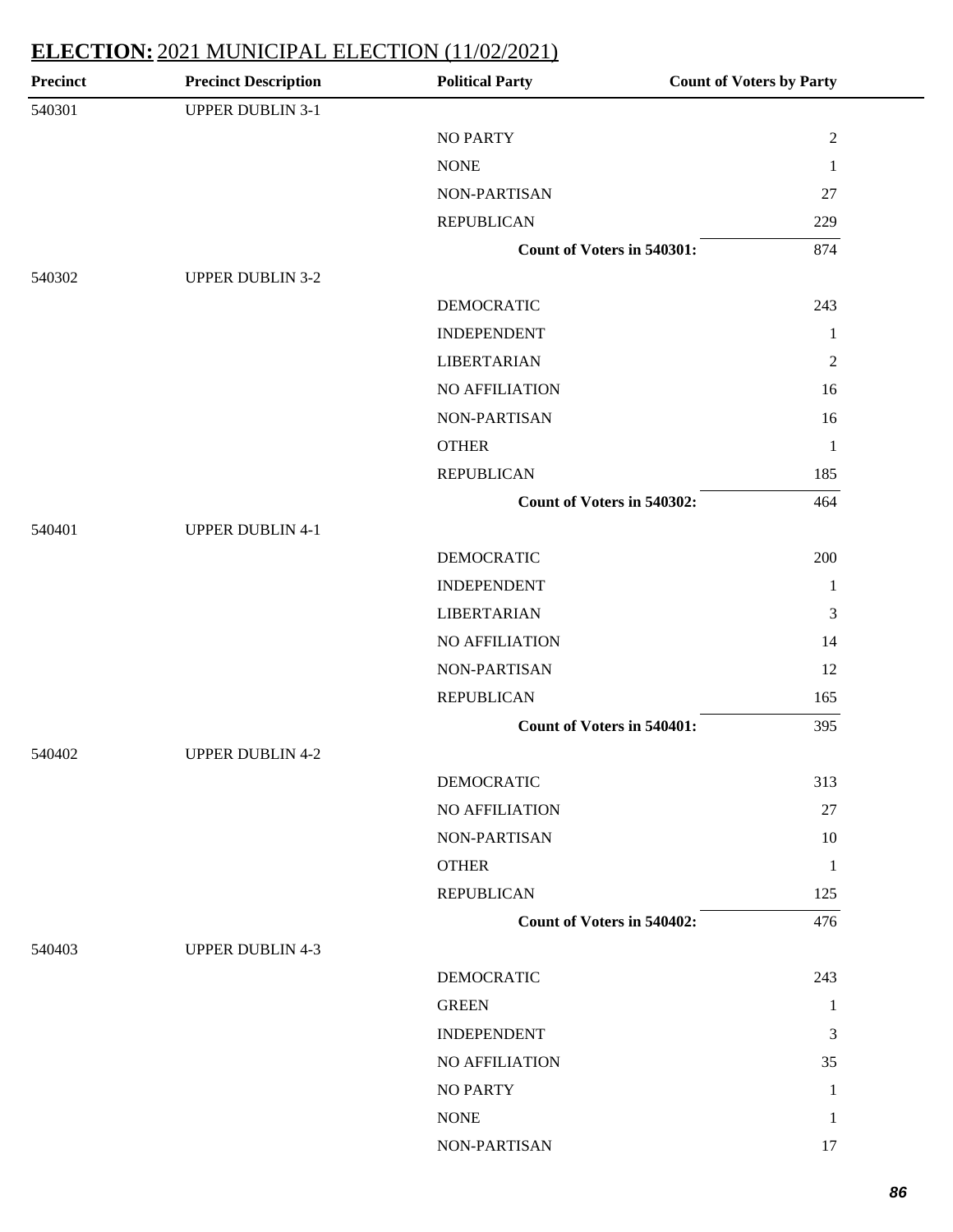## **ELECTION:** 2021 MUNICIPAL ELECTION (11/02/2021)

| Precinct | Precinct Description | Political Party | Count of Voters by Party |
|---|---|---|---|
| 540301 | UPPER DUBLIN 3-1 | | |
| | | NO PARTY | 2 |
| | | NONE | 1 |
| | | NON-PARTISAN | 27 |
| | | REPUBLICAN | 229 |
| | | **Count of Voters in 540301:** | 874 |
| 540302 | UPPER DUBLIN 3-2 | | |
| | | DEMOCRATIC | 243 |
| | | INDEPENDENT | 1 |
| | | LIBERTARIAN | 2 |
| | | NO AFFILIATION | 16 |
| | | NON-PARTISAN | 16 |
| | | OTHER | 1 |
| | | REPUBLICAN | 185 |
| | | **Count of Voters in 540302:** | 464 |
| 540401 | UPPER DUBLIN 4-1 | | |
| | | DEMOCRATIC | 200 |
| | | INDEPENDENT | 1 |
| | | LIBERTARIAN | 3 |
| | | NO AFFILIATION | 14 |
| | | NON-PARTISAN | 12 |
| | | REPUBLICAN | 165 |
| | | **Count of Voters in 540401:** | 395 |
| 540402 | UPPER DUBLIN 4-2 | | |
| | | DEMOCRATIC | 313 |
| | | NO AFFILIATION | 27 |
| | | NON-PARTISAN | 10 |
| | | OTHER | 1 |
| | | REPUBLICAN | 125 |
| | | **Count of Voters in 540402:** | 476 |
| 540403 | UPPER DUBLIN 4-3 | | |
| | | DEMOCRATIC | 243 |
| | | GREEN | 1 |
| | | INDEPENDENT | 3 |
| | | NO AFFILIATION | 35 |
| | | NO PARTY | 1 |
| | | NONE | 1 |
| | | NON-PARTISAN | 17 |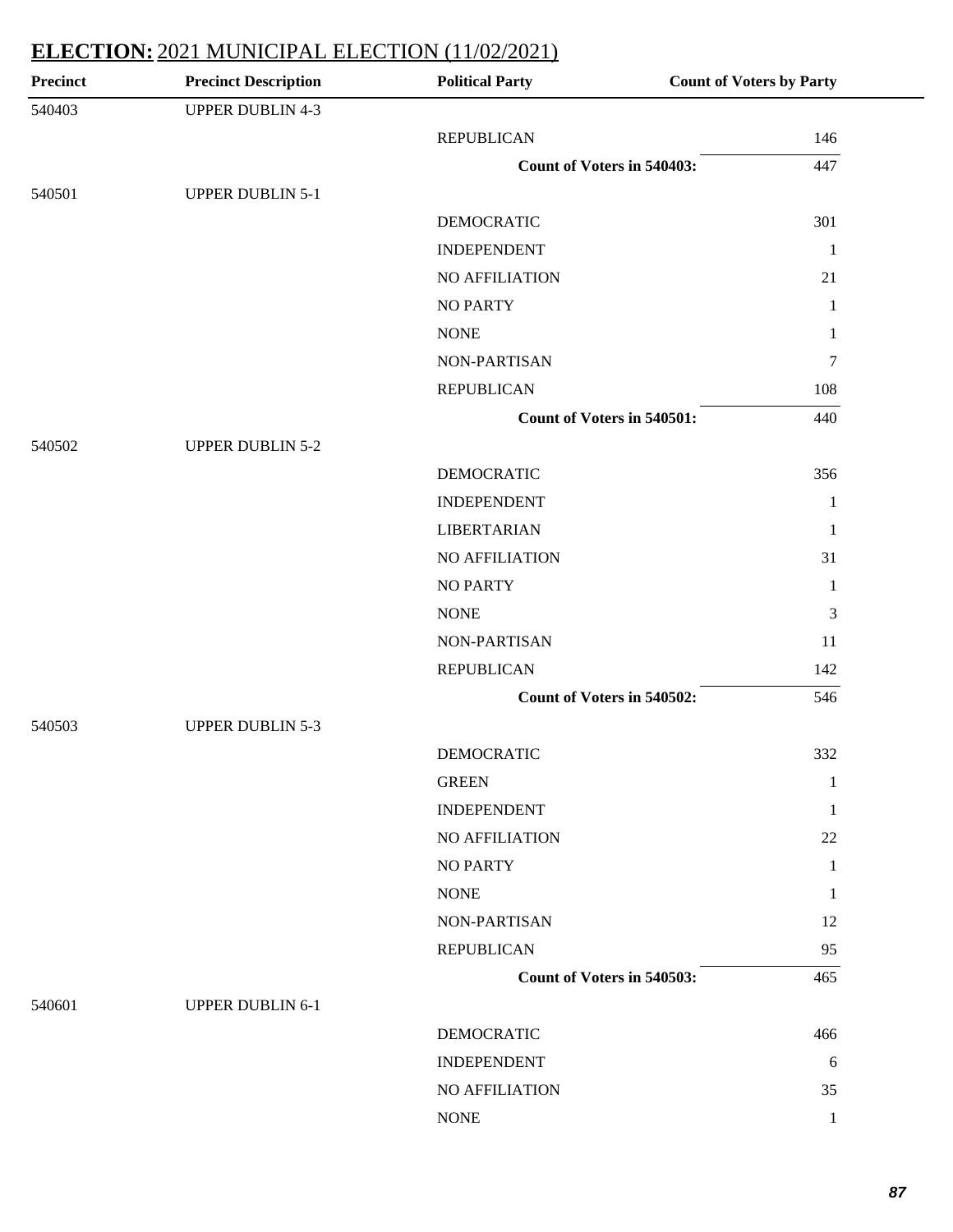## ELECTION: 2021 MUNICIPAL ELECTION (11/02/2021)

| Precinct | Precinct Description | Political Party | Count of Voters by Party |
|---|---|---|---|
| 540403 | UPPER DUBLIN 4-3 | | |
| | | REPUBLICAN | 146 |
| | | **Count of Voters in 540403:** | 447 |
| 540501 | UPPER DUBLIN 5-1 | | |
| | | DEMOCRATIC | 301 |
| | | INDEPENDENT | 1 |
| | | NO AFFILIATION | 21 |
| | | NO PARTY | 1 |
| | | NONE | 1 |
| | | NON-PARTISAN | 7 |
| | | REPUBLICAN | 108 |
| | | **Count of Voters in 540501:** | 440 |
| 540502 | UPPER DUBLIN 5-2 | | |
| | | DEMOCRATIC | 356 |
| | | INDEPENDENT | 1 |
| | | LIBERTARIAN | 1 |
| | | NO AFFILIATION | 31 |
| | | NO PARTY | 1 |
| | | NONE | 3 |
| | | NON-PARTISAN | 11 |
| | | REPUBLICAN | 142 |
| | | **Count of Voters in 540502:** | 546 |
| 540503 | UPPER DUBLIN 5-3 | | |
| | | DEMOCRATIC | 332 |
| | | GREEN | 1 |
| | | INDEPENDENT | 1 |
| | | NO AFFILIATION | 22 |
| | | NO PARTY | 1 |
| | | NONE | 1 |
| | | NON-PARTISAN | 12 |
| | | REPUBLICAN | 95 |
| | | **Count of Voters in 540503:** | 465 |
| 540601 | UPPER DUBLIN 6-1 | | |
| | | DEMOCRATIC | 466 |
| | | INDEPENDENT | 6 |
| | | NO AFFILIATION | 35 |
| | | NONE | 1 |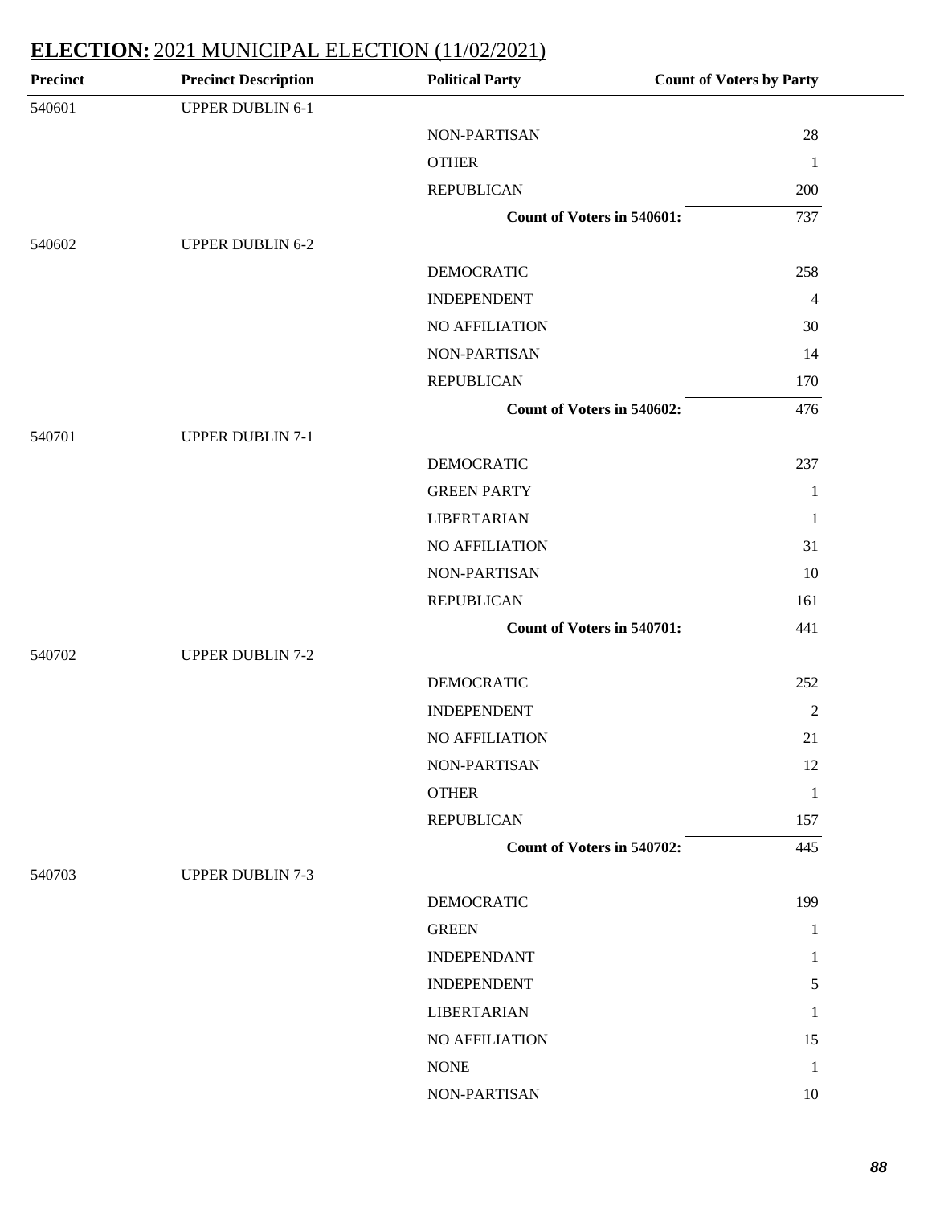## ELECTION: 2021 MUNICIPAL ELECTION (11/02/2021)

| Precinct | Precinct Description | Political Party | Count of Voters by Party |
|---|---|---|---|
| 540601 | UPPER DUBLIN 6-1 | | |
| | | NON-PARTISAN | 28 |
| | | OTHER | 1 |
| | | REPUBLICAN | 200 |
| | | **Count of Voters in 540601:** | 737 |
| 540602 | UPPER DUBLIN 6-2 | | |
| | | DEMOCRATIC | 258 |
| | | INDEPENDENT | 4 |
| | | NO AFFILIATION | 30 |
| | | NON-PARTISAN | 14 |
| | | REPUBLICAN | 170 |
| | | **Count of Voters in 540602:** | 476 |
| 540701 | UPPER DUBLIN 7-1 | | |
| | | DEMOCRATIC | 237 |
| | | GREEN PARTY | 1 |
| | | LIBERTARIAN | 1 |
| | | NO AFFILIATION | 31 |
| | | NON-PARTISAN | 10 |
| | | REPUBLICAN | 161 |
| | | **Count of Voters in 540701:** | 441 |
| 540702 | UPPER DUBLIN 7-2 | | |
| | | DEMOCRATIC | 252 |
| | | INDEPENDENT | 2 |
| | | NO AFFILIATION | 21 |
| | | NON-PARTISAN | 12 |
| | | OTHER | 1 |
| | | REPUBLICAN | 157 |
| | | **Count of Voters in 540702:** | 445 |
| 540703 | UPPER DUBLIN 7-3 | | |
| | | DEMOCRATIC | 199 |
| | | GREEN | 1 |
| | | INDEPENDANT | 1 |
| | | INDEPENDENT | 5 |
| | | LIBERTARIAN | 1 |
| | | NO AFFILIATION | 15 |
| | | NONE | 1 |
| | | NON-PARTISAN | 10 |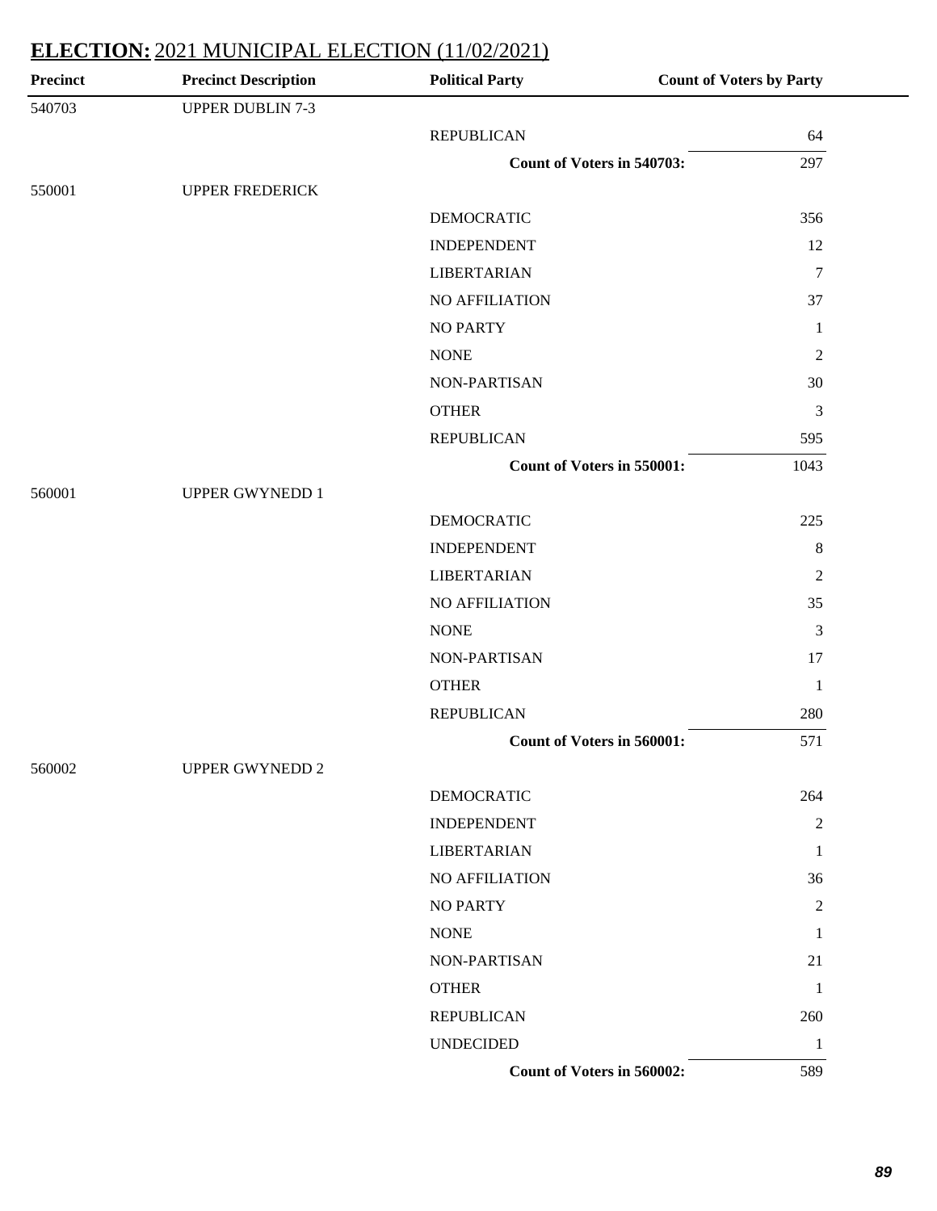## **ELECTION:** 2021 MUNICIPAL ELECTION (11/02/2021)

| Precinct | Precinct Description | Political Party | Count of Voters by Party |
|---|---|---|---|
| 540703 | UPPER DUBLIN 7-3 | | |
| | | REPUBLICAN | 64 |
| | | **Count of Voters in 540703:** | 297 |
| 550001 | UPPER FREDERICK | | |
| | | DEMOCRATIC | 356 |
| | | INDEPENDENT | 12 |
| | | LIBERTARIAN | 7 |
| | | NO AFFILIATION | 37 |
| | | NO PARTY | 1 |
| | | NONE | 2 |
| | | NON-PARTISAN | 30 |
| | | OTHER | 3 |
| | | REPUBLICAN | 595 |
| | | **Count of Voters in 550001:** | 1043 |
| 560001 | UPPER GWYNEDD 1 | | |
| | | DEMOCRATIC | 225 |
| | | INDEPENDENT | 8 |
| | | LIBERTARIAN | 2 |
| | | NO AFFILIATION | 35 |
| | | NONE | 3 |
| | | NON-PARTISAN | 17 |
| | | OTHER | 1 |
| | | REPUBLICAN | 280 |
| | | **Count of Voters in 560001:** | 571 |
| 560002 | UPPER GWYNEDD 2 | | |
| | | DEMOCRATIC | 264 |
| | | INDEPENDENT | 2 |
| | | LIBERTARIAN | 1 |
| | | NO AFFILIATION | 36 |
| | | NO PARTY | 2 |
| | | NONE | 1 |
| | | NON-PARTISAN | 21 |
| | | OTHER | 1 |
| | | REPUBLICAN | 260 |
| | | UNDECIDED | 1 |
| | | **Count of Voters in 560002:** | 589 |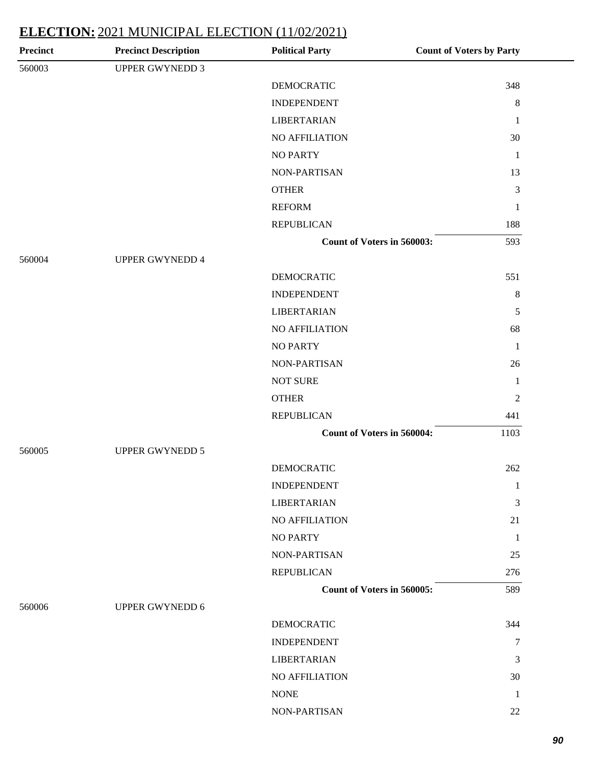## **ELECTION:** 2021 MUNICIPAL ELECTION (11/02/2021)

| Precinct | Precinct Description | Political Party | Count of Voters by Party |
|---|---|---|---|
| 560003 | UPPER GWYNEDD 3 | | |
| | | DEMOCRATIC | 348 |
| | | INDEPENDENT | 8 |
| | | LIBERTARIAN | 1 |
| | | NO AFFILIATION | 30 |
| | | NO PARTY | 1 |
| | | NON-PARTISAN | 13 |
| | | OTHER | 3 |
| | | REFORM | 1 |
| | | REPUBLICAN | 188 |
| | | **Count of Voters in 560003:** | 593 |
| 560004 | UPPER GWYNEDD 4 | | |
| | | DEMOCRATIC | 551 |
| | | INDEPENDENT | 8 |
| | | LIBERTARIAN | 5 |
| | | NO AFFILIATION | 68 |
| | | NO PARTY | 1 |
| | | NON-PARTISAN | 26 |
| | | NOT SURE | 1 |
| | | OTHER | 2 |
| | | REPUBLICAN | 441 |
| | | **Count of Voters in 560004:** | 1103 |
| 560005 | UPPER GWYNEDD 5 | | |
| | | DEMOCRATIC | 262 |
| | | INDEPENDENT | 1 |
| | | LIBERTARIAN | 3 |
| | | NO AFFILIATION | 21 |
| | | NO PARTY | 1 |
| | | NON-PARTISAN | 25 |
| | | REPUBLICAN | 276 |
| | | **Count of Voters in 560005:** | 589 |
| 560006 | UPPER GWYNEDD 6 | | |
| | | DEMOCRATIC | 344 |
| | | INDEPENDENT | 7 |
| | | LIBERTARIAN | 3 |
| | | NO AFFILIATION | 30 |
| | | NONE | 1 |
| | | NON-PARTISAN | 22 |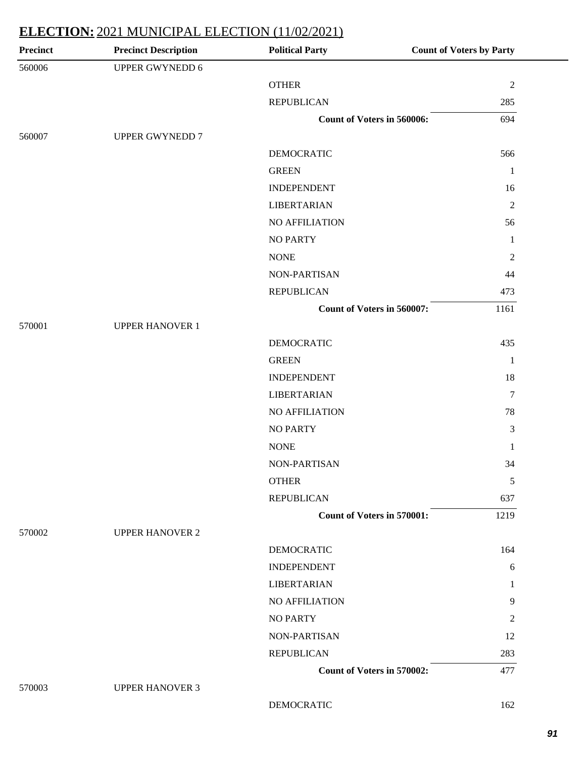## ELECTION: 2021 MUNICIPAL ELECTION (11/02/2021)

| Precinct | Precinct Description | Political Party | Count of Voters by Party |
|---|---|---|---|
| 560006 | UPPER GWYNEDD 6 | | |
| | | OTHER | 2 |
| | | REPUBLICAN | 285 |
| | | **Count of Voters in 560006:** | 694 |
| 560007 | UPPER GWYNEDD 7 | | |
| | | DEMOCRATIC | 566 |
| | | GREEN | 1 |
| | | INDEPENDENT | 16 |
| | | LIBERTARIAN | 2 |
| | | NO AFFILIATION | 56 |
| | | NO PARTY | 1 |
| | | NONE | 2 |
| | | NON-PARTISAN | 44 |
| | | REPUBLICAN | 473 |
| | | **Count of Voters in 560007:** | 1161 |
| 570001 | UPPER HANOVER 1 | | |
| | | DEMOCRATIC | 435 |
| | | GREEN | 1 |
| | | INDEPENDENT | 18 |
| | | LIBERTARIAN | 7 |
| | | NO AFFILIATION | 78 |
| | | NO PARTY | 3 |
| | | NONE | 1 |
| | | NON-PARTISAN | 34 |
| | | OTHER | 5 |
| | | REPUBLICAN | 637 |
| | | **Count of Voters in 570001:** | 1219 |
| 570002 | UPPER HANOVER 2 | | |
| | | DEMOCRATIC | 164 |
| | | INDEPENDENT | 6 |
| | | LIBERTARIAN | 1 |
| | | NO AFFILIATION | 9 |
| | | NO PARTY | 2 |
| | | NON-PARTISAN | 12 |
| | | REPUBLICAN | 283 |
| | | **Count of Voters in 570002:** | 477 |
| 570003 | UPPER HANOVER 3 | | |
| | | DEMOCRATIC | 162 |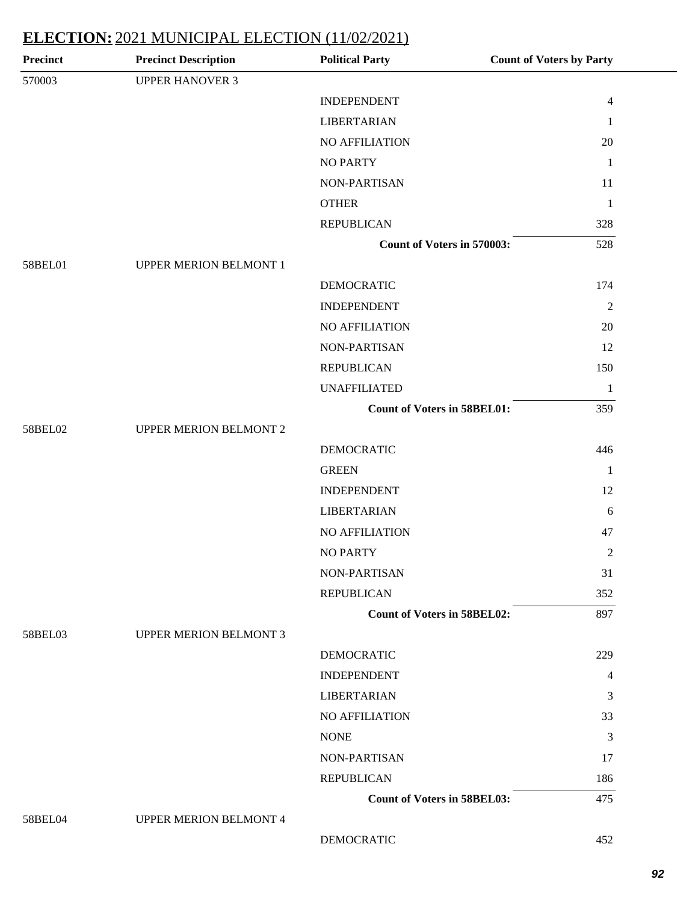## ELECTION: 2021 MUNICIPAL ELECTION (11/02/2021)

| Precinct | Precinct Description | Political Party | Count of Voters by Party |
|---|---|---|---|
| 570003 | UPPER HANOVER 3 | | |
| | | INDEPENDENT | 4 |
| | | LIBERTARIAN | 1 |
| | | NO AFFILIATION | 20 |
| | | NO PARTY | 1 |
| | | NON-PARTISAN | 11 |
| | | OTHER | 1 |
| | | REPUBLICAN | 328 |
| | | **Count of Voters in 570003:** | 528 |
| 58BEL01 | UPPER MERION BELMONT 1 | | |
| | | DEMOCRATIC | 174 |
| | | INDEPENDENT | 2 |
| | | NO AFFILIATION | 20 |
| | | NON-PARTISAN | 12 |
| | | REPUBLICAN | 150 |
| | | UNAFFILIATED | 1 |
| | | **Count of Voters in 58BEL01:** | 359 |
| 58BEL02 | UPPER MERION BELMONT 2 | | |
| | | DEMOCRATIC | 446 |
| | | GREEN | 1 |
| | | INDEPENDENT | 12 |
| | | LIBERTARIAN | 6 |
| | | NO AFFILIATION | 47 |
| | | NO PARTY | 2 |
| | | NON-PARTISAN | 31 |
| | | REPUBLICAN | 352 |
| | | **Count of Voters in 58BEL02:** | 897 |
| 58BEL03 | UPPER MERION BELMONT 3 | | |
| | | DEMOCRATIC | 229 |
| | | INDEPENDENT | 4 |
| | | LIBERTARIAN | 3 |
| | | NO AFFILIATION | 33 |
| | | NONE | 3 |
| | | NON-PARTISAN | 17 |
| | | REPUBLICAN | 186 |
| | | **Count of Voters in 58BEL03:** | 475 |
| 58BEL04 | UPPER MERION BELMONT 4 | | |
| | | DEMOCRATIC | 452 |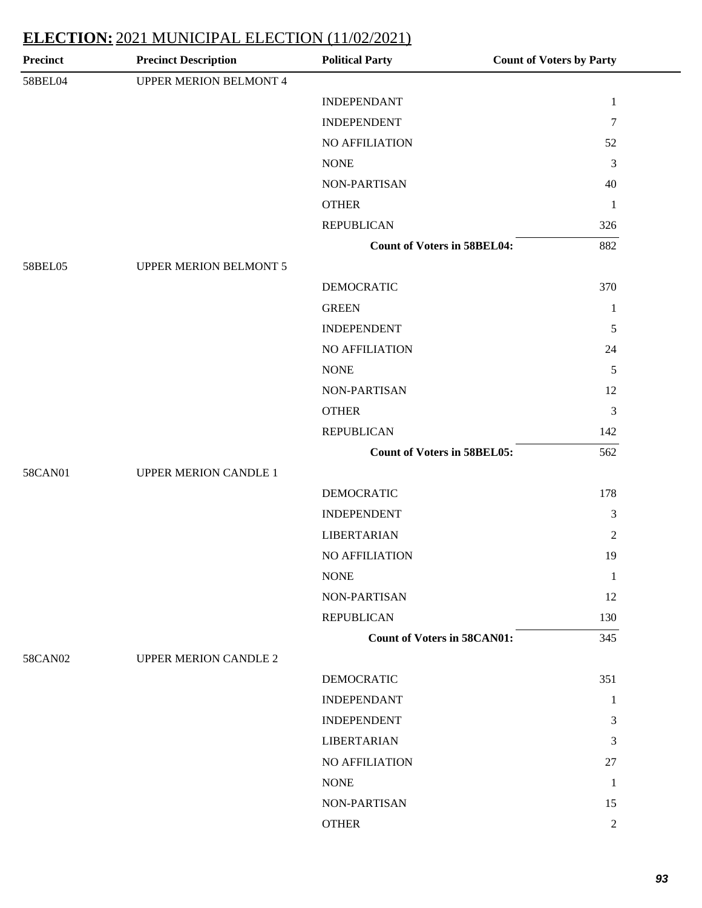## ELECTION: 2021 MUNICIPAL ELECTION (11/02/2021)

| Precinct | Precinct Description | Political Party | Count of Voters by Party |
|---|---|---|---|
| 58BEL04 | UPPER MERION BELMONT 4 | | |
| | | INDEPENDANT | 1 |
| | | INDEPENDENT | 7 |
| | | NO AFFILIATION | 52 |
| | | NONE | 3 |
| | | NON-PARTISAN | 40 |
| | | OTHER | 1 |
| | | REPUBLICAN | 326 |
| | | **Count of Voters in 58BEL04:** | 882 |
| 58BEL05 | UPPER MERION BELMONT 5 | | |
| | | DEMOCRATIC | 370 |
| | | GREEN | 1 |
| | | INDEPENDENT | 5 |
| | | NO AFFILIATION | 24 |
| | | NONE | 5 |
| | | NON-PARTISAN | 12 |
| | | OTHER | 3 |
| | | REPUBLICAN | 142 |
| | | **Count of Voters in 58BEL05:** | 562 |
| 58CAN01 | UPPER MERION CANDLE 1 | | |
| | | DEMOCRATIC | 178 |
| | | INDEPENDENT | 3 |
| | | LIBERTARIAN | 2 |
| | | NO AFFILIATION | 19 |
| | | NONE | 1 |
| | | NON-PARTISAN | 12 |
| | | REPUBLICAN | 130 |
| | | **Count of Voters in 58CAN01:** | 345 |
| 58CAN02 | UPPER MERION CANDLE 2 | | |
| | | DEMOCRATIC | 351 |
| | | INDEPENDANT | 1 |
| | | INDEPENDENT | 3 |
| | | LIBERTARIAN | 3 |
| | | NO AFFILIATION | 27 |
| | | NONE | 1 |
| | | NON-PARTISAN | 15 |
| | | OTHER | 2 |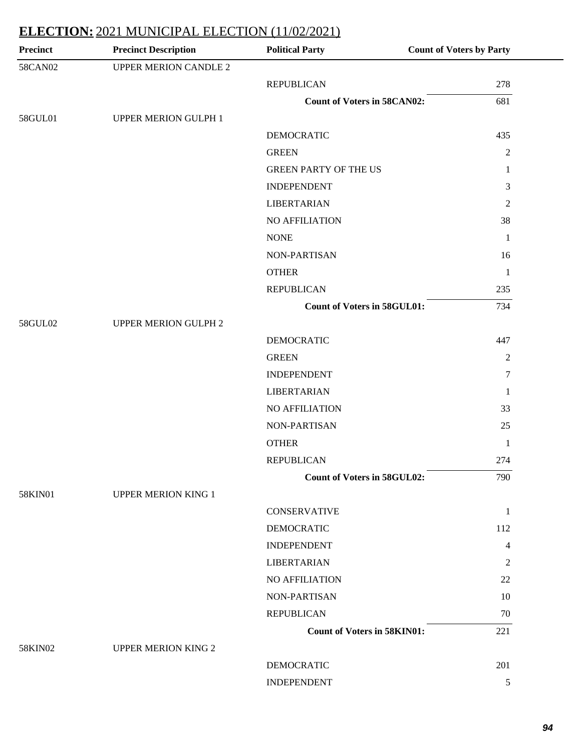## **ELECTION:** 2021 MUNICIPAL ELECTION (11/02/2021)

| Precinct | Precinct Description | Political Party | Count of Voters by Party |
|---|---|---|---|
| 58CAN02 | UPPER MERION CANDLE 2 | | |
| | | REPUBLICAN | 278 |
| | | **Count of Voters in 58CAN02:** | 681 |
| 58GUL01 | UPPER MERION GULPH 1 | | |
| | | DEMOCRATIC | 435 |
| | | GREEN | 2 |
| | | GREEN PARTY OF THE US | 1 |
| | | INDEPENDENT | 3 |
| | | LIBERTARIAN | 2 |
| | | NO AFFILIATION | 38 |
| | | NONE | 1 |
| | | NON-PARTISAN | 16 |
| | | OTHER | 1 |
| | | REPUBLICAN | 235 |
| | | **Count of Voters in 58GUL01:** | 734 |
| 58GUL02 | UPPER MERION GULPH 2 | | |
| | | DEMOCRATIC | 447 |
| | | GREEN | 2 |
| | | INDEPENDENT | 7 |
| | | LIBERTARIAN | 1 |
| | | NO AFFILIATION | 33 |
| | | NON-PARTISAN | 25 |
| | | OTHER | 1 |
| | | REPUBLICAN | 274 |
| | | **Count of Voters in 58GUL02:** | 790 |
| 58KIN01 | UPPER MERION KING 1 | | |
| | | CONSERVATIVE | 1 |
| | | DEMOCRATIC | 112 |
| | | INDEPENDENT | 4 |
| | | LIBERTARIAN | 2 |
| | | NO AFFILIATION | 22 |
| | | NON-PARTISAN | 10 |
| | | REPUBLICAN | 70 |
| | | **Count of Voters in 58KIN01:** | 221 |
| 58KIN02 | UPPER MERION KING 2 | | |
| | | DEMOCRATIC | 201 |
| | | INDEPENDENT | 5 |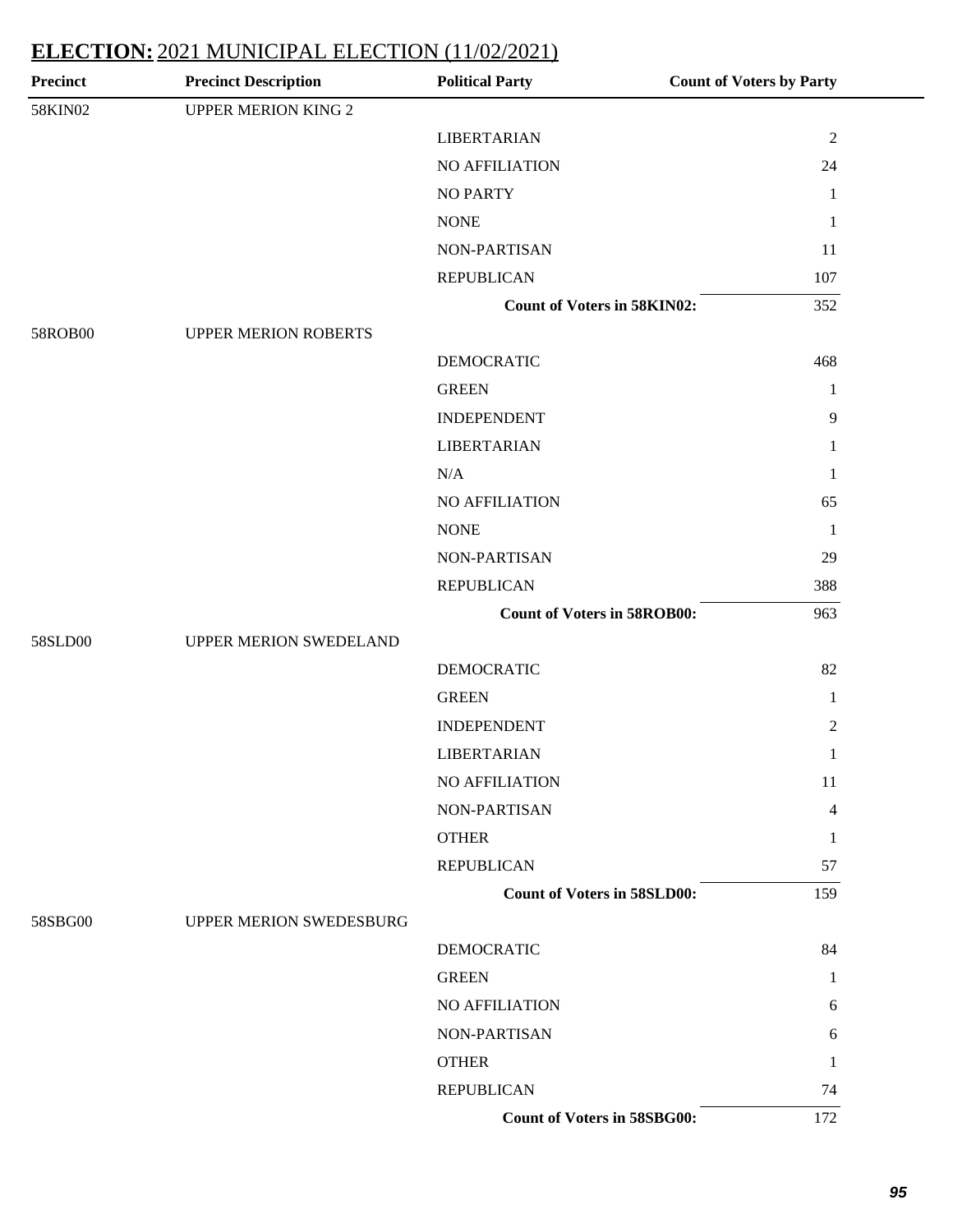## ELECTION: 2021 MUNICIPAL ELECTION (11/02/2021)

| Precinct | Precinct Description | Political Party | Count of Voters by Party |
|---|---|---|---|
| 58KIN02 | UPPER MERION KING 2 | | |
| | | LIBERTARIAN | 2 |
| | | NO AFFILIATION | 24 |
| | | NO PARTY | 1 |
| | | NONE | 1 |
| | | NON-PARTISAN | 11 |
| | | REPUBLICAN | 107 |
| | | **Count of Voters in 58KIN02:** | 352 |
| 58ROB00 | UPPER MERION ROBERTS | | |
| | | DEMOCRATIC | 468 |
| | | GREEN | 1 |
| | | INDEPENDENT | 9 |
| | | LIBERTARIAN | 1 |
| | | N/A | 1 |
| | | NO AFFILIATION | 65 |
| | | NONE | 1 |
| | | NON-PARTISAN | 29 |
| | | REPUBLICAN | 388 |
| | | **Count of Voters in 58ROB00:** | 963 |
| 58SLD00 | UPPER MERION SWEDELAND | | |
| | | DEMOCRATIC | 82 |
| | | GREEN | 1 |
| | | INDEPENDENT | 2 |
| | | LIBERTARIAN | 1 |
| | | NO AFFILIATION | 11 |
| | | NON-PARTISAN | 4 |
| | | OTHER | 1 |
| | | REPUBLICAN | 57 |
| | | **Count of Voters in 58SLD00:** | 159 |
| 58SBG00 | UPPER MERION SWEDESBURG | | |
| | | DEMOCRATIC | 84 |
| | | GREEN | 1 |
| | | NO AFFILIATION | 6 |
| | | NON-PARTISAN | 6 |
| | | OTHER | 1 |
| | | REPUBLICAN | 74 |
| | | **Count of Voters in 58SBG00:** | 172 |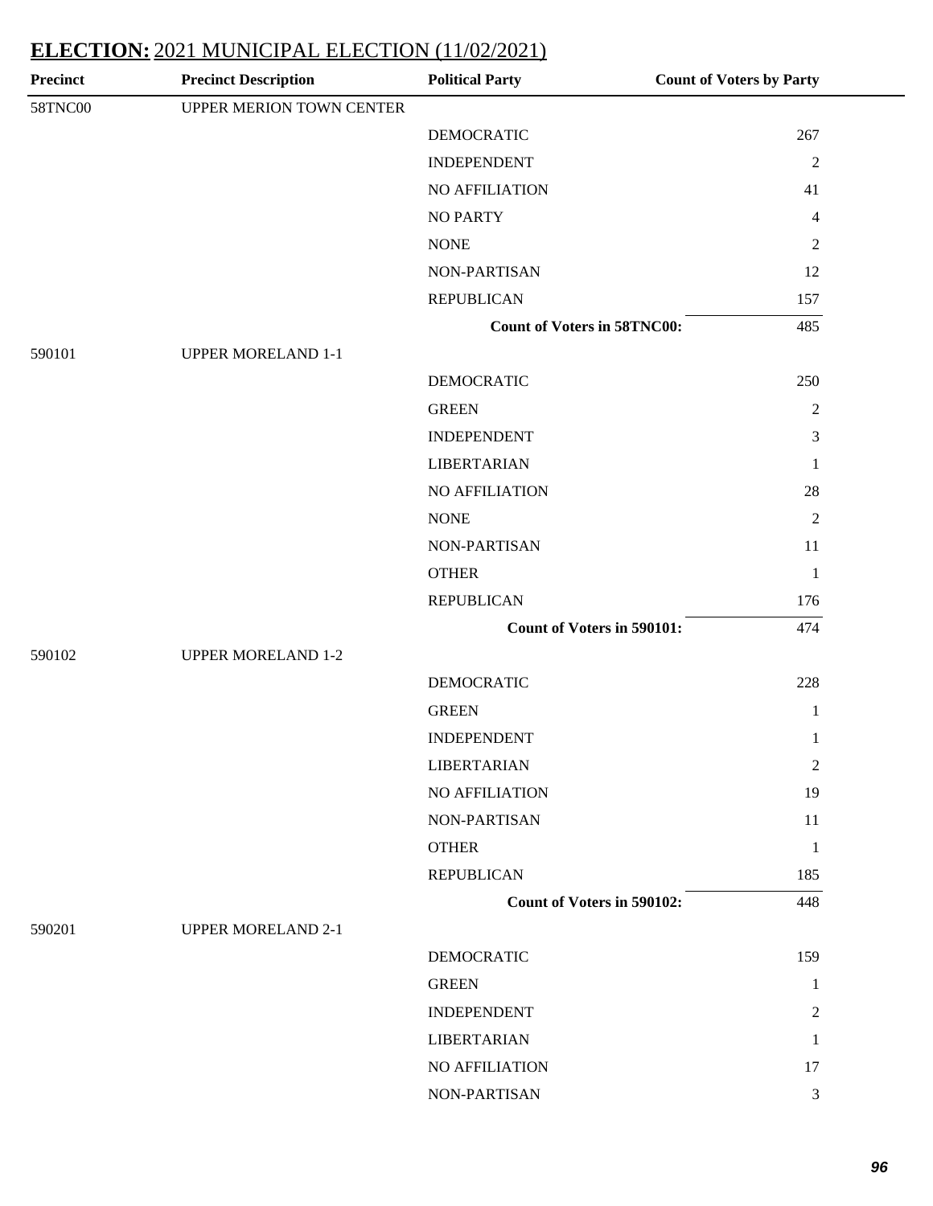## ELECTION: 2021 MUNICIPAL ELECTION (11/02/2021)

| Precinct | Precinct Description | Political Party | Count of Voters by Party |
|---|---|---|---|
| 58TNC00 | UPPER MERION TOWN CENTER | | |
| | | DEMOCRATIC | 267 |
| | | INDEPENDENT | 2 |
| | | NO AFFILIATION | 41 |
| | | NO PARTY | 4 |
| | | NONE | 2 |
| | | NON-PARTISAN | 12 |
| | | REPUBLICAN | 157 |
| | | **Count of Voters in 58TNC00:** | 485 |
| 590101 | UPPER MORELAND 1-1 | | |
| | | DEMOCRATIC | 250 |
| | | GREEN | 2 |
| | | INDEPENDENT | 3 |
| | | LIBERTARIAN | 1 |
| | | NO AFFILIATION | 28 |
| | | NONE | 2 |
| | | NON-PARTISAN | 11 |
| | | OTHER | 1 |
| | | REPUBLICAN | 176 |
| | | **Count of Voters in 590101:** | 474 |
| 590102 | UPPER MORELAND 1-2 | | |
| | | DEMOCRATIC | 228 |
| | | GREEN | 1 |
| | | INDEPENDENT | 1 |
| | | LIBERTARIAN | 2 |
| | | NO AFFILIATION | 19 |
| | | NON-PARTISAN | 11 |
| | | OTHER | 1 |
| | | REPUBLICAN | 185 |
| | | **Count of Voters in 590102:** | 448 |
| 590201 | UPPER MORELAND 2-1 | | |
| | | DEMOCRATIC | 159 |
| | | GREEN | 1 |
| | | INDEPENDENT | 2 |
| | | LIBERTARIAN | 1 |
| | | NO AFFILIATION | 17 |
| | | NON-PARTISAN | 3 |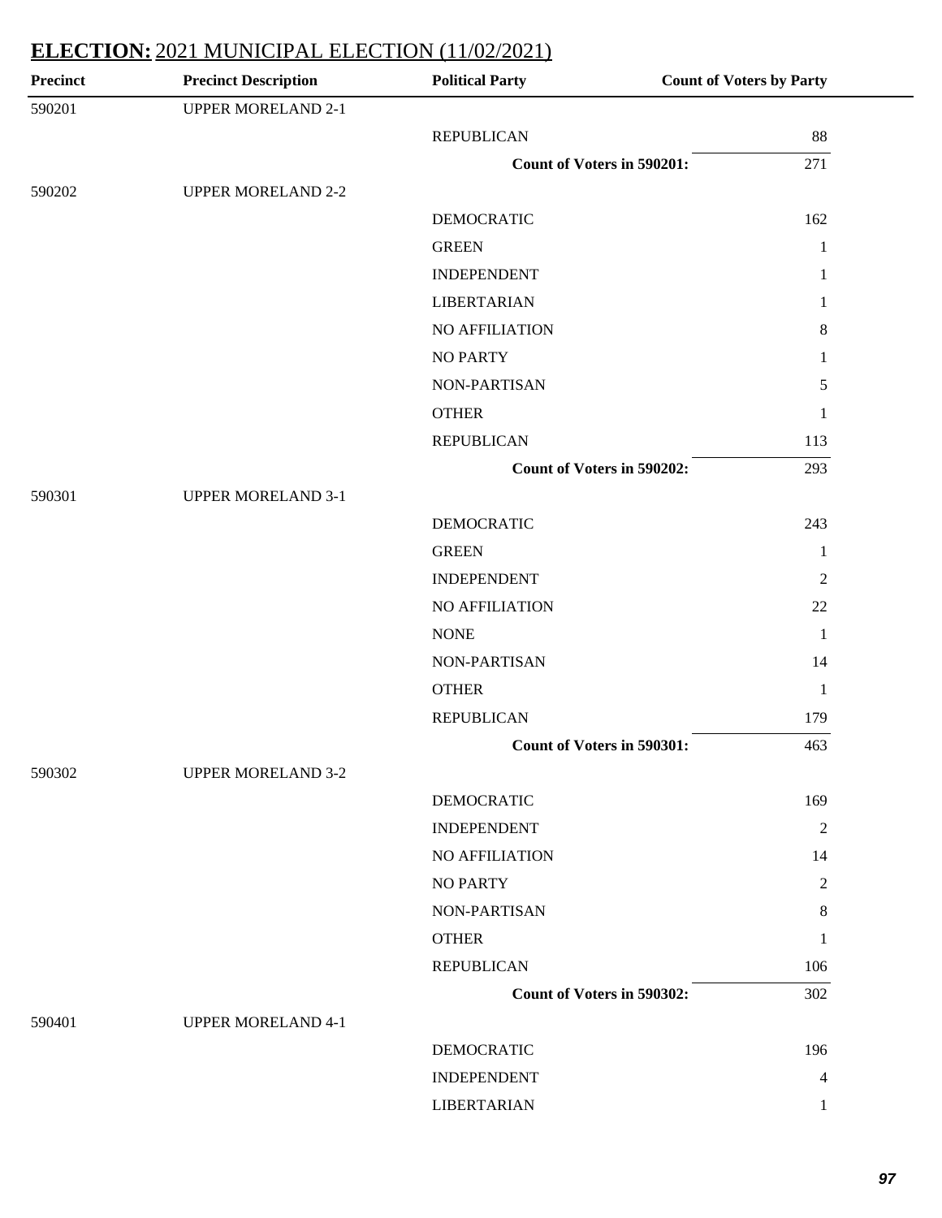## **ELECTION:** 2021 MUNICIPAL ELECTION (11/02/2021)

| Precinct | Precinct Description | Political Party | Count of Voters by Party |
|---|---|---|---|
| 590201 | UPPER MORELAND 2-1 | | |
| | | REPUBLICAN | 88 |
| | | **Count of Voters in 590201:** | 271 |
| 590202 | UPPER MORELAND 2-2 | | |
| | | DEMOCRATIC | 162 |
| | | GREEN | 1 |
| | | INDEPENDENT | 1 |
| | | LIBERTARIAN | 1 |
| | | NO AFFILIATION | 8 |
| | | NO PARTY | 1 |
| | | NON-PARTISAN | 5 |
| | | OTHER | 1 |
| | | REPUBLICAN | 113 |
| | | **Count of Voters in 590202:** | 293 |
| 590301 | UPPER MORELAND 3-1 | | |
| | | DEMOCRATIC | 243 |
| | | GREEN | 1 |
| | | INDEPENDENT | 2 |
| | | NO AFFILIATION | 22 |
| | | NONE | 1 |
| | | NON-PARTISAN | 14 |
| | | OTHER | 1 |
| | | REPUBLICAN | 179 |
| | | **Count of Voters in 590301:** | 463 |
| 590302 | UPPER MORELAND 3-2 | | |
| | | DEMOCRATIC | 169 |
| | | INDEPENDENT | 2 |
| | | NO AFFILIATION | 14 |
| | | NO PARTY | 2 |
| | | NON-PARTISAN | 8 |
| | | OTHER | 1 |
| | | REPUBLICAN | 106 |
| | | **Count of Voters in 590302:** | 302 |
| 590401 | UPPER MORELAND 4-1 | | |
| | | DEMOCRATIC | 196 |
| | | INDEPENDENT | 4 |
| | | LIBERTARIAN | 1 |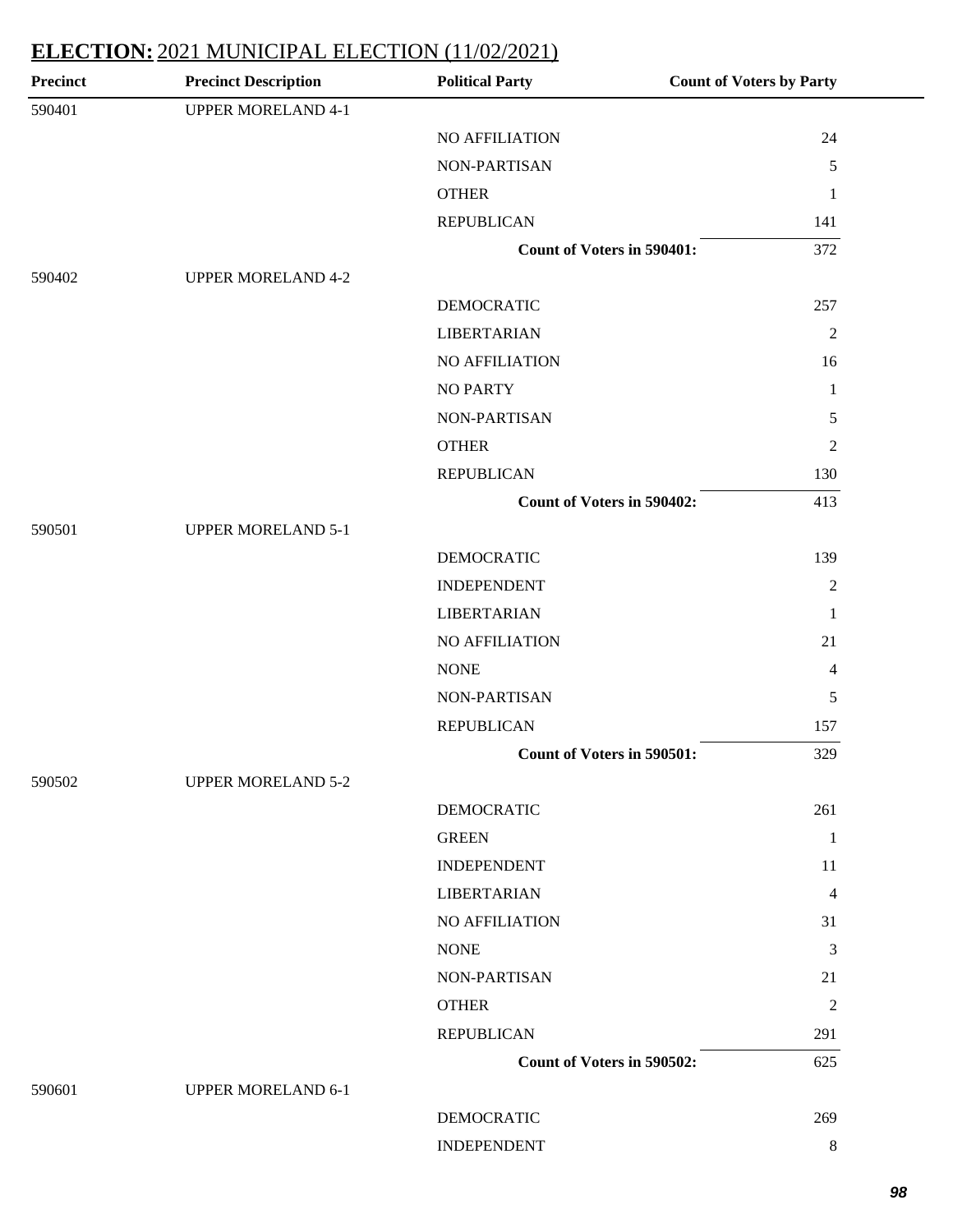## ELECTION: 2021 MUNICIPAL ELECTION (11/02/2021)

| Precinct | Precinct Description | Political Party | Count of Voters by Party |
| --- | --- | --- | --- |
| 590401 | UPPER MORELAND 4-1 | | |
| | | NO AFFILIATION | 24 |
| | | NON-PARTISAN | 5 |
| | | OTHER | 1 |
| | | REPUBLICAN | 141 |
| | | **Count of Voters in 590401:** | 372 |
| 590402 | UPPER MORELAND 4-2 | | |
| | | DEMOCRATIC | 257 |
| | | LIBERTARIAN | 2 |
| | | NO AFFILIATION | 16 |
| | | NO PARTY | 1 |
| | | NON-PARTISAN | 5 |
| | | OTHER | 2 |
| | | REPUBLICAN | 130 |
| | | **Count of Voters in 590402:** | 413 |
| 590501 | UPPER MORELAND 5-1 | | |
| | | DEMOCRATIC | 139 |
| | | INDEPENDENT | 2 |
| | | LIBERTARIAN | 1 |
| | | NO AFFILIATION | 21 |
| | | NONE | 4 |
| | | NON-PARTISAN | 5 |
| | | REPUBLICAN | 157 |
| | | **Count of Voters in 590501:** | 329 |
| 590502 | UPPER MORELAND 5-2 | | |
| | | DEMOCRATIC | 261 |
| | | GREEN | 1 |
| | | INDEPENDENT | 11 |
| | | LIBERTARIAN | 4 |
| | | NO AFFILIATION | 31 |
| | | NONE | 3 |
| | | NON-PARTISAN | 21 |
| | | OTHER | 2 |
| | | REPUBLICAN | 291 |
| | | **Count of Voters in 590502:** | 625 |
| 590601 | UPPER MORELAND 6-1 | | |
| | | DEMOCRATIC | 269 |
| | | INDEPENDENT | 8 |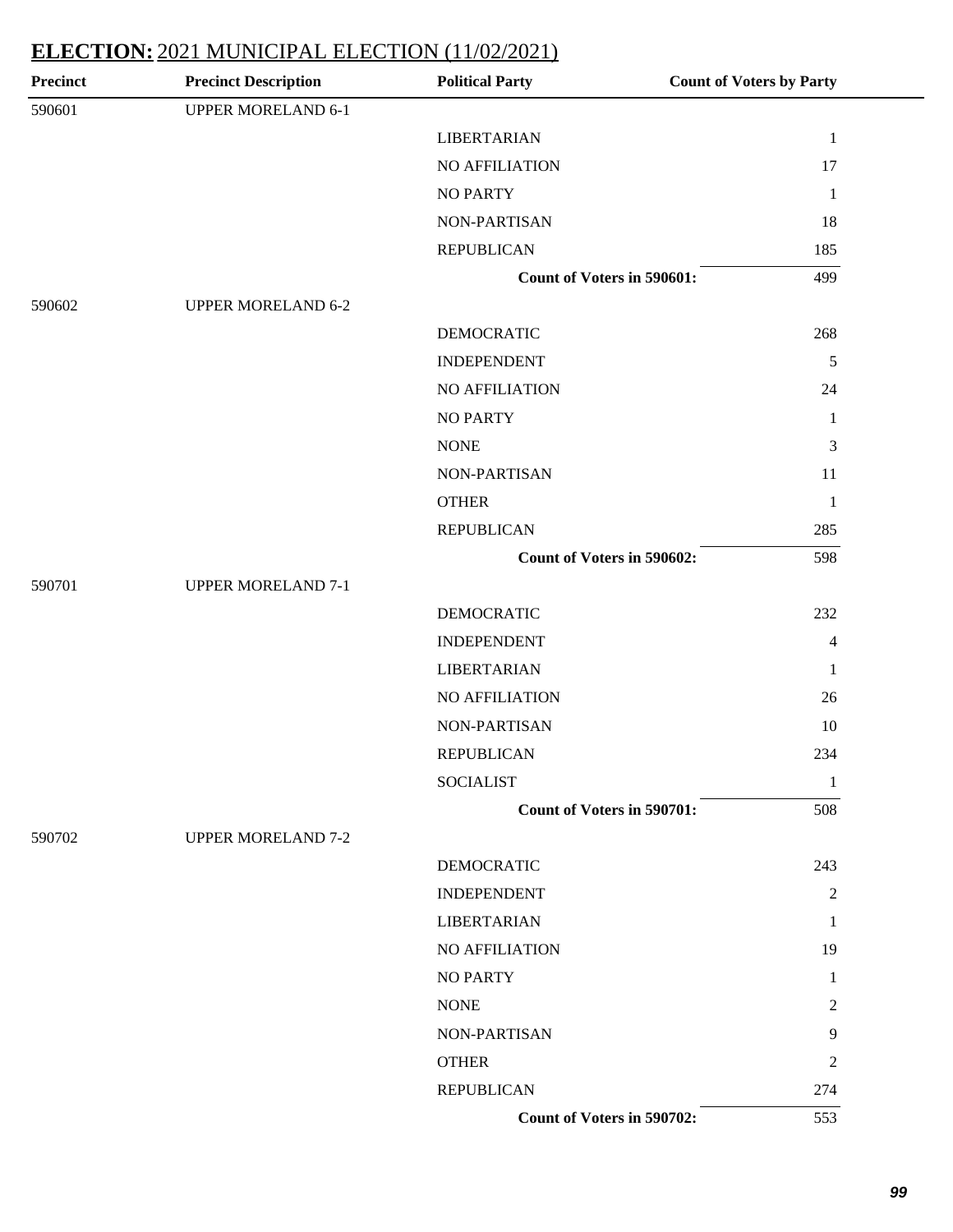## **ELECTION:** 2021 MUNICIPAL ELECTION (11/02/2021)

| Precinct | Precinct Description | Political Party | Count of Voters by Party |
|---|---|---|---|
| 590601 | UPPER MORELAND 6-1 | | |
| | | LIBERTARIAN | 1 |
| | | NO AFFILIATION | 17 |
| | | NO PARTY | 1 |
| | | NON-PARTISAN | 18 |
| | | REPUBLICAN | 185 |
| | | **Count of Voters in 590601:** | 499 |
| 590602 | UPPER MORELAND 6-2 | | |
| | | DEMOCRATIC | 268 |
| | | INDEPENDENT | 5 |
| | | NO AFFILIATION | 24 |
| | | NO PARTY | 1 |
| | | NONE | 3 |
| | | NON-PARTISAN | 11 |
| | | OTHER | 1 |
| | | REPUBLICAN | 285 |
| | | **Count of Voters in 590602:** | 598 |
| 590701 | UPPER MORELAND 7-1 | | |
| | | DEMOCRATIC | 232 |
| | | INDEPENDENT | 4 |
| | | LIBERTARIAN | 1 |
| | | NO AFFILIATION | 26 |
| | | NON-PARTISAN | 10 |
| | | REPUBLICAN | 234 |
| | | SOCIALIST | 1 |
| | | **Count of Voters in 590701:** | 508 |
| 590702 | UPPER MORELAND 7-2 | | |
| | | DEMOCRATIC | 243 |
| | | INDEPENDENT | 2 |
| | | LIBERTARIAN | 1 |
| | | NO AFFILIATION | 19 |
| | | NO PARTY | 1 |
| | | NONE | 2 |
| | | NON-PARTISAN | 9 |
| | | OTHER | 2 |
| | | REPUBLICAN | 274 |
| | | **Count of Voters in 590702:** | 553 |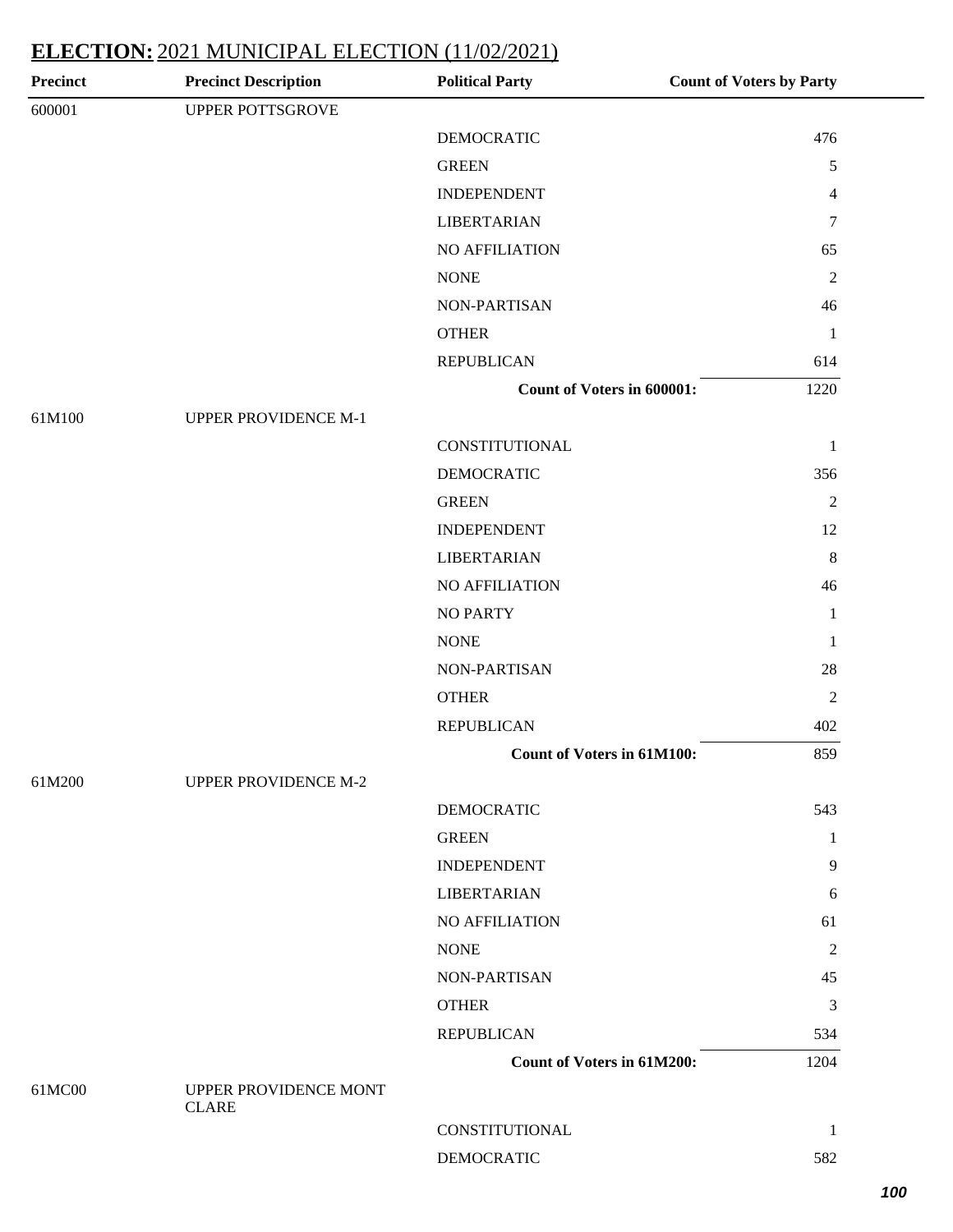## ELECTION: 2021 MUNICIPAL ELECTION (11/02/2021)

| Precinct | Precinct Description | Political Party | Count of Voters by Party |
|---|---|---|---|
| 600001 | UPPER POTTSGROVE | | |
| | | DEMOCRATIC | 476 |
| | | GREEN | 5 |
| | | INDEPENDENT | 4 |
| | | LIBERTARIAN | 7 |
| | | NO AFFILIATION | 65 |
| | | NONE | 2 |
| | | NON-PARTISAN | 46 |
| | | OTHER | 1 |
| | | REPUBLICAN | 614 |
| | | **Count of Voters in 600001:** | 1220 |
| 61M100 | UPPER PROVIDENCE M-1 | | |
| | | CONSTITUTIONAL | 1 |
| | | DEMOCRATIC | 356 |
| | | GREEN | 2 |
| | | INDEPENDENT | 12 |
| | | LIBERTARIAN | 8 |
| | | NO AFFILIATION | 46 |
| | | NO PARTY | 1 |
| | | NONE | 1 |
| | | NON-PARTISAN | 28 |
| | | OTHER | 2 |
| | | REPUBLICAN | 402 |
| | | **Count of Voters in 61M100:** | 859 |
| 61M200 | UPPER PROVIDENCE M-2 | | |
| | | DEMOCRATIC | 543 |
| | | GREEN | 1 |
| | | INDEPENDENT | 9 |
| | | LIBERTARIAN | 6 |
| | | NO AFFILIATION | 61 |
| | | NONE | 2 |
| | | NON-PARTISAN | 45 |
| | | OTHER | 3 |
| | | REPUBLICAN | 534 |
| | | **Count of Voters in 61M200:** | 1204 |
| 61MC00 | UPPER PROVIDENCE MONT CLARE | | |
| | | CONSTITUTIONAL | 1 |
| | | DEMOCRATIC | 582 |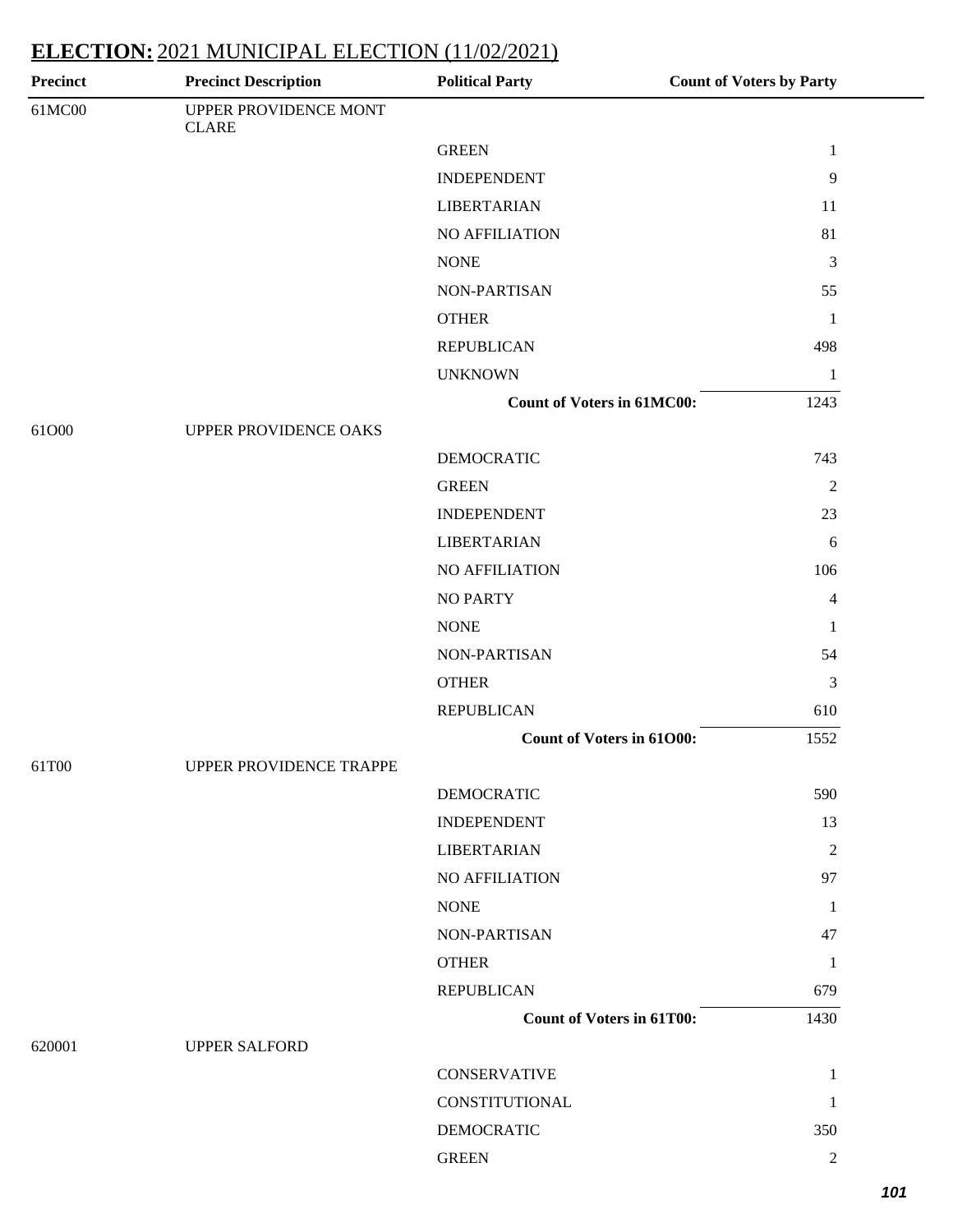## **ELECTION:** 2021 MUNICIPAL ELECTION (11/02/2021)

| Precinct | Precinct Description | Political Party | Count of Voters by Party |
|---|---|---|---|
| 61MC00 | UPPER PROVIDENCE MONT CLARE | | |
| | | GREEN | 1 |
| | | INDEPENDENT | 9 |
| | | LIBERTARIAN | 11 |
| | | NO AFFILIATION | 81 |
| | | NONE | 3 |
| | | NON-PARTISAN | 55 |
| | | OTHER | 1 |
| | | REPUBLICAN | 498 |
| | | UNKNOWN | 1 |
| | | **Count of Voters in 61MC00:** | 1243 |
| 61O00 | UPPER PROVIDENCE OAKS | | |
| | | DEMOCRATIC | 743 |
| | | GREEN | 2 |
| | | INDEPENDENT | 23 |
| | | LIBERTARIAN | 6 |
| | | NO AFFILIATION | 106 |
| | | NO PARTY | 4 |
| | | NONE | 1 |
| | | NON-PARTISAN | 54 |
| | | OTHER | 3 |
| | | REPUBLICAN | 610 |
| | | **Count of Voters in 61O00:** | 1552 |
| 61T00 | UPPER PROVIDENCE TRAPPE | | |
| | | DEMOCRATIC | 590 |
| | | INDEPENDENT | 13 |
| | | LIBERTARIAN | 2 |
| | | NO AFFILIATION | 97 |
| | | NONE | 1 |
| | | NON-PARTISAN | 47 |
| | | OTHER | 1 |
| | | REPUBLICAN | 679 |
| | | **Count of Voters in 61T00:** | 1430 |
| 620001 | UPPER SALFORD | | |
| | | CONSERVATIVE | 1 |
| | | CONSTITUTIONAL | 1 |
| | | DEMOCRATIC | 350 |
| | | GREEN | 2 |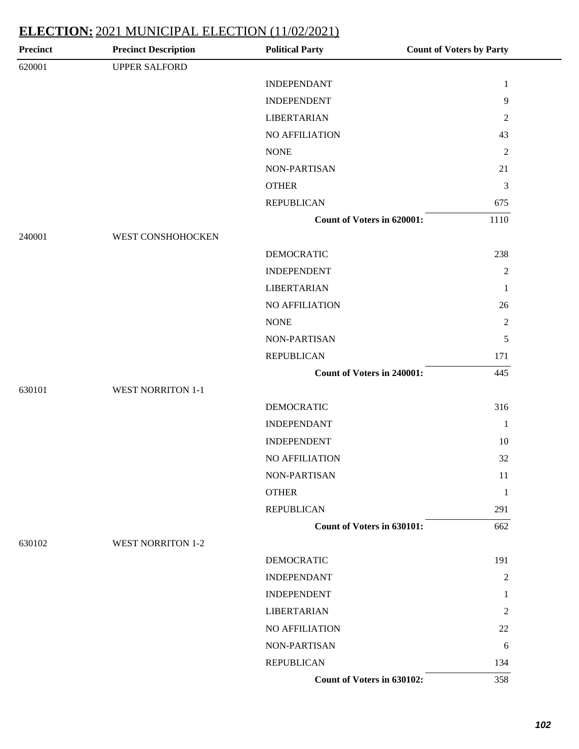## **ELECTION:** 2021 MUNICIPAL ELECTION (11/02/2021)

| Precinct | Precinct Description | Political Party | Count of Voters by Party |
|---|---|---|---|
| 620001 | UPPER SALFORD | | |
| | | INDEPENDANT | 1 |
| | | INDEPENDENT | 9 |
| | | LIBERTARIAN | 2 |
| | | NO AFFILIATION | 43 |
| | | NONE | 2 |
| | | NON-PARTISAN | 21 |
| | | OTHER | 3 |
| | | REPUBLICAN | 675 |
| | | **Count of Voters in 620001:** | 1110 |
| 240001 | WEST CONSHOHOCKEN | | |
| | | DEMOCRATIC | 238 |
| | | INDEPENDENT | 2 |
| | | LIBERTARIAN | 1 |
| | | NO AFFILIATION | 26 |
| | | NONE | 2 |
| | | NON-PARTISAN | 5 |
| | | REPUBLICAN | 171 |
| | | **Count of Voters in 240001:** | 445 |
| 630101 | WEST NORRITON 1-1 | | |
| | | DEMOCRATIC | 316 |
| | | INDEPENDANT | 1 |
| | | INDEPENDENT | 10 |
| | | NO AFFILIATION | 32 |
| | | NON-PARTISAN | 11 |
| | | OTHER | 1 |
| | | REPUBLICAN | 291 |
| | | **Count of Voters in 630101:** | 662 |
| 630102 | WEST NORRITON 1-2 | | |
| | | DEMOCRATIC | 191 |
| | | INDEPENDANT | 2 |
| | | INDEPENDENT | 1 |
| | | LIBERTARIAN | 2 |
| | | NO AFFILIATION | 22 |
| | | NON-PARTISAN | 6 |
| | | REPUBLICAN | 134 |
| | | **Count of Voters in 630102:** | 358 |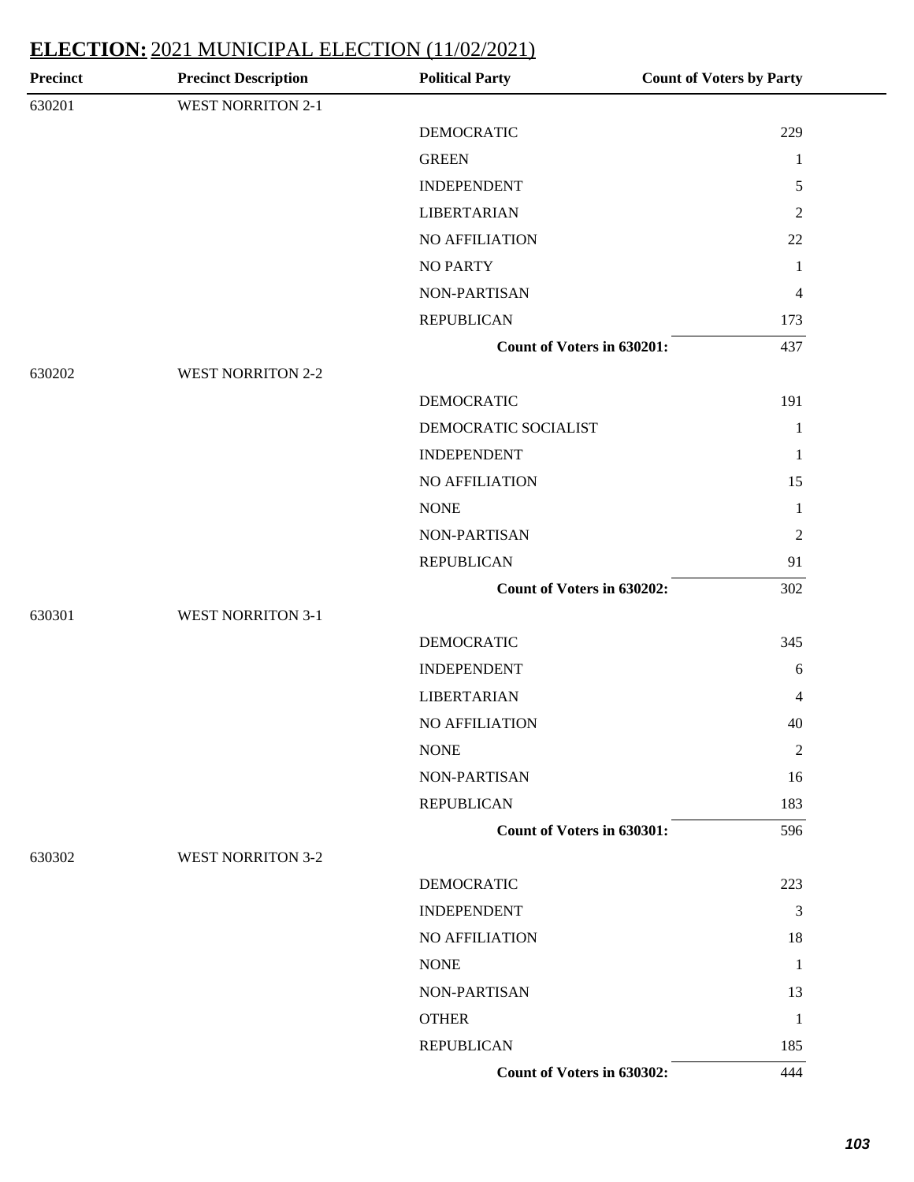## **ELECTION:** 2021 MUNICIPAL ELECTION (11/02/2021)

| Precinct | Precinct Description | Political Party | Count of Voters by Party |
|---|---|---|---|
| 630201 | WEST NORRITON 2-1 | | |
| | | DEMOCRATIC | 229 |
| | | GREEN | 1 |
| | | INDEPENDENT | 5 |
| | | LIBERTARIAN | 2 |
| | | NO AFFILIATION | 22 |
| | | NO PARTY | 1 |
| | | NON-PARTISAN | 4 |
| | | REPUBLICAN | 173 |
| | | **Count of Voters in 630201:** | 437 |
| 630202 | WEST NORRITON 2-2 | | |
| | | DEMOCRATIC | 191 |
| | | DEMOCRATIC SOCIALIST | 1 |
| | | INDEPENDENT | 1 |
| | | NO AFFILIATION | 15 |
| | | NONE | 1 |
| | | NON-PARTISAN | 2 |
| | | REPUBLICAN | 91 |
| | | **Count of Voters in 630202:** | 302 |
| 630301 | WEST NORRITON 3-1 | | |
| | | DEMOCRATIC | 345 |
| | | INDEPENDENT | 6 |
| | | LIBERTARIAN | 4 |
| | | NO AFFILIATION | 40 |
| | | NONE | 2 |
| | | NON-PARTISAN | 16 |
| | | REPUBLICAN | 183 |
| | | **Count of Voters in 630301:** | 596 |
| 630302 | WEST NORRITON 3-2 | | |
| | | DEMOCRATIC | 223 |
| | | INDEPENDENT | 3 |
| | | NO AFFILIATION | 18 |
| | | NONE | 1 |
| | | NON-PARTISAN | 13 |
| | | OTHER | 1 |
| | | REPUBLICAN | 185 |
| | | **Count of Voters in 630302:** | 444 |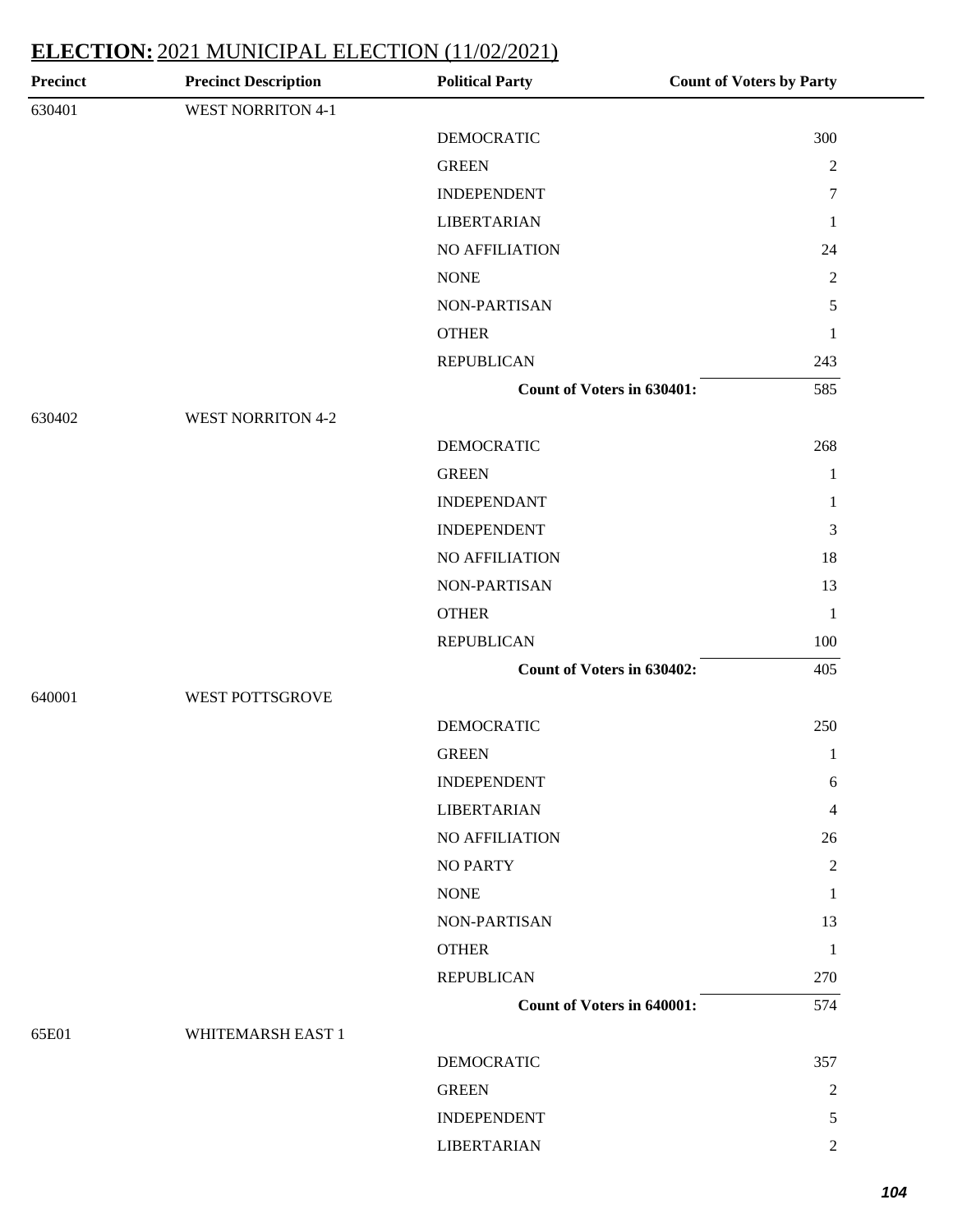## ELECTION: 2021 MUNICIPAL ELECTION (11/02/2021)

| Precinct | Precinct Description | Political Party | Count of Voters by Party |
|---|---|---|---|
| 630401 | WEST NORRITON 4-1 | | |
| | | DEMOCRATIC | 300 |
| | | GREEN | 2 |
| | | INDEPENDENT | 7 |
| | | LIBERTARIAN | 1 |
| | | NO AFFILIATION | 24 |
| | | NONE | 2 |
| | | NON-PARTISAN | 5 |
| | | OTHER | 1 |
| | | REPUBLICAN | 243 |
| | | **Count of Voters in 630401:** | 585 |
| 630402 | WEST NORRITON 4-2 | | |
| | | DEMOCRATIC | 268 |
| | | GREEN | 1 |
| | | INDEPENDANT | 1 |
| | | INDEPENDENT | 3 |
| | | NO AFFILIATION | 18 |
| | | NON-PARTISAN | 13 |
| | | OTHER | 1 |
| | | REPUBLICAN | 100 |
| | | **Count of Voters in 630402:** | 405 |
| 640001 | WEST POTTSGROVE | | |
| | | DEMOCRATIC | 250 |
| | | GREEN | 1 |
| | | INDEPENDENT | 6 |
| | | LIBERTARIAN | 4 |
| | | NO AFFILIATION | 26 |
| | | NO PARTY | 2 |
| | | NONE | 1 |
| | | NON-PARTISAN | 13 |
| | | OTHER | 1 |
| | | REPUBLICAN | 270 |
| | | **Count of Voters in 640001:** | 574 |
| 65E01 | WHITEMARSH EAST 1 | | |
| | | DEMOCRATIC | 357 |
| | | GREEN | 2 |
| | | INDEPENDENT | 5 |
| | | LIBERTARIAN | 2 |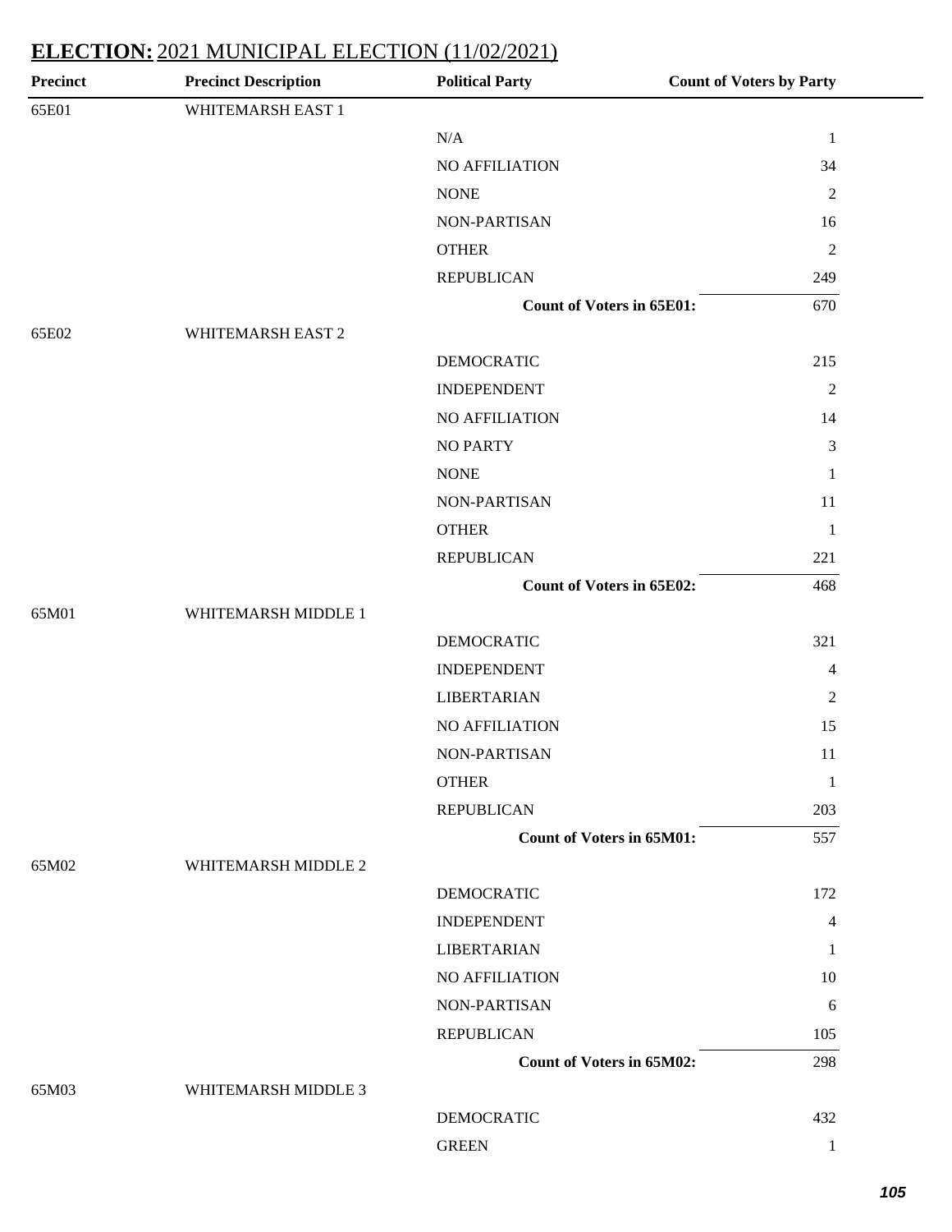## ELECTION: 2021 MUNICIPAL ELECTION (11/02/2021)

| Precinct | Precinct Description | Political Party | Count of Voters by Party |
|---|---|---|---|
| 65E01 | WHITEMARSH EAST 1 | | |
| | | N/A | 1 |
| | | NO AFFILIATION | 34 |
| | | NONE | 2 |
| | | NON-PARTISAN | 16 |
| | | OTHER | 2 |
| | | REPUBLICAN | 249 |
| | | **Count of Voters in 65E01:** | 670 |
| 65E02 | WHITEMARSH EAST 2 | | |
| | | DEMOCRATIC | 215 |
| | | INDEPENDENT | 2 |
| | | NO AFFILIATION | 14 |
| | | NO PARTY | 3 |
| | | NONE | 1 |
| | | NON-PARTISAN | 11 |
| | | OTHER | 1 |
| | | REPUBLICAN | 221 |
| | | **Count of Voters in 65E02:** | 468 |
| 65M01 | WHITEMARSH MIDDLE 1 | | |
| | | DEMOCRATIC | 321 |
| | | INDEPENDENT | 4 |
| | | LIBERTARIAN | 2 |
| | | NO AFFILIATION | 15 |
| | | NON-PARTISAN | 11 |
| | | OTHER | 1 |
| | | REPUBLICAN | 203 |
| | | **Count of Voters in 65M01:** | 557 |
| 65M02 | WHITEMARSH MIDDLE 2 | | |
| | | DEMOCRATIC | 172 |
| | | INDEPENDENT | 4 |
| | | LIBERTARIAN | 1 |
| | | NO AFFILIATION | 10 |
| | | NON-PARTISAN | 6 |
| | | REPUBLICAN | 105 |
| | | **Count of Voters in 65M02:** | 298 |
| 65M03 | WHITEMARSH MIDDLE 3 | | |
| | | DEMOCRATIC | 432 |
| | | GREEN | 1 |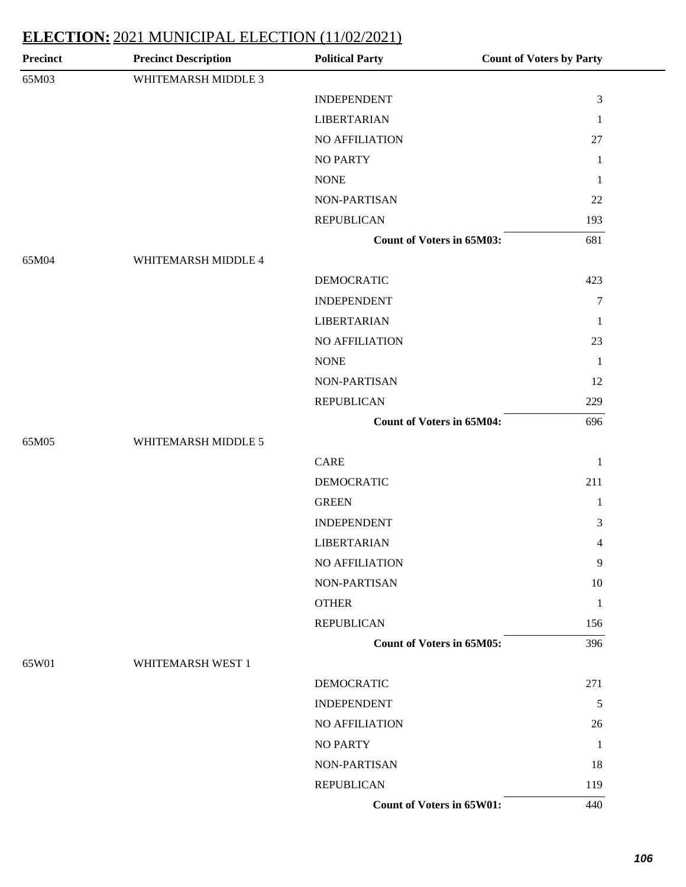## ELECTION: 2021 MUNICIPAL ELECTION (11/02/2021)

| Precinct | Precinct Description | Political Party | Count of Voters by Party |
|---|---|---|---|
| 65M03 | WHITEMARSH MIDDLE 3 | | |
| | | INDEPENDENT | 3 |
| | | LIBERTARIAN | 1 |
| | | NO AFFILIATION | 27 |
| | | NO PARTY | 1 |
| | | NONE | 1 |
| | | NON-PARTISAN | 22 |
| | | REPUBLICAN | 193 |
| | | **Count of Voters in 65M03:** | 681 |
| 65M04 | WHITEMARSH MIDDLE 4 | | |
| | | DEMOCRATIC | 423 |
| | | INDEPENDENT | 7 |
| | | LIBERTARIAN | 1 |
| | | NO AFFILIATION | 23 |
| | | NONE | 1 |
| | | NON-PARTISAN | 12 |
| | | REPUBLICAN | 229 |
| | | **Count of Voters in 65M04:** | 696 |
| 65M05 | WHITEMARSH MIDDLE 5 | | |
| | | CARE | 1 |
| | | DEMOCRATIC | 211 |
| | | GREEN | 1 |
| | | INDEPENDENT | 3 |
| | | LIBERTARIAN | 4 |
| | | NO AFFILIATION | 9 |
| | | NON-PARTISAN | 10 |
| | | OTHER | 1 |
| | | REPUBLICAN | 156 |
| | | **Count of Voters in 65M05:** | 396 |
| 65W01 | WHITEMARSH WEST 1 | | |
| | | DEMOCRATIC | 271 |
| | | INDEPENDENT | 5 |
| | | NO AFFILIATION | 26 |
| | | NO PARTY | 1 |
| | | NON-PARTISAN | 18 |
| | | REPUBLICAN | 119 |
| | | **Count of Voters in 65W01:** | 440 |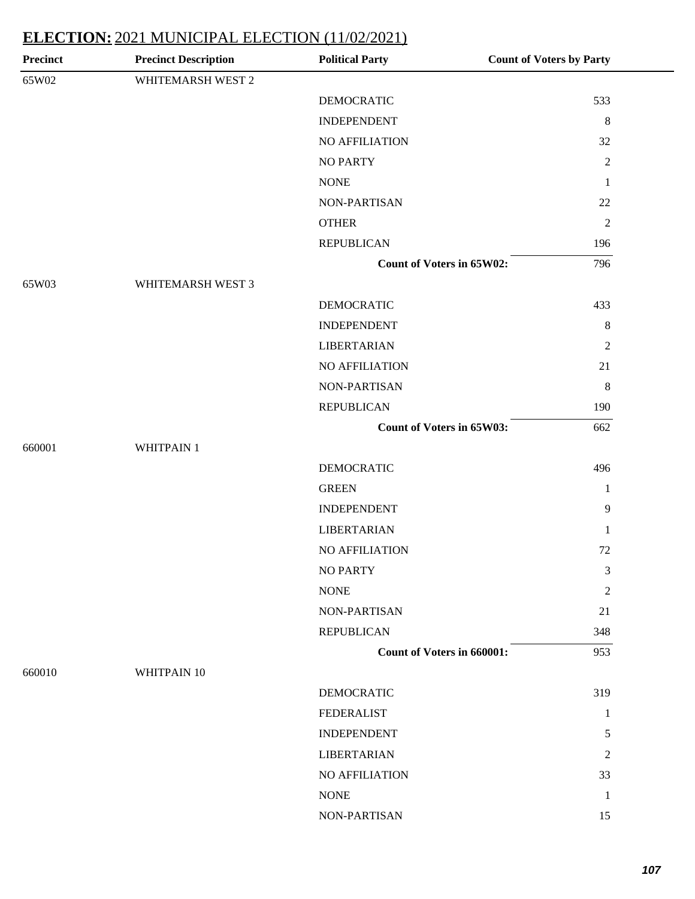## **ELECTION:** 2021 MUNICIPAL ELECTION (11/02/2021)

| Precinct | Precinct Description | Political Party | Count of Voters by Party |
|---|---|---|---|
| 65W02 | WHITEMARSH WEST 2 | | |
| | | DEMOCRATIC | 533 |
| | | INDEPENDENT | 8 |
| | | NO AFFILIATION | 32 |
| | | NO PARTY | 2 |
| | | NONE | 1 |
| | | NON-PARTISAN | 22 |
| | | OTHER | 2 |
| | | REPUBLICAN | 196 |
| | | **Count of Voters in 65W02:** | 796 |
| 65W03 | WHITEMARSH WEST 3 | | |
| | | DEMOCRATIC | 433 |
| | | INDEPENDENT | 8 |
| | | LIBERTARIAN | 2 |
| | | NO AFFILIATION | 21 |
| | | NON-PARTISAN | 8 |
| | | REPUBLICAN | 190 |
| | | **Count of Voters in 65W03:** | 662 |
| 660001 | WHITPAIN 1 | | |
| | | DEMOCRATIC | 496 |
| | | GREEN | 1 |
| | | INDEPENDENT | 9 |
| | | LIBERTARIAN | 1 |
| | | NO AFFILIATION | 72 |
| | | NO PARTY | 3 |
| | | NONE | 2 |
| | | NON-PARTISAN | 21 |
| | | REPUBLICAN | 348 |
| | | **Count of Voters in 660001:** | 953 |
| 660010 | WHITPAIN 10 | | |
| | | DEMOCRATIC | 319 |
| | | FEDERALIST | 1 |
| | | INDEPENDENT | 5 |
| | | LIBERTARIAN | 2 |
| | | NO AFFILIATION | 33 |
| | | NONE | 1 |
| | | NON-PARTISAN | 15 |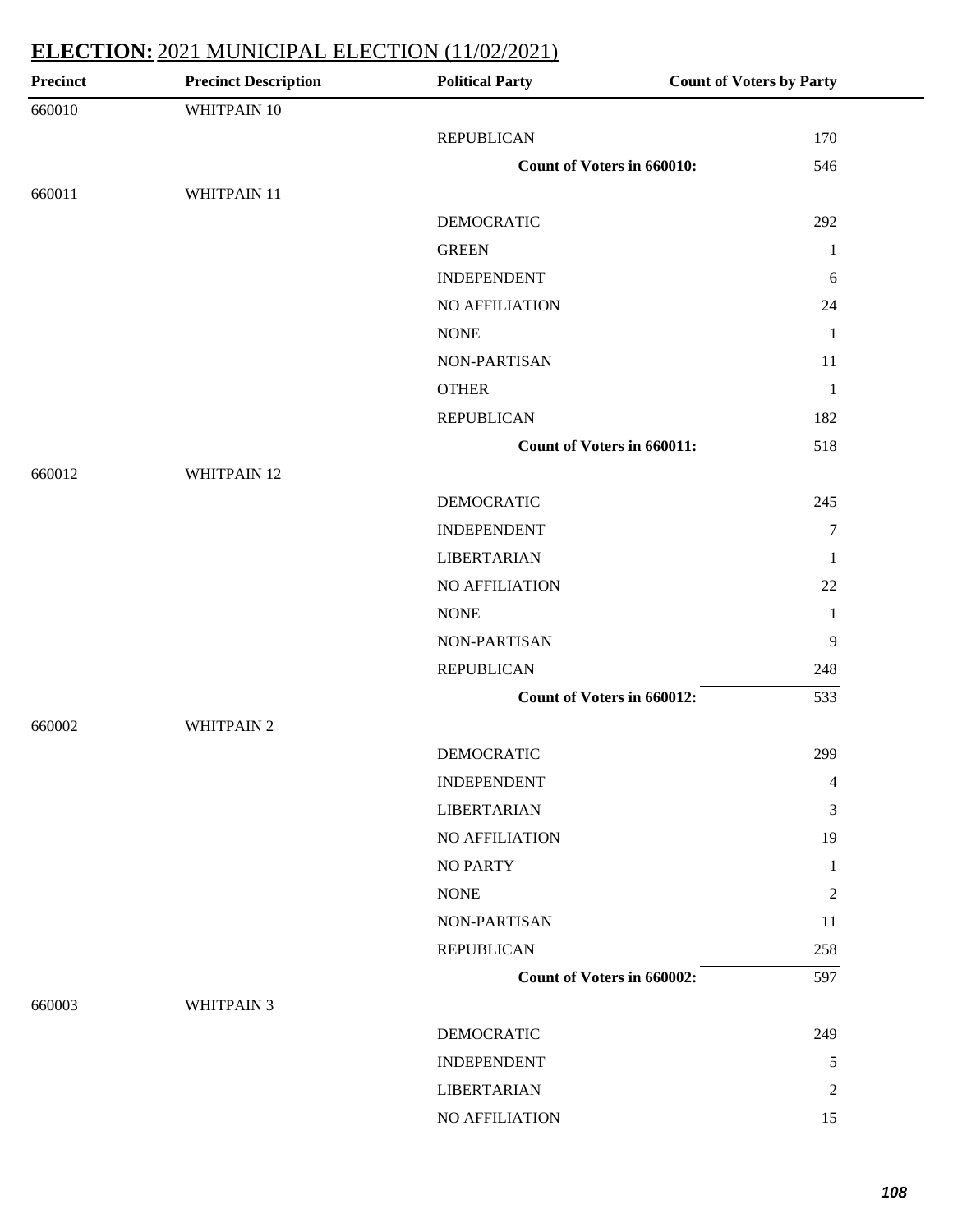## ELECTION: 2021 MUNICIPAL ELECTION (11/02/2021)

| Precinct | Precinct Description | Political Party | Count of Voters by Party |
|---|---|---|---|
| 660010 | WHITPAIN 10 | | |
| | | REPUBLICAN | 170 |
| | | **Count of Voters in 660010:** | 546 |
| 660011 | WHITPAIN 11 | | |
| | | DEMOCRATIC | 292 |
| | | GREEN | 1 |
| | | INDEPENDENT | 6 |
| | | NO AFFILIATION | 24 |
| | | NONE | 1 |
| | | NON-PARTISAN | 11 |
| | | OTHER | 1 |
| | | REPUBLICAN | 182 |
| | | **Count of Voters in 660011:** | 518 |
| 660012 | WHITPAIN 12 | | |
| | | DEMOCRATIC | 245 |
| | | INDEPENDENT | 7 |
| | | LIBERTARIAN | 1 |
| | | NO AFFILIATION | 22 |
| | | NONE | 1 |
| | | NON-PARTISAN | 9 |
| | | REPUBLICAN | 248 |
| | | **Count of Voters in 660012:** | 533 |
| 660002 | WHITPAIN 2 | | |
| | | DEMOCRATIC | 299 |
| | | INDEPENDENT | 4 |
| | | LIBERTARIAN | 3 |
| | | NO AFFILIATION | 19 |
| | | NO PARTY | 1 |
| | | NONE | 2 |
| | | NON-PARTISAN | 11 |
| | | REPUBLICAN | 258 |
| | | **Count of Voters in 660002:** | 597 |
| 660003 | WHITPAIN 3 | | |
| | | DEMOCRATIC | 249 |
| | | INDEPENDENT | 5 |
| | | LIBERTARIAN | 2 |
| | | NO AFFILIATION | 15 |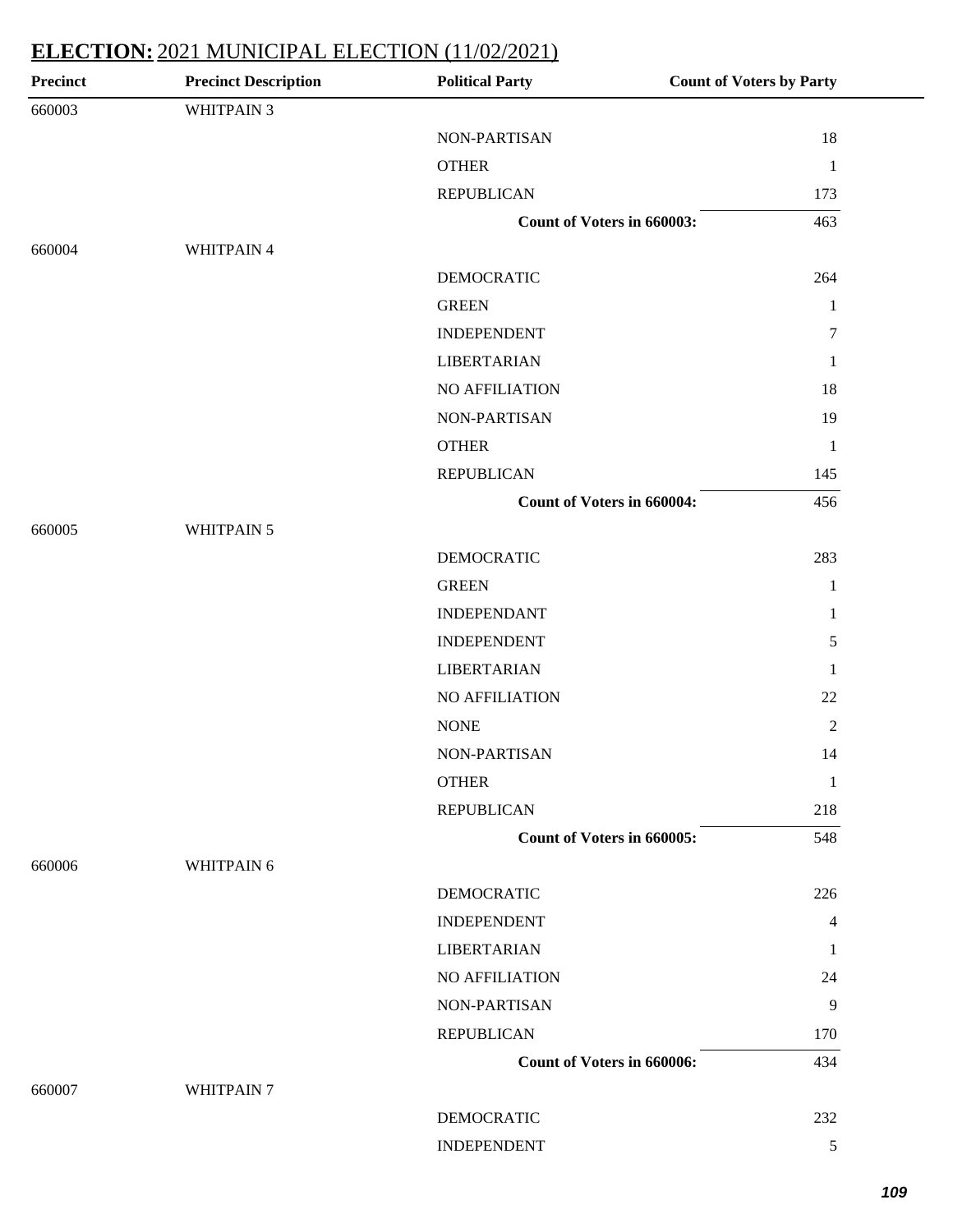## ELECTION: 2021 MUNICIPAL ELECTION (11/02/2021)

| Precinct | Precinct Description | Political Party | Count of Voters by Party |
|---|---|---|---|
| 660003 | WHITPAIN 3 | | |
| | | NON-PARTISAN | 18 |
| | | OTHER | 1 |
| | | REPUBLICAN | 173 |
| | | **Count of Voters in 660003:** | 463 |
| 660004 | WHITPAIN 4 | | |
| | | DEMOCRATIC | 264 |
| | | GREEN | 1 |
| | | INDEPENDENT | 7 |
| | | LIBERTARIAN | 1 |
| | | NO AFFILIATION | 18 |
| | | NON-PARTISAN | 19 |
| | | OTHER | 1 |
| | | REPUBLICAN | 145 |
| | | **Count of Voters in 660004:** | 456 |
| 660005 | WHITPAIN 5 | | |
| | | DEMOCRATIC | 283 |
| | | GREEN | 1 |
| | | INDEPENDANT | 1 |
| | | INDEPENDENT | 5 |
| | | LIBERTARIAN | 1 |
| | | NO AFFILIATION | 22 |
| | | NONE | 2 |
| | | NON-PARTISAN | 14 |
| | | OTHER | 1 |
| | | REPUBLICAN | 218 |
| | | **Count of Voters in 660005:** | 548 |
| 660006 | WHITPAIN 6 | | |
| | | DEMOCRATIC | 226 |
| | | INDEPENDENT | 4 |
| | | LIBERTARIAN | 1 |
| | | NO AFFILIATION | 24 |
| | | NON-PARTISAN | 9 |
| | | REPUBLICAN | 170 |
| | | **Count of Voters in 660006:** | 434 |
| 660007 | WHITPAIN 7 | | |
| | | DEMOCRATIC | 232 |
| | | INDEPENDENT | 5 |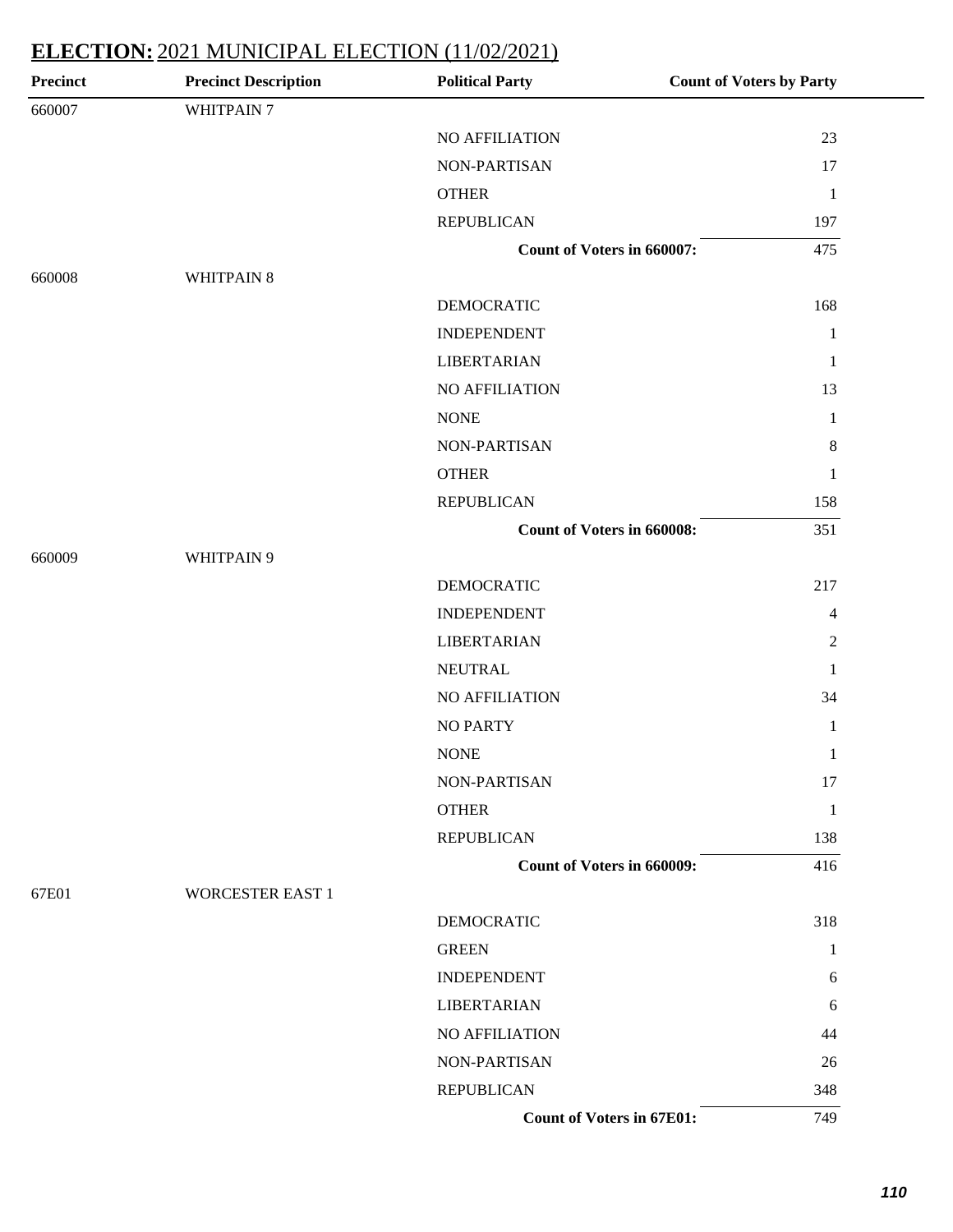## **ELECTION:** 2021 MUNICIPAL ELECTION (11/02/2021)

| Precinct | Precinct Description | Political Party | Count of Voters by Party |
|---|---|---|---|
| 660007 | WHITPAIN 7 | | |
| | | NO AFFILIATION | 23 |
| | | NON-PARTISAN | 17 |
| | | OTHER | 1 |
| | | REPUBLICAN | 197 |
| | | **Count of Voters in 660007:** | 475 |
| 660008 | WHITPAIN 8 | | |
| | | DEMOCRATIC | 168 |
| | | INDEPENDENT | 1 |
| | | LIBERTARIAN | 1 |
| | | NO AFFILIATION | 13 |
| | | NONE | 1 |
| | | NON-PARTISAN | 8 |
| | | OTHER | 1 |
| | | REPUBLICAN | 158 |
| | | **Count of Voters in 660008:** | 351 |
| 660009 | WHITPAIN 9 | | |
| | | DEMOCRATIC | 217 |
| | | INDEPENDENT | 4 |
| | | LIBERTARIAN | 2 |
| | | NEUTRAL | 1 |
| | | NO AFFILIATION | 34 |
| | | NO PARTY | 1 |
| | | NONE | 1 |
| | | NON-PARTISAN | 17 |
| | | OTHER | 1 |
| | | REPUBLICAN | 138 |
| | | **Count of Voters in 660009:** | 416 |
| 67E01 | WORCESTER EAST 1 | | |
| | | DEMOCRATIC | 318 |
| | | GREEN | 1 |
| | | INDEPENDENT | 6 |
| | | LIBERTARIAN | 6 |
| | | NO AFFILIATION | 44 |
| | | NON-PARTISAN | 26 |
| | | REPUBLICAN | 348 |
| | | **Count of Voters in 67E01:** | 749 |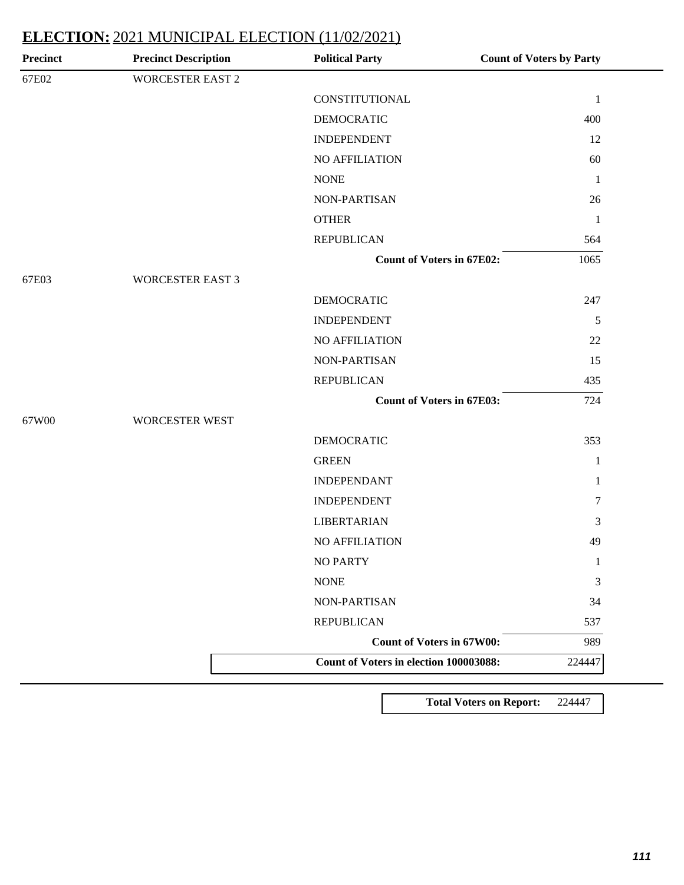## ELECTION: 2021 MUNICIPAL ELECTION (11/02/2021)

| Precinct | Precinct Description | Political Party | Count of Voters by Party |
|---|---|---|---|
| 67E02 | WORCESTER EAST 2 | | |
| | | CONSTITUTIONAL | 1 |
| | | DEMOCRATIC | 400 |
| | | INDEPENDENT | 12 |
| | | NO AFFILIATION | 60 |
| | | NONE | 1 |
| | | NON-PARTISAN | 26 |
| | | OTHER | 1 |
| | | REPUBLICAN | 564 |
| | | **Count of Voters in 67E02:** | 1065 |
| 67E03 | WORCESTER EAST 3 | | |
| | | DEMOCRATIC | 247 |
| | | INDEPENDENT | 5 |
| | | NO AFFILIATION | 22 |
| | | NON-PARTISAN | 15 |
| | | REPUBLICAN | 435 |
| | | **Count of Voters in 67E03:** | 724 |
| 67W00 | WORCESTER WEST | | |
| | | DEMOCRATIC | 353 |
| | | GREEN | 1 |
| | | INDEPENDANT | 1 |
| | | INDEPENDENT | 7 |
| | | LIBERTARIAN | 3 |
| | | NO AFFILIATION | 49 |
| | | NO PARTY | 1 |
| | | NONE | 3 |
| | | NON-PARTISAN | 34 |
| | | REPUBLICAN | 537 |
| | | **Count of Voters in 67W00:** | 989 |
| | | **Count of Voters in election 100003088:** | 224447 |

**Total Voters on Report:** 224447